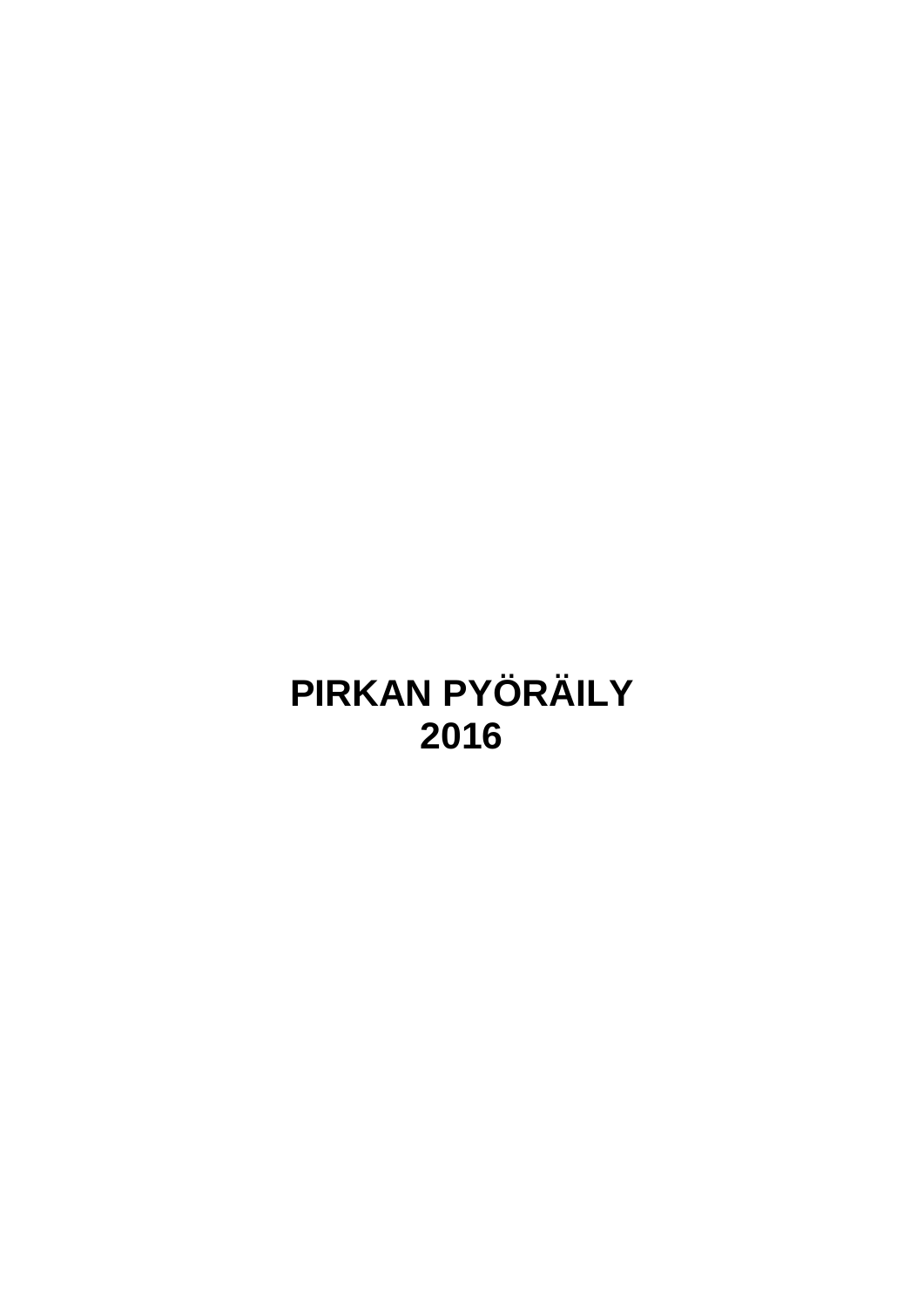# PIRKAN PYÖRÄILY
# 2016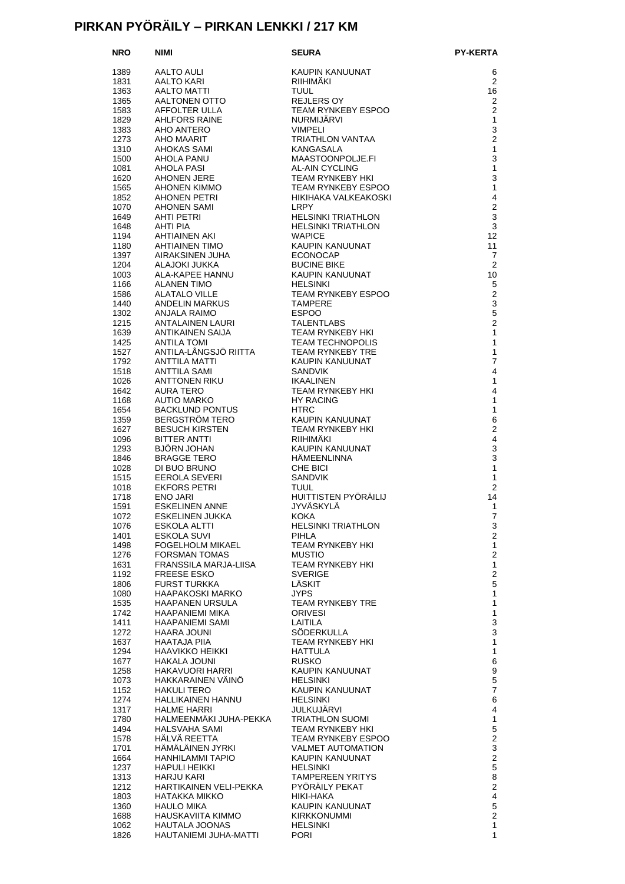# PIRKAN PYÖRÄILY – PIRKAN LENKKI / 217 KM

| NRO | NIMI | SEURA | PY-KERTA |
|---|---|---|---|
| 1389 | AALTO AULI | KAUPIN KANUUNAT | 6 |
| 1831 | AALTO KARI | RIIHIMÄKI | 2 |
| 1363 | AALTO MATTI | TUUL | 16 |
| 1365 | AALTONEN OTTO | REJLERS OY | 2 |
| 1583 | AFFOLTER ULLA | TEAM RYNKEBY ESPOO | 2 |
| 1829 | AHLFORS RAINE | NURMIJÄRVI | 1 |
| 1383 | AHO ANTERO | VIMPELI | 3 |
| 1273 | AHO MAARIT | TRIATHLON VANTAA | 2 |
| 1310 | AHOKAS SAMI | KANGASALA | 1 |
| 1500 | AHOLA PANU | MAASTOONPOLJE.FI | 3 |
| 1081 | AHOLA PASI | AL-AIN CYCLING | 1 |
| 1620 | AHONEN JERE | TEAM RYNKEBY HKI | 3 |
| 1565 | AHONEN KIMMO | TEAM RYNKEBY ESPOO | 1 |
| 1852 | AHONEN PETRI | HIKIHAKA VALKEAKOSKI | 4 |
| 1070 | AHONEN SAMI | LRPY | 2 |
| 1649 | AHTI PETRI | HELSINKI TRIATHLON | 3 |
| 1648 | AHTI PIA | HELSINKI TRIATHLON | 3 |
| 1194 | AHTIAINEN AKI | WAPICE | 12 |
| 1180 | AHTIAINEN TIMO | KAUPIN KANUUNAT | 11 |
| 1397 | AIRAKSINEN JUHA | ECONOCAP | 7 |
| 1204 | ALAJOKI JUKKA | BUCINE BIKE | 2 |
| 1003 | ALA-KAPEE HANNU | KAUPIN KANUUNAT | 10 |
| 1166 | ALANEN TIMO | HELSINKI | 5 |
| 1586 | ALATALO VILLE | TEAM RYNKEBY ESPOO | 2 |
| 1440 | ANDELIN MARKUS | TAMPERE | 3 |
| 1302 | ANJALA RAIMO | ESPOO | 5 |
| 1215 | ANTALAINEN LAURI | TALENTLABS | 2 |
| 1639 | ANTIKAINEN SAIJA | TEAM RYNKEBY HKI | 1 |
| 1425 | ANTILA TOMI | TEAM TECHNOPOLIS | 1 |
| 1527 | ANTILA-LÅNGSJÖ RIITTA | TEAM RYNKEBY TRE | 1 |
| 1792 | ANTTILA MATTI | KAUPIN KANUUNAT | 7 |
| 1518 | ANTTILA SAMI | SANDVIK | 4 |
| 1026 | ANTTONEN RIKU | IKAALINEN | 1 |
| 1642 | AURA TERO | TEAM RYNKEBY HKI | 4 |
| 1168 | AUTIO MARKO | HY RACING | 1 |
| 1654 | BACKLUND PONTUS | HTRC | 1 |
| 1359 | BERGSTRÖM TERO | KAUPIN KANUUNAT | 6 |
| 1627 | BESUCH KIRSTEN | TEAM RYNKEBY HKI | 2 |
| 1096 | BITTER ANTTI | RIIHIMÄKI | 4 |
| 1293 | BJÖRN JOHAN | KAUPIN KANUUNAT | 3 |
| 1846 | BRAGGE TERO | HÄMEENLINNA | 3 |
| 1028 | DI BUO BRUNO | CHE BICI | 1 |
| 1515 | EEROLA SEVERI | SANDVIK | 1 |
| 1018 | EKFORS PETRI | TUUL | 2 |
| 1718 | ENO JARI | HUITTISTEN PYÖRÄILIJ | 14 |
| 1591 | ESKELINEN ANNE | JYVÄSKYLÄ | 1 |
| 1072 | ESKELINEN JUKKA | KOKA | 7 |
| 1076 | ESKOLA ALTTI | HELSINKI TRIATHLON | 3 |
| 1401 | ESKOLA SUVI | PIHLA | 2 |
| 1498 | FOGELHOLM MIKAEL | TEAM RYNKEBY HKI | 1 |
| 1276 | FORSMAN TOMAS | MUSTIO | 2 |
| 1631 | FRANSSILA MARJA-LIISA | TEAM RYNKEBY HKI | 1 |
| 1192 | FREESE ESKO | SVERIGE | 2 |
| 1806 | FURST TURKKA | LÄSKIT | 5 |
| 1080 | HAAPAKOSKI MARKO | JYPS | 1 |
| 1535 | HAAPANEN URSULA | TEAM RYNKEBY TRE | 1 |
| 1742 | HAAPANIEMI MIKA | ORIVESI | 1 |
| 1411 | HAAPANIEMI SAMI | LAITILA | 3 |
| 1272 | HAARA JOUNI | SÖDERKULLA | 3 |
| 1637 | HAATAJA PIIA | TEAM RYNKEBY HKI | 1 |
| 1294 | HAAVIKKO HEIKKI | HATTULA | 1 |
| 1677 | HAKALA JOUNI | RUSKO | 6 |
| 1258 | HAKAVUORI HARRI | KAUPIN KANUUNAT | 9 |
| 1073 | HAKKARAINEN VÄINÖ | HELSINKI | 5 |
| 1152 | HAKULI TERO | KAUPIN KANUUNAT | 7 |
| 1274 | HALLIKAINEN HANNU | HELSINKI | 6 |
| 1317 | HALME HARRI | JULKUJÄRVI | 4 |
| 1780 | HALMEENMÄKI JUHA-PEKKA | TRIATHLON SUOMI | 1 |
| 1494 | HALSVAHA SAMI | TEAM RYNKEBY HKI | 5 |
| 1578 | HÄLVÄ REETTA | TEAM RYNKEBY ESPOO | 2 |
| 1701 | HÄMÄLÄINEN JYRKI | VALMET AUTOMATION | 3 |
| 1664 | HANHILAMMI TAPIO | KAUPIN KANUUNAT | 2 |
| 1237 | HAPULI HEIKKI | HELSINKI | 5 |
| 1313 | HARJU KARI | TAMPEREEN YRITYS | 8 |
| 1212 | HARTIKAINEN VELI-PEKKA | PYÖRÄILY PEKAT | 2 |
| 1803 | HATAKKA MIKKO | HIKI-HAKA | 4 |
| 1360 | HAULO MIKA | KAUPIN KANUUNAT | 5 |
| 1688 | HAUSKAVIITA KIMMO | KIRKKONUMMI | 2 |
| 1062 | HAUTALA JOONAS | HELSINKI | 1 |
| 1826 | HAUTANIEMI JUHA-MATTI | PORI | 1 |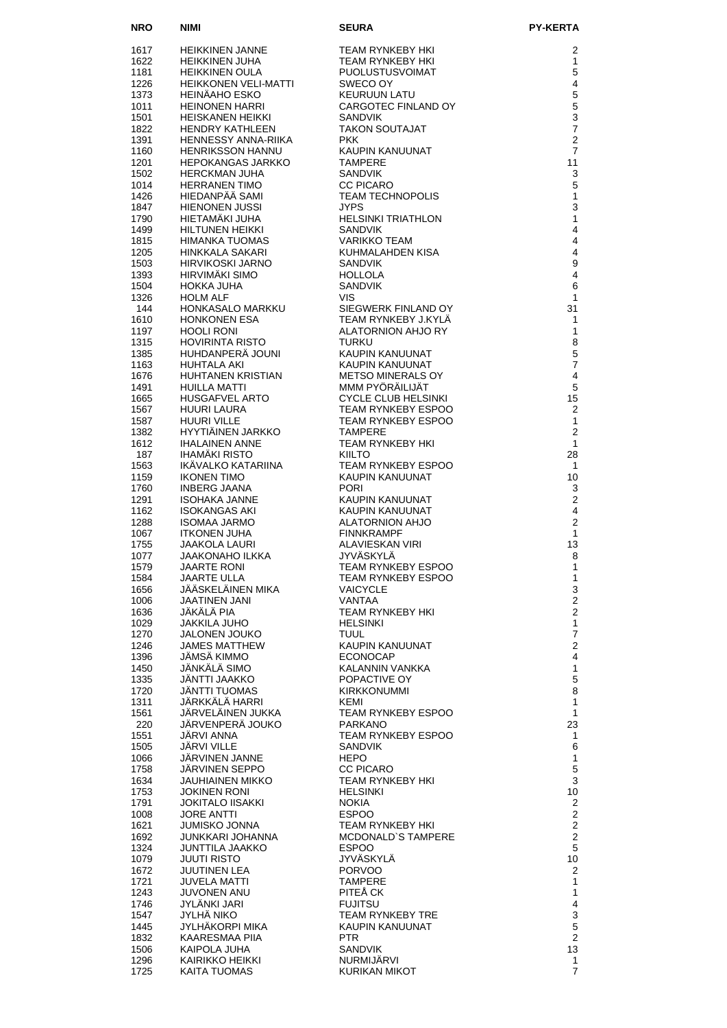| NRO | NIMI | SEURA | PY-KERTA |
|---|---|---|---|
| 1617 | HEIKKINEN JANNE | TEAM RYNKEBY HKI | 2 |
| 1622 | HEIKKINEN JUHA | TEAM RYNKEBY HKI | 1 |
| 1181 | HEIKKINEN OULA | PUOLUSTUSVOIMAT | 5 |
| 1226 | HEIKKONEN VELI-MATTI | SWECO OY | 4 |
| 1373 | HEINÄAHO ESKO | KEURUUN LATU | 5 |
| 1011 | HEINONEN HARRI | CARGOTEC FINLAND OY | 5 |
| 1501 | HEISKANEN HEIKKI | SANDVIK | 3 |
| 1822 | HENDRY KATHLEEN | TAKON SOUTAJAT | 7 |
| 1391 | HENNESSY ANNA-RIIKA | PKK | 2 |
| 1160 | HENRIKSSON HANNU | KAUPIN KANUUNAT | 7 |
| 1201 | HEPOKANGAS JARKKO | TAMPERE | 11 |
| 1502 | HERCKMAN JUHA | SANDVIK | 3 |
| 1014 | HERRANEN TIMO | CC PICARO | 5 |
| 1426 | HIEDANPÄÄ SAMI | TEAM TECHNOPOLIS | 1 |
| 1847 | HIENONEN JUSSI | JYPS | 3 |
| 1790 | HIETAMÄKI JUHA | HELSINKI TRIATHLON | 1 |
| 1499 | HILTUNEN HEIKKI | SANDVIK | 4 |
| 1815 | HIMANKA TUOMAS | VARIKKO TEAM | 4 |
| 1205 | HINKKALA SAKARI | KUHMALAHDEN KISA | 4 |
| 1503 | HIRVIKOSKI JARNO | SANDVIK | 9 |
| 1393 | HIRVIMÄKI SIMO | HOLLOLA | 4 |
| 1504 | HOKKA JUHA | SANDVIK | 6 |
| 1326 | HOLM ALF | VIS | 1 |
| 144 | HONKASALO MARKKU | SIEGWERK FINLAND OY | 31 |
| 1610 | HONKONEN ESA | TEAM RYNKEBY J.KYLÄ | 1 |
| 1197 | HOOLI RONI | ALATORNION AHJO RY | 1 |
| 1315 | HOVIRINTA RISTO | TURKU | 8 |
| 1385 | HUHDANPERÄ JOUNI | KAUPIN KANUUNAT | 5 |
| 1163 | HUHTALA AKI | KAUPIN KANUUNAT | 7 |
| 1676 | HUHTANEN KRISTIAN | METSO MINERALS OY | 4 |
| 1491 | HUILLA MATTI | MMM PYÖRÄILIJÄT | 5 |
| 1665 | HUSGAFVEL ARTO | CYCLE CLUB HELSINKI | 15 |
| 1567 | HUURI LAURA | TEAM RYNKEBY ESPOO | 2 |
| 1587 | HUURI VILLE | TEAM RYNKEBY ESPOO | 1 |
| 1382 | HYYTIÄINEN JARKKO | TAMPERE | 2 |
| 1612 | IHALAINEN ANNE | TEAM RYNKEBY HKI | 1 |
| 187 | IHAMÄKI RISTO | KIILTO | 28 |
| 1563 | IKÄVALKO KATARIINA | TEAM RYNKEBY ESPOO | 1 |
| 1159 | IKONEN TIMO | KAUPIN KANUUNAT | 10 |
| 1760 | INBERG JAANA | PORI | 3 |
| 1291 | ISOHAKA JANNE | KAUPIN KANUUNAT | 2 |
| 1162 | ISOKANGAS AKI | KAUPIN KANUUNAT | 4 |
| 1288 | ISOMAA JARMO | ALATORNION AHJO | 2 |
| 1067 | ITKONEN JUHA | FINNKRAMPF | 1 |
| 1755 | JAAKOLA LAURI | ALAVIESKAN VIRI | 13 |
| 1077 | JAAKONAHO ILKKA | JYVÄSKYLÄ | 8 |
| 1579 | JAARTE RONI | TEAM RYNKEBY ESPOO | 1 |
| 1584 | JAARTE ULLA | TEAM RYNKEBY ESPOO | 1 |
| 1656 | JÄÄSKELÄINEN MIKA | VAICYCLE | 3 |
| 1006 | JAATINEN JANI | VANTAA | 2 |
| 1636 | JÄKÄLÄ PIA | TEAM RYNKEBY HKI | 2 |
| 1029 | JAKKILA JUHO | HELSINKI | 1 |
| 1270 | JALONEN JOUKO | TUUL | 7 |
| 1246 | JAMES MATTHEW | KAUPIN KANUUNAT | 2 |
| 1396 | JÄMSÄ KIMMO | ECONOCAP | 4 |
| 1450 | JÄNKÄLÄ SIMO | KALANNIN VANKKA | 1 |
| 1335 | JÄNTTI JAAKKO | POPACTIVE OY | 5 |
| 1720 | JÄNTTI TUOMAS | KIRKKONUMMI | 8 |
| 1311 | JÄRKKÄLÄ HARRI | KEMI | 1 |
| 1561 | JÄRVELÄINEN JUKKA | TEAM RYNKEBY ESPOO | 1 |
| 220 | JÄRVENPERÄ JOUKO | PARKANO | 23 |
| 1551 | JÄRVI ANNA | TEAM RYNKEBY ESPOO | 1 |
| 1505 | JÄRVI VILLE | SANDVIK | 6 |
| 1066 | JÄRVINEN JANNE | HEPO | 1 |
| 1758 | JÄRVINEN SEPPO | CC PICARO | 5 |
| 1634 | JAUHIAINEN MIKKO | TEAM RYNKEBY HKI | 3 |
| 1753 | JOKINEN RONI | HELSINKI | 10 |
| 1791 | JOKITALO IISAKKI | NOKIA | 2 |
| 1008 | JORE ANTTI | ESPOO | 2 |
| 1621 | JUMISKO JONNA | TEAM RYNKEBY HKI | 2 |
| 1692 | JUNKKARI JOHANNA | MCDONALD`S TAMPERE | 2 |
| 1324 | JUNTTILA JAAKKO | ESPOO | 5 |
| 1079 | JUUTI RISTO | JYVÄSKYLÄ | 10 |
| 1672 | JUUTINEN LEA | PORVOO | 2 |
| 1721 | JUVELA MATTI | TAMPERE | 1 |
| 1243 | JUVONEN ANU | PITEÅ CK | 1 |
| 1746 | JYLÄNKI JARI | FUJITSU | 4 |
| 1547 | JYLHÄ NIKO | TEAM RYNKEBY TRE | 3 |
| 1445 | JYLHÄKORPI MIKA | KAUPIN KANUUNAT | 5 |
| 1832 | KAARESMAA PIIA | PTR | 2 |
| 1506 | KAIPOLA JUHA | SANDVIK | 13 |
| 1296 | KAIRIKKO HEIKKI | NURMIJÄRVI | 1 |
| 1725 | KAITA TUOMAS | KURIKAN MIKOT | 7 |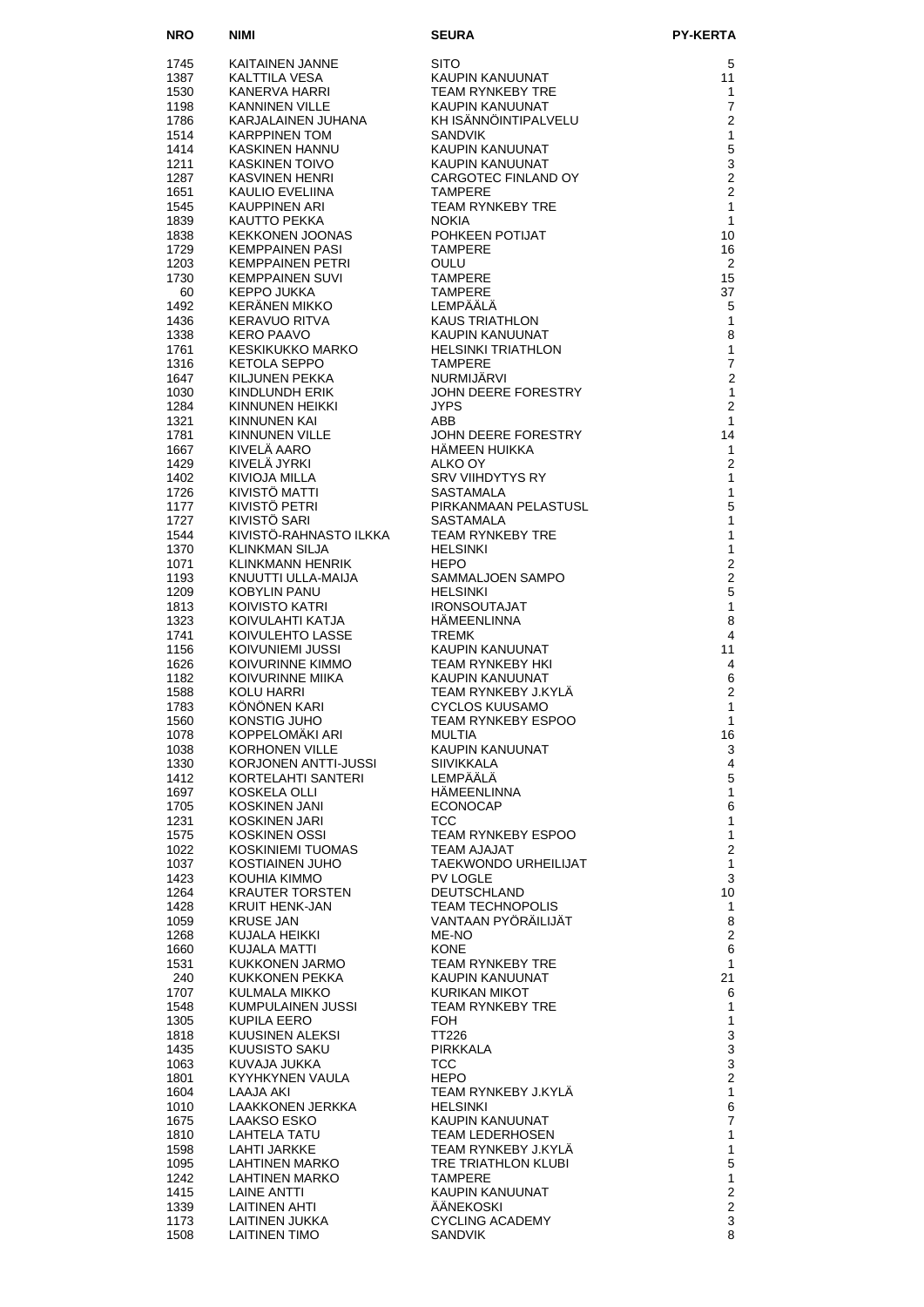| NRO | NIMI | SEURA | PY-KERTA |
|---|---|---|---|
| 1745 | KAITAINEN JANNE | SITO | 5 |
| 1387 | KALTTILA VESA | KAUPIN KANUUNAT | 11 |
| 1530 | KANERVA HARRI | TEAM RYNKEBY TRE | 1 |
| 1198 | KANNINEN VILLE | KAUPIN KANUUNAT | 7 |
| 1786 | KARJALAINEN JUHANA | KH ISÄNNÖINTIPALVELU | 2 |
| 1514 | KARPPINEN TOM | SANDVIK | 1 |
| 1414 | KASKINEN HANNU | KAUPIN KANUUNAT | 5 |
| 1211 | KASKINEN TOIVO | KAUPIN KANUUNAT | 3 |
| 1287 | KASVINEN HENRI | CARGOTEC FINLAND OY | 2 |
| 1651 | KAULIO EVELIINA | TAMPERE | 2 |
| 1545 | KAUPPINEN ARI | TEAM RYNKEBY TRE | 1 |
| 1839 | KAUTTO PEKKA | NOKIA | 1 |
| 1838 | KEKKONEN JOONAS | POHKEEN POTIJAT | 10 |
| 1729 | KEMPPAINEN PASI | TAMPERE | 16 |
| 1203 | KEMPPAINEN PETRI | OULU | 2 |
| 1730 | KEMPPAINEN SUVI | TAMPERE | 15 |
| 60 | KEPPO JUKKA | TAMPERE | 37 |
| 1492 | KERÄNEN MIKKO | LEMPÄÄLÄ | 5 |
| 1436 | KERAVUO RITVA | KAUS TRIATHLON | 1 |
| 1338 | KERO PAAVO | KAUPIN KANUUNAT | 8 |
| 1761 | KESKIKUKKO MARKO | HELSINKI TRIATHLON | 1 |
| 1316 | KETOLA SEPPO | TAMPERE | 7 |
| 1647 | KILJUNEN PEKKA | NURMIJÄRVI | 2 |
| 1030 | KINDLUNDH ERIK | JOHN DEERE FORESTRY | 1 |
| 1284 | KINNUNEN HEIKKI | JYPS | 2 |
| 1321 | KINNUNEN KAI | ABB | 1 |
| 1781 | KINNUNEN VILLE | JOHN DEERE FORESTRY | 14 |
| 1667 | KIVELÄ AARO | HÄMEEN HUIKKA | 1 |
| 1429 | KIVELÄ JYRKI | ALKO OY | 2 |
| 1402 | KIVIOJA MILLA | SRV VIIHDYTYS RY | 1 |
| 1726 | KIVISTÖ MATTI | SASTAMALA | 1 |
| 1177 | KIVISTÖ PETRI | PIRKANMAAN PELASTUSL | 5 |
| 1727 | KIVISTÖ SARI | SASTAMALA | 1 |
| 1544 | KIVISTÖ-RAHNASTO ILKKA | TEAM RYNKEBY TRE | 1 |
| 1370 | KLINKMAN SILJA | HELSINKI | 1 |
| 1071 | KLINKMANN HENRIK | HEPO | 2 |
| 1193 | KNUUTTI ULLA-MAIJA | SAMMALJOEN SAMPO | 2 |
| 1209 | KOBYLIN PANU | HELSINKI | 5 |
| 1813 | KOIVISTO KATRI | IRONSOUTAJAT | 1 |
| 1323 | KOIVULAHTI KATJA | HÄMEENLINNA | 8 |
| 1741 | KOIVULEHTO LASSE | TREMK | 4 |
| 1156 | KOIVUNIEMI JUSSI | KAUPIN KANUUNAT | 11 |
| 1626 | KOIVURINNE KIMMO | TEAM RYNKEBY HKI | 4 |
| 1182 | KOIVURINNE MIIKA | KAUPIN KANUUNAT | 6 |
| 1588 | KOLU HARRI | TEAM RYNKEBY J.KYLÄ | 2 |
| 1783 | KÖNÖNEN KARI | CYCLOS KUUSAMO | 1 |
| 1560 | KONSTIG JUHO | TEAM RYNKEBY ESPOO | 1 |
| 1078 | KOPPELOMÄKI ARI | MULTIA | 16 |
| 1038 | KORHONEN VILLE | KAUPIN KANUUNAT | 3 |
| 1330 | KORJONEN ANTTI-JUSSI | SIIVIKKALA | 4 |
| 1412 | KORTELAHTI SANTERI | LEMPÄÄLÄ | 5 |
| 1697 | KOSKELA OLLI | HÄMEENLINNA | 1 |
| 1705 | KOSKINEN JANI | ECONOCAP | 6 |
| 1231 | KOSKINEN JARI | TCC | 1 |
| 1575 | KOSKINEN OSSI | TEAM RYNKEBY ESPOO | 1 |
| 1022 | KOSKINIEMI TUOMAS | TEAM AJAJAT | 2 |
| 1037 | KOSTIAINEN JUHO | TAEKWONDO URHEILIJAT | 1 |
| 1423 | KOUHIA KIMMO | PV LOGLE | 3 |
| 1264 | KRAUTER TORSTEN | DEUTSCHLAND | 10 |
| 1428 | KRUIT HENK-JAN | TEAM TECHNOPOLIS | 1 |
| 1059 | KRUSE JAN | VANTAAN PYÖRÄILIJÄT | 8 |
| 1268 | KUJALA HEIKKI | ME-NO | 2 |
| 1660 | KUJALA MATTI | KONE | 6 |
| 1531 | KUKKONEN JARMO | TEAM RYNKEBY TRE | 1 |
| 240 | KUKKONEN PEKKA | KAUPIN KANUUNAT | 21 |
| 1707 | KULMALA MIKKO | KURIKAN MIKOT | 6 |
| 1548 | KUMPULAINEN JUSSI | TEAM RYNKEBY TRE | 1 |
| 1305 | KUPILA EERO | FOH | 1 |
| 1818 | KUUSINEN ALEKSI | TT226 | 3 |
| 1435 | KUUSISTO SAKU | PIRKKALA | 3 |
| 1063 | KUVAJA JUKKA | TCC | 3 |
| 1801 | KYYHKYNEN VAULA | HEPO | 2 |
| 1604 | LAAJA AKI | TEAM RYNKEBY J.KYLÄ | 1 |
| 1010 | LAAKKONEN JERKKA | HELSINKI | 6 |
| 1675 | LAAKSO ESKO | KAUPIN KANUUNAT | 7 |
| 1810 | LAHTELA TATU | TEAM LEDERHOSEN | 1 |
| 1598 | LAHTI JARKKE | TEAM RYNKEBY J.KYLÄ | 1 |
| 1095 | LAHTINEN MARKO | TRE TRIATHLON KLUBI | 5 |
| 1242 | LAHTINEN MARKO | TAMPERE | 1 |
| 1415 | LAINE ANTTI | KAUPIN KANUUNAT | 2 |
| 1339 | LAITINEN AHTI | ÄÄNEKOSKI | 2 |
| 1173 | LAITINEN JUKKA | CYCLING ACADEMY | 3 |
| 1508 | LAITINEN TIMO | SANDVIK | 8 |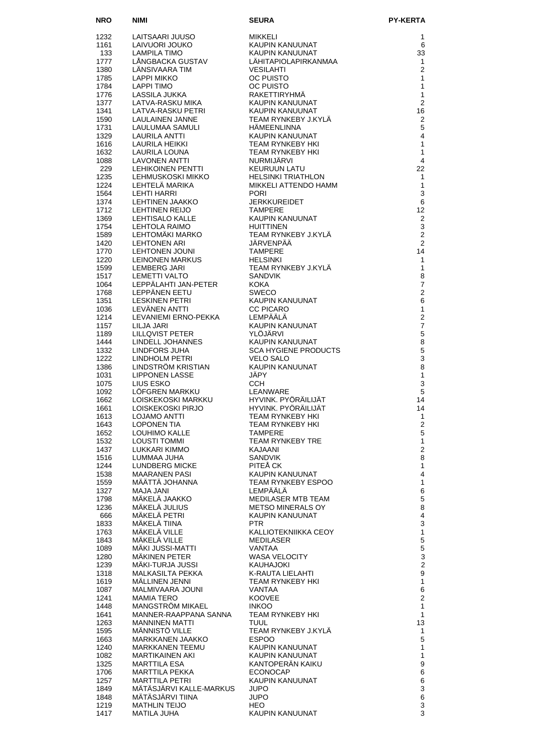| NRO | NIMI | SEURA | PY-KERTA |
|---|---|---|---|
| 1232 | LAITSAARI JUUSO | MIKKELI | 1 |
| 1161 | LAIVUORI JOUKO | KAUPIN KANUUNAT | 6 |
| 133 | LAMPILA TIMO | KAUPIN KANUUNAT | 33 |
| 1777 | LÅNGBACKA GUSTAV | LÄHITAPIOLAPIRKANMAA | 1 |
| 1380 | LÄNSIVAARA TIM | VESILAHTI | 2 |
| 1785 | LAPPI MIKKO | OC PUISTO | 1 |
| 1784 | LAPPI TIMO | OC PUISTO | 1 |
| 1776 | LASSILA JUKKA | RAKETTIRYHMÄ | 1 |
| 1377 | LATVA-RASKU MIKA | KAUPIN KANUUNAT | 2 |
| 1341 | LATVA-RASKU PETRI | KAUPIN KANUUNAT | 16 |
| 1590 | LAULAINEN JANNE | TEAM RYNKEBY J.KYLÄ | 2 |
| 1731 | LAULUMAA SAMULI | HÄMEENLINNA | 5 |
| 1329 | LAURILA ANTTI | KAUPIN KANUUNAT | 4 |
| 1616 | LAURILA HEIKKI | TEAM RYNKEBY HKI | 1 |
| 1632 | LAURILA LOUNA | TEAM RYNKEBY HKI | 1 |
| 1088 | LAVONEN ANTTI | NURMIJÄRVI | 4 |
| 229 | LEHIKOINEN PENTTI | KEURUUN LATU | 22 |
| 1235 | LEHMUSKOSKI MIKKO | HELSINKI TRIATHLON | 1 |
| 1224 | LEHTELÄ MARIKA | MIKKELI ATTENDO HAMM | 1 |
| 1564 | LEHTI HARRI | PORI | 3 |
| 1374 | LEHTINEN JAAKKO | JERKKUREIDET | 6 |
| 1712 | LEHTINEN REIJO | TAMPERE | 12 |
| 1369 | LEHTISALO KALLE | KAUPIN KANUUNAT | 2 |
| 1754 | LEHTOLA RAIMO | HUITTINEN | 3 |
| 1589 | LEHTOMÄKI MARKO | TEAM RYNKEBY J.KYLÄ | 2 |
| 1420 | LEHTONEN ARI | JÄRVENPÄÄ | 2 |
| 1770 | LEHTONEN JOUNI | TAMPERE | 14 |
| 1220 | LEINONEN MARKUS | HELSINKI | 1 |
| 1599 | LEMBERG JARI | TEAM RYNKEBY J.KYLÄ | 1 |
| 1517 | LEMETTI VALTO | SANDVIK | 8 |
| 1064 | LEPPÄLAHTI JAN-PETER | KOKA | 7 |
| 1768 | LEPPÄNEN EETU | SWECO | 2 |
| 1351 | LESKINEN PETRI | KAUPIN KANUUNAT | 6 |
| 1036 | LEVÄNEN ANTTI | CC PICARO | 1 |
| 1214 | LEVANIEMI ERNO-PEKKA | LEMPÄÄLÄ | 2 |
| 1157 | LILJA JARI | KAUPIN KANUUNAT | 7 |
| 1189 | LILLQVIST PETER | YLÖJÄRVI | 5 |
| 1444 | LINDELL JOHANNES | KAUPIN KANUUNAT | 8 |
| 1332 | LINDFORS JUHA | SCA HYGIENE PRODUCTS | 5 |
| 1222 | LINDHOLM PETRI | VELO SALO | 3 |
| 1386 | LINDSTRÖM KRISTIAN | KAUPIN KANUUNAT | 8 |
| 1031 | LIPPONEN LASSE | JÄPY | 1 |
| 1075 | LIUS ESKO | CCH | 3 |
| 1092 | LÖFGREN MARKKU | LEANWARE | 5 |
| 1662 | LOISKEKOSKI MARKKU | HYVINK. PYÖRÄILIJÄT | 14 |
| 1661 | LOISKEKOSKI PIRJO | HYVINK. PYÖRÄILIJÄT | 14 |
| 1613 | LOJAMO ANTTI | TEAM RYNKEBY HKI | 1 |
| 1643 | LOPONEN TIA | TEAM RYNKEBY HKI | 2 |
| 1652 | LOUHIMO KALLE | TAMPERE | 5 |
| 1532 | LOUSTI TOMMI | TEAM RYNKEBY TRE | 1 |
| 1437 | LUKKARI KIMMO | KAJAANI | 2 |
| 1516 | LUMMAA JUHA | SANDVIK | 8 |
| 1244 | LUNDBERG MICKE | PITEÅ CK | 1 |
| 1538 | MAARANEN PASI | KAUPIN KANUUNAT | 4 |
| 1559 | MÄÄTTÄ JOHANNA | TEAM RYNKEBY ESPOO | 1 |
| 1327 | MAJA JANI | LEMPÄÄLÄ | 6 |
| 1798 | MÄKELÄ JAAKKO | MEDILASER MTB TEAM | 5 |
| 1236 | MÄKELÄ JULIUS | METSO MINERALS OY | 8 |
| 666 | MÄKELÄ PETRI | KAUPIN KANUUNAT | 4 |
| 1833 | MÄKELÄ TIINA | PTR | 3 |
| 1763 | MÄKELÄ VILLE | KALLIOTEKNIIKKA CEOY | 1 |
| 1843 | MÄKELÄ VILLE | MEDILASER | 5 |
| 1089 | MÄKI JUSSI-MATTI | VANTAA | 5 |
| 1280 | MÄKINEN PETER | WASA VELOCITY | 3 |
| 1239 | MÄKI-TURJA JUSSI | KAUHAJOKI | 2 |
| 1318 | MALKASILTA PEKKA | K-RAUTA LIELAHTI | 9 |
| 1619 | MÄLLINEN JENNI | TEAM RYNKEBY HKI | 1 |
| 1087 | MALMIVAARA JOUNI | VANTAA | 6 |
| 1241 | MAMIA TERO | KOOVEE | 2 |
| 1448 | MANGSTRÖM MIKAEL | INKOO | 1 |
| 1641 | MANNER-RAAPPANA SANNA | TEAM RYNKEBY HKI | 1 |
| 1263 | MANNINEN MATTI | TUUL | 13 |
| 1595 | MÄNNISTÖ VILLE | TEAM RYNKEBY J.KYLÄ | 1 |
| 1663 | MARKKANEN JAAKKO | ESPOO | 5 |
| 1240 | MARKKANEN TEEMU | KAUPIN KANUUNAT | 1 |
| 1082 | MARTIKAINEN AKI | KAUPIN KANUUNAT | 1 |
| 1325 | MARTTILA ESA | KANTOPERÄN KAIKU | 9 |
| 1706 | MARTTILA PEKKA | ECONOCAP | 6 |
| 1257 | MARTTILA PETRI | KAUPIN KANUUNAT | 6 |
| 1849 | MÄTÄSJÄRVI KALLE-MARKUS | JUPO | 3 |
| 1848 | MÄTÄSJÄRVI TIINA | JUPO | 6 |
| 1219 | MATHLIN TEIJO | HEO | 3 |
| 1417 | MATILA JUHA | KAUPIN KANUUNAT | 3 |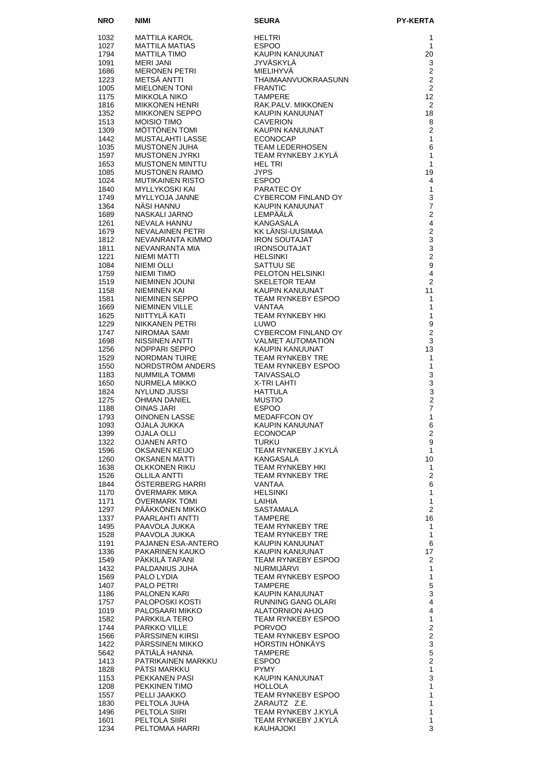| NRO | NIMI | SEURA | PY-KERTA |
|---|---|---|---|
| 1032 | MATTILA KAROL | HELTRI | 1 |
| 1027 | MATTILA MATIAS | ESPOO | 1 |
| 1794 | MATTILA TIMO | KAUPIN KANUUNAT | 20 |
| 1091 | MERI JANI | JYVÄSKYLÄ | 3 |
| 1686 | MERONEN PETRI | MIELIHYVÄ | 2 |
| 1223 | METSÄ ANTTI | THAIMAANVUOKRAASUNN | 2 |
| 1005 | MIELONEN TONI | FRANTIC | 2 |
| 1175 | MIKKOLA NIKO | TAMPERE | 12 |
| 1816 | MIKKONEN HENRI | RAK.PALV. MIKKONEN | 2 |
| 1352 | MIKKONEN SEPPO | KAUPIN KANUUNAT | 18 |
| 1513 | MOISIO TIMO | CAVERION | 8 |
| 1309 | MÖTTÖNEN TOMI | KAUPIN KANUUNAT | 2 |
| 1442 | MUSTALAHTI LASSE | ECONOCAP | 1 |
| 1035 | MUSTONEN JUHA | TEAM LEDERHOSEN | 6 |
| 1597 | MUSTONEN JYRKI | TEAM RYNKEBY J.KYLÄ | 1 |
| 1653 | MUSTONEN MINTTU | HEL TRI | 1 |
| 1085 | MUSTONEN RAIMO | JYPS | 19 |
| 1024 | MUTIKAINEN RISTO | ESPOO | 4 |
| 1840 | MYLLYKOSKI KAI | PARATEC OY | 1 |
| 1749 | MYLLYOJA JANNE | CYBERCOM FINLAND OY | 3 |
| 1364 | NÄSI HANNU | KAUPIN KANUUNAT | 7 |
| 1689 | NASKALI JARNO | LEMPÄÄLÄ | 2 |
| 1261 | NEVALA HANNU | KANGASALA | 4 |
| 1679 | NEVALAINEN PETRI | KK LÄNSI-UUSIMAA | 2 |
| 1812 | NEVANRANTA KIMMO | IRON SOUTAJAT | 3 |
| 1811 | NEVANRANTA MIA | IRONSOUTAJAT | 3 |
| 1221 | NIEMI MATTI | HELSINKI | 2 |
| 1084 | NIEMI OLLI | SATTUU SE | 9 |
| 1759 | NIEMI TIMO | PELOTON HELSINKI | 4 |
| 1519 | NIEMINEN JOUNI | SKELETOR TEAM | 2 |
| 1158 | NIEMINEN KAI | KAUPIN KANUUNAT | 11 |
| 1581 | NIEMINEN SEPPO | TEAM RYNKEBY ESPOO | 1 |
| 1669 | NIEMINEN VILLE | VANTAA | 1 |
| 1625 | NIITTYLÄ KATI | TEAM RYNKEBY HKI | 1 |
| 1229 | NIKKANEN PETRI | LUWO | 9 |
| 1747 | NIROMAA SAMI | CYBERCOM FINLAND OY | 2 |
| 1698 | NISSINEN ANTTI | VALMET AUTOMATION | 3 |
| 1256 | NOPPARI SEPPO | KAUPIN KANUUNAT | 13 |
| 1529 | NORDMAN TUIRE | TEAM RYNKEBY TRE | 1 |
| 1550 | NORDSTRÖM ANDERS | TEAM RYNKEBY ESPOO | 1 |
| 1183 | NUMMILA TOMMI | TAIVASSALO | 3 |
| 1650 | NURMELA MIKKO | X-TRI LAHTI | 3 |
| 1824 | NYLUND JUSSI | HATTULA | 3 |
| 1275 | ÖHMAN DANIEL | MUSTIO | 2 |
| 1188 | OINAS JARI | ESPOO | 7 |
| 1793 | OINONEN LASSE | MEDAFFCON OY | 1 |
| 1093 | OJALA JUKKA | KAUPIN KANUUNAT | 6 |
| 1399 | OJALA OLLI | ECONOCAP | 2 |
| 1322 | OJANEN ARTO | TURKU | 9 |
| 1596 | OKSANEN KEIJO | TEAM RYNKEBY J.KYLÄ | 1 |
| 1260 | OKSANEN MATTI | KANGASALA | 10 |
| 1638 | OLKKONEN RIKU | TEAM RYNKEBY HKI | 1 |
| 1526 | OLLILA ANTTI | TEAM RYNKEBY TRE | 2 |
| 1844 | ÖSTERBERG HARRI | VANTAA | 6 |
| 1170 | ÖVERMARK MIKA | HELSINKI | 1 |
| 1171 | ÖVERMARK TOMI | LAIHIA | 1 |
| 1297 | PÄÄKKÖNEN MIKKO | SASTAMALA | 2 |
| 1337 | PAARLAHTI ANTTI | TAMPERE | 16 |
| 1495 | PAAVOLA JUKKA | TEAM RYNKEBY TRE | 1 |
| 1528 | PAAVOLA JUKKA | TEAM RYNKEBY TRE | 1 |
| 1191 | PAJANEN ESA-ANTERO | KAUPIN KANUUNAT | 6 |
| 1336 | PAKARINEN KAUKO | KAUPIN KANUUNAT | 17 |
| 1549 | PÄKKILÄ TAPANI | TEAM RYNKEBY ESPOO | 2 |
| 1432 | PALDANIUS JUHA | NURMIJÄRVI | 1 |
| 1569 | PALO LYDIA | TEAM RYNKEBY ESPOO | 1 |
| 1407 | PALO PETRI | TAMPERE | 5 |
| 1186 | PALONEN KARI | KAUPIN KANUUNAT | 3 |
| 1757 | PALOPOSKI KOSTI | RUNNING GANG OLARI | 4 |
| 1019 | PALOSAARI MIKKO | ALATORNION AHJO | 4 |
| 1582 | PARKKILA TERO | TEAM RYNKEBY ESPOO | 1 |
| 1744 | PARKKO VILLE | PORVOO | 2 |
| 1566 | PÄRSSINEN KIRSI | TEAM RYNKEBY ESPOO | 2 |
| 1422 | PÄRSSINEN MIKKO | HÖRSTIN HÖNKÄYS | 3 |
| 5642 | PÄTIÄLÄ HANNA | TAMPERE | 5 |
| 1413 | PATRIKAINEN MARKKU | ESPOO | 2 |
| 1828 | PÄTSI MARKKU | PYMY | 1 |
| 1153 | PEKKANEN PASI | KAUPIN KANUUNAT | 3 |
| 1208 | PEKKINEN TIMO | HOLLOLA | 1 |
| 1557 | PELLI JAAKKO | TEAM RYNKEBY ESPOO | 1 |
| 1830 | PELTOLA JUHA | ZARAUTZ Z.E. | 1 |
| 1496 | PELTOLA SIIRI | TEAM RYNKEBY J.KYLÄ | 1 |
| 1601 | PELTOLA SIIRI | TEAM RYNKEBY J.KYLÄ | 1 |
| 1234 | PELTOMAA HARRI | KAUHAJOKI | 3 |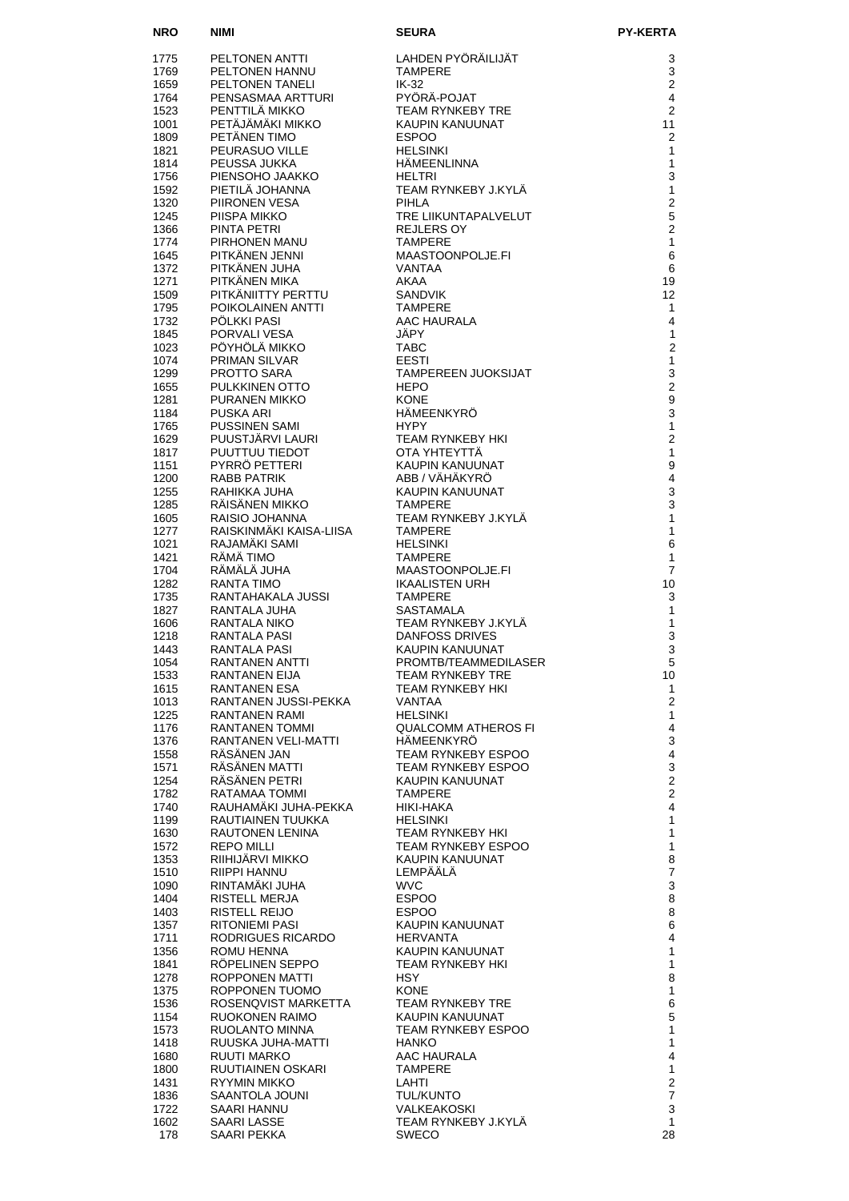| NRO | NIMI | SEURA | PY-KERTA |
|---|---|---|---|
| 1775 | PELTONEN ANTTI | LAHDEN PYÖRÄILIJÄT | 3 |
| 1769 | PELTONEN HANNU | TAMPERE | 3 |
| 1659 | PELTONEN TANELI | IK-32 | 2 |
| 1764 | PENSASMAA ARTTURI | PYÖRÄ-POJAT | 4 |
| 1523 | PENTTILÄ MIKKO | TEAM RYNKEBY TRE | 2 |
| 1001 | PETÄJÄMÄKI MIKKO | KAUPIN KANUUNAT | 11 |
| 1809 | PETÄNEN TIMO | ESPOO | 2 |
| 1821 | PEURASUO VILLE | HELSINKI | 1 |
| 1814 | PEUSSA JUKKA | HÄMEENLINNA | 1 |
| 1756 | PIENSOHO JAAKKO | HELTRI | 3 |
| 1592 | PIETILÄ JOHANNA | TEAM RYNKEBY J.KYLÄ | 1 |
| 1320 | PIIRONEN VESA | PIHLA | 2 |
| 1245 | PIISPA MIKKO | TRE LIIKUNTAPALVELUT | 5 |
| 1366 | PINTA PETRI | REJLERS OY | 2 |
| 1774 | PIRHONEN MANU | TAMPERE | 1 |
| 1645 | PITKÄNEN JENNI | MAASTOONPOLJE.FI | 6 |
| 1372 | PITKÄNEN JUHA | VANTAA | 6 |
| 1271 | PITKÄNEN MIKA | AKAA | 19 |
| 1509 | PITKÄNIITTY PERTTU | SANDVIK | 12 |
| 1795 | POIKOLAINEN ANTTI | TAMPERE | 1 |
| 1732 | PÖLKKI PASI | AAC HAURALA | 4 |
| 1845 | PORVALI VESA | JÄPY | 1 |
| 1023 | PÖYHÖLÄ MIKKO | TABC | 2 |
| 1074 | PRIMAN SILVAR | EESTI | 1 |
| 1299 | PROTTO SARA | TAMPEREEN JUOKSIJAT | 3 |
| 1655 | PULKKINEN OTTO | HEPO | 2 |
| 1281 | PURANEN MIKKO | KONE | 9 |
| 1184 | PUSKA ARI | HÄMEENKYRÖ | 3 |
| 1765 | PUSSINEN SAMI | HYPY | 1 |
| 1629 | PUUSTJÄRVI LAURI | TEAM RYNKEBY HKI | 2 |
| 1817 | PUUTTUU TIEDOT | OTA YHTEYTTÄ | 1 |
| 1151 | PYRRÖ PETTERI | KAUPIN KANUUNAT | 9 |
| 1200 | RABB PATRIK | ABB / VÄHÄKYRÖ | 4 |
| 1255 | RAHIKKA JUHA | KAUPIN KANUUNAT | 3 |
| 1285 | RÄISÄNEN MIKKO | TAMPERE | 3 |
| 1605 | RAISIO JOHANNA | TEAM RYNKEBY J.KYLÄ | 1 |
| 1277 | RAISKINMÄKI KAISA-LIISA | TAMPERE | 1 |
| 1021 | RAJAMÄKI SAMI | HELSINKI | 6 |
| 1421 | RÄMÄ TIMO | TAMPERE | 1 |
| 1704 | RÄMÄLÄ JUHA | MAASTOONPOLJE.FI | 7 |
| 1282 | RANTA TIMO | IKAALISTEN URH | 10 |
| 1735 | RANTAHAKALA JUSSI | TAMPERE | 3 |
| 1827 | RANTALA JUHA | SASTAMALA | 1 |
| 1606 | RANTALA NIKO | TEAM RYNKEBY J.KYLÄ | 1 |
| 1218 | RANTALA PASI | DANFOSS DRIVES | 3 |
| 1443 | RANTALA PASI | KAUPIN KANUUNAT | 3 |
| 1054 | RANTANEN ANTTI | PROMTB/TEAMMEDILASER | 5 |
| 1533 | RANTANEN EIJA | TEAM RYNKEBY TRE | 10 |
| 1615 | RANTANEN ESA | TEAM RYNKEBY HKI | 1 |
| 1013 | RANTANEN JUSSI-PEKKA | VANTAA | 2 |
| 1225 | RANTANEN RAMI | HELSINKI | 1 |
| 1176 | RANTANEN TOMMI | QUALCOMM ATHEROS FI | 4 |
| 1376 | RANTANEN VELI-MATTI | HÄMEENKYRÖ | 3 |
| 1558 | RÄSÄNEN JAN | TEAM RYNKEBY ESPOO | 4 |
| 1571 | RÄSÄNEN MATTI | TEAM RYNKEBY ESPOO | 3 |
| 1254 | RÄSÄNEN PETRI | KAUPIN KANUUNAT | 2 |
| 1782 | RATAMAA TOMMI | TAMPERE | 2 |
| 1740 | RAUHAMÄKI JUHA-PEKKA | HIKI-HAKA | 4 |
| 1199 | RAUTIAINEN TUUKKA | HELSINKI | 1 |
| 1630 | RAUTONEN LENINA | TEAM RYNKEBY HKI | 1 |
| 1572 | REPO MILLI | TEAM RYNKEBY ESPOO | 1 |
| 1353 | RIIHIJÄRVI MIKKO | KAUPIN KANUUNAT | 8 |
| 1510 | RIIPPI HANNU | LEMPÄÄLÄ | 7 |
| 1090 | RINTAMÄKI JUHA | WVC | 3 |
| 1404 | RISTELL MERJA | ESPOO | 8 |
| 1403 | RISTELL REIJO | ESPOO | 8 |
| 1357 | RITONIEMI PASI | KAUPIN KANUUNAT | 6 |
| 1711 | RODRIGUES RICARDO | HERVANTA | 4 |
| 1356 | ROMU HENNA | KAUPIN KANUUNAT | 1 |
| 1841 | RÖPELINEN SEPPO | TEAM RYNKEBY HKI | 1 |
| 1278 | ROPPONEN MATTI | HSY | 8 |
| 1375 | ROPPONEN TUOMO | KONE | 1 |
| 1536 | ROSENQVIST MARKETTA | TEAM RYNKEBY TRE | 6 |
| 1154 | RUOKONEN RAIMO | KAUPIN KANUUNAT | 5 |
| 1573 | RUOLANTO MINNA | TEAM RYNKEBY ESPOO | 1 |
| 1418 | RUUSKA JUHA-MATTI | HANKO | 1 |
| 1680 | RUUTI MARKO | AAC HAURALA | 4 |
| 1800 | RUUTIAINEN OSKARI | TAMPERE | 1 |
| 1431 | RYYMIN MIKKO | LAHTI | 2 |
| 1836 | SAANTOLA JOUNI | TUL/KUNTO | 7 |
| 1722 | SAARI HANNU | VALKEAKOSKI | 3 |
| 1602 | SAARI LASSE | TEAM RYNKEBY J.KYLÄ | 1 |
| 178 | SAARI PEKKA | SWECO | 28 |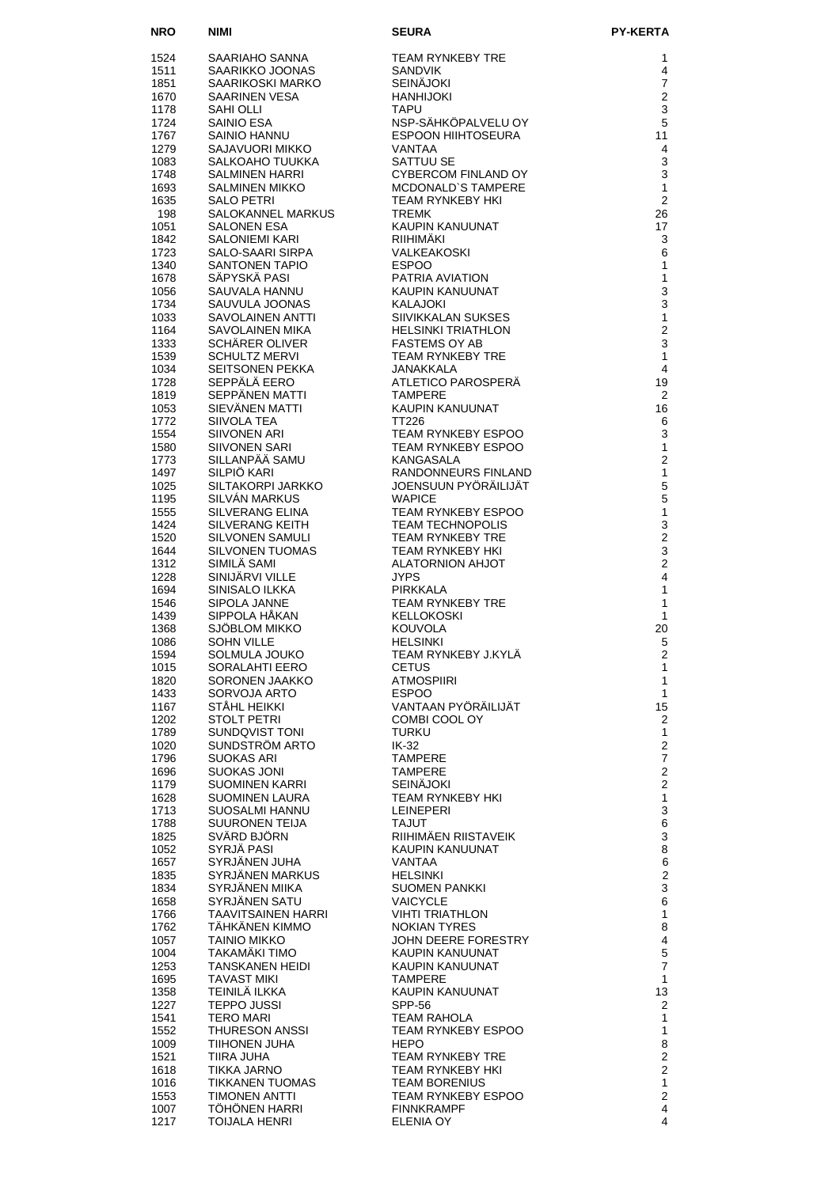| NRO | NIMI | SEURA | PY-KERTA |
|---|---|---|---|
| 1524 | SAARIAHO SANNA | TEAM RYNKEBY TRE | 1 |
| 1511 | SAARIKKO JOONAS | SANDVIK | 4 |
| 1851 | SAARIKOSKI MARKO | SEINÄJOKI | 7 |
| 1670 | SAARINEN VESA | HANHIJOKI | 2 |
| 1178 | SAHI OLLI | TAPU | 3 |
| 1724 | SAINIO ESA | NSP-SÄHKÖPALVELU OY | 5 |
| 1767 | SAINIO HANNU | ESPOON HIIHTOSEURA | 11 |
| 1279 | SAJAVUORI MIKKO | VANTAA | 4 |
| 1083 | SALKOAHO TUUKKA | SATTUU SE | 3 |
| 1748 | SALMINEN HARRI | CYBERCOM FINLAND OY | 3 |
| 1693 | SALMINEN MIKKO | MCDONALD`S TAMPERE | 1 |
| 1635 | SALO PETRI | TEAM RYNKEBY HKI | 2 |
| 198 | SALOKANNEL MARKUS | TREMK | 26 |
| 1051 | SALONEN ESA | KAUPIN KANUUNAT | 17 |
| 1842 | SALONIEMI KARI | RIIHIMÄKI | 3 |
| 1723 | SALO-SAARI SIRPA | VALKEAKOSKI | 6 |
| 1340 | SANTONEN TAPIO | ESPOO | 1 |
| 1678 | SÄPYSKÄ PASI | PATRIA AVIATION | 1 |
| 1056 | SAUVALA HANNU | KAUPIN KANUUNAT | 3 |
| 1734 | SAUVULA JOONAS | KALAJOKI | 3 |
| 1033 | SAVOLAINEN ANTTI | SIIVIKKALAN SUKSES | 1 |
| 1164 | SAVOLAINEN MIKA | HELSINKI TRIATHLON | 2 |
| 1333 | SCHÄRER OLIVER | FASTEMS OY AB | 3 |
| 1539 | SCHULTZ MERVI | TEAM RYNKEBY TRE | 1 |
| 1034 | SEITSONEN PEKKA | JANAKKALA | 4 |
| 1728 | SEPPÄLÄ EERO | ATLETICO PAROSPERÄ | 19 |
| 1819 | SEPPÄNEN MATTI | TAMPERE | 2 |
| 1053 | SIEVÄNEN MATTI | KAUPIN KANUUNAT | 16 |
| 1772 | SIIVOLA TEA | TT226 | 6 |
| 1554 | SIIVONEN ARI | TEAM RYNKEBY ESPOO | 3 |
| 1580 | SIIVONEN SARI | TEAM RYNKEBY ESPOO | 1 |
| 1773 | SILLANPÄÄ SAMU | KANGASALA | 2 |
| 1497 | SILPIÖ KARI | RANDONNEURS FINLAND | 1 |
| 1025 | SILTAKORPI JARKKO | JOENSUUN PYÖRÄILIJÄT | 5 |
| 1195 | SILVÁN MARKUS | WAPICE | 5 |
| 1555 | SILVERANG ELINA | TEAM RYNKEBY ESPOO | 1 |
| 1424 | SILVERANG KEITH | TEAM TECHNOPOLIS | 3 |
| 1520 | SILVONEN SAMULI | TEAM RYNKEBY TRE | 2 |
| 1644 | SILVONEN TUOMAS | TEAM RYNKEBY HKI | 3 |
| 1312 | SIMILÄ SAMI | ALATORNION AHJOT | 2 |
| 1228 | SINIJÄRVI VILLE | JYPS | 4 |
| 1694 | SINISALO ILKKA | PIRKKALA | 1 |
| 1546 | SIPOLA JANNE | TEAM RYNKEBY TRE | 1 |
| 1439 | SIPPOLA HÅKAN | KELLOKOSKI | 1 |
| 1368 | SJÖBLOM MIKKO | KOUVOLA | 20 |
| 1086 | SOHN VILLE | HELSINKI | 5 |
| 1594 | SOLMULA JOUKO | TEAM RYNKEBY J.KYLÄ | 2 |
| 1015 | SORALAHTI EERO | CETUS | 1 |
| 1820 | SORONEN JAAKKO | ATMOSPIIRI | 1 |
| 1433 | SORVOJA ARTO | ESPOO | 1 |
| 1167 | STÅHL HEIKKI | VANTAAN PYÖRÄILIJÄT | 15 |
| 1202 | STOLT PETRI | COMBI COOL OY | 2 |
| 1789 | SUNDQVIST TONI | TURKU | 1 |
| 1020 | SUNDSTRÖM ARTO | IK-32 | 2 |
| 1796 | SUOKAS ARI | TAMPERE | 7 |
| 1696 | SUOKAS JONI | TAMPERE | 2 |
| 1179 | SUOMINEN KARRI | SEINÄJOKI | 2 |
| 1628 | SUOMINEN LAURA | TEAM RYNKEBY HKI | 1 |
| 1713 | SUOSALMI HANNU | LEINEPERI | 3 |
| 1788 | SUURONEN TEIJA | TAJUT | 6 |
| 1825 | SVÄRD BJÖRN | RIIHIMÄEN RIISTAVEIK | 3 |
| 1052 | SYRJÄ PASI | KAUPIN KANUUNAT | 8 |
| 1657 | SYRJÄNEN JUHA | VANTAA | 6 |
| 1835 | SYRJÄNEN MARKUS | HELSINKI | 2 |
| 1834 | SYRJÄNEN MIIKA | SUOMEN PANKKI | 3 |
| 1658 | SYRJÄNEN SATU | VAICYCLE | 6 |
| 1766 | TAAVITSAINEN HARRI | VIHTI TRIATHLON | 1 |
| 1762 | TÄHKÄNEN KIMMO | NOKIAN TYRES | 8 |
| 1057 | TAINIO MIKKO | JOHN DEERE FORESTRY | 4 |
| 1004 | TAKAMÄKI TIMO | KAUPIN KANUUNAT | 5 |
| 1253 | TANSKANEN HEIDI | KAUPIN KANUUNAT | 7 |
| 1695 | TAVAST MIKI | TAMPERE | 1 |
| 1358 | TEINILÄ ILKKA | KAUPIN KANUUNAT | 13 |
| 1227 | TEPPO JUSSI | SPP-56 | 2 |
| 1541 | TERO MARI | TEAM RAHOLA | 1 |
| 1552 | THURESON ANSSI | TEAM RYNKEBY ESPOO | 1 |
| 1009 | TIIHONEN JUHA | HEPO | 8 |
| 1521 | TIIRA JUHA | TEAM RYNKEBY TRE | 2 |
| 1618 | TIKKA JARNO | TEAM RYNKEBY HKI | 2 |
| 1016 | TIKKANEN TUOMAS | TEAM BORENIUS | 1 |
| 1553 | TIMONEN ANTTI | TEAM RYNKEBY ESPOO | 2 |
| 1007 | TÖHÖNEN HARRI | FINNKRAMPF | 4 |
| 1217 | TOIJALA HENRI | ELENIA OY | 4 |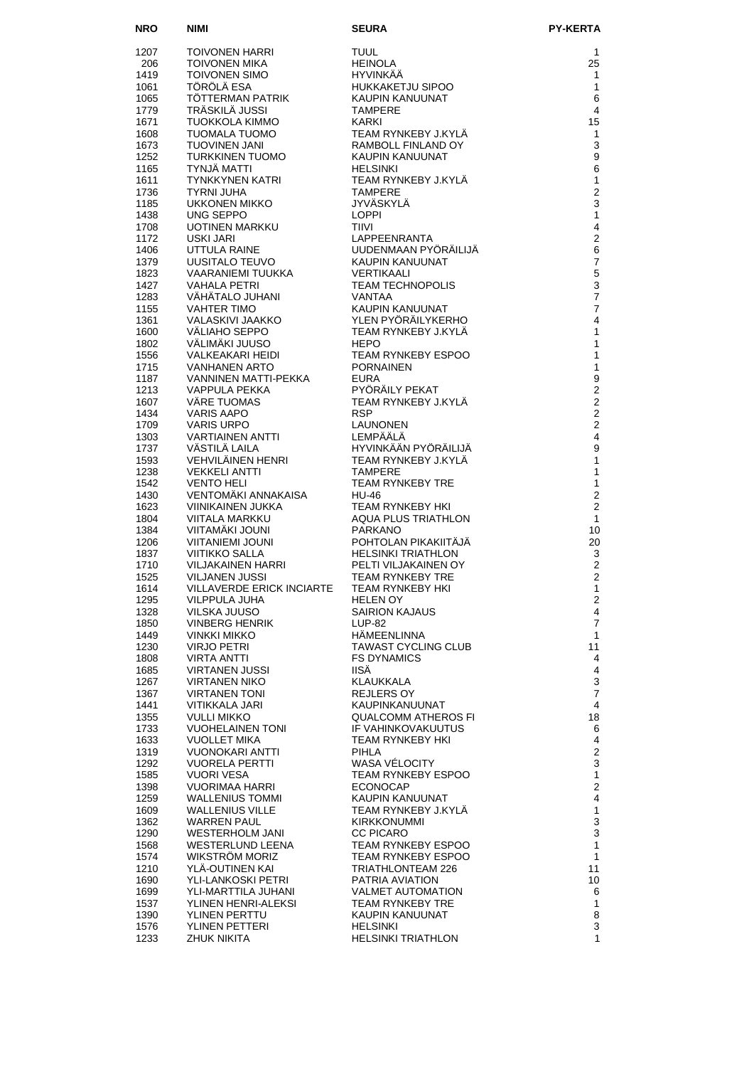| NRO | NIMI | SEURA | PY-KERTA |
|---|---|---|---|
| 1207 | TOIVONEN HARRI | TUUL | 1 |
| 206 | TOIVONEN MIKA | HEINOLA | 25 |
| 1419 | TOIVONEN SIMO | HYVINKÄÄ | 1 |
| 1061 | TÖRÖLÄ ESA | HUKKAKETJU SIPOO | 1 |
| 1065 | TÖTTERMAN PATRIK | KAUPIN KANUUNAT | 6 |
| 1779 | TRÄSKILÄ JUSSI | TAMPERE | 4 |
| 1671 | TUOKKOLA KIMMO | KARKI | 15 |
| 1608 | TUOMALA TUOMO | TEAM RYNKEBY J.KYLÄ | 1 |
| 1673 | TUOVINEN JANI | RAMBOLL FINLAND OY | 3 |
| 1252 | TURKKINEN TUOMO | KAUPIN KANUUNAT | 9 |
| 1165 | TYNJÄ MATTI | HELSINKI | 6 |
| 1611 | TYNKKYNEN KATRI | TEAM RYNKEBY J.KYLÄ | 1 |
| 1736 | TYRNI JUHA | TAMPERE | 2 |
| 1185 | UKKONEN MIKKO | JYVÄSKYLÄ | 3 |
| 1438 | UNG SEPPO | LOPPI | 1 |
| 1708 | UOTINEN MARKKU | TIIVI | 4 |
| 1172 | USKI JARI | LAPPEENRANTA | 2 |
| 1406 | UTTULA RAINE | UUDENMAAN PYÖRÄILIJÄ | 6 |
| 1379 | UUSITALO TEUVO | KAUPIN KANUUNAT | 7 |
| 1823 | VAARANIEMI TUUKKA | VERTIKAALI | 5 |
| 1427 | VAHALA PETRI | TEAM TECHNOPOLIS | 3 |
| 1283 | VÄHÄTALO JUHANI | VANTAA | 7 |
| 1155 | VAHTER TIMO | KAUPIN KANUUNAT | 7 |
| 1361 | VALASKIVI JAAKKO | YLEN PYÖRÄILYKERHO | 4 |
| 1600 | VÄLIAHO SEPPO | TEAM RYNKEBY J.KYLÄ | 1 |
| 1802 | VÄLIMÄKI JUUSO | HEPO | 1 |
| 1556 | VALKEAKARI HEIDI | TEAM RYNKEBY ESPOO | 1 |
| 1715 | VANHANEN ARTO | PORNAINEN | 1 |
| 1187 | VANNINEN MATTI-PEKKA | EURA | 9 |
| 1213 | VAPPULA PEKKA | PYÖRÄILY PEKAT | 2 |
| 1607 | VÄRE TUOMAS | TEAM RYNKEBY J.KYLÄ | 2 |
| 1434 | VARIS AAPO | RSP | 2 |
| 1709 | VARIS URPO | LAUNONEN | 2 |
| 1303 | VARTIAINEN ANTTI | LEMPÄÄLÄ | 4 |
| 1737 | VÄSTILÄ LAILA | HYVINKÄÄN PYÖRÄILIJÄ | 9 |
| 1593 | VEHVILÄINEN HENRI | TEAM RYNKEBY J.KYLÄ | 1 |
| 1238 | VEKKELI ANTTI | TAMPERE | 1 |
| 1542 | VENTO HELI | TEAM RYNKEBY TRE | 1 |
| 1430 | VENTOMÄKI ANNAKAISA | HU-46 | 2 |
| 1623 | VIINIKAINEN JUKKA | TEAM RYNKEBY HKI | 2 |
| 1804 | VIITALA MARKKU | AQUA PLUS TRIATHLON | 1 |
| 1384 | VIITAMÄKI JOUNI | PARKANO | 10 |
| 1206 | VIITANIEMI JOUNI | POHTOLAN PIKAKIITÄJÄ | 20 |
| 1837 | VIITIKKO SALLA | HELSINKI TRIATHLON | 3 |
| 1710 | VILJAKAINEN HARRI | PELTI VILJAKAINEN OY | 2 |
| 1525 | VILJANEN JUSSI | TEAM RYNKEBY TRE | 2 |
| 1614 | VILLAVERDE ERICK INCIARTE | TEAM RYNKEBY HKI | 1 |
| 1295 | VILPPULA JUHA | HELEN OY | 2 |
| 1328 | VILSKA JUUSO | SAIRION KAJAUS | 4 |
| 1850 | VINBERG HENRIK | LUP-82 | 7 |
| 1449 | VINKKI MIKKO | HÄMEENLINNA | 1 |
| 1230 | VIRJO PETRI | TAWAST CYCLING CLUB | 11 |
| 1808 | VIRTA ANTTI | FS DYNAMICS | 4 |
| 1685 | VIRTANEN JUSSI | IISÄ | 4 |
| 1267 | VIRTANEN NIKO | KLAUKKALA | 3 |
| 1367 | VIRTANEN TONI | REJLERS OY | 7 |
| 1441 | VITIKKALA JARI | KAUPINKANUUNAT | 4 |
| 1355 | VULLI MIKKO | QUALCOMM ATHEROS FI | 18 |
| 1733 | VUOHELAINEN TONI | IF VAHINKOVAKUUTUS | 6 |
| 1633 | VUOLLET MIKA | TEAM RYNKEBY HKI | 4 |
| 1319 | VUONOKARI ANTTI | PIHLA | 2 |
| 1292 | VUORELA PERTTI | WASA VÉLOCITY | 3 |
| 1585 | VUORI VESA | TEAM RYNKEBY ESPOO | 1 |
| 1398 | VUORIMAA HARRI | ECONOCAP | 2 |
| 1259 | WALLENIUS TOMMI | KAUPIN KANUUNAT | 4 |
| 1609 | WALLENIUS VILLE | TEAM RYNKEBY J.KYLÄ | 1 |
| 1362 | WARREN PAUL | KIRKKONUMMI | 3 |
| 1290 | WESTERHOLM JANI | CC PICARO | 3 |
| 1568 | WESTERLUND LEENA | TEAM RYNKEBY ESPOO | 1 |
| 1574 | WIKSTRÖM MORIZ | TEAM RYNKEBY ESPOO | 1 |
| 1210 | YLÄ-OUTINEN KAI | TRIATHLONTEAM 226 | 11 |
| 1690 | YLI-LANKOSKI PETRI | PATRIA AVIATION | 10 |
| 1699 | YLI-MARTTILA JUHANI | VALMET AUTOMATION | 6 |
| 1537 | YLINEN HENRI-ALEKSI | TEAM RYNKEBY TRE | 1 |
| 1390 | YLINEN PERTTU | KAUPIN KANUUNAT | 8 |
| 1576 | YLINEN PETTERI | HELSINKI | 3 |
| 1233 | ZHUK NIKITA | HELSINKI TRIATHLON | 1 |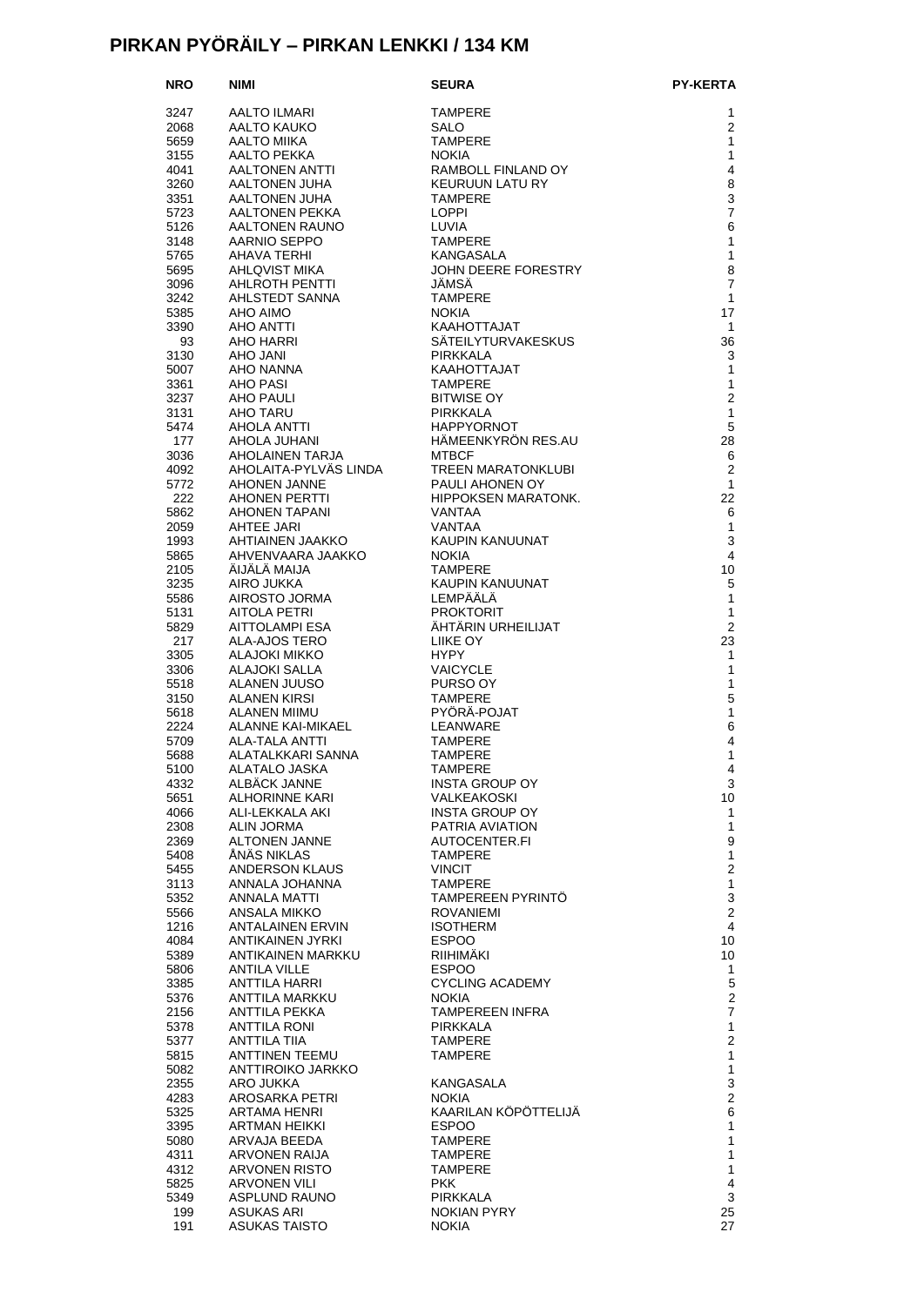## PIRKAN PYÖRÄILY – PIRKAN LENKKI / 134 KM

| NRO | NIMI | SEURA | PY-KERTA |
|---|---|---|---|
| 3247 | AALTO ILMARI | TAMPERE | 1 |
| 2068 | AALTO KAUKO | SALO | 2 |
| 5659 | AALTO MIIKA | TAMPERE | 1 |
| 3155 | AALTO PEKKA | NOKIA | 1 |
| 4041 | AALTONEN ANTTI | RAMBOLL FINLAND OY | 4 |
| 3260 | AALTONEN JUHA | KEURUUN LATU RY | 8 |
| 3351 | AALTONEN JUHA | TAMPERE | 3 |
| 5723 | AALTONEN PEKKA | LOPPI | 7 |
| 5126 | AALTONEN RAUNO | LUVIA | 6 |
| 3148 | AARNIO SEPPO | TAMPERE | 1 |
| 5765 | AHAVA TERHI | KANGASALA | 1 |
| 5695 | AHLQVIST MIKA | JOHN DEERE FORESTRY | 8 |
| 3096 | AHLROTH PENTTI | JÄMSÄ | 7 |
| 3242 | AHLSTEDT SANNA | TAMPERE | 1 |
| 5385 | AHO AIMO | NOKIA | 17 |
| 3390 | AHO ANTTI | KAAHOTTAJAT | 1 |
| 93 | AHO HARRI | SÄTEILYTURVAKESKUS | 36 |
| 3130 | AHO JANI | PIRKKALA | 3 |
| 5007 | AHO NANNA | KAAHOTTAJAT | 1 |
| 3361 | AHO PASI | TAMPERE | 1 |
| 3237 | AHO PAULI | BITWISE OY | 2 |
| 3131 | AHO TARU | PIRKKALA | 1 |
| 5474 | AHOLA ANTTI | HAPPYORNOT | 5 |
| 177 | AHOLA JUHANI | HÄMEENKYRÖN RES.AU | 28 |
| 3036 | AHOLAINEN TARJA | MTBCF | 6 |
| 4092 | AHOLAITA-PYLVÄS LINDA | TREEN MARATONKLUBI | 2 |
| 5772 | AHONEN JANNE | PAULI AHONEN OY | 1 |
| 222 | AHONEN PERTTI | HIPPOKSEN MARATONK. | 22 |
| 5862 | AHONEN TAPANI | VANTAA | 6 |
| 2059 | AHTEE JARI | VANTAA | 1 |
| 1993 | AHTIAINEN JAAKKO | KAUPIN KANUUNAT | 3 |
| 5865 | AHVENVAARA JAAKKO | NOKIA | 4 |
| 2105 | ÄIJÄLÄ MAIJA | TAMPERE | 10 |
| 3235 | AIRO JUKKA | KAUPIN KANUUNAT | 5 |
| 5586 | AIROSTO JORMA | LEMPÄÄLÄ | 1 |
| 5131 | AITOLA PETRI | PROKTORIT | 1 |
| 5829 | AITTOLAMPI ESA | ÄHTÄRIN URHEILIJAT | 2 |
| 217 | ALA-AJOS TERO | LIIKE OY | 23 |
| 3305 | ALAJOKI MIKKO | HYPY | 1 |
| 3306 | ALAJOKI SALLA | VAICYCLE | 1 |
| 5518 | ALANEN JUUSO | PURSO OY | 1 |
| 3150 | ALANEN KIRSI | TAMPERE | 5 |
| 5618 | ALANEN MIIMU | PYÖRÄ-POJAT | 1 |
| 2224 | ALANNE KAI-MIKAEL | LEANWARE | 6 |
| 5709 | ALA-TALA ANTTI | TAMPERE | 4 |
| 5688 | ALATALKKARI SANNA | TAMPERE | 1 |
| 5100 | ALATALO JASKA | TAMPERE | 4 |
| 4332 | ALBÄCK JANNE | INSTA GROUP OY | 3 |
| 5651 | ALHORINNE KARI | VALKEAKOSKI | 10 |
| 4066 | ALI-LEKKALA AKI | INSTA GROUP OY | 1 |
| 2308 | ALIN JORMA | PATRIA AVIATION | 1 |
| 2369 | ALTONEN JANNE | AUTOCENTER.FI | 9 |
| 5408 | ÅNÄS NIKLAS | TAMPERE | 1 |
| 5455 | ANDERSON KLAUS | VINCIT | 2 |
| 3113 | ANNALA JOHANNA | TAMPERE | 1 |
| 5352 | ANNALA MATTI | TAMPEREEN PYRINTÖ | 3 |
| 5566 | ANSALA MIKKO | ROVANIEMI | 2 |
| 1216 | ANTALAINEN ERVIN | ISOTHERM | 4 |
| 4084 | ANTIKAINEN JYRKI | ESPOO | 10 |
| 5389 | ANTIKAINEN MARKKU | RIIHIMÄKI | 10 |
| 5806 | ANTILA VILLE | ESPOO | 1 |
| 3385 | ANTTILA HARRI | CYCLING ACADEMY | 5 |
| 5376 | ANTTILA MARKKU | NOKIA | 2 |
| 2156 | ANTTILA PEKKA | TAMPEREEN INFRA | 7 |
| 5378 | ANTTILA RONI | PIRKKALA | 1 |
| 5377 | ANTTILA TIIA | TAMPERE | 2 |
| 5815 | ANTTINEN TEEMU | TAMPERE | 1 |
| 5082 | ANTTIROIKO JARKKO | | 1 |
| 2355 | ARO JUKKA | KANGASALA | 3 |
| 4283 | AROSARKA PETRI | NOKIA | 2 |
| 5325 | ARTAMA HENRI | KAARILAN KÖPÖTTELIJÄ | 6 |
| 3395 | ARTMAN HEIKKI | ESPOO | 1 |
| 5080 | ARVAJA BEEDA | TAMPERE | 1 |
| 4311 | ARVONEN RAIJA | TAMPERE | 1 |
| 4312 | ARVONEN RISTO | TAMPERE | 1 |
| 5825 | ARVONEN VILI | PKK | 4 |
| 5349 | ASPLUND RAUNO | PIRKKALA | 3 |
| 199 | ASUKAS ARI | NOKIAN PYRY | 25 |
| 191 | ASUKAS TAISTO | NOKIA | 27 |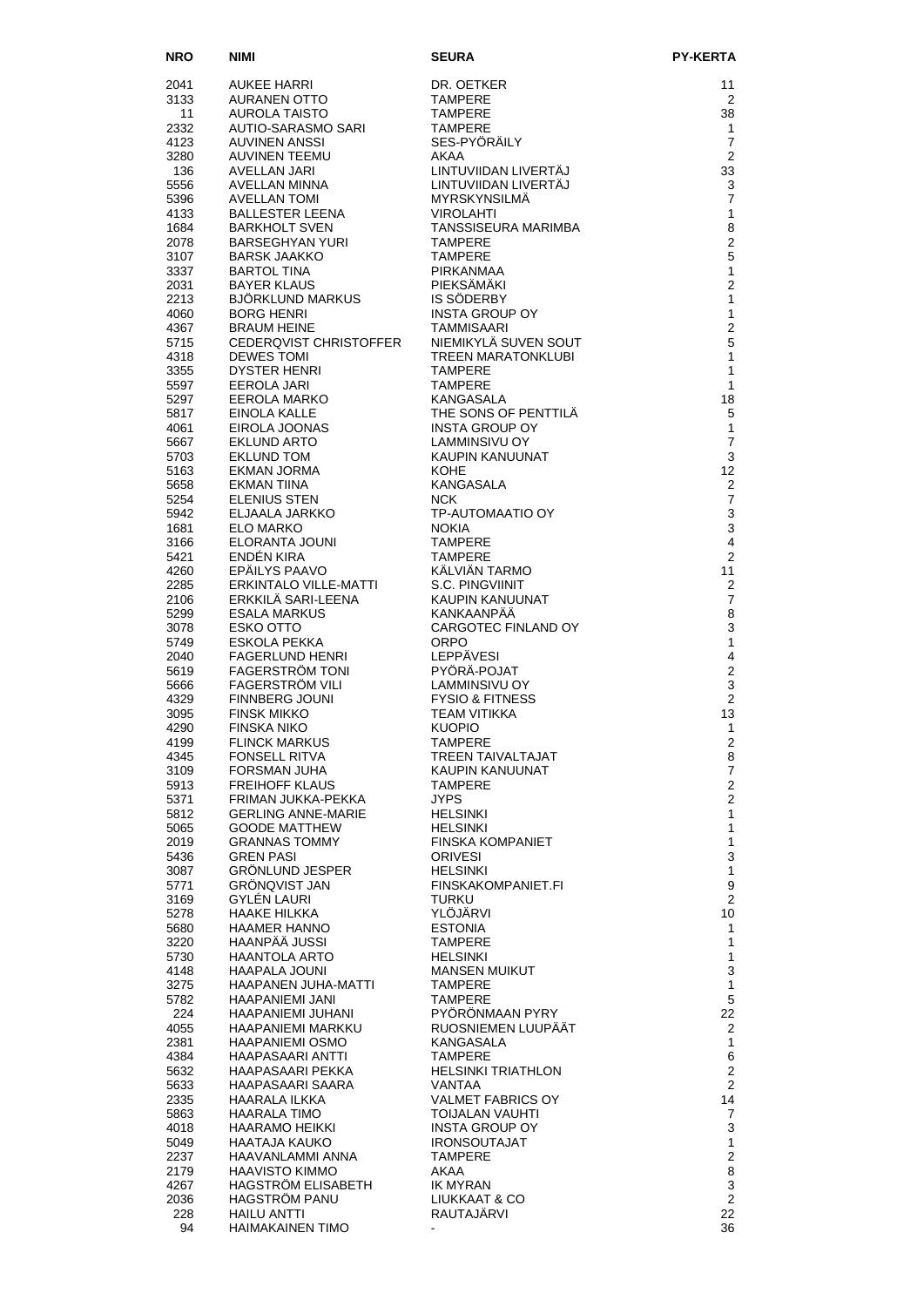| NRO | NIMI | SEURA | PY-KERTA |
|---|---|---|---|
| 2041 | AUKEE HARRI | DR. OETKER | 11 |
| 3133 | AURANEN OTTO | TAMPERE | 2 |
| 11 | AUROLA TAISTO | TAMPERE | 38 |
| 2332 | AUTIO-SARASMO SARI | TAMPERE | 1 |
| 4123 | AUVINEN ANSSI | SES-PYÖRÄILY | 7 |
| 3280 | AUVINEN TEEMU | AKAA | 2 |
| 136 | AVELLAN JARI | LINTUVIIDAN LIVERTÄJ | 33 |
| 5556 | AVELLAN MINNA | LINTUVIIDAN LIVERTÄJ | 3 |
| 5396 | AVELLAN TOMI | MYRSKYNSILMÄ | 7 |
| 4133 | BALLESTER LEENA | VIROLAHTI | 1 |
| 1684 | BARKHOLT SVEN | TANSSISEURA MARIMBA | 8 |
| 2078 | BARSEGHYAN YURI | TAMPERE | 2 |
| 3107 | BARSK JAAKKO | TAMPERE | 5 |
| 3337 | BARTOL TINA | PIRKANMAA | 1 |
| 2031 | BAYER KLAUS | PIEKSÄMÄKI | 2 |
| 2213 | BJÖRKLUND MARKUS | IS SÖDERBY | 1 |
| 4060 | BORG HENRI | INSTA GROUP OY | 1 |
| 4367 | BRAUM HEINE | TAMMISAARI | 2 |
| 5715 | CEDERQVIST CHRISTOFFER | NIEMIKYLÄ SUVEN SOUT | 5 |
| 4318 | DEWES TOMI | TREEN MARATONKLUBI | 1 |
| 3355 | DYSTER HENRI | TAMPERE | 1 |
| 5597 | EEROLA JARI | TAMPERE | 1 |
| 5297 | EEROLA MARKO | KANGASALA | 18 |
| 5817 | EINOLA KALLE | THE SONS OF PENTTILÄ | 5 |
| 4061 | EIROLA JOONAS | INSTA GROUP OY | 1 |
| 5667 | EKLUND ARTO | LAMMINSIVU OY | 7 |
| 5703 | EKLUND TOM | KAUPIN KANUUNAT | 3 |
| 5163 | EKMAN JORMA | KOHE | 12 |
| 5658 | EKMAN TIINA | KANGASALA | 2 |
| 5254 | ELENIUS STEN | NCK | 7 |
| 5942 | ELJAALA JARKKO | TP-AUTOMAATIO OY | 3 |
| 1681 | ELO MARKO | NOKIA | 3 |
| 3166 | ELORANTA JOUNI | TAMPERE | 4 |
| 5421 | ENDÉN KIRA | TAMPERE | 2 |
| 4260 | EPÄILYS PAAVO | KÄLVIÄN TARMO | 11 |
| 2285 | ERKINTALO VILLE-MATTI | S.C. PINGVIINIT | 2 |
| 2106 | ERKKILÄ SARI-LEENA | KAUPIN KANUUNAT | 7 |
| 5299 | ESALA MARKUS | KANKAANPÄÄ | 8 |
| 3078 | ESKO OTTO | CARGOTEC FINLAND OY | 3 |
| 5749 | ESKOLA PEKKA | ORPO | 1 |
| 2040 | FAGERLUND HENRI | LEPPÄVESI | 4 |
| 5619 | FAGERSTRÖM TONI | PYÖRÄ-POJAT | 2 |
| 5666 | FAGERSTRÖM VILI | LAMMINSIVU OY | 3 |
| 4329 | FINNBERG JOUNI | FYSIO & FITNESS | 2 |
| 3095 | FINSK MIKKO | TEAM VITIKKA | 13 |
| 4290 | FINSKA NIKO | KUOPIO | 1 |
| 4199 | FLINCK MARKUS | TAMPERE | 2 |
| 4345 | FONSELL RITVA | TREEN TAIVALTAJAT | 8 |
| 3109 | FORSMAN JUHA | KAUPIN KANUUNAT | 7 |
| 5913 | FREIHOFF KLAUS | TAMPERE | 2 |
| 5371 | FRIMAN JUKKA-PEKKA | JYPS | 2 |
| 5812 | GERLING ANNE-MARIE | HELSINKI | 1 |
| 5065 | GOODE MATTHEW | HELSINKI | 1 |
| 2019 | GRANNAS TOMMY | FINSKA KOMPANIET | 1 |
| 5436 | GREN PASI | ORIVESI | 3 |
| 3087 | GRÖNLUND JESPER | HELSINKI | 1 |
| 5771 | GRÖNQVIST JAN | FINSKAKOMPANIET.FI | 9 |
| 3169 | GYLÉN LAURI | TURKU | 2 |
| 5278 | HAAKE HILKKA | YLÖJÄRVI | 10 |
| 5680 | HAAMER HANNO | ESTONIA | 1 |
| 3220 | HAANPÄÄ JUSSI | TAMPERE | 1 |
| 5730 | HAANTOLA ARTO | HELSINKI | 1 |
| 4148 | HAAPALA JOUNI | MANSEN MUIKUT | 3 |
| 3275 | HAAPANEN JUHA-MATTI | TAMPERE | 1 |
| 5782 | HAAPANIEMI JANI | TAMPERE | 5 |
| 224 | HAAPANIEMI JUHANI | PYÖRÖNMAAN PYRY | 22 |
| 4055 | HAAPANIEMI MARKKU | RUOSNIEMEN LUUPÄÄT | 2 |
| 2381 | HAAPANIEMI OSMO | KANGASALA | 1 |
| 4384 | HAAPASAARI ANTTI | TAMPERE | 6 |
| 5632 | HAAPASAARI PEKKA | HELSINKI TRIATHLON | 2 |
| 5633 | HAAPASAARI SAARA | VANTAA | 2 |
| 2335 | HAARALA ILKKA | VALMET FABRICS OY | 14 |
| 5863 | HAARALA TIMO | TOIJALAN VAUHTI | 7 |
| 4018 | HAARAMO HEIKKI | INSTA GROUP OY | 3 |
| 5049 | HAATAJA KAUKO | IRONSOUTAJAT | 1 |
| 2237 | HAAVANLAMMI ANNA | TAMPERE | 2 |
| 2179 | HAAVISTO KIMMO | AKAA | 8 |
| 4267 | HAGSTRÖM ELISABETH | IK MYRAN | 3 |
| 2036 | HAGSTRÖM PANU | LIUKKAAT & CO | 2 |
| 228 | HAILU ANTTI | RAUTAJÄRVI | 22 |
| 94 | HAIMAKAINEN TIMO | - | 36 |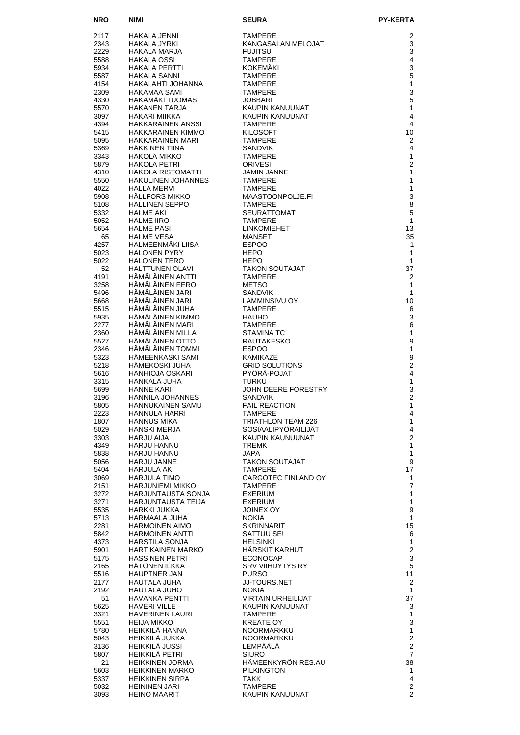| NRO | NIMI | SEURA | PY-KERTA |
|---|---|---|---|
| 2117 | HAKALA JENNI | TAMPERE | 2 |
| 2343 | HAKALA JYRKI | KANGASALAN MELOJAT | 3 |
| 2229 | HAKALA MARJA | FUJITSU | 3 |
| 5588 | HAKALA OSSI | TAMPERE | 4 |
| 5934 | HAKALA PERTTI | KOKEMÄKI | 3 |
| 5587 | HAKALA SANNI | TAMPERE | 5 |
| 4154 | HAKALAHTI JOHANNA | TAMPERE | 1 |
| 2309 | HAKAMAA SAMI | TAMPERE | 3 |
| 4330 | HAKAMÄKI TUOMAS | JOBBARI | 5 |
| 5570 | HAKANEN TARJA | KAUPIN KANUUNAT | 1 |
| 3097 | HAKARI MIIKKA | KAUPIN KANUUNAT | 4 |
| 4394 | HAKKARAINEN ANSSI | TAMPERE | 4 |
| 5415 | HAKKARAINEN KIMMO | KILOSOFT | 10 |
| 5095 | HAKKARAINEN MARI | TAMPERE | 2 |
| 5369 | HÄKKINEN TIINA | SANDVIK | 4 |
| 3343 | HAKOLA MIKKO | TAMPERE | 1 |
| 5879 | HAKOLA PETRI | ORIVESI | 2 |
| 4310 | HAKOLA RISTOMATTI | JÄMIN JÄNNE | 1 |
| 5550 | HAKULINEN JOHANNES | TAMPERE | 1 |
| 4022 | HALLA MERVI | TAMPERE | 1 |
| 5908 | HÄLLFORS MIKKO | MAASTOONPOLJE.FI | 3 |
| 5108 | HALLINEN SEPPO | TAMPERE | 8 |
| 5332 | HALME AKI | SEURATTOMAT | 5 |
| 5052 | HALME IIRO | TAMPERE | 1 |
| 5654 | HALME PASI | LINKOMIEHET | 13 |
| 65 | HALME VESA | MANSET | 35 |
| 4257 | HALMEENMÄKI LIISA | ESPOO | 1 |
| 5023 | HALONEN PYRY | HEPO | 1 |
| 5022 | HALONEN TERO | HEPO | 1 |
| 52 | HALTTUNEN OLAVI | TAKON SOUTAJAT | 37 |
| 4191 | HÄMÄLÄINEN ANTTI | TAMPERE | 2 |
| 3258 | HÄMÄLÄINEN EERO | METSO | 1 |
| 5496 | HÄMÄLÄINEN JARI | SANDVIK | 1 |
| 5668 | HÄMÄLÄINEN JARI | LAMMINSIVU OY | 10 |
| 5515 | HÄMÄLÄINEN JUHA | TAMPERE | 6 |
| 5935 | HÄMÄLÄINEN KIMMO | HAUHO | 3 |
| 2277 | HÄMÄLÄINEN MARI | TAMPERE | 6 |
| 2360 | HÄMÄLÄINEN MILLA | STAMINA TC | 1 |
| 5527 | HÄMÄLÄINEN OTTO | RAUTAKESKO | 9 |
| 2346 | HÄMÄLÄINEN TOMMI | ESPOO | 1 |
| 5323 | HÄMEENKASKI SAMI | KAMIKAZE | 9 |
| 5218 | HÄMEKOSKI JUHA | GRID SOLUTIONS | 2 |
| 5616 | HANHIOJA OSKARI | PYÖRÄ-POJAT | 4 |
| 3315 | HANKALA JUHA | TURKU | 1 |
| 5699 | HANNE KARI | JOHN DEERE FORESTRY | 3 |
| 3196 | HANNILA JOHANNES | SANDVIK | 2 |
| 5805 | HANNUKAINEN SAMU | FAIL REACTION | 1 |
| 2223 | HANNULA HARRI | TAMPERE | 4 |
| 1807 | HANNUS MIKA | TRIATHLON TEAM 226 | 1 |
| 5029 | HANSKI MERJA | SOSIAALIPYÖRÄILIJÄT | 4 |
| 3303 | HARJU AIJA | KAUPIN KAUNUUNAT | 2 |
| 4349 | HARJU HANNU | TREMK | 1 |
| 5838 | HARJU HANNU | JÄPA | 1 |
| 5056 | HARJU JANNE | TAKON SOUTAJAT | 9 |
| 5404 | HARJULA AKI | TAMPERE | 17 |
| 3069 | HARJULA TIMO | CARGOTEC FINLAND OY | 1 |
| 2151 | HARJUNIEMI MIKKO | TAMPERE | 7 |
| 3272 | HARJUNTAUSTA SONJA | EXERIUM | 1 |
| 3271 | HARJUNTAUSTA TEIJA | EXERIUM | 1 |
| 5535 | HARKKI JUKKA | JOINEX OY | 9 |
| 5713 | HARMAALA JUHA | NOKIA | 1 |
| 2281 | HARMOINEN AIMO | SKRINNARIT | 15 |
| 5842 | HARMOINEN ANTTI | SATTUU SE! | 6 |
| 4373 | HARSTILA SONJA | HELSINKI | 1 |
| 5901 | HARTIKAINEN MARKO | HÄRSKIT KARHUT | 2 |
| 5175 | HASSINEN PETRI | ECONOCAP | 3 |
| 2165 | HÄTÖNEN ILKKA | SRV VIIHDYTYS RY | 5 |
| 5516 | HAUPTNER JAN | PURSO | 11 |
| 2177 | HAUTALA JUHA | JJ-TOURS.NET | 2 |
| 2192 | HAUTALA JUHO | NOKIA | 1 |
| 51 | HAVANKA PENTTI | VIRTAIN URHEILIJAT | 37 |
| 5625 | HAVERI VILLE | KAUPIN KANUUNAT | 3 |
| 3321 | HAVERINEN LAURI | TAMPERE | 1 |
| 5551 | HEIJA MIKKO | KREATE OY | 3 |
| 5780 | HEIKKILÄ HANNA | NOORMARKKU | 1 |
| 5043 | HEIKKILÄ JUKKA | NOORMARKKU | 2 |
| 3136 | HEIKKILÄ JUSSI | LEMPÄÄLÄ | 2 |
| 5807 | HEIKKILÄ PETRI | SIURO | 7 |
| 21 | HEIKKINEN JORMA | HÄMEENKYRÖN RES.AU | 38 |
| 5603 | HEIKKINEN MARKO | PILKINGTON | 1 |
| 5337 | HEIKKINEN SIRPA | TAKK | 4 |
| 5032 | HEININEN JARI | TAMPERE | 2 |
| 3093 | HEINO MAARIT | KAUPIN KANUUNAT | 2 |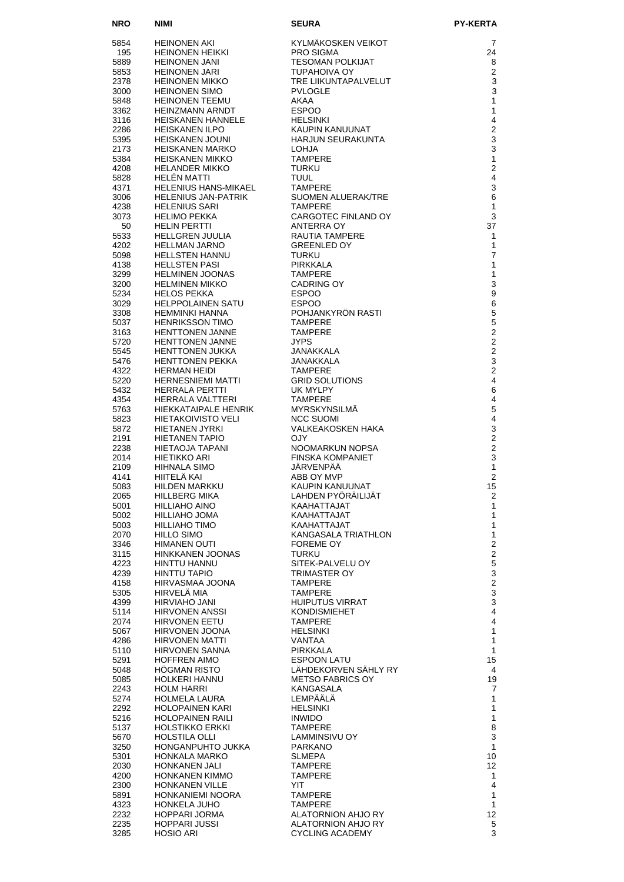| NRO | NIMI | SEURA | PY-KERTA |
|---|---|---|---|
| 5854 | HEINONEN AKI | KYLMÄKOSKEN VEIKOT | 7 |
| 195 | HEINONEN HEIKKI | PRO SIGMA | 24 |
| 5889 | HEINONEN JANI | TESOMAN POLKIJAT | 8 |
| 5853 | HEINONEN JARI | TUPAHOIVA OY | 2 |
| 2378 | HEINONEN MIKKO | TRE LIIKUNTAPALVELUT | 3 |
| 3000 | HEINONEN SIMO | PVLOGLE | 3 |
| 5848 | HEINONEN TEEMU | AKAA | 1 |
| 3362 | HEINZMANN ARNDT | ESPOO | 1 |
| 3116 | HEISKANEN HANNELE | HELSINKI | 4 |
| 2286 | HEISKANEN ILPO | KAUPIN KANUUNAT | 2 |
| 5395 | HEISKANEN JOUNI | HARJUN SEURAKUNTA | 3 |
| 2173 | HEISKANEN MARKO | LOHJA | 3 |
| 5384 | HEISKANEN MIKKO | TAMPERE | 1 |
| 4208 | HELANDER MIKKO | TURKU | 2 |
| 5828 | HELÉN MATTI | TUUL | 4 |
| 4371 | HELENIUS HANS-MIKAEL | TAMPERE | 3 |
| 3006 | HELENIUS JAN-PATRIK | SUOMEN ALUERAK/TRE | 6 |
| 4238 | HELENIUS SARI | TAMPERE | 1 |
| 3073 | HELIMO PEKKA | CARGOTEC FINLAND OY | 3 |
| 50 | HELIN PERTTI | ANTERRA OY | 37 |
| 5533 | HELLGREN JUULIA | RAUTIA TAMPERE | 1 |
| 4202 | HELLMAN JARNO | GREENLED OY | 1 |
| 5098 | HELLSTEN HANNU | TURKU | 7 |
| 4138 | HELLSTEN PASI | PIRKKALA | 1 |
| 3299 | HELMINEN JOONAS | TAMPERE | 1 |
| 3200 | HELMINEN MIKKO | CADRING OY | 3 |
| 5234 | HELOS PEKKA | ESPOO | 9 |
| 3029 | HELPPOLAINEN SATU | ESPOO | 6 |
| 3308 | HEMMINKI HANNA | POHJANKYRÖN RASTI | 5 |
| 5037 | HENRIKSSON TIMO | TAMPERE | 5 |
| 3163 | HENTTONEN JANNE | TAMPERE | 2 |
| 5720 | HENTTONEN JANNE | JYPS | 2 |
| 5545 | HENTTONEN JUKKA | JANAKKALA | 2 |
| 5476 | HENTTONEN PEKKA | JANAKKALA | 3 |
| 4322 | HERMAN HEIDI | TAMPERE | 2 |
| 5220 | HERNESNIEMI MATTI | GRID SOLUTIONS | 4 |
| 5432 | HERRALA PERTTI | UK MYLPY | 6 |
| 4354 | HERRALA VALTTERI | TAMPERE | 4 |
| 5763 | HIEKKATAIPALE HENRIK | MYRSKYNSILMÄ | 5 |
| 5823 | HIETAKOIVISTO VELI | NCC SUOMI | 4 |
| 5872 | HIETANEN JYRKI | VALKEAKOSKEN HAKA | 3 |
| 2191 | HIETANEN TAPIO | OJY | 2 |
| 2238 | HIETAOJA TAPANI | NOOMARKUN NOPSA | 2 |
| 2014 | HIETIKKO ARI | FINSKA KOMPANIET | 3 |
| 2109 | HIHNALA SIMO | JÄRVENPÄÄ | 1 |
| 4141 | HIITELÄ KAI | ABB OY MVP | 2 |
| 5083 | HILDEN MARKKU | KAUPIN KANUUNAT | 15 |
| 2065 | HILLBERG MIKA | LAHDEN PYÖRÄILIJÄT | 2 |
| 5001 | HILLIAHO AINO | KAAHATTAJAT | 1 |
| 5002 | HILLIAHO JOMA | KAAHATTAJAT | 1 |
| 5003 | HILLIAHO TIMO | KAAHATTAJAT | 1 |
| 2070 | HILLO SIMO | KANGASALA TRIATHLON | 1 |
| 3346 | HIMANEN OUTI | FOREME OY | 2 |
| 3115 | HINKKANEN JOONAS | TURKU | 2 |
| 4223 | HINTTU HANNU | SITEK-PALVELU OY | 5 |
| 4239 | HINTTU TAPIO | TRIMASTER OY | 3 |
| 4158 | HIRVASMAA JOONA | TAMPERE | 2 |
| 5305 | HIRVELÄ MIA | TAMPERE | 3 |
| 4399 | HIRVIAHO JANI | HUIPUTUS VIRRAT | 3 |
| 5114 | HIRVONEN ANSSI | KONDISMIEHET | 4 |
| 2074 | HIRVONEN EETU | TAMPERE | 4 |
| 5067 | HIRVONEN JOONA | HELSINKI | 1 |
| 4286 | HIRVONEN MATTI | VANTAA | 1 |
| 5110 | HIRVONEN SANNA | PIRKKALA | 1 |
| 5291 | HOFFREN AIMO | ESPOON LATU | 15 |
| 5048 | HÖGMAN RISTO | LÄHDEKORVEN SÄHLY RY | 4 |
| 5085 | HOLKERI HANNU | METSO FABRICS OY | 19 |
| 2243 | HOLM HARRI | KANGASALA | 7 |
| 5274 | HOLMELA LAURA | LEMPÄÄLÄ | 1 |
| 2292 | HOLOPAINEN KARI | HELSINKI | 1 |
| 5216 | HOLOPAINEN RAILI | INWIDO | 1 |
| 5137 | HOLSTIKKO ERKKI | TAMPERE | 8 |
| 5670 | HOLSTILA OLLI | LAMMINSIVU OY | 3 |
| 3250 | HONGANPUHTO JUKKA | PARKANO | 1 |
| 5301 | HONKALA MARKO | SLMEPA | 10 |
| 2030 | HONKANEN JALI | TAMPERE | 12 |
| 4200 | HONKANEN KIMMO | TAMPERE | 1 |
| 2300 | HONKANEN VILLE | YIT | 4 |
| 5891 | HONKANIEMI NOORA | TAMPERE | 1 |
| 4323 | HONKELA JUHO | TAMPERE | 1 |
| 2232 | HOPPARI JORMA | ALATORNION AHJO RY | 12 |
| 2235 | HOPPARI JUSSI | ALATORNION AHJO RY | 5 |
| 3285 | HOSIO ARI | CYCLING ACADEMY | 3 |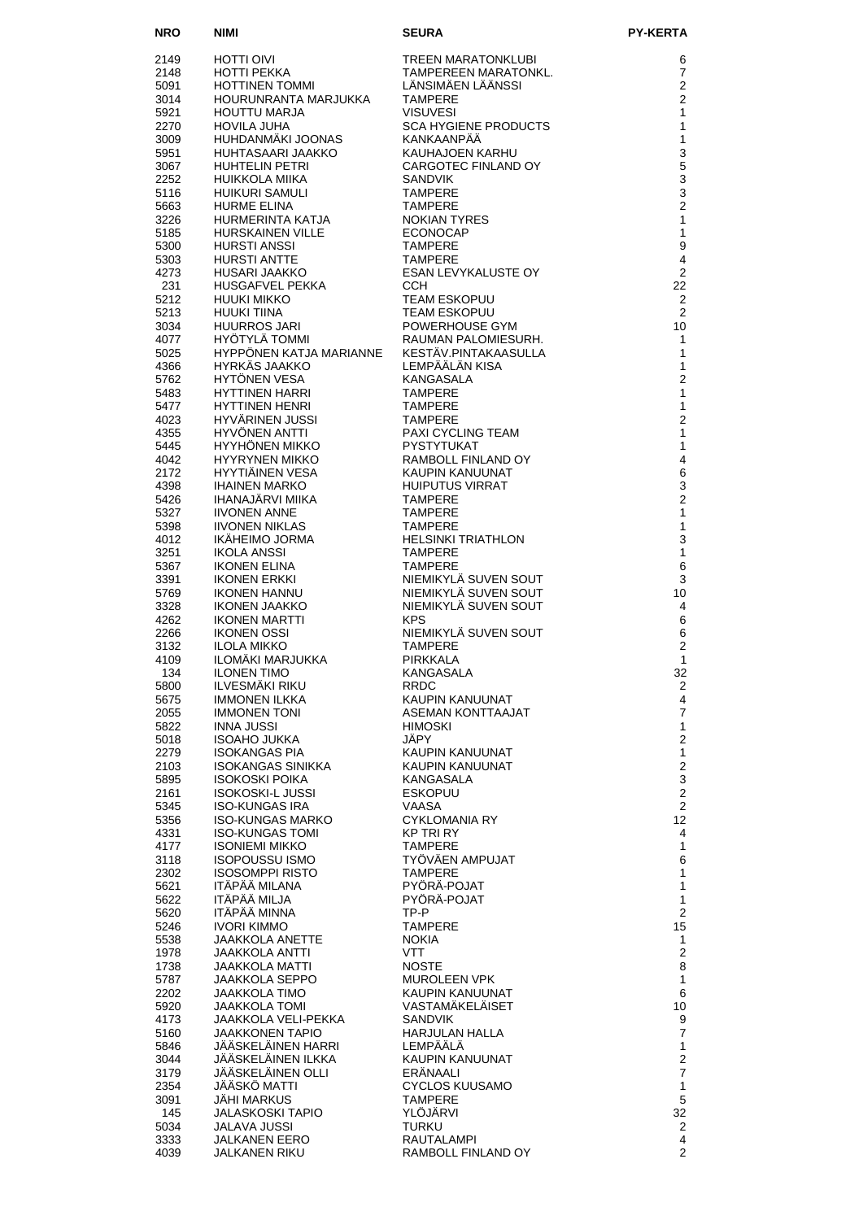| NRO | NIMI | SEURA | PY-KERTA |
|---|---|---|---|
| 2149 | HOTTI OIVI | TREEN MARATONKLUBI | 6 |
| 2148 | HOTTI PEKKA | TAMPEREEN MARATONKL. | 7 |
| 5091 | HOTTINEN TOMMI | LÄNSIMÄEN LÄÄNSSI | 2 |
| 3014 | HOURUNRANTA MARJUKKA | TAMPERE | 2 |
| 5921 | HOUTTU MARJA | VISUVESI | 1 |
| 2270 | HOVILA JUHA | SCA HYGIENE PRODUCTS | 1 |
| 3009 | HUHDANMÄKI JOONAS | KANKAANPÄÄ | 1 |
| 5951 | HUHTASAARI JAAKKO | KAUHAJOEN KARHU | 3 |
| 3067 | HUHTELIN PETRI | CARGOTEC FINLAND OY | 5 |
| 2252 | HUIKKOLA MIIKA | SANDVIK | 3 |
| 5116 | HUIKURI SAMULI | TAMPERE | 3 |
| 5663 | HURME ELINA | TAMPERE | 2 |
| 3226 | HURMERINTA KATJA | NOKIAN TYRES | 1 |
| 5185 | HURSKAINEN VILLE | ECONOCAP | 1 |
| 5300 | HURSTI ANSSI | TAMPERE | 9 |
| 5303 | HURSTI ANTTE | TAMPERE | 4 |
| 4273 | HUSARI JAAKKO | ESAN LEVYKALUSTE OY | 2 |
| 231 | HUSGAFVEL PEKKA | CCH | 22 |
| 5212 | HUUKI MIKKO | TEAM ESKOPUU | 2 |
| 5213 | HUUKI TIINA | TEAM ESKOPUU | 2 |
| 3034 | HUURROS JARI | POWERHOUSE GYM | 10 |
| 4077 | HYÖTYLÄ TOMMI | RAUMAN PALOMIESURH. | 1 |
| 5025 | HYPPÖNEN KATJA MARIANNE | KESTÄV.PINTAKAASULLA | 1 |
| 4366 | HYRKÄS JAAKKO | LEMPÄÄLÄN KISA | 1 |
| 5762 | HYTÖNEN VESA | KANGASALA | 2 |
| 5483 | HYTTINEN HARRI | TAMPERE | 1 |
| 5477 | HYTTINEN HENRI | TAMPERE | 1 |
| 4023 | HYVÄRINEN JUSSI | TAMPERE | 2 |
| 4355 | HYVÖNEN ANTTI | PAXI CYCLING TEAM | 1 |
| 5445 | HYYHÖNEN MIKKO | PYSTYTUKAT | 1 |
| 4042 | HYYRYNEN MIKKO | RAMBOLL FINLAND OY | 4 |
| 2172 | HYYTIÄINEN VESA | KAUPIN KANUUNAT | 6 |
| 4398 | IHAINEN MARKO | HUIPUTUS VIRRAT | 3 |
| 5426 | IHANAJÄRVI MIIKA | TAMPERE | 2 |
| 5327 | IIVONEN ANNE | TAMPERE | 1 |
| 5398 | IIVONEN NIKLAS | TAMPERE | 1 |
| 4012 | IKÄHEIMO JORMA | HELSINKI TRIATHLON | 3 |
| 3251 | IKOLA ANSSI | TAMPERE | 1 |
| 5367 | IKONEN ELINA | TAMPERE | 6 |
| 3391 | IKONEN ERKKI | NIEMIKYLÄ SUVEN SOUT | 3 |
| 5769 | IKONEN HANNU | NIEMIKYLÄ SUVEN SOUT | 10 |
| 3328 | IKONEN JAAKKO | NIEMIKYLÄ SUVEN SOUT | 4 |
| 4262 | IKONEN MARTTI | KPS | 6 |
| 2266 | IKONEN OSSI | NIEMIKYLÄ SUVEN SOUT | 6 |
| 3132 | ILOLA MIKKO | TAMPERE | 2 |
| 4109 | ILOMÄKI MARJUKKA | PIRKKALA | 1 |
| 134 | ILONEN TIMO | KANGASALA | 32 |
| 5800 | ILVESMÄKI RIKU | RRDC | 2 |
| 5675 | IMMONEN ILKKA | KAUPIN KANUUNAT | 4 |
| 2055 | IMMONEN TONI | ASEMAN KONTTAAJAT | 7 |
| 5822 | INNA JUSSI | HIMOSKI | 1 |
| 5018 | ISOAHO JUKKA | JÄPY | 2 |
| 2279 | ISOKANGAS PIA | KAUPIN KANUUNAT | 1 |
| 2103 | ISOKANGAS SINIKKA | KAUPIN KANUUNAT | 2 |
| 5895 | ISOKOSKI POIKA | KANGASALA | 3 |
| 2161 | ISOKOSKI-L JUSSI | ESKOPUU | 2 |
| 5345 | ISO-KUNGAS IRA | VAASA | 2 |
| 5356 | ISO-KUNGAS MARKO | CYKLOMANIA RY | 12 |
| 4331 | ISO-KUNGAS TOMI | KP TRI RY | 4 |
| 4177 | ISONIEMI MIKKO | TAMPERE | 1 |
| 3118 | ISOPOUSSU ISMO | TYÖVÄEN AMPUJAT | 6 |
| 2302 | ISOSOMPPI RISTO | TAMPERE | 1 |
| 5621 | ITÄPÄÄ MILANA | PYÖRÄ-POJAT | 1 |
| 5622 | ITÄPÄÄ MILJA | PYÖRÄ-POJAT | 1 |
| 5620 | ITÄPÄÄ MINNA | TP-P | 2 |
| 5246 | IVORI KIMMO | TAMPERE | 15 |
| 5538 | JAAKKOLA ANETTE | NOKIA | 1 |
| 1978 | JAAKKOLA ANTTI | VTT | 2 |
| 1738 | JAAKKOLA MATTI | NOSTE | 8 |
| 5787 | JAAKKOLA SEPPO | MUROLEEN VPK | 1 |
| 2202 | JAAKKOLA TIMO | KAUPIN KANUUNAT | 6 |
| 5920 | JAAKKOLA TOMI | VASTAMÄKELÄISET | 10 |
| 4173 | JAAKKOLA VELI-PEKKA | SANDVIK | 9 |
| 5160 | JAAKKONEN TAPIO | HARJULAN HALLA | 7 |
| 5846 | JÄÄSKELÄINEN HARRI | LEMPÄÄLÄ | 1 |
| 3044 | JÄÄSKELÄINEN ILKKA | KAUPIN KANUUNAT | 2 |
| 3179 | JÄÄSKELÄINEN OLLI | ERÄNAALI | 7 |
| 2354 | JÄÄSKÖ MATTI | CYCLOS KUUSAMO | 1 |
| 3091 | JÄHI MARKUS | TAMPERE | 5 |
| 145 | JALASKOSKI TAPIO | YLÖJÄRVI | 32 |
| 5034 | JALAVA JUSSI | TURKU | 2 |
| 3333 | JALKANEN EERO | RAUTALAMPI | 4 |
| 4039 | JALKANEN RIKU | RAMBOLL FINLAND OY | 2 |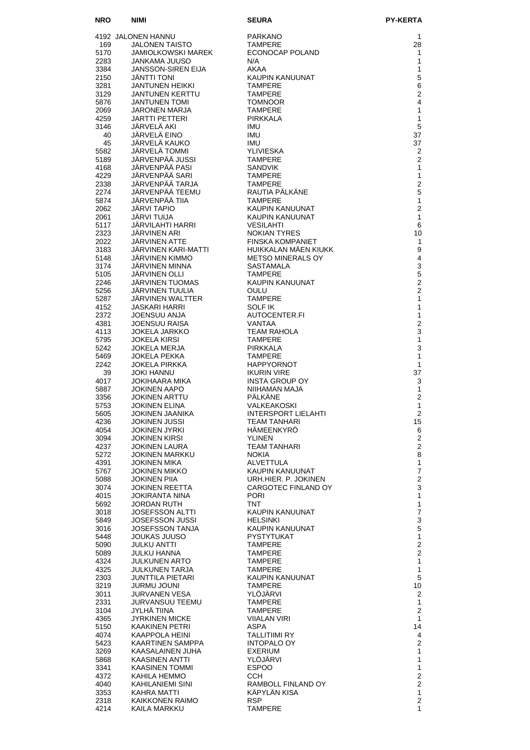| NRO | NIMI | SEURA | PY-KERTA |
|---|---|---|---|
| 4192 | JALONEN HANNU | PARKANO | 1 |
| 169 | JALONEN TAISTO | TAMPERE | 28 |
| 5170 | JAMIOLKOWSKI MAREK | ECONOCAP POLAND | 1 |
| 2283 | JANKAMA JUUSO | N/A | 1 |
| 3384 | JANSSON-SIREN EIJA | AKAA | 1 |
| 2150 | JÄNTTI TONI | KAUPIN KANUUNAT | 5 |
| 3281 | JANTUNEN HEIKKI | TAMPERE | 6 |
| 3129 | JANTUNEN KERTTU | TAMPERE | 2 |
| 5876 | JANTUNEN TOMI | TOMNOOR | 4 |
| 2069 | JARONEN MARJA | TAMPERE | 1 |
| 4259 | JARTTI PETTERI | PIRKKALA | 1 |
| 3146 | JÄRVELÄ AKI | IMU | 5 |
| 40 | JÄRVELÄ EINO | IMU | 37 |
| 45 | JÄRVELÄ KAUKO | IMU | 37 |
| 5582 | JÄRVELÄ TOMMI | YLIVIESKA | 2 |
| 5189 | JÄRVENPÄÄ JUSSI | TAMPERE | 2 |
| 4168 | JÄRVENPÄÄ PASI | SANDVIK | 1 |
| 4229 | JÄRVENPÄÄ SARI | TAMPERE | 1 |
| 2338 | JÄRVENPÄÄ TARJA | TAMPERE | 2 |
| 2274 | JÄRVENPÄÄ TEEMU | RAUTIA PÄLKÄNE | 5 |
| 5874 | JÄRVENPÄÄ TIIA | TAMPERE | 1 |
| 2062 | JÄRVI TAPIO | KAUPIN KANUUNAT | 2 |
| 2061 | JÄRVI TUIJA | KAUPIN KANUUNAT | 1 |
| 5117 | JÄRVILAHTI HARRI | VESILAHTI | 6 |
| 2323 | JÄRVINEN ARI | NOKIAN TYRES | 10 |
| 2022 | JÄRVINEN ATTE | FINSKA KOMPANIET | 1 |
| 3183 | JÄRVINEN KARI-MATTI | HUIKKALAN MÄEN KIUKK | 9 |
| 5148 | JÄRVINEN KIMMO | METSO MINERALS OY | 4 |
| 3174 | JÄRVINEN MINNA | SASTAMALA | 3 |
| 5105 | JÄRVINEN OLLI | TAMPERE | 5 |
| 2246 | JÄRVINEN TUOMAS | KAUPIN KANUUNAT | 2 |
| 5256 | JÄRVINEN TUULIA | OULU | 2 |
| 5287 | JÄRVINEN WALTTER | TAMPERE | 1 |
| 4152 | JASKARI HARRI | SOLF IK | 1 |
| 2372 | JOENSUU ANJA | AUTOCENTER.FI | 1 |
| 4381 | JOENSUU RAISA | VANTAA | 2 |
| 4113 | JOKELA JARKKO | TEAM RAHOLA | 3 |
| 5795 | JOKELA KIRSI | TAMPERE | 1 |
| 5242 | JOKELA MERJA | PIRKKALA | 3 |
| 5469 | JOKELA PEKKA | TAMPERE | 1 |
| 2242 | JOKELA PIRKKA | HAPPYORNOT | 1 |
| 39 | JOKI HANNU | IKURIN VIRE | 37 |
| 4017 | JOKIHAARA MIKA | INSTA GROUP OY | 3 |
| 5887 | JOKINEN AAPO | NIIHAMAN MAJA | 1 |
| 3356 | JOKINEN ARTTU | PÄLKÄNE | 2 |
| 5753 | JOKINEN ELINA | VALKEAKOSKI | 1 |
| 5605 | JOKINEN JAANIKA | INTERSPORT LIELAHTI | 2 |
| 4236 | JOKINEN JUSSI | TEAM TANHARI | 15 |
| 4054 | JOKINEN JYRKI | HÄMEENKYRÖ | 6 |
| 3094 | JOKINEN KIRSI | YLINEN | 2 |
| 4237 | JOKINEN LAURA | TEAM TANHARI | 2 |
| 5272 | JOKINEN MARKKU | NOKIA | 8 |
| 4391 | JOKINEN MIKA | ALVETTULA | 1 |
| 5767 | JOKINEN MIKKO | KAUPIN KANUUNAT | 7 |
| 5088 | JOKINEN PIIA | URH.HIER. P. JOKINEN | 2 |
| 3074 | JOKINEN REETTA | CARGOTEC FINLAND OY | 3 |
| 4015 | JOKIRANTA NINA | PORI | 1 |
| 5692 | JORDAN RUTH | TNT | 1 |
| 3018 | JOSEFSSON ALTTI | KAUPIN KANUUNAT | 7 |
| 5849 | JOSEFSSON JUSSI | HELSINKI | 3 |
| 3016 | JOSEFSSON TANJA | KAUPIN KANUUNAT | 5 |
| 5448 | JOUKAS JUUSO | PYSTYTUKAT | 1 |
| 5090 | JULKU ANTTI | TAMPERE | 2 |
| 5089 | JULKU HANNA | TAMPERE | 2 |
| 4324 | JULKUNEN ARTO | TAMPERE | 1 |
| 4325 | JULKUNEN TARJA | TAMPERE | 1 |
| 2303 | JUNTTILA PIETARI | KAUPIN KANUUNAT | 5 |
| 3219 | JURMU JOUNI | TAMPERE | 10 |
| 3011 | JURVANEN VESA | YLÖJÄRVI | 2 |
| 2331 | JURVANSUU TEEMU | TAMPERE | 1 |
| 3104 | JYLHÄ TIINA | TAMPERE | 2 |
| 4365 | JYRKINEN MICKE | VIIALAN VIRI | 1 |
| 5150 | KAAKINEN PETRI | ASPA | 14 |
| 4074 | KAAPPOLA HEINI | TALLITIIMI RY | 4 |
| 5423 | KAARTINEN SAMPPA | INTOPALO OY | 2 |
| 3269 | KAASALAINEN JUHA | EXERIUM | 1 |
| 5868 | KAASINEN ANTTI | YLÖJÄRVI | 1 |
| 3341 | KAASINEN TOMMI | ESPOO | 1 |
| 4372 | KAHILA HEMMO | CCH | 2 |
| 4040 | KAHILANIEMI SINI | RAMBOLL FINLAND OY | 2 |
| 3353 | KAHRA MATTI | KÄPYLÄN KISA | 1 |
| 2318 | KAIKKONEN RAIMO | RSP | 2 |
| 4214 | KAILA MARKKU | TAMPERE | 1 |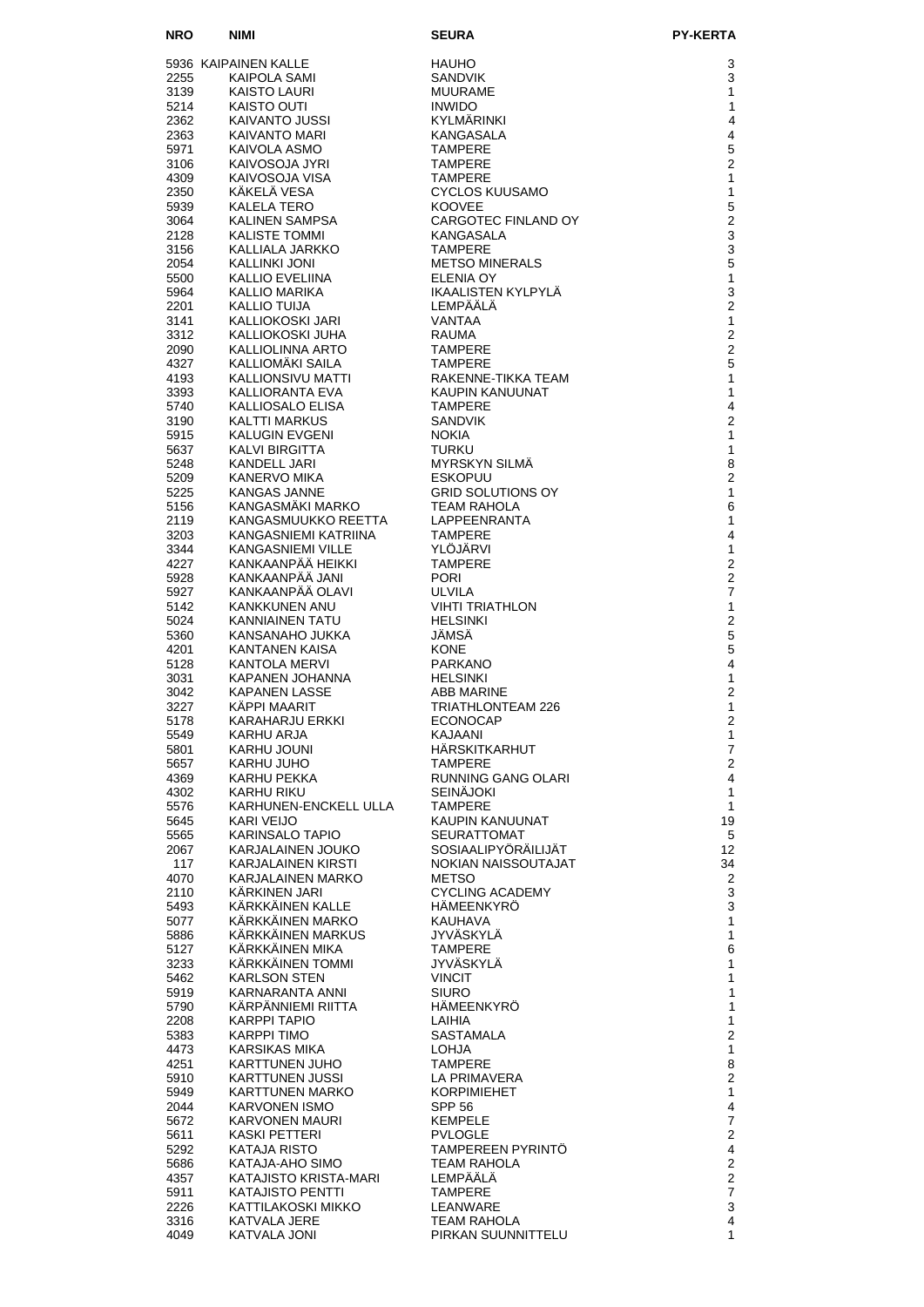| NRO | NIMI | SEURA | PY-KERTA |
| --- | --- | --- | --- |
| 5936 | KAIPAINEN KALLE | HAUHO | 3 |
| 2255 | KAIPOLA SAMI | SANDVIK | 3 |
| 3139 | KAISTO LAURI | MUURAME | 1 |
| 5214 | KAISTO OUTI | INWIDO | 1 |
| 2362 | KAIVANTO JUSSI | KYLMÄRINKI | 4 |
| 2363 | KAIVANTO MARI | KANGASALA | 4 |
| 5971 | KAIVOLA ASMO | TAMPERE | 5 |
| 3106 | KAIVOSOJA JYRI | TAMPERE | 2 |
| 4309 | KAIVOSOJA VISA | TAMPERE | 1 |
| 2350 | KÄKELÄ VESA | CYCLOS KUUSAMO | 1 |
| 5939 | KALELA TERO | KOOVEE | 5 |
| 3064 | KALINEN SAMPSA | CARGOTEC FINLAND OY | 2 |
| 2128 | KALISTE TOMMI | KANGASALA | 3 |
| 3156 | KALLIALA JARKKO | TAMPERE | 3 |
| 2054 | KALLINKI JONI | METSO MINERALS | 5 |
| 5500 | KALLIO EVELIINA | ELENIA OY | 1 |
| 5964 | KALLIO MARIKA | IKAALISTEN KYLPYLÄ | 3 |
| 2201 | KALLIO TUIJA | LEMPÄÄLÄ | 2 |
| 3141 | KALLIOKOSKI JARI | VANTAA | 1 |
| 3312 | KALLIOKOSKI JUHA | RAUMA | 2 |
| 2090 | KALLIOLINNA ARTO | TAMPERE | 2 |
| 4327 | KALLIOMÄKI SAILA | TAMPERE | 5 |
| 4193 | KALLIONSIVU MATTI | RAKENNE-TIKKA TEAM | 1 |
| 3393 | KALLIORANTA EVA | KAUPIN KANUUNAT | 1 |
| 5740 | KALLIOSALO ELISA | TAMPERE | 4 |
| 3190 | KALTTI MARKUS | SANDVIK | 2 |
| 5915 | KALUGIN EVGENI | NOKIA | 1 |
| 5637 | KALVI BIRGITTA | TURKU | 1 |
| 5248 | KANDELL JARI | MYRSKYN SILMÄ | 8 |
| 5209 | KANERVO MIKA | ESKOPUU | 2 |
| 5225 | KANGAS JANNE | GRID SOLUTIONS OY | 1 |
| 5156 | KANGASMÄKI MARKO | TEAM RAHOLA | 6 |
| 2119 | KANGASMUUKKO REETTA | LAPPEENRANTA | 1 |
| 3203 | KANGASNIEMI KATRIINA | TAMPERE | 4 |
| 3344 | KANGASNIEMI VILLE | YLÖJÄRVI | 1 |
| 4227 | KANKAANPÄÄ HEIKKI | TAMPERE | 2 |
| 5928 | KANKAANPÄÄ JANI | PORI | 2 |
| 5927 | KANKAANPÄÄ OLAVI | ULVILA | 7 |
| 5142 | KANKKUNEN ANU | VIHTI TRIATHLON | 1 |
| 5024 | KANNIAINEN TATU | HELSINKI | 2 |
| 5360 | KANSANAHO JUKKA | JÄMSÄ | 5 |
| 4201 | KANTANEN KAISA | KONE | 5 |
| 5128 | KANTOLA MERVI | PARKANO | 4 |
| 3031 | KAPANEN JOHANNA | HELSINKI | 1 |
| 3042 | KAPANEN LASSE | ABB MARINE | 2 |
| 3227 | KÄPPI MAARIT | TRIATHLONTEAM 226 | 1 |
| 5178 | KARAHARJU ERKKI | ECONOCAP | 2 |
| 5549 | KARHU ARJA | KAJAANI | 1 |
| 5801 | KARHU JOUNI | HÄRSKITKARHUT | 7 |
| 5657 | KARHU JUHO | TAMPERE | 2 |
| 4369 | KARHU PEKKA | RUNNING GANG OLARI | 4 |
| 4302 | KARHU RIKU | SEINÄJOKI | 1 |
| 5576 | KARHUNEN-ENCKELL ULLA | TAMPERE | 1 |
| 5645 | KARI VEIJO | KAUPIN KANUUNAT | 19 |
| 5565 | KARINSALO TAPIO | SEURATTOMAT | 5 |
| 2067 | KARJALAINEN JOUKO | SOSIAALIPYÖRÄILIJÄT | 12 |
| 117 | KARJALAINEN KIRSTI | NOKIAN NAISSOUTAJAT | 34 |
| 4070 | KARJALAINEN MARKO | METSO | 2 |
| 2110 | KÄRKINEN JARI | CYCLING ACADEMY | 3 |
| 5493 | KÄRKKÄINEN KALLE | HÄMEENKYRÖ | 3 |
| 5077 | KÄRKKÄINEN MARKO | KAUHAVA | 1 |
| 5886 | KÄRKKÄINEN MARKUS | JYVÄSKYLÄ | 1 |
| 5127 | KÄRKKÄINEN MIKA | TAMPERE | 6 |
| 3233 | KÄRKKÄINEN TOMMI | JYVÄSKYLÄ | 1 |
| 5462 | KARLSON STEN | VINCIT | 1 |
| 5919 | KARNARANTA ANNI | SIURO | 1 |
| 5790 | KÄRPÄNNIEMI RIITTA | HÄMEENKYRÖ | 1 |
| 2208 | KARPPI TAPIO | LAIHIA | 1 |
| 5383 | KARPPI TIMO | SASTAMALA | 2 |
| 4473 | KARSIKAS MIKA | LOHJA | 1 |
| 4251 | KARTTUNEN JUHO | TAMPERE | 8 |
| 5910 | KARTTUNEN JUSSI | LA PRIMAVERA | 2 |
| 5949 | KARTTUNEN MARKO | KORPIMIEHET | 1 |
| 2044 | KARVONEN ISMO | SPP 56 | 4 |
| 5672 | KARVONEN MAURI | KEMPELE | 7 |
| 5611 | KASKI PETTERI | PVLOGLE | 2 |
| 5292 | KATAJA RISTO | TAMPEREEN PYRINTÖ | 4 |
| 5686 | KATAJA-AHO SIMO | TEAM RAHOLA | 2 |
| 4357 | KATAJISTO KRISTA-MARI | LEMPÄÄLÄ | 2 |
| 5911 | KATAJISTO PENTTI | TAMPERE | 7 |
| 2226 | KATTILAKOSKI MIKKO | LEANWARE | 3 |
| 3316 | KATVALA JERE | TEAM RAHOLA | 4 |
| 4049 | KATVALA JONI | PIRKAN SUUNNITTELU | 1 |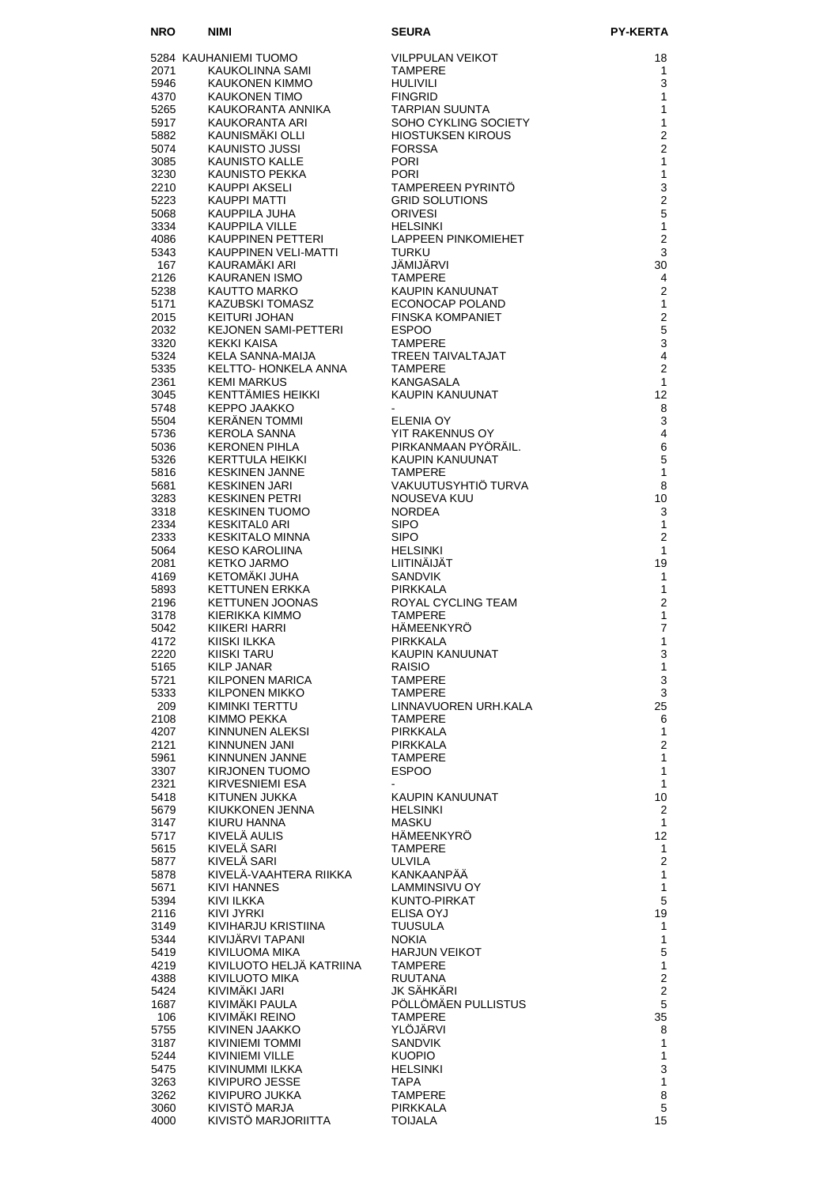| NRO | NIMI | SEURA | PY-KERTA |
|---|---|---|---|
| 5284 | KAUHANIEMI TUOMO | VILPPULAN VEIKOT | 18 |
| 2071 | KAUKOLINNA SAMI | TAMPERE | 1 |
| 5946 | KAUKONEN KIMMO | HULIVILI | 3 |
| 4370 | KAUKONEN TIMO | FINGRID | 1 |
| 5265 | KAUKORANTA ANNIKA | TARPIAN SUUNTA | 1 |
| 5917 | KAUKORANTA ARI | SOHO CYKLING SOCIETY | 1 |
| 5882 | KAUNISMÄKI OLLI | HIOSTUKSEN KIROUS | 2 |
| 5074 | KAUNISTO JUSSI | FORSSA | 2 |
| 3085 | KAUNISTO KALLE | PORI | 1 |
| 3230 | KAUNISTO PEKKA | PORI | 1 |
| 2210 | KAUPPI AKSELI | TAMPEREEN PYRINTÖ | 3 |
| 5223 | KAUPPI MATTI | GRID SOLUTIONS | 2 |
| 5068 | KAUPPILA JUHA | ORIVESI | 5 |
| 3334 | KAUPPILA VILLE | HELSINKI | 1 |
| 4086 | KAUPPINEN PETTERI | LAPPEEN PINKOMIEHET | 2 |
| 5343 | KAUPPINEN VELI-MATTI | TURKU | 3 |
| 167 | KAURAMÄKI ARI | JÄMIJÄRVI | 30 |
| 2126 | KAURANEN ISMO | TAMPERE | 4 |
| 5238 | KAUTTO MARKO | KAUPIN KANUUNAT | 2 |
| 5171 | KAZUBSKI TOMASZ | ECONOCAP POLAND | 1 |
| 2015 | KEITURI JOHAN | FINSKA KOMPANIET | 2 |
| 2032 | KEJONEN SAMI-PETTERI | ESPOO | 5 |
| 3320 | KEKKI KAISA | TAMPERE | 3 |
| 5324 | KELA SANNA-MAIJA | TREEN TAIVALTAJAT | 4 |
| 5335 | KELTTO- HONKELA ANNA | TAMPERE | 2 |
| 2361 | KEMI MARKUS | KANGASALA | 1 |
| 3045 | KENTTÄMIES HEIKKI | KAUPIN KANUUNAT | 12 |
| 5748 | KEPPO JAAKKO | - | 8 |
| 5504 | KERÄNEN TOMMI | ELENIA OY | 3 |
| 5736 | KEROLA SANNA | YIT RAKENNUS OY | 4 |
| 5036 | KERONEN PIHLA | PIRKANMAAN PYÖRÄIL. | 6 |
| 5326 | KERTTULA HEIKKI | KAUPIN KANUUNAT | 5 |
| 5816 | KESKINEN JANNE | TAMPERE | 1 |
| 5681 | KESKINEN JARI | VAKUUTUSYHTIÖ TURVA | 8 |
| 3283 | KESKINEN PETRI | NOUSEVA KUU | 10 |
| 3318 | KESKINEN TUOMO | NORDEA | 3 |
| 2334 | KESKITAL0 ARI | SIPO | 1 |
| 2333 | KESKITALO MINNA | SIPO | 2 |
| 5064 | KESO KAROLIINA | HELSINKI | 1 |
| 2081 | KETKO JARMO | LIITINÄIJÄT | 19 |
| 4169 | KETOMÄKI JUHA | SANDVIK | 1 |
| 5893 | KETTUNEN ERKKA | PIRKKALA | 1 |
| 2196 | KETTUNEN JOONAS | ROYAL CYCLING TEAM | 2 |
| 3178 | KIERIKKA KIMMO | TAMPERE | 1 |
| 5042 | KIIKERI HARRI | HÄMEENKYRÖ | 7 |
| 4172 | KIISKI ILKKA | PIRKKALA | 1 |
| 2220 | KIISKI TARU | KAUPIN KANUUNAT | 3 |
| 5165 | KILP JANAR | RAISIO | 1 |
| 5721 | KILPONEN MARICA | TAMPERE | 3 |
| 5333 | KILPONEN MIKKO | TAMPERE | 3 |
| 209 | KIMINKI TERTTU | LINNAVUOREN URH.KALA | 25 |
| 2108 | KIMMO PEKKA | TAMPERE | 6 |
| 4207 | KINNUNEN ALEKSI | PIRKKALA | 1 |
| 2121 | KINNUNEN JANI | PIRKKALA | 2 |
| 5961 | KINNUNEN JANNE | TAMPERE | 1 |
| 3307 | KIRJONEN TUOMO | ESPOO | 1 |
| 2321 | KIRVESNIEMI ESA | - | 1 |
| 5418 | KITUNEN JUKKA | KAUPIN KANUUNAT | 10 |
| 5679 | KIUKKONEN JENNA | HELSINKI | 2 |
| 3147 | KIURU HANNA | MASKU | 1 |
| 5717 | KIVELÄ AULIS | HÄMEENKYRÖ | 12 |
| 5615 | KIVELÄ SARI | TAMPERE | 1 |
| 5877 | KIVELÄ SARI | ULVILA | 2 |
| 5878 | KIVELÄ-VAAHTERA RIIKKA | KANKAANPÄÄ | 1 |
| 5671 | KIVI HANNES | LAMMINSIVU OY | 1 |
| 5394 | KIVI ILKKA | KUNTO-PIRKAT | 5 |
| 2116 | KIVI JYRKI | ELISA OYJ | 19 |
| 3149 | KIVIHARJU KRISTIINA | TUUSULA | 1 |
| 5344 | KIVIJÄRVI TAPANI | NOKIA | 1 |
| 5419 | KIVILUOMA MIKA | HARJUN VEIKOT | 5 |
| 4219 | KIVILUOTO HELJÄ KATRIINA | TAMPERE | 1 |
| 4388 | KIVILUOTO MIKA | RUUTANA | 2 |
| 5424 | KIVIMÄKI JARI | JK SÄHKÄRI | 2 |
| 1687 | KIVIMÄKI PAULA | PÖLLÖMÄEN PULLISTUS | 5 |
| 106 | KIVIMÄKI REINO | TAMPERE | 35 |
| 5755 | KIVINEN JAAKKO | YLÖJÄRVI | 8 |
| 3187 | KIVINIEMI TOMMI | SANDVIK | 1 |
| 5244 | KIVINIEMI VILLE | KUOPIO | 1 |
| 5475 | KIVINUMMI ILKKA | HELSINKI | 3 |
| 3263 | KIVIPURO JESSE | TAPA | 1 |
| 3262 | KIVIPURO JUKKA | TAMPERE | 8 |
| 3060 | KIVISTÖ MARJA | PIRKKALA | 5 |
| 4000 | KIVISTÖ MARJORIITTA | TOIJALA | 15 |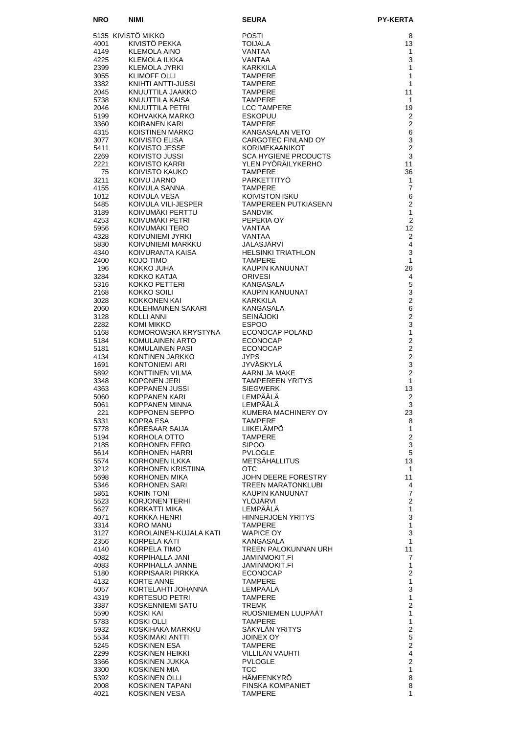| NRO | NIMI | SEURA | PY-KERTA |
| --- | --- | --- | --- |
| 5135 | KIVISTÖ MIKKO | POSTI | 8 |
| 4001 | KIVISTÖ PEKKA | TOIJALA | 13 |
| 4149 | KLEMOLA AINO | VANTAA | 1 |
| 4225 | KLEMOLA ILKKA | VANTAA | 3 |
| 2399 | KLEMOLA JYRKI | KARKKILA | 1 |
| 3055 | KLIMOFF OLLI | TAMPERE | 1 |
| 3382 | KNIHTI ANTTI-JUSSI | TAMPERE | 1 |
| 2045 | KNUUTTILA JAAKKO | TAMPERE | 11 |
| 5738 | KNUUTTILA KAISA | TAMPERE | 1 |
| 2046 | KNUUTTILA PETRI | LCC TAMPERE | 19 |
| 5199 | KOHVAKKA MARKO | ESKOPUU | 2 |
| 3360 | KOIRANEN KARI | TAMPERE | 2 |
| 4315 | KOISTINEN MARKO | KANGASALAN VETO | 6 |
| 3077 | KOIVISTO ELISA | CARGOTEC FINLAND OY | 3 |
| 5411 | KOIVISTO JESSE | KORIMEKAANIKOT | 2 |
| 2269 | KOIVISTO JUSSI | SCA HYGIENE PRODUCTS | 3 |
| 2221 | KOIVISTO KARRI | YLEN PYÖRÄILYKERHO | 11 |
| 75 | KOIVISTO KAUKO | TAMPERE | 36 |
| 3211 | KOIVU JARNO | PARKETTITYÖ | 1 |
| 4155 | KOIVULA SANNA | TAMPERE | 7 |
| 1012 | KOIVULA VESA | KOIVISTON ISKU | 6 |
| 5485 | KOIVULA VILI-JESPER | TAMPEREEN PUTKIASENN | 2 |
| 3189 | KOIVUMÄKI PERTTU | SANDVIK | 1 |
| 4253 | KOIVUMÄKI PETRI | PEPEKIA OY | 2 |
| 5956 | KOIVUMÄKI TERO | VANTAA | 12 |
| 4328 | KOIVUNIEMI JYRKI | VANTAA | 2 |
| 5830 | KOIVUNIEMI MARKKU | JALASJÄRVI | 4 |
| 4340 | KOIVURANTA KAISA | HELSINKI TRIATHLON | 3 |
| 2400 | KOJO TIMO | TAMPERE | 1 |
| 196 | KOKKO JUHA | KAUPIN KANUUNAT | 26 |
| 3284 | KOKKO KATJA | ORIVESI | 4 |
| 5316 | KOKKO PETTERI | KANGASALA | 5 |
| 2168 | KOKKO SOILI | KAUPIN KANUUNAT | 3 |
| 3028 | KOKKONEN KAI | KARKKILA | 2 |
| 2060 | KOLEHMAINEN SAKARI | KANGASALA | 6 |
| 3128 | KOLLI ANNI | SEINÄJOKI | 2 |
| 2282 | KOMI MIKKO | ESPOO | 3 |
| 5168 | KOMOROWSKA KRYSTYNA | ECONOCAP POLAND | 1 |
| 5184 | KOMULAINEN ARTO | ECONOCAP | 2 |
| 5181 | KOMULAINEN PASI | ECONOCAP | 2 |
| 4134 | KONTINEN JARKKO | JYPS | 2 |
| 1691 | KONTONIEMI ARI | JYVÄSKYLÄ | 3 |
| 5892 | KONTTINEN VILMA | AARNI JA MAKE | 2 |
| 3348 | KOPONEN JERI | TAMPEREEN YRITYS | 1 |
| 4363 | KOPPANEN JUSSI | SIEGWERK | 13 |
| 5060 | KOPPANEN KARI | LEMPÄÄLÄ | 2 |
| 5061 | KOPPANEN MINNA | LEMPÄÄLÄ | 3 |
| 221 | KOPPONEN SEPPO | KUMERA MACHINERY OY | 23 |
| 5331 | KOPRA ESA | TAMPERE | 8 |
| 5778 | KÕRESAAR SAIJA | LIIKELÄMPÖ | 1 |
| 5194 | KORHOLA OTTO | TAMPERE | 2 |
| 2185 | KORHONEN EERO | SIPOO | 3 |
| 5614 | KORHONEN HARRI | PVLOGLE | 5 |
| 5574 | KORHONEN ILKKA | METSÄHALLITUS | 13 |
| 3212 | KORHONEN KRISTIINA | OTC | 1 |
| 5698 | KORHONEN MIKA | JOHN DEERE FORESTRY | 11 |
| 5346 | KORHONEN SARI | TREEN MARATONKLUBI | 4 |
| 5861 | KORIN TONI | KAUPIN KANUUNAT | 7 |
| 5523 | KORJONEN TERHI | YLÖJÄRVI | 2 |
| 5627 | KORKATTI MIKA | LEMPÄÄLÄ | 1 |
| 4071 | KORKKA HENRI | HINNERJOEN YRITYS | 3 |
| 3314 | KORO MANU | TAMPERE | 1 |
| 3127 | KOROLAINEN-KUJALA KATI | WAPICE OY | 3 |
| 2356 | KORPELA KATI | KANGASALA | 1 |
| 4140 | KORPELA TIMO | TREEN PALOKUNNAN URH | 11 |
| 4082 | KORPIHALLA JANI | JAMINMOKIT.FI | 7 |
| 4083 | KORPIHALLA JANNE | JAMINMOKIT.FI | 1 |
| 5180 | KORPISAARI PIRKKA | ECONOCAP | 2 |
| 4132 | KORTE ANNE | TAMPERE | 1 |
| 5057 | KORTELAHTI JOHANNA | LEMPÄÄLÄ | 3 |
| 4319 | KORTESUO PETRI | TAMPERE | 1 |
| 3387 | KOSKENNIEMI SATU | TREMK | 2 |
| 5590 | KOSKI KAI | RUOSNIEMEN LUUPÄÄT | 1 |
| 5783 | KOSKI OLLI | TAMPERE | 1 |
| 5932 | KOSKIHAKA MARKKU | SÄKYLÄN YRITYS | 2 |
| 5534 | KOSKIMÄKI ANTTI | JOINEX OY | 5 |
| 5245 | KOSKINEN ESA | TAMPERE | 2 |
| 2299 | KOSKINEN HEIKKI | VILLILÄN VAUHTI | 4 |
| 3366 | KOSKINEN JUKKA | PVLOGLE | 2 |
| 3300 | KOSKINEN MIA | TCC | 1 |
| 5392 | KOSKINEN OLLI | HÄMEENKYRÖ | 8 |
| 2008 | KOSKINEN TAPANI | FINSKA KOMPANIET | 8 |
| 4021 | KOSKINEN VESA | TAMPERE | 1 |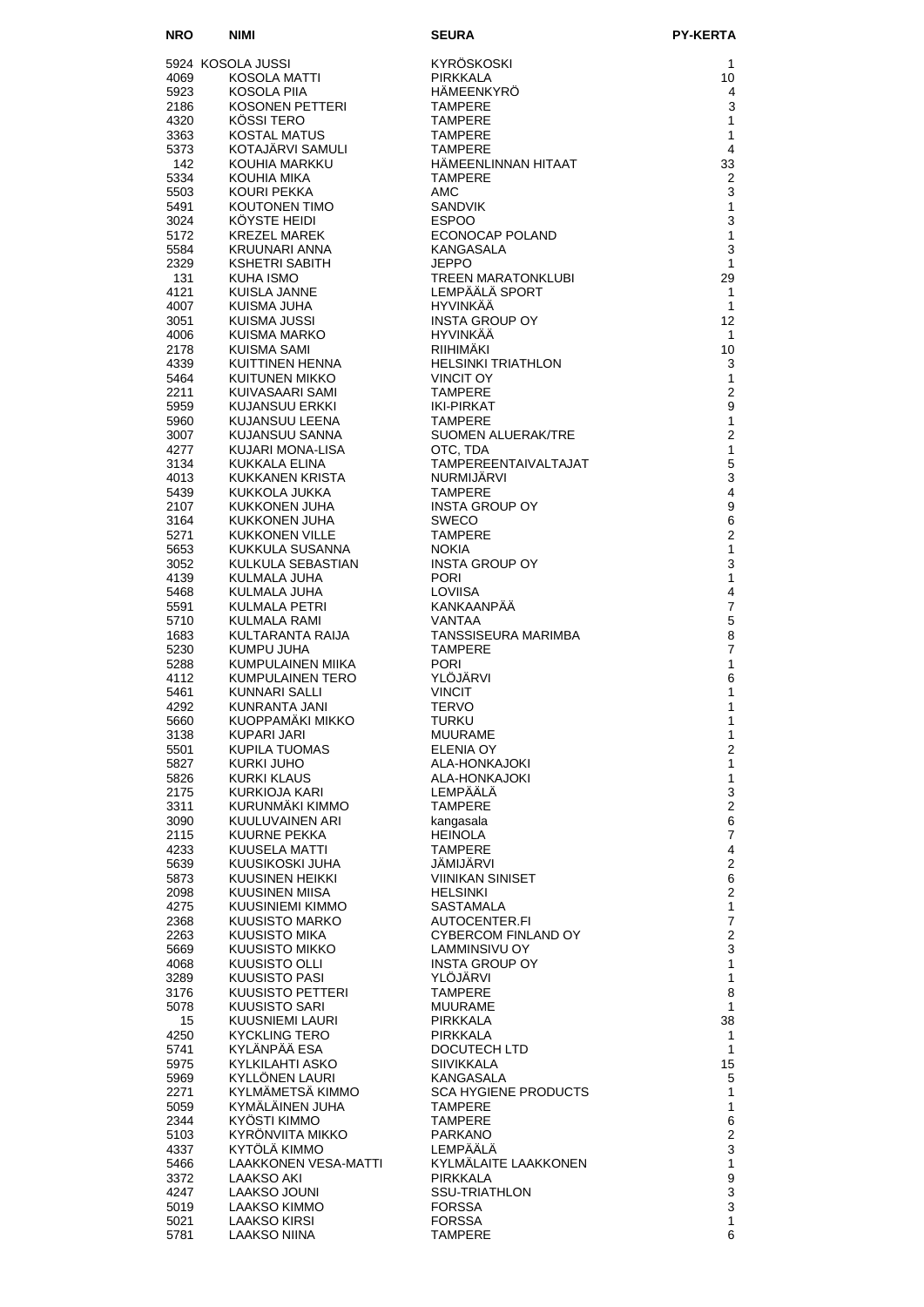| NRO | NIMI | SEURA | PY-KERTA |
|---|---|---|---|
| 5924 | KOSOLA JUSSI | KYRÖSKOSKI | 1 |
| 4069 | KOSOLA MATTI | PIRKKALA | 10 |
| 5923 | KOSOLA PIIA | HÄMEENKYRÖ | 4 |
| 2186 | KOSONEN PETTERI | TAMPERE | 3 |
| 4320 | KÖSSI TERO | TAMPERE | 1 |
| 3363 | KOSTAL MATUS | TAMPERE | 1 |
| 5373 | KOTAJÄRVI SAMULI | TAMPERE | 4 |
| 142 | KOUHIA MARKKU | HÄMEENLINNAN HITAAT | 33 |
| 5334 | KOUHIA MIKA | TAMPERE | 2 |
| 5503 | KOURI PEKKA | AMC | 3 |
| 5491 | KOUTONEN TIMO | SANDVIK | 1 |
| 3024 | KÖYSTE HEIDI | ESPOO | 3 |
| 5172 | KREZEL MAREK | ECONOCAP POLAND | 1 |
| 5584 | KRUUNARI ANNA | KANGASALA | 3 |
| 2329 | KSHETRI SABITH | JEPPO | 1 |
| 131 | KUHA ISMO | TREEN MARATONKLUBI | 29 |
| 4121 | KUISLA JANNE | LEMPÄÄLÄ SPORT | 1 |
| 4007 | KUISMA JUHA | HYVINKÄÄ | 1 |
| 3051 | KUISMA JUSSI | INSTA GROUP OY | 12 |
| 4006 | KUISMA MARKO | HYVINKÄÄ | 1 |
| 2178 | KUISMA SAMI | RIIHIMÄKI | 10 |
| 4339 | KUITTINEN HENNA | HELSINKI TRIATHLON | 3 |
| 5464 | KUITUNEN MIKKO | VINCIT OY | 1 |
| 2211 | KUIVASAARI SAMI | TAMPERE | 2 |
| 5959 | KUJANSUU ERKKI | IKI-PIRKAT | 9 |
| 5960 | KUJANSUU LEENA | TAMPERE | 1 |
| 3007 | KUJANSUU SANNA | SUOMEN ALUERAK/TRE | 2 |
| 4277 | KUJARI MONA-LISA | OTC, TDA | 1 |
| 3134 | KUKKALA ELINA | TAMPEREENTAIVALTAJAT | 5 |
| 4013 | KUKKANEN KRISTA | NURMIJÄRVI | 3 |
| 5439 | KUKKOLA JUKKA | TAMPERE | 4 |
| 2107 | KUKKONEN JUHA | INSTA GROUP OY | 9 |
| 3164 | KUKKONEN JUHA | SWECO | 6 |
| 5271 | KUKKONEN VILLE | TAMPERE | 2 |
| 5653 | KUKKULA SUSANNA | NOKIA | 1 |
| 3052 | KULKULA SEBASTIAN | INSTA GROUP OY | 3 |
| 4139 | KULMALA JUHA | PORI | 1 |
| 5468 | KULMALA JUHA | LOVIISA | 4 |
| 5591 | KULMALA PETRI | KANKAANPÄÄ | 7 |
| 5710 | KULMALA RAMI | VANTAA | 5 |
| 1683 | KULTARANTA RAIJA | TANSSISEURA MARIMBA | 8 |
| 5230 | KUMPU JUHA | TAMPERE | 7 |
| 5288 | KUMPULAINEN MIIKA | PORI | 1 |
| 4112 | KUMPULAINEN TERO | YLÖJÄRVI | 6 |
| 5461 | KUNNARI SALLI | VINCIT | 1 |
| 4292 | KUNRANTA JANI | TERVO | 1 |
| 5660 | KUOPPAMÄKI MIKKO | TURKU | 1 |
| 3138 | KUPARI JARI | MUURAME | 1 |
| 5501 | KUPILA TUOMAS | ELENIA OY | 2 |
| 5827 | KURKI JUHO | ALA-HONKAJOKI | 1 |
| 5826 | KURKI KLAUS | ALA-HONKAJOKI | 1 |
| 2175 | KURKIOJA KARI | LEMPÄÄLÄ | 3 |
| 3311 | KURUNMÄKI KIMMO | TAMPERE | 2 |
| 3090 | KUULUVAINEN ARI | kangasala | 6 |
| 2115 | KUURNE PEKKA | HEINOLA | 7 |
| 4233 | KUUSELA MATTI | TAMPERE | 4 |
| 5639 | KUUSIKOSKI JUHA | JÄMIJÄRVI | 2 |
| 5873 | KUUSINEN HEIKKI | VIINIKAN SINISET | 6 |
| 2098 | KUUSINEN MIISA | HELSINKI | 2 |
| 4275 | KUUSINIEMI KIMMO | SASTAMALA | 1 |
| 2368 | KUUSISTO MARKO | AUTOCENTER.FI | 7 |
| 2263 | KUUSISTO MIKA | CYBERCOM FINLAND OY | 2 |
| 5669 | KUUSISTO MIKKO | LAMMINSIVU OY | 3 |
| 4068 | KUUSISTO OLLI | INSTA GROUP OY | 1 |
| 3289 | KUUSISTO PASI | YLÖJÄRVI | 1 |
| 3176 | KUUSISTO PETTERI | TAMPERE | 8 |
| 5078 | KUUSISTO SARI | MUURAME | 1 |
| 15 | KUUSNIEMI LAURI | PIRKKALA | 38 |
| 4250 | KYCKLING TERO | PIRKKALA | 1 |
| 5741 | KYLÄNPÄÄ ESA | DOCUTECH LTD | 1 |
| 5975 | KYLKILAHTI ASKO | SIIVIKKALA | 15 |
| 5969 | KYLLÖNEN LAURI | KANGASALA | 5 |
| 2271 | KYLMÄMETSÄ KIMMO | SCA HYGIENE PRODUCTS | 1 |
| 5059 | KYMÄLÄINEN JUHA | TAMPERE | 1 |
| 2344 | KYÖSTI KIMMO | TAMPERE | 6 |
| 5103 | KYRÖNVIITA MIKKO | PARKANO | 2 |
| 4337 | KYTÖLÄ KIMMO | LEMPÄÄLÄ | 3 |
| 5466 | LAAKKONEN VESA-MATTI | KYLMÄLAITE LAAKKONEN | 1 |
| 3372 | LAAKSO AKI | PIRKKALA | 9 |
| 4247 | LAAKSO JOUNI | SSU-TRIATHLON | 3 |
| 5019 | LAAKSO KIMMO | FORSSA | 3 |
| 5021 | LAAKSO KIRSI | FORSSA | 1 |
| 5781 | LAAKSO NIINA | TAMPERE | 6 |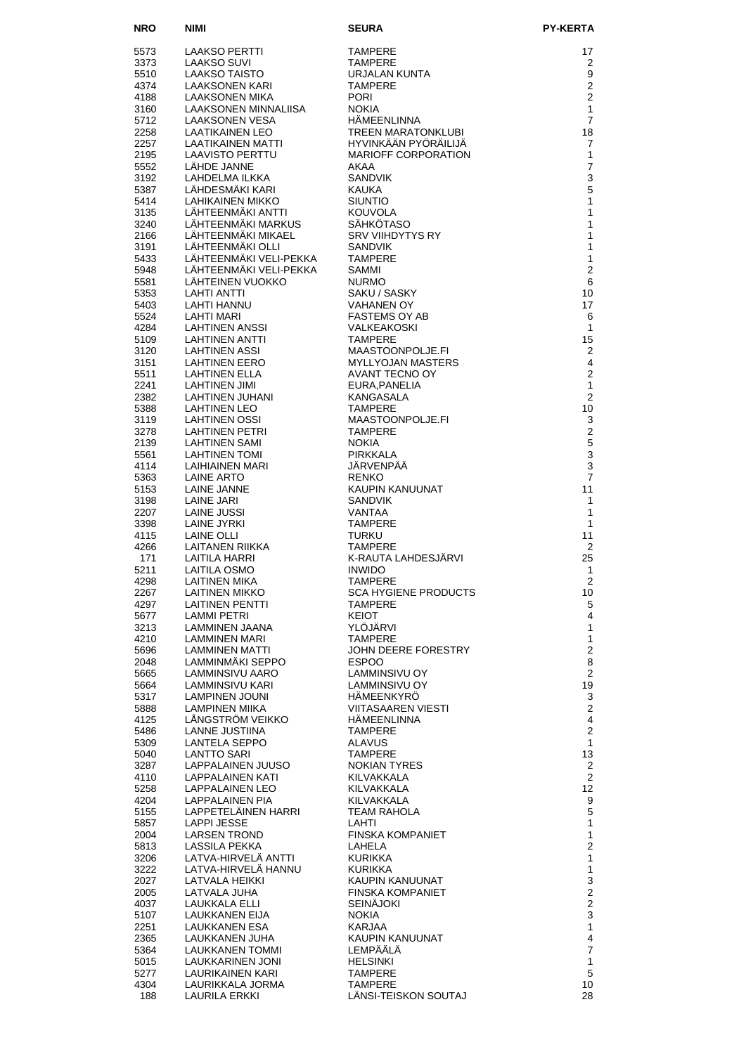| NRO | NIMI | SEURA | PY-KERTA |
|---|---|---|---|
| 5573 | LAAKSO PERTTI | TAMPERE | 17 |
| 3373 | LAAKSO SUVI | TAMPERE | 2 |
| 5510 | LAAKSO TAISTO | URJALAN KUNTA | 9 |
| 4374 | LAAKSONEN KARI | TAMPERE | 2 |
| 4188 | LAAKSONEN MIKA | PORI | 2 |
| 3160 | LAAKSONEN MINNALIISA | NOKIA | 1 |
| 5712 | LAAKSONEN VESA | HÄMEENLINNA | 7 |
| 2258 | LAATIKAINEN LEO | TREEN MARATONKLUBI | 18 |
| 2257 | LAATIKAINEN MATTI | HYVINKÄÄN PYÖRÄILIJÄ | 7 |
| 2195 | LAAVISTO PERTTU | MARIOFF CORPORATION | 1 |
| 5552 | LÄHDE JANNE | AKAA | 7 |
| 3192 | LAHDELMA ILKKA | SANDVIK | 3 |
| 5387 | LÄHDESMÄKI KARI | KAUKA | 5 |
| 5414 | LAHIKAINEN MIKKO | SIUNTIO | 1 |
| 3135 | LÄHTEENMÄKI ANTTI | KOUVOLA | 1 |
| 3240 | LÄHTEENMÄKI MARKUS | SÄHKÖTASO | 1 |
| 2166 | LÄHTEENMÄKI MIKAEL | SRV VIIHDYTYS RY | 1 |
| 3191 | LÄHTEENMÄKI OLLI | SANDVIK | 1 |
| 5433 | LÄHTEENMÄKI VELI-PEKKA | TAMPERE | 1 |
| 5948 | LÄHTEENMÄKI VELI-PEKKA | SAMMI | 2 |
| 5581 | LÄHTEINEN VUOKKO | NURMO | 6 |
| 5353 | LAHTI ANTTI | SAKU / SASKY | 10 |
| 5403 | LAHTI HANNU | VAHANEN OY | 17 |
| 5524 | LAHTI MARI | FASTEMS OY AB | 6 |
| 4284 | LAHTINEN ANSSI | VALKEAKOSKI | 1 |
| 5109 | LAHTINEN ANTTI | TAMPERE | 15 |
| 3120 | LAHTINEN ASSI | MAASTOONPOLJE.FI | 2 |
| 3151 | LAHTINEN EERO | MYLLYOJAN MASTERS | 4 |
| 5511 | LAHTINEN ELLA | AVANT TECNO OY | 2 |
| 2241 | LAHTINEN JIMI | EURA,PANELIA | 1 |
| 2382 | LAHTINEN JUHANI | KANGASALA | 2 |
| 5388 | LAHTINEN LEO | TAMPERE | 10 |
| 3119 | LAHTINEN OSSI | MAASTOONPOLJE.FI | 3 |
| 3278 | LAHTINEN PETRI | TAMPERE | 2 |
| 2139 | LAHTINEN SAMI | NOKIA | 5 |
| 5561 | LAHTINEN TOMI | PIRKKALA | 3 |
| 4114 | LAIHIAINEN MARI | JÄRVENPÄÄ | 3 |
| 5363 | LAINE ARTO | RENKO | 7 |
| 5153 | LAINE JANNE | KAUPIN KANUUNAT | 11 |
| 3198 | LAINE JARI | SANDVIK | 1 |
| 2207 | LAINE JUSSI | VANTAA | 1 |
| 3398 | LAINE JYRKI | TAMPERE | 1 |
| 4115 | LAINE OLLI | TURKU | 11 |
| 4266 | LAITANEN RIIKKA | TAMPERE | 2 |
| 171 | LAITILA HARRI | K-RAUTA LAHDESJÄRVI | 25 |
| 5211 | LAITILA OSMO | INWIDO | 1 |
| 4298 | LAITINEN MIKA | TAMPERE | 2 |
| 2267 | LAITINEN MIKKO | SCA HYGIENE PRODUCTS | 10 |
| 4297 | LAITINEN PENTTI | TAMPERE | 5 |
| 5677 | LAMMI PETRI | KEIOT | 4 |
| 3213 | LAMMINEN JAANA | YLÖJÄRVI | 1 |
| 4210 | LAMMINEN MARI | TAMPERE | 1 |
| 5696 | LAMMINEN MATTI | JOHN DEERE FORESTRY | 2 |
| 2048 | LAMMINMÄKI SEPPO | ESPOO | 8 |
| 5665 | LAMMINSIVU AARO | LAMMINSIVU OY | 2 |
| 5664 | LAMMINSIVU KARI | LAMMINSIVU OY | 19 |
| 5317 | LAMPINEN JOUNI | HÄMEENKYRÖ | 3 |
| 5888 | LAMPINEN MIIKA | VIITASAAREN VIESTI | 2 |
| 4125 | LÅNGSTRÖM VEIKKO | HÄMEENLINNA | 4 |
| 5486 | LANNE JUSTIINA | TAMPERE | 2 |
| 5309 | LANTELA SEPPO | ALAVUS | 1 |
| 5040 | LANTTO SARI | TAMPERE | 13 |
| 3287 | LAPPALAINEN JUUSO | NOKIAN TYRES | 2 |
| 4110 | LAPPALAINEN KATI | KILVAKKALA | 2 |
| 5258 | LAPPALAINEN LEO | KILVAKKALA | 12 |
| 4204 | LAPPALAINEN PIA | KILVAKKALA | 9 |
| 5155 | LAPPETELÄINEN HARRI | TEAM RAHOLA | 5 |
| 5857 | LAPPI JESSE | LAHTI | 1 |
| 2004 | LARSEN TROND | FINSKA KOMPANIET | 1 |
| 5813 | LASSILA PEKKA | LAHELA | 2 |
| 3206 | LATVA-HIRVELÄ ANTTI | KURIKKA | 1 |
| 3222 | LATVA-HIRVELÄ HANNU | KURIKKA | 1 |
| 2027 | LATVALA HEIKKI | KAUPIN KANUUNAT | 3 |
| 2005 | LATVALA JUHA | FINSKA KOMPANIET | 2 |
| 4037 | LAUKKALA ELLI | SEINÄJOKI | 2 |
| 5107 | LAUKKANEN EIJA | NOKIA | 3 |
| 2251 | LAUKKANEN ESA | KARJAA | 1 |
| 2365 | LAUKKANEN JUHA | KAUPIN KANUUNAT | 4 |
| 5364 | LAUKKANEN TOMMI | LEMPÄÄLÄ | 7 |
| 5015 | LAUKKARINEN JONI | HELSINKI | 1 |
| 5277 | LAURIKAINEN KARI | TAMPERE | 5 |
| 4304 | LAURIKKALA JORMA | TAMPERE | 10 |
| 188 | LAURILA ERKKI | LÄNSI-TEISKON SOUTAJ | 28 |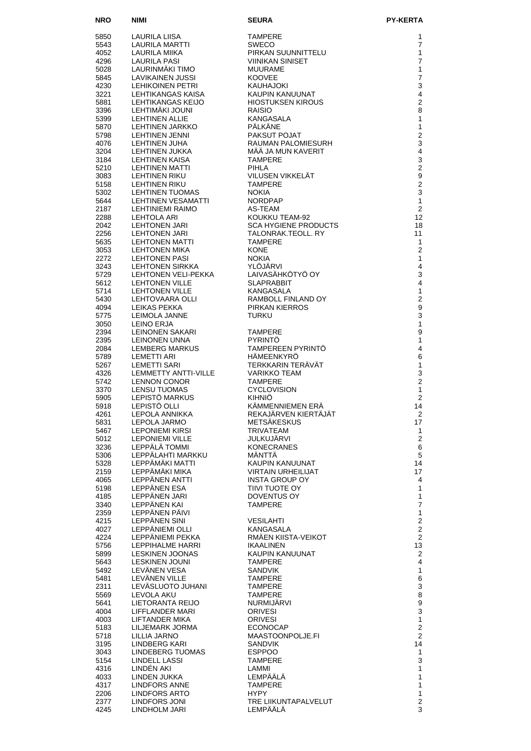| NRO | NIMI | SEURA | PY-KERTA |
|---|---|---|---|
| 5850 | LAURILA LIISA | TAMPERE | 1 |
| 5543 | LAURILA MARTTI | SWECO | 7 |
| 4052 | LAURILA MIIKA | PIRKAN SUUNNITTELU | 1 |
| 4296 | LAURILA PASI | VIINIKAN SINISET | 7 |
| 5028 | LAURINMÄKI TIMO | MUURAME | 1 |
| 5845 | LAVIKAINEN JUSSI | KOOVEE | 7 |
| 4230 | LEHIKOINEN PETRI | KAUHAJOKI | 3 |
| 3221 | LEHTIKANGAS KAISA | KAUPIN KANUUNAT | 4 |
| 5881 | LEHTIKANGAS KEIJO | HIOSTUKSEN KIROUS | 2 |
| 3396 | LEHTIMÄKI JOUNI | RAISIO | 8 |
| 5399 | LEHTINEN ALLIE | KANGASALA | 1 |
| 5870 | LEHTINEN JARKKO | PÄLKÄNE | 1 |
| 5798 | LEHTINEN JENNI | PAKSUT POJAT | 2 |
| 4076 | LEHTINEN JUHA | RAUMAN PALOMIESURH | 3 |
| 3204 | LEHTINEN JUKKA | MÄÄ JA MUN KAVERIT | 4 |
| 3184 | LEHTINEN KAISA | TAMPERE | 3 |
| 5210 | LEHTINEN MATTI | PIHLA | 2 |
| 3083 | LEHTINEN RIKU | VILUSEN VIKKELÄT | 9 |
| 5158 | LEHTINEN RIKU | TAMPERE | 2 |
| 5302 | LEHTINEN TUOMAS | NOKIA | 3 |
| 5644 | LEHTINEN VESAMATTI | NORDPAP | 1 |
| 2187 | LEHTINIEMI RAIMO | AS-TEAM | 2 |
| 2288 | LEHTOLA ARI | KOUKKU TEAM-92 | 12 |
| 2042 | LEHTONEN JARI | SCA HYGIENE PRODUCTS | 18 |
| 2256 | LEHTONEN JARI | TALONRAK.TEOLL. RY | 11 |
| 5635 | LEHTONEN MATTI | TAMPERE | 1 |
| 3053 | LEHTONEN MIKA | KONE | 2 |
| 2272 | LEHTONEN PASI | NOKIA | 1 |
| 3243 | LEHTONEN SIRKKA | YLÖJÄRVI | 4 |
| 5729 | LEHTONEN VELI-PEKKA | LAIVASÄHKÖTYÖ OY | 3 |
| 5612 | LEHTONEN VILLE | SLAPRABBIT | 4 |
| 5714 | LEHTONEN VILLE | KANGASALA | 1 |
| 5430 | LEHTOVAARA OLLI | RAMBOLL FINLAND OY | 2 |
| 4094 | LEIKAS PEKKA | PIRKAN KIERROS | 9 |
| 5775 | LEIMOLA JANNE | TURKU | 3 |
| 3050 | LEINO ERJA | | 1 |
| 2394 | LEINONEN SAKARI | TAMPERE | 9 |
| 2395 | LEINONEN UNNA | PYRINTÖ | 1 |
| 2084 | LEMBERG MARKUS | TAMPEREEN PYRINTÖ | 4 |
| 5789 | LEMETTI ARI | HÄMEENKYRÖ | 6 |
| 5267 | LEMETTI SARI | TERKKARIN TERÄVÄT | 1 |
| 4326 | LEMMETTY ANTTI-VILLE | VARIKKO TEAM | 3 |
| 5742 | LENNON CONOR | TAMPERE | 2 |
| 3370 | LENSU TUOMAS | CYCLOVISION | 1 |
| 5905 | LEPISTÖ MARKUS | KIHNIÖ | 2 |
| 5918 | LEPISTÖ OLLI | KÄMMENNIEMEN ERÄ | 14 |
| 4261 | LEPOLA ANNIKKA | REKAJÄRVEN KIERTÄJÄT | 2 |
| 5831 | LEPOLA JARMO | METSÄKESKUS | 17 |
| 5467 | LEPONIEMI KIRSI | TRIVATEAM | 1 |
| 5012 | LEPONIEMI VILLE | JULKUJÄRVI | 2 |
| 3236 | LEPPÄLÄ TOMMI | KONECRANES | 6 |
| 5306 | LEPPÄLAHTI MARKKU | MÄNTTÄ | 5 |
| 5328 | LEPPÄMÄKI MATTI | KAUPIN KANUUNAT | 14 |
| 2159 | LEPPÄMÄKI MIKA | VIRTAIN URHEILIJAT | 17 |
| 4065 | LEPPÄNEN ANTTI | INSTA GROUP OY | 4 |
| 5198 | LEPPÄNEN ESA | TIIVI TUOTE OY | 1 |
| 4185 | LEPPÄNEN JARI | DOVENTUS OY | 1 |
| 3340 | LEPPÄNEN KAI | TAMPERE | 7 |
| 2359 | LEPPÄNEN PÄIVI | | 1 |
| 4215 | LEPPÄNEN SINI | VESILAHTI | 2 |
| 4027 | LEPPÄNIEMI OLLI | KANGASALA | 2 |
| 4224 | LEPPÄNIEMI PEKKA | RMÄEN KIISTA-VEIKOT | 2 |
| 5756 | LEPPIHALME HARRI | IKAALINEN | 13 |
| 5899 | LESKINEN JOONAS | KAUPIN KANUUNAT | 2 |
| 5643 | LESKINEN JOUNI | TAMPERE | 4 |
| 5492 | LEVÄNEN VESA | SANDVIK | 1 |
| 5481 | LEVÄNEN VILLE | TAMPERE | 6 |
| 2311 | LEVÄSLUOTO JUHANI | TAMPERE | 3 |
| 5569 | LEVOLA AKU | TAMPERE | 8 |
| 5641 | LIETORANTA REIJO | NURMIJÄRVI | 9 |
| 4004 | LIFFLANDER MARI | ORIVESI | 3 |
| 4003 | LIFTANDER MIKA | ORIVESI | 1 |
| 5183 | LILJEMARK JORMA | ECONOCAP | 2 |
| 5718 | LILLIA JARNO | MAASTOONPOLJE.FI | 2 |
| 3195 | LINDBERG KARI | SANDVIK | 14 |
| 3043 | LINDEBERG TUOMAS | ESPPOO | 1 |
| 5154 | LINDELL LASSI | TAMPERE | 3 |
| 4316 | LINDÉN AKI | LAMMI | 1 |
| 4033 | LINDEN JUKKA | LEMPÄÄLÄ | 1 |
| 4317 | LINDFORS ANNE | TAMPERE | 1 |
| 2206 | LINDFORS ARTO | HYPY | 1 |
| 2377 | LINDFORS JONI | TRE LIIKUNTAPALVELUT | 2 |
| 4245 | LINDHOLM JARI | LEMPÄÄLÄ | 3 |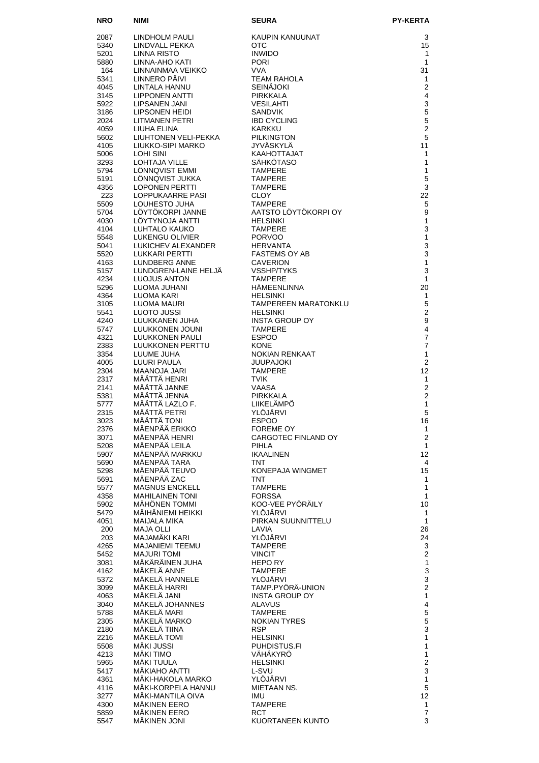| NRO | NIMI | SEURA | PY-KERTA |
|---|---|---|---|
| 2087 | LINDHOLM PAULI | KAUPIN KANUUNAT | 3 |
| 5340 | LINDVALL PEKKA | OTC | 15 |
| 5201 | LINNA RISTO | INWIDO | 1 |
| 5880 | LINNA-AHO KATI | PORI | 1 |
| 164 | LINNAINMAA VEIKKO | VVA | 31 |
| 5341 | LINNERO PÄIVI | TEAM RAHOLA | 1 |
| 4045 | LINTALA HANNU | SEINÄJOKI | 2 |
| 3145 | LIPPONEN ANTTI | PIRKKALA | 4 |
| 5922 | LIPSANEN JANI | VESILAHTI | 3 |
| 3186 | LIPSONEN HEIDI | SANDVIK | 5 |
| 2024 | LITMANEN PETRI | IBD CYCLING | 5 |
| 4059 | LIUHA ELINA | KARKKU | 2 |
| 5602 | LIUHTONEN VELI-PEKKA | PILKINGTON | 5 |
| 4105 | LIUKKO-SIPI MARKO | JYVÄSKYLÄ | 11 |
| 5006 | LOHI SINI | KAAHOTTAJAT | 1 |
| 3293 | LOHTAJA VILLE | SÄHKÖTASO | 1 |
| 5794 | LÖNNQVIST EMMI | TAMPERE | 1 |
| 5191 | LÖNNQVIST JUKKA | TAMPERE | 5 |
| 4356 | LOPONEN PERTTI | TAMPERE | 3 |
| 223 | LOPPUKAARRE PASI | CLOY | 22 |
| 5509 | LOUHESTO JUHA | TAMPERE | 5 |
| 5704 | LÖYTÖKORPI JANNE | AATSTO LÖYTÖKORPI OY | 9 |
| 4030 | LÖYTYNOJA ANTTI | HELSINKI | 1 |
| 4104 | LUHTALO KAUKO | TAMPERE | 3 |
| 5548 | LUKENGU OLIVIER | PORVOO | 1 |
| 5041 | LUKICHEV ALEXANDER | HERVANTA | 3 |
| 5520 | LUKKARI PERTTI | FASTEMS OY AB | 3 |
| 4163 | LUNDBERG ANNE | CAVERION | 1 |
| 5157 | LUNDGREN-LAINE HELJÄ | VSSHP/TYKS | 3 |
| 4234 | LUOJUS ANTON | TAMPERE | 1 |
| 5296 | LUOMA JUHANI | HÄMEENLINNA | 20 |
| 4364 | LUOMA KARI | HELSINKI | 1 |
| 3105 | LUOMA MAURI | TAMPEREEN MARATONKLU | 5 |
| 5541 | LUOTO JUSSI | HELSINKI | 2 |
| 4240 | LUUKKANEN JUHA | INSTA GROUP OY | 9 |
| 5747 | LUUKKONEN JOUNI | TAMPERE | 4 |
| 4321 | LUUKKONEN PAULI | ESPOO | 7 |
| 2383 | LUUKKONEN PERTTU | KONE | 7 |
| 3354 | LUUME JUHA | NOKIAN RENKAAT | 1 |
| 4005 | LUURI PAULA | JUUPAJOKI | 2 |
| 2304 | MAANOJA JARI | TAMPERE | 12 |
| 2317 | MÄÄTTÄ HENRI | TVIK | 1 |
| 2141 | MÄÄTTÄ JANNE | VAASA | 2 |
| 5381 | MÄÄTTÄ JENNA | PIRKKALA | 2 |
| 5777 | MÄÄTTÄ LAZLO F. | LIIKELÄMPÖ | 1 |
| 2315 | MÄÄTTÄ PETRI | YLÖJÄRVI | 5 |
| 3023 | MÄÄTTÄ TONI | ESPOO | 16 |
| 2376 | MÄENPÄÄ ERKKO | FOREME OY | 1 |
| 3071 | MÄENPÄÄ HENRI | CARGOTEC FINLAND OY | 2 |
| 5208 | MÄENPÄÄ LEILA | PIHLA | 1 |
| 5907 | MÄENPÄÄ MARKKU | IKAALINEN | 12 |
| 5690 | MÄENPÄÄ TARA | TNT | 4 |
| 5298 | MÄENPÄÄ TEUVO | KONEPAJA WINGMET | 15 |
| 5691 | MÄENPÄÄ ZAC | TNT | 1 |
| 5577 | MAGNUS ENCKELL | TAMPERE | 1 |
| 4358 | MAHILAINEN TONI | FORSSA | 1 |
| 5902 | MÄHÖNEN TOMMI | KOO-VEE PYÖRÄILY | 10 |
| 5479 | MÄIHÄNIEMI HEIKKI | YLÖJÄRVI | 1 |
| 4051 | MAIJALA MIKA | PIRKAN SUUNNITTELU | 1 |
| 200 | MAJA OLLI | LAVIA | 26 |
| 203 | MAJAMÄKI KARI | YLÖJÄRVI | 24 |
| 4265 | MAJANIEMI TEEMU | TAMPERE | 3 |
| 5452 | MAJURI TOMI | VINCIT | 2 |
| 3081 | MÄKÄRÄINEN JUHA | HEPO RY | 1 |
| 4162 | MÄKELÄ ANNE | TAMPERE | 3 |
| 5372 | MÄKELÄ HANNELE | YLÖJÄRVI | 3 |
| 3099 | MÄKELÄ HARRI | TAMP.PYÖRÄ-UNION | 2 |
| 4063 | MÄKELÄ JANI | INSTA GROUP OY | 1 |
| 3040 | MÄKELÄ JOHANNES | ALAVUS | 4 |
| 5788 | MÄKELÄ MARI | TAMPERE | 5 |
| 2305 | MÄKELÄ MARKO | NOKIAN TYRES | 5 |
| 2180 | MÄKELÄ TIINA | RSP | 3 |
| 2216 | MÄKELÄ TOMI | HELSINKI | 1 |
| 5508 | MÄKI JUSSI | PUHDISTUS.FI | 1 |
| 4213 | MÄKI TIMO | VÄHÄKYRÖ | 1 |
| 5965 | MÄKI TUULA | HELSINKI | 2 |
| 5417 | MÄKIAHO ANTTI | L-SVU | 3 |
| 4361 | MÄKI-HAKOLA MARKO | YLÖJÄRVI | 1 |
| 4116 | MÄKI-KORPELA HANNU | MIETAAN NS. | 5 |
| 3277 | MÄKI-MANTILA OIVA | IMU | 12 |
| 4300 | MÄKINEN EERO | TAMPERE | 1 |
| 5859 | MÄKINEN EERO | RCT | 7 |
| 5547 | MÄKINEN JONI | KUORTANEEN KUNTO | 3 |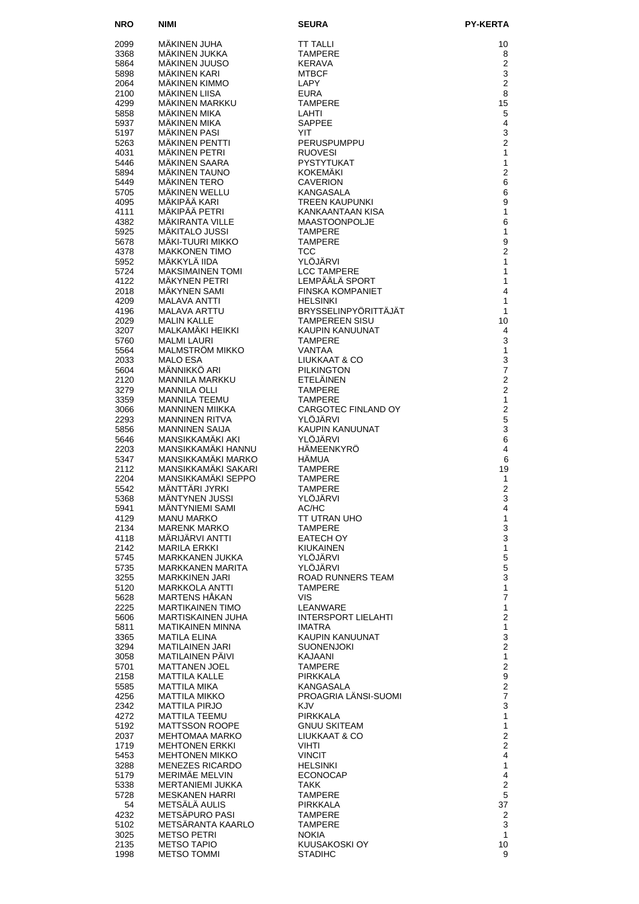| NRO | NIMI | SEURA | PY-KERTA |
|---|---|---|---|
| 2099 | MÄKINEN JUHA | TT TALLI | 10 |
| 3368 | MÄKINEN JUKKA | TAMPERE | 8 |
| 5864 | MÄKINEN JUUSO | KERAVA | 2 |
| 5898 | MÄKINEN KARI | MTBCF | 3 |
| 2064 | MÄKINEN KIMMO | LAPY | 2 |
| 2100 | MÄKINEN LIISA | EURA | 8 |
| 4299 | MÄKINEN MARKKU | TAMPERE | 15 |
| 5858 | MÄKINEN MIKA | LAHTI | 5 |
| 5937 | MÄKINEN MIKA | SAPPEE | 4 |
| 5197 | MÄKINEN PASI | YIT | 3 |
| 5263 | MÄKINEN PENTTI | PERUSPUMPPU | 2 |
| 4031 | MÄKINEN PETRI | RUOVESI | 1 |
| 5446 | MÄKINEN SAARA | PYSTYTUKAT | 1 |
| 5894 | MÄKINEN TAUNO | KOKEMÄKI | 2 |
| 5449 | MÄKINEN TERO | CAVERION | 6 |
| 5705 | MÄKINEN WELLU | KANGASALA | 6 |
| 4095 | MÄKIPÄÄ KARI | TREEN KAUPUNKI | 9 |
| 4111 | MÄKIPÄÄ PETRI | KANKAANTAAN KISA | 1 |
| 4382 | MÄKIRANTA VILLE | MAASTOONPOLJE | 6 |
| 5925 | MÄKITALO JUSSI | TAMPERE | 1 |
| 5678 | MÄKI-TUURI MIKKO | TAMPERE | 9 |
| 4378 | MAKKONEN TIMO | TCC | 2 |
| 5952 | MÄKKYLÄ IIDA | YLÖJÄRVI | 1 |
| 5724 | MAKSIMAINEN TOMI | LCC TAMPERE | 1 |
| 4122 | MÄKYNEN PETRI | LEMPÄÄLÄ SPORT | 1 |
| 2018 | MÄKYNEN SAMI | FINSKA KOMPANIET | 4 |
| 4209 | MALAVA ANTTI | HELSINKI | 1 |
| 4196 | MALAVA ARTTU | BRYSSELINPYÖRITTÄJÄT | 1 |
| 2029 | MALIN KALLE | TAMPEREEN SISU | 10 |
| 3207 | MALKAMÄKI HEIKKI | KAUPIN KANUUNAT | 4 |
| 5760 | MALMI LAURI | TAMPERE | 3 |
| 5564 | MALMSTRÖM MIKKO | VANTAA | 1 |
| 2033 | MALO ESA | LIUKKAAT & CO | 3 |
| 5604 | MÄNNIKKÖ ARI | PILKINGTON | 7 |
| 2120 | MANNILA MARKKU | ETELÄINEN | 2 |
| 3279 | MANNILA OLLI | TAMPERE | 2 |
| 3359 | MANNILA TEEMU | TAMPERE | 1 |
| 3066 | MANNINEN MIIKKA | CARGOTEC FINLAND OY | 2 |
| 2293 | MANNINEN RITVA | YLÖJÄRVI | 5 |
| 5856 | MANNINEN SAIJA | KAUPIN KANUUNAT | 3 |
| 5646 | MANSIKKAMÄKI AKI | YLÖJÄRVI | 6 |
| 2203 | MANSIKKAMÄKI HANNU | HÄMEENKYRÖ | 4 |
| 5347 | MANSIKKAMÄKI MARKO | HÄMUA | 6 |
| 2112 | MANSIKKAMÄKI SAKARI | TAMPERE | 19 |
| 2204 | MANSIKKAMÄKI SEPPO | TAMPERE | 1 |
| 5542 | MÄNTTÄRI JYRKI | TAMPERE | 2 |
| 5368 | MÄNTYNEN JUSSI | YLÖJÄRVI | 3 |
| 5941 | MÄNTYNIEMI SAMI | AC/HC | 4 |
| 4129 | MANU MARKO | TT UTRAN UHO | 1 |
| 2134 | MARENK MARKO | TAMPERE | 3 |
| 4118 | MÄRIJÄRVI ANTTI | EATECH OY | 3 |
| 2142 | MARILA ERKKI | KIUKAINEN | 1 |
| 5745 | MARKKANEN JUKKA | YLÖJÄRVI | 5 |
| 5735 | MARKKANEN MARITA | YLÖJÄRVI | 5 |
| 3255 | MARKKINEN JARI | ROAD RUNNERS TEAM | 3 |
| 5120 | MARKKOLA ANTTI | TAMPERE | 1 |
| 5628 | MARTENS HÅKAN | VIS | 7 |
| 2225 | MARTIKAINEN TIMO | LEANWARE | 1 |
| 5606 | MARTISKAINEN JUHA | INTERSPORT LIELAHTI | 2 |
| 5811 | MATIKAINEN MINNA | IMATRA | 1 |
| 3365 | MATILA ELINA | KAUPIN KANUUNAT | 3 |
| 3294 | MATILAINEN JARI | SUONENJOKI | 2 |
| 3058 | MATILAINEN PÄIVI | KAJAANI | 1 |
| 5701 | MATTANEN JOEL | TAMPERE | 2 |
| 2158 | MATTILA KALLE | PIRKKALA | 9 |
| 5585 | MATTILA MIKA | KANGASALA | 2 |
| 4256 | MATTILA MIKKO | PROAGRIA LÄNSI-SUOMI | 7 |
| 2342 | MATTILA PIRJO | KJV | 3 |
| 4272 | MATTILA TEEMU | PIRKKALA | 1 |
| 5192 | MATTSSON ROOPE | GNUU SKITEAM | 1 |
| 2037 | MEHTOMAA MARKO | LIUKKAAT & CO | 2 |
| 1719 | MEHTONEN ERKKI | VIHTI | 2 |
| 5453 | MEHTONEN MIKKO | VINCIT | 4 |
| 3288 | MENEZES RICARDO | HELSINKI | 1 |
| 5179 | MERIMÄE MELVIN | ECONOCAP | 4 |
| 5338 | MERTANIEMI JUKKA | TAKK | 2 |
| 5728 | MESKANEN HARRI | TAMPERE | 5 |
| 54 | METSÄLÄ AULIS | PIRKKALA | 37 |
| 4232 | METSÄPURO PASI | TAMPERE | 2 |
| 5102 | METSÄRANTA KAARLO | TAMPERE | 3 |
| 3025 | METSO PETRI | NOKIA | 1 |
| 2135 | METSO TAPIO | KUUSAKOSKI OY | 10 |
| 1998 | METSO TOMMI | STADIHC | 9 |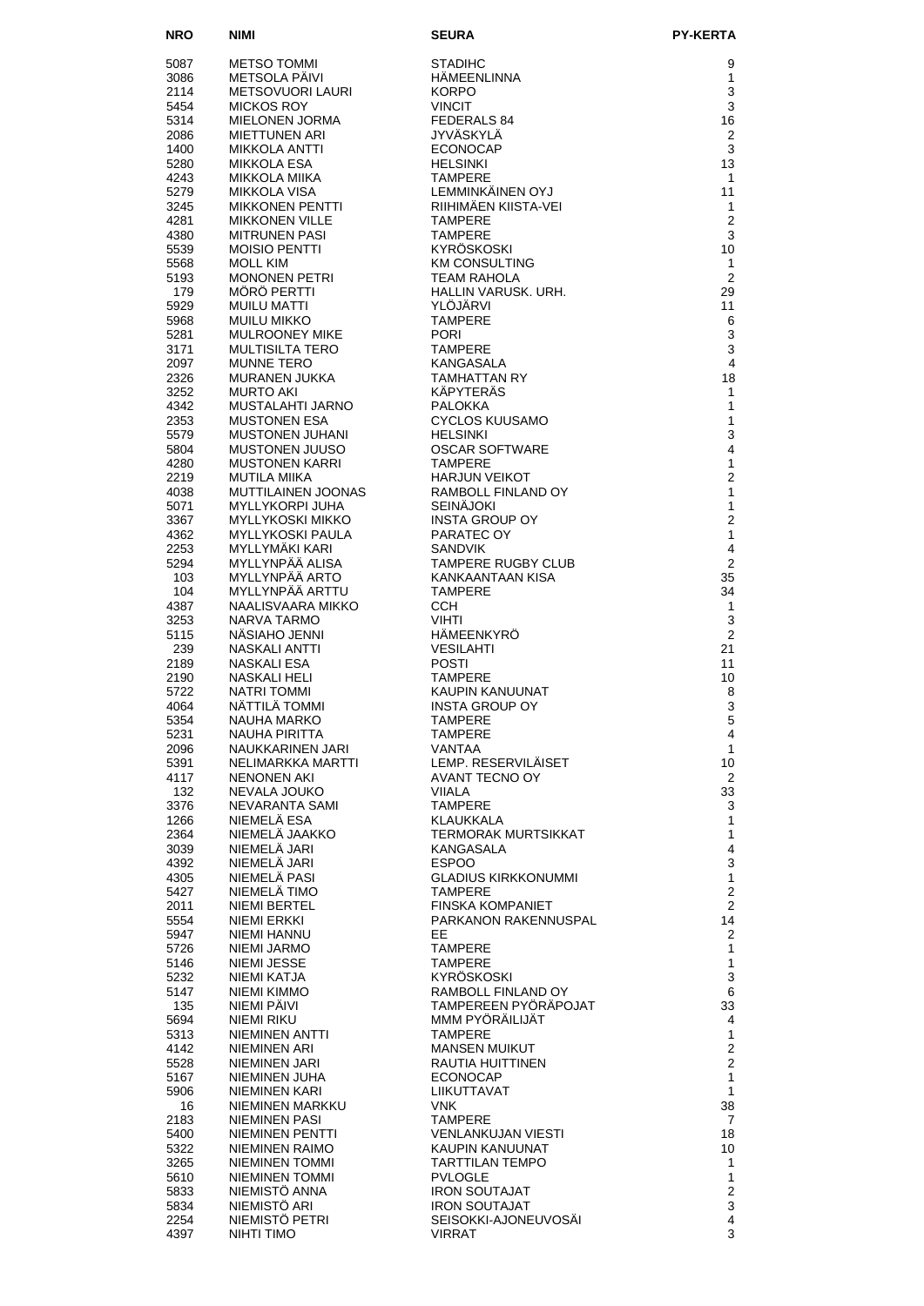| NRO | NIMI | SEURA | PY-KERTA |
|---|---|---|---|
| 5087 | METSO TOMMI | STADIHC | 9 |
| 3086 | METSOLA PÄIVI | HÄMEENLINNA | 1 |
| 2114 | METSOVUORI LAURI | KORPO | 3 |
| 5454 | MICKOS ROY | VINCIT | 3 |
| 5314 | MIELONEN JORMA | FEDERALS 84 | 16 |
| 2086 | MIETTUNEN ARI | JYVÄSKYLÄ | 2 |
| 1400 | MIKKOLA ANTTI | ECONOCAP | 3 |
| 5280 | MIKKOLA ESA | HELSINKI | 13 |
| 4243 | MIKKOLA MIIKA | TAMPERE | 1 |
| 5279 | MIKKOLA VISA | LEMMINKÄINEN OYJ | 11 |
| 3245 | MIKKONEN PENTTI | RIIHIMÄEN KIISTA-VEI | 1 |
| 4281 | MIKKONEN VILLE | TAMPERE | 2 |
| 4380 | MITRUNEN PASI | TAMPERE | 3 |
| 5539 | MOISIO PENTTI | KYRÖSKOSKI | 10 |
| 5568 | MOLL KIM | KM CONSULTING | 1 |
| 5193 | MONONEN PETRI | TEAM RAHOLA | 2 |
| 179 | MÖRÖ PERTTI | HALLIN VARUSK. URH. | 29 |
| 5929 | MUILU MATTI | YLÖJÄRVI | 11 |
| 5968 | MUILU MIKKO | TAMPERE | 6 |
| 5281 | MULROONEY MIKE | PORI | 3 |
| 3171 | MULTISILTA TERO | TAMPERE | 3 |
| 2097 | MUNNE TERO | KANGASALA | 4 |
| 2326 | MURANEN JUKKA | TAMHATTAN RY | 18 |
| 3252 | MURTO AKI | KÄPYTERÄS | 1 |
| 4342 | MUSTALAHTI JARNO | PALOKKA | 1 |
| 2353 | MUSTONEN ESA | CYCLOS KUUSAMO | 1 |
| 5579 | MUSTONEN JUHANI | HELSINKI | 3 |
| 5804 | MUSTONEN JUUSO | OSCAR SOFTWARE | 4 |
| 4280 | MUSTONEN KARRI | TAMPERE | 1 |
| 2219 | MUTILA MIIKA | HARJUN VEIKOT | 2 |
| 4038 | MUTTILAINEN JOONAS | RAMBOLL FINLAND OY | 1 |
| 5071 | MYLLYKORPI JUHA | SEINÄJOKI | 1 |
| 3367 | MYLLYKOSKI MIKKO | INSTA GROUP OY | 2 |
| 4362 | MYLLYKOSKI PAULA | PARATEC OY | 1 |
| 2253 | MYLLYMÄKI KARI | SANDVIK | 4 |
| 5294 | MYLLYNPÄÄ ALISA | TAMPERE RUGBY CLUB | 2 |
| 103 | MYLLYNPÄÄ ARTO | KANKAANTAAN KISA | 35 |
| 104 | MYLLYNPÄÄ ARTTU | TAMPERE | 34 |
| 4387 | NAALISVAARA MIKKO | CCH | 1 |
| 3253 | NARVA TARMO | VIHTI | 3 |
| 5115 | NÄSIAHO JENNI | HÄMEENKYRÖ | 2 |
| 239 | NASKALI ANTTI | VESILAHTI | 21 |
| 2189 | NASKALI ESA | POSTI | 11 |
| 2190 | NASKALI HELI | TAMPERE | 10 |
| 5722 | NATRI TOMMI | KAUPIN KANUUNAT | 8 |
| 4064 | NÄTTILÄ TOMMI | INSTA GROUP OY | 3 |
| 5354 | NAUHA MARKO | TAMPERE | 5 |
| 5231 | NAUHA PIRITTA | TAMPERE | 4 |
| 2096 | NAUKKARINEN JARI | VANTAA | 1 |
| 5391 | NELIMARKKA MARTTI | LEMP. RESERVILÄISET | 10 |
| 4117 | NENONEN AKI | AVANT TECNO OY | 2 |
| 132 | NEVALA JOUKO | VIIALA | 33 |
| 3376 | NEVARANTA SAMI | TAMPERE | 3 |
| 1266 | NIEMELÄ ESA | KLAUKKALA | 1 |
| 2364 | NIEMELÄ JAAKKO | TERMORAK MURTSIKKAT | 1 |
| 3039 | NIEMELÄ JARI | KANGASALA | 4 |
| 4392 | NIEMELÄ JARI | ESPOO | 3 |
| 4305 | NIEMELÄ PASI | GLADIUS KIRKKONUMMI | 1 |
| 5427 | NIEMELÄ TIMO | TAMPERE | 2 |
| 2011 | NIEMI BERTEL | FINSKA KOMPANIET | 2 |
| 5554 | NIEMI ERKKI | PARKANON RAKENNUSPAL | 14 |
| 5947 | NIEMI HANNU | EE | 2 |
| 5726 | NIEMI JARMO | TAMPERE | 1 |
| 5146 | NIEMI JESSE | TAMPERE | 1 |
| 5232 | NIEMI KATJA | KYRÖSKOSKI | 3 |
| 5147 | NIEMI KIMMO | RAMBOLL FINLAND OY | 6 |
| 135 | NIEMI PÄIVI | TAMPEREEN PYÖRÄPOJAT | 33 |
| 5694 | NIEMI RIKU | MMM PYÖRÄILIJÄT | 4 |
| 5313 | NIEMINEN ANTTI | TAMPERE | 1 |
| 4142 | NIEMINEN ARI | MANSEN MUIKUT | 2 |
| 5528 | NIEMINEN JARI | RAUTIA HUITTINEN | 2 |
| 5167 | NIEMINEN JUHA | ECONOCAP | 1 |
| 5906 | NIEMINEN KARI | LIIKUTTAVAT | 1 |
| 16 | NIEMINEN MARKKU | VNK | 38 |
| 2183 | NIEMINEN PASI | TAMPERE | 7 |
| 5400 | NIEMINEN PENTTI | VENLANKUJAN VIESTI | 18 |
| 5322 | NIEMINEN RAIMO | KAUPIN KANUUNAT | 10 |
| 3265 | NIEMINEN TOMMI | TARTTILAN TEMPO | 1 |
| 5610 | NIEMINEN TOMMI | PVLOGLE | 1 |
| 5833 | NIEMISTÖ ANNA | IRON SOUTAJAT | 2 |
| 5834 | NIEMISTÖ ARI | IRON SOUTAJAT | 3 |
| 2254 | NIEMISTÖ PETRI | SEISOKKI-AJONEUVOSÄI | 4 |
| 4397 | NIHTI TIMO | VIRRAT | 3 |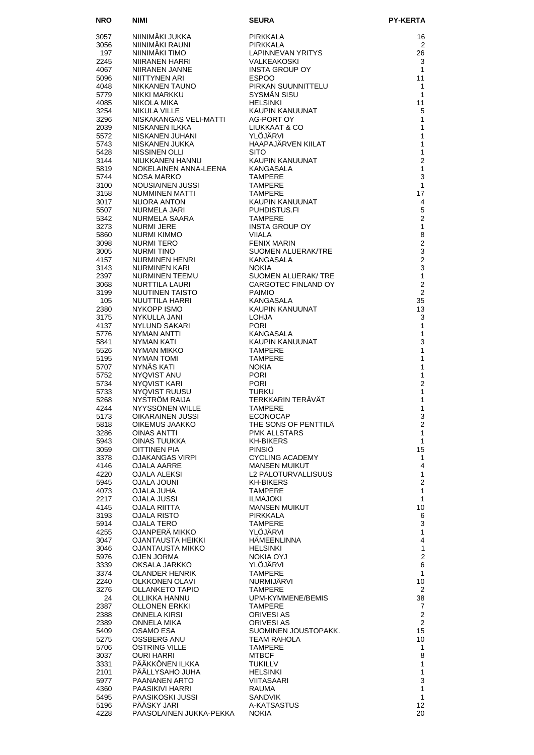| NRO | NIMI | SEURA | PY-KERTA |
|---|---|---|---|
| 3057 | NIINIMÄKI JUKKA | PIRKKALA | 16 |
| 3056 | NIINIMÄKI RAUNI | PIRKKALA | 2 |
| 197 | NIINIMÄKI TIMO | LAPINNEVAN YRITYS | 26 |
| 2245 | NIIRANEN HARRI | VALKEAKOSKI | 3 |
| 4067 | NIIRANEN JANNE | INSTA GROUP OY | 1 |
| 5096 | NIITTYNEN ARI | ESPOO | 11 |
| 4048 | NIKKANEN TAUNO | PIRKAN SUUNNITTELU | 1 |
| 5779 | NIKKI MARKKU | SYSMÄN SISU | 1 |
| 4085 | NIKOLA MIKA | HELSINKI | 11 |
| 3254 | NIKULA VILLE | KAUPIN KANUUNAT | 5 |
| 3296 | NISKAKANGAS VELI-MATTI | AG-PORT OY | 1 |
| 2039 | NISKANEN ILKKA | LIUKKAAT & CO | 1 |
| 5572 | NISKANEN JUHANI | YLÖJÄRVI | 1 |
| 5743 | NISKANEN JUKKA | HAAPAJÄRVEN KIILAT | 1 |
| 5428 | NISSINEN OLLI | SITO | 1 |
| 3144 | NIUKKANEN HANNU | KAUPIN KANUUNAT | 2 |
| 5819 | NOKELAINEN ANNA-LEENA | KANGASALA | 1 |
| 5744 | NOSA MARKO | TAMPERE | 3 |
| 3100 | NOUSIAINEN JUSSI | TAMPERE | 1 |
| 3158 | NUMMINEN MATTI | TAMPERE | 17 |
| 3017 | NUORA ANTON | KAUPIN KANUUNAT | 4 |
| 5507 | NURMELA JARI | PUHDISTUS.FI | 5 |
| 5342 | NURMELA SAARA | TAMPERE | 2 |
| 3273 | NURMI JERE | INSTA GROUP OY | 1 |
| 5860 | NURMI KIMMO | VIIALA | 8 |
| 3098 | NURMI TERO | FENIX MARIN | 2 |
| 3005 | NURMI TINO | SUOMEN ALUERAK/TRE | 3 |
| 4157 | NURMINEN HENRI | KANGASALA | 2 |
| 3143 | NURMINEN KARI | NOKIA | 3 |
| 2397 | NURMINEN TEEMU | SUOMEN ALUERAK/ TRE | 1 |
| 3068 | NURTTILA LAURI | CARGOTEC FINLAND OY | 2 |
| 3199 | NUUTINEN TAISTO | PAIMIO | 2 |
| 105 | NUUTTILA HARRI | KANGASALA | 35 |
| 2380 | NYKOPP ISMO | KAUPIN KANUUNAT | 13 |
| 3175 | NYKULLA JANI | LOHJA | 3 |
| 4137 | NYLUND SAKARI | PORI | 1 |
| 5776 | NYMAN ANTTI | KANGASALA | 1 |
| 5841 | NYMAN KATI | KAUPIN KANUUNAT | 3 |
| 5526 | NYMAN MIKKO | TAMPERE | 1 |
| 5195 | NYMAN TOMI | TAMPERE | 1 |
| 5707 | NYNÄS KATI | NOKIA | 1 |
| 5752 | NYQVIST ANU | PORI | 1 |
| 5734 | NYQVIST KARI | PORI | 2 |
| 5733 | NYQVIST RUUSU | TURKU | 1 |
| 5268 | NYSTRÖM RAIJA | TERKKARIN TERÄVÄT | 1 |
| 4244 | NYYSSÖNEN WILLE | TAMPERE | 1 |
| 5173 | OIKARAINEN JUSSI | ECONOCAP | 3 |
| 5818 | OIKEMUS JAAKKO | THE SONS OF PENTTILÄ | 2 |
| 3286 | OINAS ANTTI | PMK ALLSTARS | 1 |
| 5943 | OINAS TUUKKA | KH-BIKERS | 1 |
| 3059 | OITTINEN PIA | PINSIÖ | 15 |
| 3378 | OJAKANGAS VIRPI | CYCLING ACADEMY | 1 |
| 4146 | OJALA AARRE | MANSEN MUIKUT | 4 |
| 4220 | OJALA ALEKSI | L2 PALOTURVALLISUUS | 1 |
| 5945 | OJALA JOUNI | KH-BIKERS | 2 |
| 4073 | OJALA JUHA | TAMPERE | 1 |
| 2217 | OJALA JUSSI | ILMAJOKI | 1 |
| 4145 | OJALA RIITTA | MANSEN MUIKUT | 10 |
| 3193 | OJALA RISTO | PIRKKALA | 6 |
| 5914 | OJALA TERO | TAMPERE | 3 |
| 4255 | OJANPERÄ MIKKO | YLÖJÄRVI | 1 |
| 3047 | OJANTAUSTA HEIKKI | HÄMEENLINNA | 4 |
| 3046 | OJANTAUSTA MIKKO | HELSINKI | 1 |
| 5976 | OJEN JORMA | NOKIA OYJ | 2 |
| 3339 | OKSALA JARKKO | YLÖJÄRVI | 6 |
| 3374 | OLANDER HENRIK | TAMPERE | 1 |
| 2240 | OLKKONEN OLAVI | NURMIJÄRVI | 10 |
| 3276 | OLLANKETO TAPIO | TAMPERE | 2 |
| 24 | OLLIKKA HANNU | UPM-KYMMENE/BEMIS | 38 |
| 2387 | OLLONEN ERKKI | TAMPERE | 7 |
| 2388 | ONNELA KIRSI | ORIVESI AS | 2 |
| 2389 | ONNELA MIKA | ORIVESI AS | 2 |
| 5409 | OSAMO ESA | SUOMINEN JOUSTOPAKK. | 15 |
| 5275 | OSSBERG ANU | TEAM RAHOLA | 10 |
| 5706 | ÖSTRING VILLE | TAMPERE | 1 |
| 3037 | OURI HARRI | MTBCF | 8 |
| 3331 | PÄÄKKÖNEN ILKKA | TUKILLV | 1 |
| 2101 | PÄÄLLYSAHO JUHA | HELSINKI | 1 |
| 5977 | PAANANEN ARTO | VIITASAARI | 3 |
| 4360 | PAASIKIVI HARRI | RAUMA | 1 |
| 5495 | PAASIKOSKI JUSSI | SANDVIK | 1 |
| 5196 | PÄÄSKY JARI | A-KATSASTUS | 12 |
| 4228 | PAASOLAINEN JUKKA-PEKKA | NOKIA | 20 |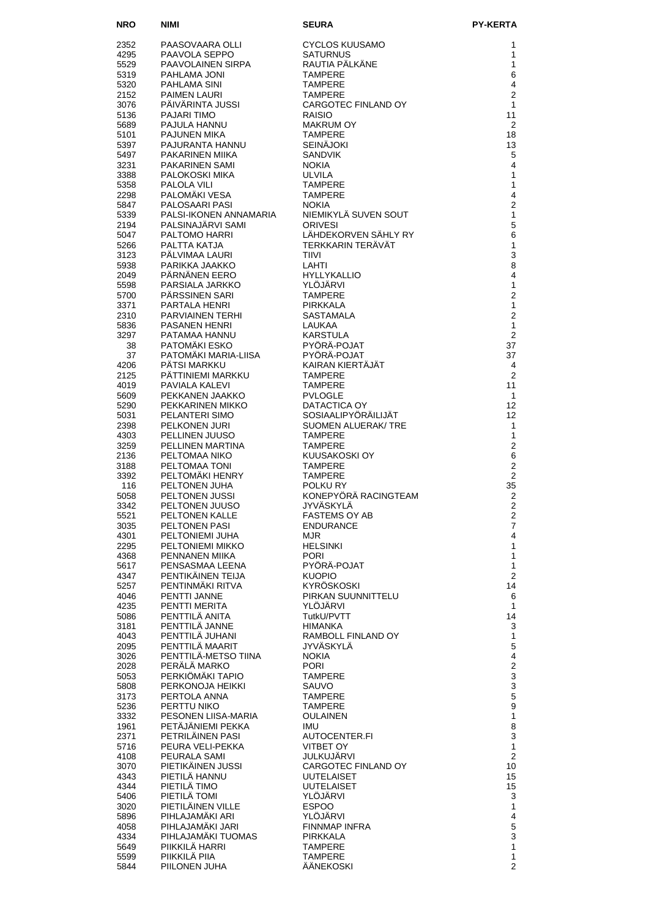| NRO | NIMI | SEURA | PY-KERTA |
|---|---|---|---|
| 2352 | PAASOVAARA OLLI | CYCLOS KUUSAMO | 1 |
| 4295 | PAAVOLA SEPPO | SATURNUS | 1 |
| 5529 | PAAVOLAINEN SIRPA | RAUTIA PÄLKÄNE | 1 |
| 5319 | PAHLAMA JONI | TAMPERE | 6 |
| 5320 | PAHLAMA SINI | TAMPERE | 4 |
| 2152 | PAIMEN LAURI | TAMPERE | 2 |
| 3076 | PÄIVÄRINTA JUSSI | CARGOTEC FINLAND OY | 1 |
| 5136 | PAJARI TIMO | RAISIO | 11 |
| 5689 | PAJULA HANNU | MAKRUM OY | 2 |
| 5101 | PAJUNEN MIKA | TAMPERE | 18 |
| 5397 | PAJURANTA HANNU | SEINÄJOKI | 13 |
| 5497 | PAKARINEN MIIKA | SANDVIK | 5 |
| 3231 | PAKARINEN SAMI | NOKIA | 4 |
| 3388 | PALOKOSKI MIKA | ULVILA | 1 |
| 5358 | PALOLA VILI | TAMPERE | 1 |
| 2298 | PALOMÄKI VESA | TAMPERE | 4 |
| 5847 | PALOSAARI PASI | NOKIA | 2 |
| 5339 | PALSI-IKONEN ANNAMARIA | NIEMIKYLÄ SUVEN SOUT | 1 |
| 2194 | PALSINAJÄRVI SAMI | ORIVESI | 5 |
| 5047 | PALTOMO HARRI | LÄHDEKORVEN SÄHLY RY | 6 |
| 5266 | PALTTA KATJA | TERKKARIN TERÄVÄT | 1 |
| 3123 | PÄLVIMAA LAURI | TIIVI | 3 |
| 5938 | PARIKKA JAAKKO | LAHTI | 8 |
| 2049 | PÄRNÄNEN EERO | HYLLYKALLIO | 4 |
| 5598 | PARSIALA JARKKO | YLÖJÄRVI | 1 |
| 5700 | PÄRSSINEN SARI | TAMPERE | 2 |
| 3371 | PARTALA HENRI | PIRKKALA | 1 |
| 2310 | PARVIAINEN TERHI | SASTAMALA | 2 |
| 5836 | PASANEN HENRI | LAUKAA | 1 |
| 3297 | PATAMAA HANNU | KARSTULA | 2 |
| 38 | PATOMÄKI ESKO | PYÖRÄ-POJAT | 37 |
| 37 | PATOMÄKI MARIA-LIISA | PYÖRÄ-POJAT | 37 |
| 4206 | PÄTSI MARKKU | KAIRAN KIERTÄJÄT | 4 |
| 2125 | PÄTTINIEMI MARKKU | TAMPERE | 2 |
| 4019 | PAVIALA KALEVI | TAMPERE | 11 |
| 5609 | PEKKANEN JAAKKO | PVLOGLE | 1 |
| 5290 | PEKKARINEN MIKKO | DATACTICA OY | 12 |
| 5031 | PELANTERI SIMO | SOSIAALIPYÖRÄILIJÄT | 12 |
| 2398 | PELKONEN JURI | SUOMEN ALUERAK/ TRE | 1 |
| 4303 | PELLINEN JUUSO | TAMPERE | 1 |
| 3259 | PELLINEN MARTINA | TAMPERE | 2 |
| 2136 | PELTOMAA NIKO | KUUSAKOSKI OY | 6 |
| 3188 | PELTOMAA TONI | TAMPERE | 2 |
| 3392 | PELTOMÄKI HENRY | TAMPERE | 2 |
| 116 | PELTONEN JUHA | POLKU RY | 35 |
| 5058 | PELTONEN JUSSI | KONEPYÖRÄ RACINGTEAM | 2 |
| 3342 | PELTONEN JUUSO | JYVÄSKYLÄ | 2 |
| 5521 | PELTONEN KALLE | FASTEMS OY AB | 2 |
| 3035 | PELTONEN PASI | ENDURANCE | 7 |
| 4301 | PELTONIEMI JUHA | MJR | 4 |
| 2295 | PELTONIEMI MIKKO | HELSINKI | 1 |
| 4368 | PENNANEN MIIKA | PORI | 1 |
| 5617 | PENSASMAA LEENA | PYÖRÄ-POJAT | 1 |
| 4347 | PENTIKÄINEN TEIJA | KUOPIO | 2 |
| 5257 | PENTINMÄKI RITVA | KYRÖSKOSKI | 14 |
| 4046 | PENTTI JANNE | PIRKAN SUUNNITTELU | 6 |
| 4235 | PENTTI MERITA | YLÖJÄRVI | 1 |
| 5086 | PENTTILÄ ANITA | TutkU/PVTT | 14 |
| 3181 | PENTTILÄ JANNE | HIMANKA | 3 |
| 4043 | PENTTILÄ JUHANI | RAMBOLL FINLAND OY | 1 |
| 2095 | PENTTILÄ MAARIT | JYVÄSKYLÄ | 5 |
| 3026 | PENTTILÄ-METSO TIINA | NOKIA | 4 |
| 2028 | PERÄLÄ MARKO | PORI | 2 |
| 5053 | PERKIÖMÄKI TAPIO | TAMPERE | 3 |
| 5808 | PERKONOJA HEIKKI | SAUVO | 3 |
| 3173 | PERTOLA ANNA | TAMPERE | 5 |
| 5236 | PERTTU NIKO | TAMPERE | 9 |
| 3332 | PESONEN LIISA-MARIA | OULAINEN | 1 |
| 1961 | PETÄJÄNIEMI PEKKA | IMU | 8 |
| 2371 | PETRILÄINEN PASI | AUTOCENTER.FI | 3 |
| 5716 | PEURA VELI-PEKKA | VITBET OY | 1 |
| 4108 | PEURALA SAMI | JULKUJÄRVI | 2 |
| 3070 | PIETIKÄINEN JUSSI | CARGOTEC FINLAND OY | 10 |
| 4343 | PIETILÄ HANNU | UUTELAISET | 15 |
| 4344 | PIETILÄ TIMO | UUTELAISET | 15 |
| 5406 | PIETILÄ TOMI | YLÖJÄRVI | 3 |
| 3020 | PIETILÄINEN VILLE | ESPOO | 1 |
| 5896 | PIHLAJAMÄKI ARI | YLÖJÄRVI | 4 |
| 4058 | PIHLAJAMÄKI JARI | FINNMAP INFRA | 5 |
| 4334 | PIHLAJAMÄKI TUOMAS | PIRKKALA | 3 |
| 5649 | PIIKKILÄ HARRI | TAMPERE | 1 |
| 5599 | PIIKKILÄ PIIA | TAMPERE | 1 |
| 5844 | PIILONEN JUHA | ÄÄNEKOSKI | 2 |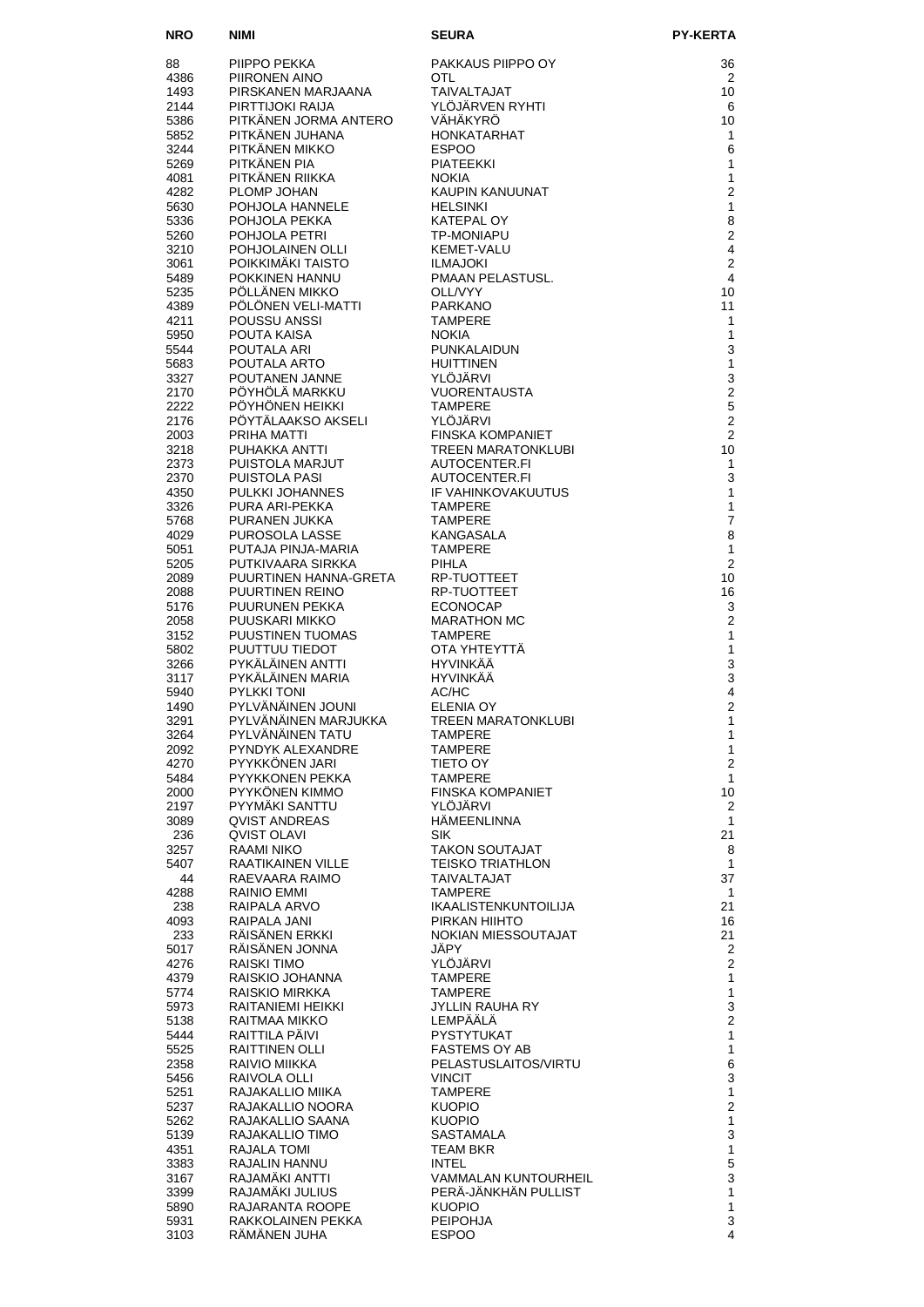| NRO | NIMI | SEURA | PY-KERTA |
|---|---|---|---|
| 88 | PIIPPO PEKKA | PAKKAUS PIIPPO OY | 36 |
| 4386 | PIIRONEN AINO | OTL | 2 |
| 1493 | PIRSKANEN MARJAANA | TAIVALTAJAT | 10 |
| 2144 | PIRTTIJOKI RAIJA | YLÖJÄRVEN RYHTI | 6 |
| 5386 | PITKÄNEN JORMA ANTERO | VÄHÄKYRÖ | 10 |
| 5852 | PITKÄNEN JUHANA | HONKATARHAT | 1 |
| 3244 | PITKÄNEN MIKKO | ESPOO | 6 |
| 5269 | PITKÄNEN PIA | PIATEEKKI | 1 |
| 4081 | PITKÄNEN RIIKKA | NOKIA | 1 |
| 4282 | PLOMP JOHAN | KAUPIN KANUUNAT | 2 |
| 5630 | POHJOLA HANNELE | HELSINKI | 1 |
| 5336 | POHJOLA PEKKA | KATEPAL OY | 8 |
| 5260 | POHJOLA PETRI | TP-MONIAPU | 2 |
| 3210 | POHJOLAINEN OLLI | KEMET-VALU | 4 |
| 3061 | POIKKIMÄKI TAISTO | ILMAJOKI | 2 |
| 5489 | POKKINEN HANNU | PMAAN PELASTUSL. | 4 |
| 5235 | PÖLLÄNEN MIKKO | OLL/VYY | 10 |
| 4389 | PÖLÖNEN VELI-MATTI | PARKANO | 11 |
| 4211 | POUSSU ANSSI | TAMPERE | 1 |
| 5950 | POUTA KAISA | NOKIA | 1 |
| 5544 | POUTALA ARI | PUNKALAIDUN | 3 |
| 5683 | POUTALA ARTO | HUITTINEN | 1 |
| 3327 | POUTANEN JANNE | YLÖJÄRVI | 3 |
| 2170 | PÖYHÖLÄ MARKKU | VUORENTAUSTA | 2 |
| 2222 | PÖYHÖNEN HEIKKI | TAMPERE | 5 |
| 2176 | PÖYTÄLAAKSO AKSELI | YLÖJÄRVI | 2 |
| 2003 | PRIHA MATTI | FINSKA KOMPANIET | 2 |
| 3218 | PUHAKKA ANTTI | TREEN MARATONKLUBI | 10 |
| 2373 | PUISTOLA MARJUT | AUTOCENTER.FI | 1 |
| 2370 | PUISTOLA PASI | AUTOCENTER.FI | 3 |
| 4350 | PULKKI JOHANNES | IF VAHINKOVAKUUTUS | 1 |
| 3326 | PURA ARI-PEKKA | TAMPERE | 1 |
| 5768 | PURANEN JUKKA | TAMPERE | 7 |
| 4029 | PUROSOLA LASSE | KANGASALA | 8 |
| 5051 | PUTAJA PINJA-MARIA | TAMPERE | 1 |
| 5205 | PUTKIVAARA SIRKKA | PIHLA | 2 |
| 2089 | PUURTINEN HANNA-GRETA | RP-TUOTTEET | 10 |
| 2088 | PUURTINEN REINO | RP-TUOTTEET | 16 |
| 5176 | PUURUNEN PEKKA | ECONOCAP | 3 |
| 2058 | PUUSKARI MIKKO | MARATHON MC | 2 |
| 3152 | PUUSTINEN TUOMAS | TAMPERE | 1 |
| 5802 | PUUTTUU TIEDOT | OTA YHTEYTTÄ | 1 |
| 3266 | PYKÄLÄINEN ANTTI | HYVINKÄÄ | 3 |
| 3117 | PYKÄLÄINEN MARIA | HYVINKÄÄ | 3 |
| 5940 | PYLKKI TONI | AC/HC | 4 |
| 1490 | PYLVÄNÄINEN JOUNI | ELENIA OY | 2 |
| 3291 | PYLVÄNÄINEN MARJUKKA | TREEN MARATONKLUBI | 1 |
| 3264 | PYLVÄNÄINEN TATU | TAMPERE | 1 |
| 2092 | PYNDYK ALEXANDRE | TAMPERE | 1 |
| 4270 | PYYKKÖNEN JARI | TIETO OY | 2 |
| 5484 | PYYKKONEN PEKKA | TAMPERE | 1 |
| 2000 | PYYKÖNEN KIMMO | FINSKA KOMPANIET | 10 |
| 2197 | PYYMÄKI SANTTU | YLÖJÄRVI | 2 |
| 3089 | QVIST ANDREAS | HÄMEENLINNA | 1 |
| 236 | QVIST OLAVI | SIK | 21 |
| 3257 | RAAMI NIKO | TAKON SOUTAJAT | 8 |
| 5407 | RAATIKAINEN VILLE | TEISKO TRIATHLON | 1 |
| 44 | RAEVAARA RAIMO | TAIVALTAJAT | 37 |
| 4288 | RAINIO EMMI | TAMPERE | 1 |
| 238 | RAIPALA ARVO | IKAALISTENKUNTOILIJA | 21 |
| 4093 | RAIPALA JANI | PIRKAN HIIHTO | 16 |
| 233 | RÄISÄNEN ERKKI | NOKIAN MIESSOUTAJAT | 21 |
| 5017 | RÄISÄNEN JONNA | JÄPY | 2 |
| 4276 | RAISKI TIMO | YLÖJÄRVI | 2 |
| 4379 | RAISKIO JOHANNA | TAMPERE | 1 |
| 5774 | RAISKIO MIRKKA | TAMPERE | 1 |
| 5973 | RAITANIEMI HEIKKI | JYLLIN RAUHA RY | 3 |
| 5138 | RAITMAA MIKKO | LEMPÄÄLÄ | 2 |
| 5444 | RAITTILA PÄIVI | PYSTYTUKAT | 1 |
| 5525 | RAITTINEN OLLI | FASTEMS OY AB | 1 |
| 2358 | RAIVIO MIIKKA | PELASTUSLAITOS/VIRTU | 6 |
| 5456 | RAIVOLA OLLI | VINCIT | 3 |
| 5251 | RAJAKALLIO MIIKA | TAMPERE | 1 |
| 5237 | RAJAKALLIO NOORA | KUOPIO | 2 |
| 5262 | RAJAKALLIO SAANA | KUOPIO | 1 |
| 5139 | RAJAKALLIO TIMO | SASTAMALA | 3 |
| 4351 | RAJALA TOMI | TEAM BKR | 1 |
| 3383 | RAJALIN HANNU | INTEL | 5 |
| 3167 | RAJAMÄKI ANTTI | VAMMALAN KUNTOURHEIL | 3 |
| 3399 | RAJAMÄKI JULIUS | PERÄ-JÄNKHÄN PULLIST | 1 |
| 5890 | RAJARANTA ROOPE | KUOPIO | 1 |
| 5931 | RAKKOLAINEN PEKKA | PEIPOHJA | 3 |
| 3103 | RÄMÄNEN JUHA | ESPOO | 4 |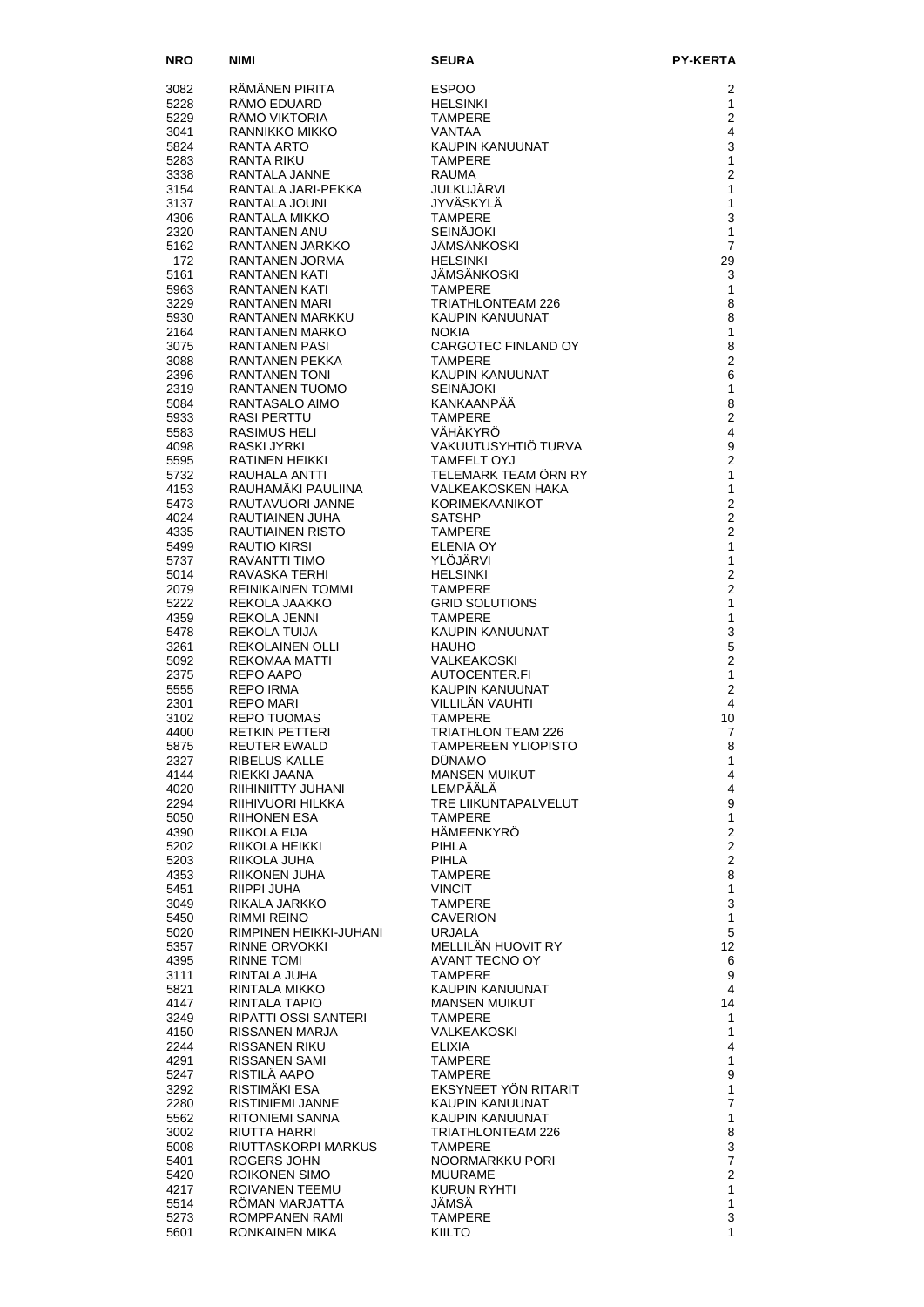| NRO | NIMI | SEURA | PY-KERTA |
|---|---|---|---|
| 3082 | RÄMÄNEN PIRITA | ESPOO | 2 |
| 5228 | RÄMÖ EDUARD | HELSINKI | 1 |
| 5229 | RÄMÖ VIKTORIA | TAMPERE | 2 |
| 3041 | RANNIKKO MIKKO | VANTAA | 4 |
| 5824 | RANTA ARTO | KAUPIN KANUUNAT | 3 |
| 5283 | RANTA RIKU | TAMPERE | 1 |
| 3338 | RANTALA JANNE | RAUMA | 2 |
| 3154 | RANTALA JARI-PEKKA | JULKUJÄRVI | 1 |
| 3137 | RANTALA JOUNI | JYVÄSKYLÄ | 1 |
| 4306 | RANTALA MIKKO | TAMPERE | 3 |
| 2320 | RANTANEN ANU | SEINÄJOKI | 1 |
| 5162 | RANTANEN JARKKO | JÄMSÄNKOSKI | 7 |
| 172 | RANTANEN JORMA | HELSINKI | 29 |
| 5161 | RANTANEN KATI | JÄMSÄNKOSKI | 3 |
| 5963 | RANTANEN KATI | TAMPERE | 1 |
| 3229 | RANTANEN MARI | TRIATHLONTEAM 226 | 8 |
| 5930 | RANTANEN MARKKU | KAUPIN KANUUNAT | 8 |
| 2164 | RANTANEN MARKO | NOKIA | 1 |
| 3075 | RANTANEN PASI | CARGOTEC FINLAND OY | 8 |
| 3088 | RANTANEN PEKKA | TAMPERE | 2 |
| 2396 | RANTANEN TONI | KAUPIN KANUUNAT | 6 |
| 2319 | RANTANEN TUOMO | SEINÄJOKI | 1 |
| 5084 | RANTASALO AIMO | KANKAANPÄÄ | 8 |
| 5933 | RASI PERTTU | TAMPERE | 2 |
| 5583 | RASIMUS HELI | VÄHÄKYRÖ | 4 |
| 4098 | RASKI JYRKI | VAKUUTUSYHTIÖ TURVA | 9 |
| 5595 | RATINEN HEIKKI | TAMFELT OYJ | 2 |
| 5732 | RAUHALA ANTTI | TELEMARK TEAM ÖRN RY | 1 |
| 4153 | RAUHAMÄKI PAULIINA | VALKEAKOSKEN HAKA | 1 |
| 5473 | RAUTAVUORI JANNE | KORIMEKAANIKOT | 2 |
| 4024 | RAUTIAINEN JUHA | SATSHP | 2 |
| 4335 | RAUTIAINEN RISTO | TAMPERE | 2 |
| 5499 | RAUTIO KIRSI | ELENIA OY | 1 |
| 5737 | RAVANTTI TIMO | YLÖJÄRVI | 1 |
| 5014 | RAVASKA TERHI | HELSINKI | 2 |
| 2079 | REINIKAINEN TOMMI | TAMPERE | 2 |
| 5222 | REKOLA JAAKKO | GRID SOLUTIONS | 1 |
| 4359 | REKOLA JENNI | TAMPERE | 1 |
| 5478 | REKOLA TUIJA | KAUPIN KANUUNAT | 3 |
| 3261 | REKOLAINEN OLLI | HAUHO | 5 |
| 5092 | REKOMAA MATTI | VALKEAKOSKI | 2 |
| 2375 | REPO AAPO | AUTOCENTER.FI | 1 |
| 5555 | REPO IRMA | KAUPIN KANUUNAT | 2 |
| 2301 | REPO MARI | VILLILÄN VAUHTI | 4 |
| 3102 | REPO TUOMAS | TAMPERE | 10 |
| 4400 | RETKIN PETTERI | TRIATHLON TEAM 226 | 7 |
| 5875 | REUTER EWALD | TAMPEREEN YLIOPISTO | 8 |
| 2327 | RIBELUS KALLE | DÜNAMO | 1 |
| 4144 | RIEKKI JAANA | MANSEN MUIKUT | 4 |
| 4020 | RIIHINIITTY JUHANI | LEMPÄÄLÄ | 4 |
| 2294 | RIIHIVUORI HILKKA | TRE LIIKUNTAPALVELUT | 9 |
| 5050 | RIIHONEN ESA | TAMPERE | 1 |
| 4390 | RIIKOLA EIJA | HÄMEENKYRÖ | 2 |
| 5202 | RIIKOLA HEIKKI | PIHLA | 2 |
| 5203 | RIIKOLA JUHA | PIHLA | 2 |
| 4353 | RIIKONEN JUHA | TAMPERE | 8 |
| 5451 | RIIPPI JUHA | VINCIT | 1 |
| 3049 | RIKALA JARKKO | TAMPERE | 3 |
| 5450 | RIMMI REINO | CAVERION | 1 |
| 5020 | RIMPINEN HEIKKI-JUHANI | URJALA | 5 |
| 5357 | RINNE ORVOKKI | MELLILÄN HUOVIT RY | 12 |
| 4395 | RINNE TOMI | AVANT TECNO OY | 6 |
| 3111 | RINTALA JUHA | TAMPERE | 9 |
| 5821 | RINTALA MIKKO | KAUPIN KANUUNAT | 4 |
| 4147 | RINTALA TAPIO | MANSEN MUIKUT | 14 |
| 3249 | RIPATTI OSSI SANTERI | TAMPERE | 1 |
| 4150 | RISSANEN MARJA | VALKEAKOSKI | 1 |
| 2244 | RISSANEN RIKU | ELIXIA | 4 |
| 4291 | RISSANEN SAMI | TAMPERE | 1 |
| 5247 | RISTILÄ AAPO | TAMPERE | 9 |
| 3292 | RISTIMÄKI ESA | EKSYNEET YÖN RITARIT | 1 |
| 2280 | RISTINIEMI JANNE | KAUPIN KANUUNAT | 7 |
| 5562 | RITONIEMI SANNA | KAUPIN KANUUNAT | 1 |
| 3002 | RIUTTA HARRI | TRIATHLONTEAM 226 | 8 |
| 5008 | RIUTTASKORPI MARKUS | TAMPERE | 3 |
| 5401 | ROGERS JOHN | NOORMARKKU PORI | 7 |
| 5420 | ROIKONEN SIMO | MUURAME | 2 |
| 4217 | ROIVANEN TEEMU | KURUN RYHTI | 1 |
| 5514 | RÖMAN MARJATTA | JÄMSÄ | 1 |
| 5273 | ROMPPANEN RAMI | TAMPERE | 3 |
| 5601 | RONKAINEN MIKA | KIILTO | 1 |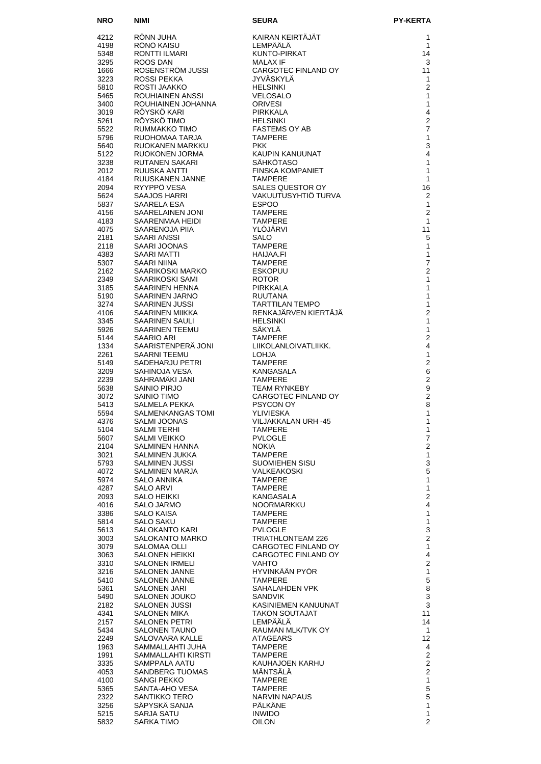| NRO | NIMI | SEURA | PY-KERTA |
|---|---|---|---|
| 4212 | RÖNN JUHA | KAIRAN KEIRTÄJÄT | 1 |
| 4198 | RÖNÖ KAISU | LEMPÄÄLÄ | 1 |
| 5348 | RONTTI ILMARI | KUNTO-PIRKAT | 14 |
| 3295 | ROOS DAN | MALAX IF | 3 |
| 1666 | ROSENSTRÖM JUSSI | CARGOTEC FINLAND OY | 11 |
| 3223 | ROSSI PEKKA | JYVÄSKYLÄ | 1 |
| 5810 | ROSTI JAAKKO | HELSINKI | 2 |
| 5465 | ROUHIAINEN ANSSI | VELOSALO | 1 |
| 3400 | ROUHIAINEN JOHANNA | ORIVESI | 1 |
| 3019 | RÖYSKÖ KARI | PIRKKALA | 4 |
| 5261 | RÖYSKÖ TIMO | HELSINKI | 2 |
| 5522 | RUMMAKKO TIMO | FASTEMS OY AB | 7 |
| 5796 | RUOHOMAA TARJA | TAMPERE | 1 |
| 5640 | RUOKANEN MARKKU | PKK | 3 |
| 5122 | RUOKONEN JORMA | KAUPIN KANUUNAT | 4 |
| 3238 | RUTANEN SAKARI | SÄHKÖTASO | 1 |
| 2012 | RUUSKA ANTTI | FINSKA KOMPANIET | 1 |
| 4184 | RUUSKANEN JANNE | TAMPERE | 1 |
| 2094 | RYYPPÖ VESA | SALES QUESTOR OY | 16 |
| 5624 | SAAJOS HARRI | VAKUUTUSYHTIÖ TURVA | 2 |
| 5837 | SAARELA ESA | ESPOO | 1 |
| 4156 | SAARELAINEN JONI | TAMPERE | 2 |
| 4183 | SAARENMAA HEIDI | TAMPERE | 1 |
| 4075 | SAARENOJA PIIA | YLÖJÄRVI | 11 |
| 2181 | SAARI ANSSI | SALO | 5 |
| 2118 | SAARI JOONAS | TAMPERE | 1 |
| 4383 | SAARI MATTI | HAIJAA.FI | 1 |
| 5307 | SAARI NIINA | TAMPERE | 7 |
| 2162 | SAARIKOSKI MARKO | ESKOPUU | 2 |
| 2349 | SAARIKOSKI SAMI | ROTOR | 1 |
| 3185 | SAARINEN HENNA | PIRKKALA | 1 |
| 5190 | SAARINEN JARNO | RUUTANA | 1 |
| 3274 | SAARINEN JUSSI | TARTTILAN TEMPO | 1 |
| 4106 | SAARINEN MIIKKA | RENKAJÄRVEN KIERTÄJÄ | 2 |
| 3345 | SAARINEN SAULI | HELSINKI | 1 |
| 5926 | SAARINEN TEEMU | SÄKYLÄ | 1 |
| 5144 | SAARIO ARI | TAMPERE | 2 |
| 1334 | SAARISTENPERÄ JONI | LIIKOLANLOIVATLIIKK. | 4 |
| 2261 | SAARNI TEEMU | LOHJA | 1 |
| 5149 | SADEHARJU PETRI | TAMPERE | 2 |
| 3209 | SAHINOJA VESA | KANGASALA | 6 |
| 2239 | SAHRAMÄKI JANI | TAMPERE | 2 |
| 5638 | SAINIO PIRJO | TEAM RYNKEBY | 9 |
| 3072 | SAINIO TIMO | CARGOTEC FINLAND OY | 2 |
| 5413 | SALMELA PEKKA | PSYCON OY | 8 |
| 5594 | SALMENKANGAS TOMI | YLIVIESKA | 1 |
| 4376 | SALMI JOONAS | VILJAKKALAN URH -45 | 1 |
| 5104 | SALMI TERHI | TAMPERE | 1 |
| 5607 | SALMI VEIKKO | PVLOGLE | 7 |
| 2104 | SALMINEN HANNA | NOKIA | 2 |
| 3021 | SALMINEN JUKKA | TAMPERE | 1 |
| 5793 | SALMINEN JUSSI | SUOMIEHEN SISU | 3 |
| 4072 | SALMINEN MARJA | VALKEAKOSKI | 5 |
| 5974 | SALO ANNIKA | TAMPERE | 1 |
| 4287 | SALO ARVI | TAMPERE | 1 |
| 2093 | SALO HEIKKI | KANGASALA | 2 |
| 4016 | SALO JARMO | NOORMARKKU | 4 |
| 3386 | SALO KAISA | TAMPERE | 1 |
| 5814 | SALO SAKU | TAMPERE | 1 |
| 5613 | SALOKANTO KARI | PVLOGLE | 3 |
| 3003 | SALOKANTO MARKO | TRIATHLONTEAM 226 | 2 |
| 3079 | SALOMAA OLLI | CARGOTEC FINLAND OY | 1 |
| 3063 | SALONEN HEIKKI | CARGOTEC FINLAND OY | 4 |
| 3310 | SALONEN IRMELI | VAHTO | 2 |
| 3216 | SALONEN JANNE | HYVINKÄÄN PYÖR | 1 |
| 5410 | SALONEN JANNE | TAMPERE | 5 |
| 5361 | SALONEN JARI | SAHALAHDEN VPK | 8 |
| 5490 | SALONEN JOUKO | SANDVIK | 3 |
| 2182 | SALONEN JUSSI | KASINIEMEN KANUUNAT | 3 |
| 4341 | SALONEN MIKA | TAKON SOUTAJAT | 11 |
| 2157 | SALONEN PETRI | LEMPÄÄLÄ | 14 |
| 5434 | SALONEN TAUNO | RAUMAN MLK/TVK OY | 1 |
| 2249 | SALOVAARA KALLE | ATAGEARS | 12 |
| 1963 | SAMMALLAHTI JUHA | TAMPERE | 4 |
| 1991 | SAMMALLAHTI KIRSTI | TAMPERE | 2 |
| 3335 | SAMPPALA AATU | KAUHAJOEN KARHU | 2 |
| 4053 | SANDBERG TUOMAS | MÄNTSÄLÄ | 2 |
| 4100 | SANGI PEKKO | TAMPERE | 1 |
| 5365 | SANTA-AHO VESA | TAMPERE | 5 |
| 2322 | SANTIKKO TERO | NARVIN NAPAUS | 5 |
| 3256 | SÄPYSKÄ SANJA | PÄLKÄNE | 1 |
| 5215 | SARJA SATU | INWIDO | 1 |
| 5832 | SARKA TIMO | OILON | 2 |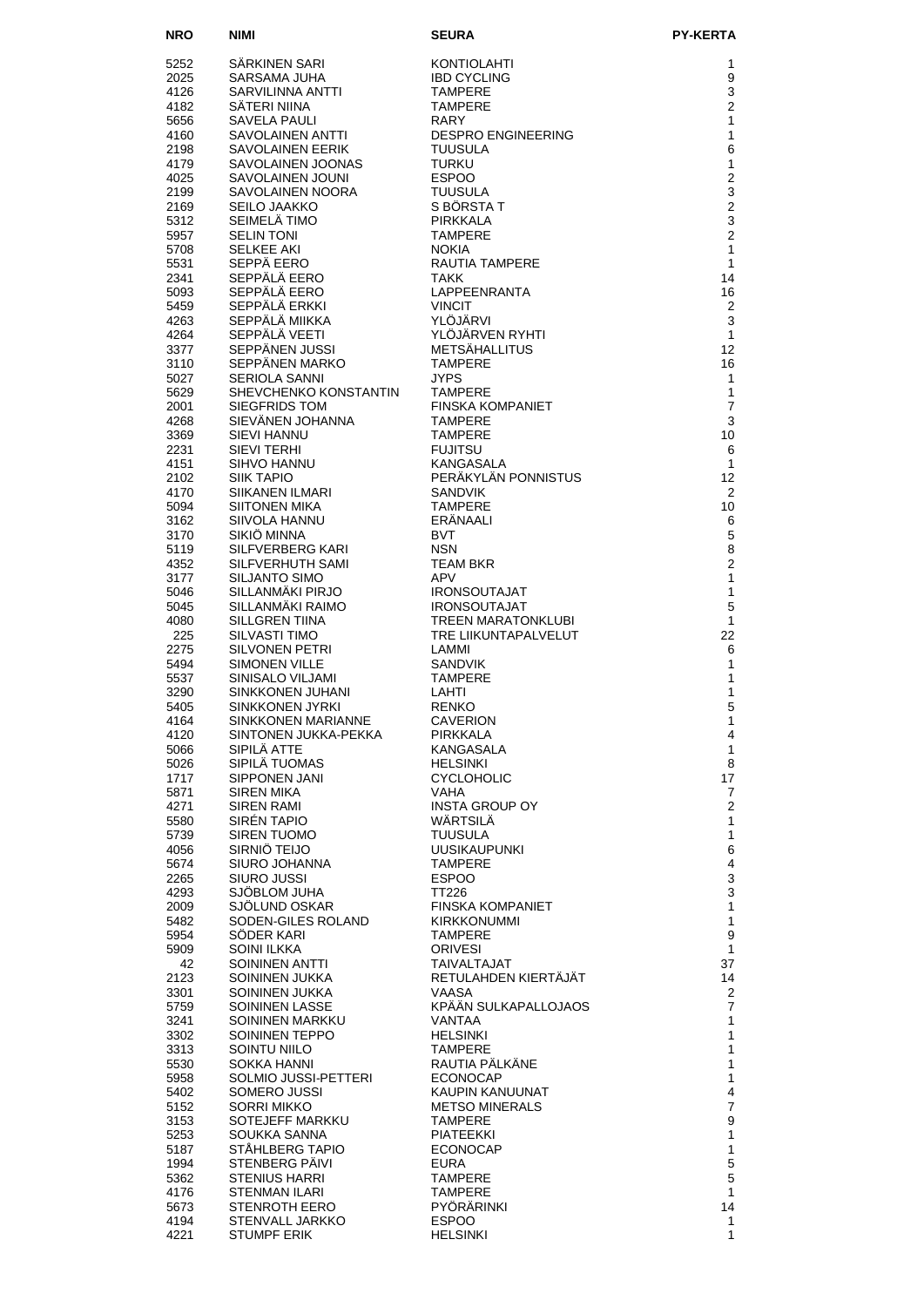| NRO | NIMI | SEURA | PY-KERTA |
|---|---|---|---|
| 5252 | SÄRKINEN SARI | KONTIOLAHTI | 1 |
| 2025 | SARSAMA JUHA | IBD CYCLING | 9 |
| 4126 | SARVILINNA ANTTI | TAMPERE | 3 |
| 4182 | SÄTERI NIINA | TAMPERE | 2 |
| 5656 | SAVELA PAULI | RARY | 1 |
| 4160 | SAVOLAINEN ANTTI | DESPRO ENGINEERING | 1 |
| 2198 | SAVOLAINEN EERIK | TUUSULA | 6 |
| 4179 | SAVOLAINEN JOONAS | TURKU | 1 |
| 4025 | SAVOLAINEN JOUNI | ESPOO | 2 |
| 2199 | SAVOLAINEN NOORA | TUUSULA | 3 |
| 2169 | SEILO JAAKKO | S BÖRSTA T | 2 |
| 5312 | SEIMELÄ TIMO | PIRKKALA | 3 |
| 5957 | SELIN TONI | TAMPERE | 2 |
| 5708 | SELKEE AKI | NOKIA | 1 |
| 5531 | SEPPÄ EERO | RAUTIA TAMPERE | 1 |
| 2341 | SEPPÄLÄ EERO | TAKK | 14 |
| 5093 | SEPPÄLÄ EERO | LAPPEENRANTA | 16 |
| 5459 | SEPPÄLÄ ERKKI | VINCIT | 2 |
| 4263 | SEPPÄLÄ MIIKKA | YLÖJÄRVI | 3 |
| 4264 | SEPPÄLÄ VEETI | YLÖJÄRVEN RYHTI | 1 |
| 3377 | SEPPÄNEN JUSSI | METSÄHALLITUS | 12 |
| 3110 | SEPPÄNEN MARKO | TAMPERE | 16 |
| 5027 | SERIOLA SANNI | JYPS | 1 |
| 5629 | SHEVCHENKO KONSTANTIN | TAMPERE | 1 |
| 2001 | SIEGFRIDS TOM | FINSKA KOMPANIET | 7 |
| 4268 | SIEVÄNEN JOHANNA | TAMPERE | 3 |
| 3369 | SIEVI HANNU | TAMPERE | 10 |
| 2231 | SIEVI TERHI | FUJITSU | 6 |
| 4151 | SIHVO HANNU | KANGASALA | 1 |
| 2102 | SIIK TAPIO | PERÄKYLÄN PONNISTUS | 12 |
| 4170 | SIIKANEN ILMARI | SANDVIK | 2 |
| 5094 | SIITONEN MIKA | TAMPERE | 10 |
| 3162 | SIIVOLA HANNU | ERÄNAALI | 6 |
| 3170 | SIKIÖ MINNA | BVT | 5 |
| 5119 | SILFVERBERG KARI | NSN | 8 |
| 4352 | SILFVERHUTH SAMI | TEAM BKR | 2 |
| 3177 | SILJANTO SIMO | APV | 1 |
| 5046 | SILLANMÄKI PIRJO | IRONSOUTAJAT | 1 |
| 5045 | SILLANMÄKI RAIMO | IRONSOUTAJAT | 5 |
| 4080 | SILLGREN TIINA | TREEN MARATONKLUBI | 1 |
| 225 | SILVASTI TIMO | TRE LIIKUNTAPALVELUT | 22 |
| 2275 | SILVONEN PETRI | LAMMI | 6 |
| 5494 | SIMONEN VILLE | SANDVIK | 1 |
| 5537 | SINISALO VILJAMI | TAMPERE | 1 |
| 3290 | SINKKONEN JUHANI | LAHTI | 1 |
| 5405 | SINKKONEN JYRKI | RENKO | 5 |
| 4164 | SINKKONEN MARIANNE | CAVERION | 1 |
| 4120 | SINTONEN JUKKA-PEKKA | PIRKKALA | 4 |
| 5066 | SIPILÄ ATTE | KANGASALA | 1 |
| 5026 | SIPILÄ TUOMAS | HELSINKI | 8 |
| 1717 | SIPPONEN JANI | CYCLOHOLIC | 17 |
| 5871 | SIREN MIKA | VAHA | 7 |
| 4271 | SIREN RAMI | INSTA GROUP OY | 2 |
| 5580 | SIRÉN TAPIO | WÄRTSILÄ | 1 |
| 5739 | SIREN TUOMO | TUUSULA | 1 |
| 4056 | SIRNIÖ TEIJO | UUSIKAUPUNKI | 6 |
| 5674 | SIURO JOHANNA | TAMPERE | 4 |
| 2265 | SIURO JUSSI | ESPOO | 3 |
| 4293 | SJÖBLOM JUHA | TT226 | 3 |
| 2009 | SJÖLUND OSKAR | FINSKA KOMPANIET | 1 |
| 5482 | SODEN-GILES ROLAND | KIRKKONUMMI | 1 |
| 5954 | SÖDER KARI | TAMPERE | 9 |
| 5909 | SOINI ILKKA | ORIVESI | 1 |
| 42 | SOININEN ANTTI | TAIVALTAJAT | 37 |
| 2123 | SOININEN JUKKA | RETULAHDEN KIERTÄJÄT | 14 |
| 3301 | SOININEN JUKKA | VAASA | 2 |
| 5759 | SOININEN LASSE | KPÄÄN SULKAPALLOJAOS | 7 |
| 3241 | SOININEN MARKKU | VANTAA | 1 |
| 3302 | SOININEN TEPPO | HELSINKI | 1 |
| 3313 | SOINTU NIILO | TAMPERE | 1 |
| 5530 | SOKKA HANNI | RAUTIA PÄLKÄNE | 1 |
| 5958 | SOLMIO JUSSI-PETTERI | ECONOCAP | 1 |
| 5402 | SOMERO JUSSI | KAUPIN KANUUNAT | 4 |
| 5152 | SORRI MIKKO | METSO MINERALS | 7 |
| 3153 | SOTEJEFF MARKKU | TAMPERE | 9 |
| 5253 | SOUKKA SANNA | PIATEEKKI | 1 |
| 5187 | STÅHLBERG TAPIO | ECONOCAP | 1 |
| 1994 | STENBERG PÄIVI | EURA | 5 |
| 5362 | STENIUS HARRI | TAMPERE | 5 |
| 4176 | STENMAN ILARI | TAMPERE | 1 |
| 5673 | STENROTH EERO | PYÖRÄRINKI | 14 |
| 4194 | STENVALL JARKKO | ESPOO | 1 |
| 4221 | STUMPF ERIK | HELSINKI | 1 |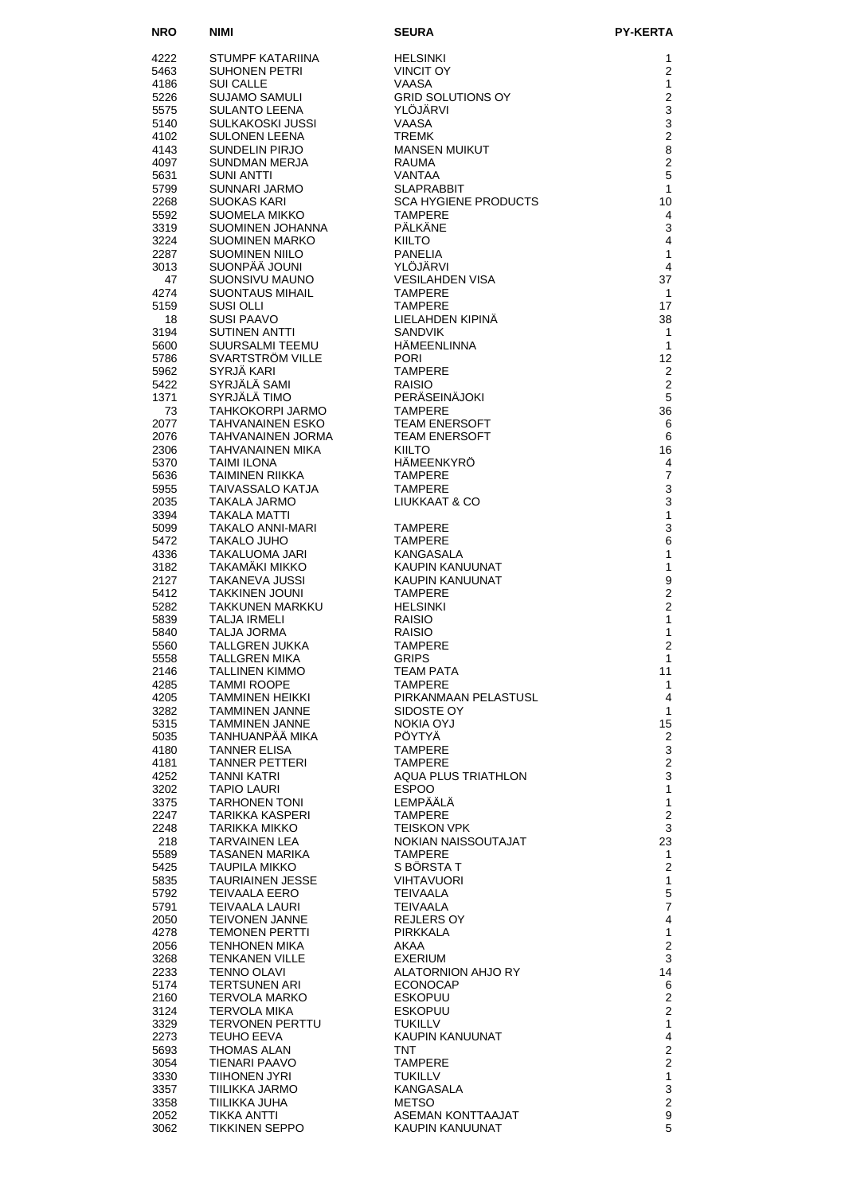| NRO | NIMI | SEURA | PY-KERTA |
|---|---|---|---|
| 4222 | STUMPF KATARIINA | HELSINKI | 1 |
| 5463 | SUHONEN PETRI | VINCIT OY | 2 |
| 4186 | SUI CALLE | VAASA | 1 |
| 5226 | SUJAMO SAMULI | GRID SOLUTIONS OY | 2 |
| 5575 | SULANTO LEENA | YLÖJÄRVI | 3 |
| 5140 | SULKAKOSKI JUSSI | VAASA | 3 |
| 4102 | SULONEN LEENA | TREMK | 2 |
| 4143 | SUNDELIN PIRJO | MANSEN MUIKUT | 8 |
| 4097 | SUNDMAN MERJA | RAUMA | 2 |
| 5631 | SUNI ANTTI | VANTAA | 5 |
| 5799 | SUNNARI JARMO | SLAPRABBIT | 1 |
| 2268 | SUOKAS KARI | SCA HYGIENE PRODUCTS | 10 |
| 5592 | SUOMELA MIKKO | TAMPERE | 4 |
| 3319 | SUOMINEN JOHANNA | PÄLKÄNE | 3 |
| 3224 | SUOMINEN MARKO | KIILTO | 4 |
| 2287 | SUOMINEN NIILO | PANELIA | 1 |
| 3013 | SUONPÄÄ JOUNI | YLÖJÄRVI | 4 |
| 47 | SUONSIVU MAUNO | VESILAHDEN VISA | 37 |
| 4274 | SUONTAUS MIHAIL | TAMPERE | 1 |
| 5159 | SUSI OLLI | TAMPERE | 17 |
| 18 | SUSI PAAVO | LIELAHDEN KIPINÄ | 38 |
| 3194 | SUTINEN ANTTI | SANDVIK | 1 |
| 5600 | SUURSALMI TEEMU | HÄMEENLINNA | 1 |
| 5786 | SVARTSTRÖM VILLE | PORI | 12 |
| 5962 | SYRJÄ KARI | TAMPERE | 2 |
| 5422 | SYRJÄLÄ SAMI | RAISIO | 2 |
| 1371 | SYRJÄLÄ TIMO | PERÄSEINÄJOKI | 5 |
| 73 | TAHKOKORPI JARMO | TAMPERE | 36 |
| 2077 | TAHVANAINEN ESKO | TEAM ENERSOFT | 6 |
| 2076 | TAHVANAINEN JORMA | TEAM ENERSOFT | 6 |
| 2306 | TAHVANAINEN MIKA | KIILTO | 16 |
| 5370 | TAIMI ILONA | HÄMEENKYRÖ | 4 |
| 5636 | TAIMINEN RIIKKA | TAMPERE | 7 |
| 5955 | TAIVASSALO KATJA | TAMPERE | 3 |
| 2035 | TAKALA JARMO | LIUKKAAT & CO | 3 |
| 3394 | TAKALA MATTI | | 1 |
| 5099 | TAKALO ANNI-MARI | TAMPERE | 3 |
| 5472 | TAKALO JUHO | TAMPERE | 6 |
| 4336 | TAKALUOMA JARI | KANGASALA | 1 |
| 3182 | TAKAMÄKI MIKKO | KAUPIN KANUUNAT | 1 |
| 2127 | TAKANEVA JUSSI | KAUPIN KANUUNAT | 9 |
| 5412 | TAKKINEN JOUNI | TAMPERE | 2 |
| 5282 | TAKKUNEN MARKKU | HELSINKI | 2 |
| 5839 | TALJA IRMELI | RAISIO | 1 |
| 5840 | TALJA JORMA | RAISIO | 1 |
| 5560 | TALLGREN JUKKA | TAMPERE | 2 |
| 5558 | TALLGREN MIKA | GRIPS | 1 |
| 2146 | TALLINEN KIMMO | TEAM PATA | 11 |
| 4285 | TAMMI ROOPE | TAMPERE | 1 |
| 4205 | TAMMINEN HEIKKI | PIRKANMAAN PELASTUSL | 4 |
| 3282 | TAMMINEN JANNE | SIDOSTE OY | 1 |
| 5315 | TAMMINEN JANNE | NOKIA OYJ | 15 |
| 5035 | TANHUANPÄÄ MIKA | PÖYTYÄ | 2 |
| 4180 | TANNER ELISA | TAMPERE | 3 |
| 4181 | TANNER PETTERI | TAMPERE | 2 |
| 4252 | TANNI KATRI | AQUA PLUS TRIATHLON | 3 |
| 3202 | TAPIO LAURI | ESPOO | 1 |
| 3375 | TARHONEN TONI | LEMPÄÄLÄ | 1 |
| 2247 | TARIKKA KASPERI | TAMPERE | 2 |
| 2248 | TARIKKA MIKKO | TEISKON VPK | 3 |
| 218 | TARVAINEN LEA | NOKIAN NAISSOUTAJAT | 23 |
| 5589 | TASANEN MARIKA | TAMPERE | 1 |
| 5425 | TAUPILA MIKKO | S BÖRSTA T | 2 |
| 5835 | TAURIAINEN JESSE | VIHTAVUORI | 1 |
| 5792 | TEIVAALA EERO | TEIVAALA | 5 |
| 5791 | TEIVAALA LAURI | TEIVAALA | 7 |
| 2050 | TEIVONEN JANNE | REJLERS OY | 4 |
| 4278 | TEMONEN PERTTI | PIRKKALA | 1 |
| 2056 | TENHONEN MIKA | AKAA | 2 |
| 3268 | TENKANEN VILLE | EXERIUM | 3 |
| 2233 | TENNO OLAVI | ALATORNION AHJO RY | 14 |
| 5174 | TERTSUNEN ARI | ECONOCAP | 6 |
| 2160 | TERVOLA MARKO | ESKOPUU | 2 |
| 3124 | TERVOLA MIKA | ESKOPUU | 2 |
| 3329 | TERVONEN PERTTU | TUKILLV | 1 |
| 2273 | TEUHO EEVA | KAUPIN KANUUNAT | 4 |
| 5693 | THOMAS ALAN | TNT | 2 |
| 3054 | TIENARI PAAVO | TAMPERE | 2 |
| 3330 | TIIHONEN JYRI | TUKILLV | 1 |
| 3357 | TIILIKKA JARMO | KANGASALA | 3 |
| 3358 | TIILIKKA JUHA | METSO | 2 |
| 2052 | TIKKA ANTTI | ASEMAN KONTTAAJAT | 9 |
| 3062 | TIKKINEN SEPPO | KAUPIN KANUUNAT | 5 |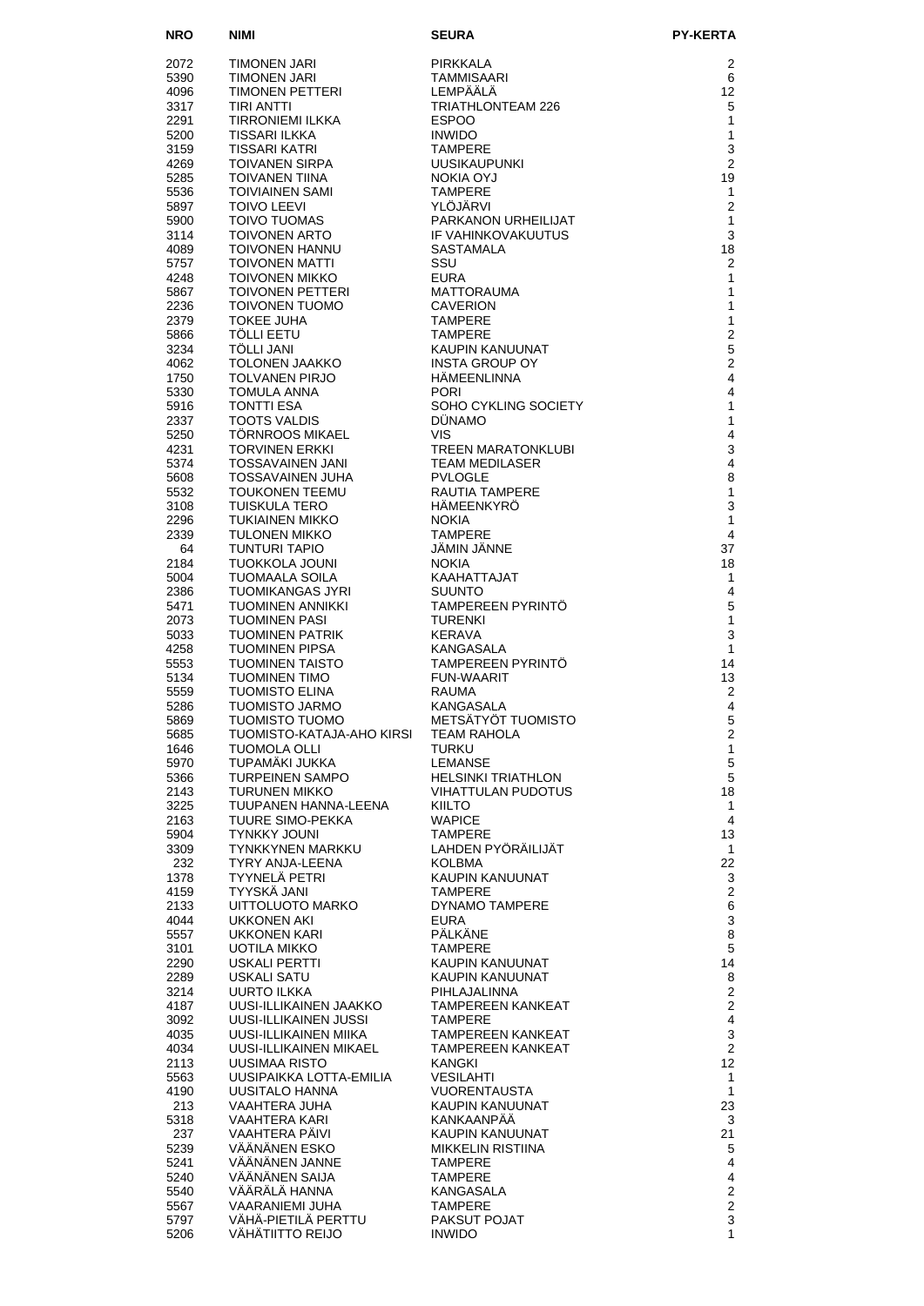| NRO | NIMI | SEURA | PY-KERTA |
|---|---|---|---|
| 2072 | TIMONEN JARI | PIRKKALA | 2 |
| 5390 | TIMONEN JARI | TAMMISAARI | 6 |
| 4096 | TIMONEN PETTERI | LEMPÄÄLÄ | 12 |
| 3317 | TIRI ANTTI | TRIATHLONTEAM 226 | 5 |
| 2291 | TIRRONIEMI ILKKA | ESPOO | 1 |
| 5200 | TISSARI ILKKA | INWIDO | 1 |
| 3159 | TISSARI KATRI | TAMPERE | 3 |
| 4269 | TOIVANEN SIRPA | UUSIKAUPUNKI | 2 |
| 5285 | TOIVANEN TIINA | NOKIA OYJ | 19 |
| 5536 | TOIVIAINEN SAMI | TAMPERE | 1 |
| 5897 | TOIVO LEEVI | YLÖJÄRVI | 2 |
| 5900 | TOIVO TUOMAS | PARKANON URHEILIJAT | 1 |
| 3114 | TOIVONEN ARTO | IF VAHINKOVAKUUTUS | 3 |
| 4089 | TOIVONEN HANNU | SASTAMALA | 18 |
| 5757 | TOIVONEN MATTI | SSU | 2 |
| 4248 | TOIVONEN MIKKO | EURA | 1 |
| 5867 | TOIVONEN PETTERI | MATTORAUMA | 1 |
| 2236 | TOIVONEN TUOMO | CAVERION | 1 |
| 2379 | TOKEE JUHA | TAMPERE | 1 |
| 5866 | TÖLLI EETU | TAMPERE | 2 |
| 3234 | TÖLLI JANI | KAUPIN KANUUNAT | 5 |
| 4062 | TOLONEN JAAKKO | INSTA GROUP OY | 2 |
| 1750 | TOLVANEN PIRJO | HÄMEENLINNA | 4 |
| 5330 | TOMULA ANNA | PORI | 4 |
| 5916 | TONTTI ESA | SOHO CYKLING SOCIETY | 1 |
| 2337 | TOOTS VALDIS | DÜNAMO | 1 |
| 5250 | TÖRNROOS MIKAEL | VIS | 4 |
| 4231 | TORVINEN ERKKI | TREEN MARATONKLUBI | 3 |
| 5374 | TOSSAVAINEN JANI | TEAM MEDILASER | 4 |
| 5608 | TOSSAVAINEN JUHA | PVLOGLE | 8 |
| 5532 | TOUKONEN TEEMU | RAUTIA TAMPERE | 1 |
| 3108 | TUISKULA TERO | HÄMEENKYRÖ | 3 |
| 2296 | TUKIAINEN MIKKO | NOKIA | 1 |
| 2339 | TULONEN MIKKO | TAMPERE | 4 |
| 64 | TUNTURI TAPIO | JÄMIN JÄNNE | 37 |
| 2184 | TUOKKOLA JOUNI | NOKIA | 18 |
| 5004 | TUOMAALA SOILA | KAAHATTAJAT | 1 |
| 2386 | TUOMIKANGAS JYRI | SUUNTO | 4 |
| 5471 | TUOMINEN ANNIKKI | TAMPEREEN PYRINTÖ | 5 |
| 2073 | TUOMINEN PASI | TURENKI | 1 |
| 5033 | TUOMINEN PATRIK | KERAVA | 3 |
| 4258 | TUOMINEN PIPSA | KANGASALA | 1 |
| 5553 | TUOMINEN TAISTO | TAMPEREEN PYRINTÖ | 14 |
| 5134 | TUOMINEN TIMO | FUN-WAARIT | 13 |
| 5559 | TUOMISTO ELINA | RAUMA | 2 |
| 5286 | TUOMISTO JARMO | KANGASALA | 4 |
| 5869 | TUOMISTO TUOMO | METSÄTYÖT TUOMISTO | 5 |
| 5685 | TUOMISTO-KATAJA-AHO KIRSI | TEAM RAHOLA | 2 |
| 1646 | TUOMOLA OLLI | TURKU | 1 |
| 5970 | TUPAMÄKI JUKKA | LEMANSE | 5 |
| 5366 | TURPEINEN SAMPO | HELSINKI TRIATHLON | 5 |
| 2143 | TURUNEN MIKKO | VIHATTULAN PUDOTUS | 18 |
| 3225 | TUUPANEN HANNA-LEENA | KIILTO | 1 |
| 2163 | TUURE SIMO-PEKKA | WAPICE | 4 |
| 5904 | TYNKKY JOUNI | TAMPERE | 13 |
| 3309 | TYNKKYNEN MARKKU | LAHDEN PYÖRÄILIJÄT | 1 |
| 232 | TYRY ANJA-LEENA | KOLBMA | 22 |
| 1378 | TYYNELÄ PETRI | KAUPIN KANUUNAT | 3 |
| 4159 | TYYSKÄ JANI | TAMPERE | 2 |
| 2133 | UITTOLUOTO MARKO | DYNAMO TAMPERE | 6 |
| 4044 | UKKONEN AKI | EURA | 3 |
| 5557 | UKKONEN KARI | PÄLKÄNE | 8 |
| 3101 | UOTILA MIKKO | TAMPERE | 5 |
| 2290 | USKALI PERTTI | KAUPIN KANUUNAT | 14 |
| 2289 | USKALI SATU | KAUPIN KANUUNAT | 8 |
| 3214 | UURTO ILKKA | PIHLAJALINNA | 2 |
| 4187 | UUSI-ILLIKAINEN JAAKKO | TAMPEREEN KANKEAT | 2 |
| 3092 | UUSI-ILLIKAINEN JUSSI | TAMPERE | 4 |
| 4035 | UUSI-ILLIKAINEN MIIKA | TAMPEREEN KANKEAT | 3 |
| 4034 | UUSI-ILLIKAINEN MIKAEL | TAMPEREEN KANKEAT | 2 |
| 2113 | UUSIMAA RISTO | KANGKI | 12 |
| 5563 | UUSIPAIKKA LOTTA-EMILIA | VESILAHTI | 1 |
| 4190 | UUSITALO HANNA | VUORENTAUSTA | 1 |
| 213 | VAAHTERA JUHA | KAUPIN KANUUNAT | 23 |
| 5318 | VAAHTERA KARI | KANKAANPÄÄ | 3 |
| 237 | VAAHTERA PÄIVI | KAUPIN KANUUNAT | 21 |
| 5239 | VÄÄNÄNEN ESKO | MIKKELIN RISTIINA | 5 |
| 5241 | VÄÄNÄNEN JANNE | TAMPERE | 4 |
| 5240 | VÄÄNÄNEN SAIJA | TAMPERE | 4 |
| 5540 | VÄÄRÄLÄ HANNA | KANGASALA | 2 |
| 5567 | VAARANIEMI JUHA | TAMPERE | 2 |
| 5797 | VÄHÄ-PIETILÄ PERTTU | PAKSUT POJAT | 3 |
| 5206 | VÄHÄTIITTO REIJO | INWIDO | 1 |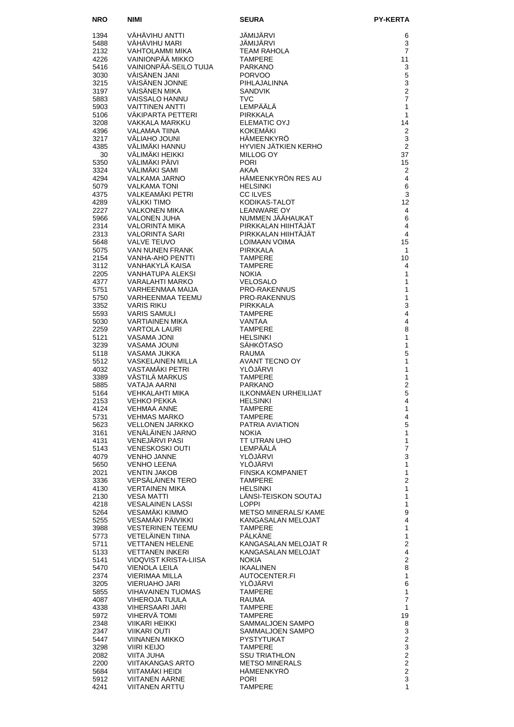| NRO | NIMI | SEURA | PY-KERTA |
|---|---|---|---|
| 1394 | VÄHÄVIHU ANTTI | JÄMIJÄRVI | 6 |
| 5488 | VÄHÄVIHU MARI | JÄMIJÄRVI | 3 |
| 2132 | VAHTOLAMMI MIKA | TEAM RAHOLA | 7 |
| 4226 | VAINIONPÄÄ MIKKO | TAMPERE | 11 |
| 5416 | VAINIONPÄÄ-SEILO TUIJA | PARKANO | 3 |
| 3030 | VÄISÄNEN JANI | PORVOO | 5 |
| 3215 | VÄISÄNEN JONNE | PIHLAJALINNA | 3 |
| 3197 | VÄISÄNEN MIKA | SANDVIK | 2 |
| 5883 | VAISSALO HANNU | TVC | 7 |
| 5903 | VAITTINEN ANTTI | LEMPÄÄLÄ | 1 |
| 5106 | VÄKIPARTA PETTERI | PIRKKALA | 1 |
| 3208 | VAKKALA MARKKU | ELEMATIC OYJ | 14 |
| 4396 | VALAMAA TIINA | KOKEMÄKI | 2 |
| 3217 | VÄLIAHO JOUNI | HÄMEENKYRÖ | 3 |
| 4385 | VÄLIMÄKI HANNU | HYVIEN JÄTKIEN KERHO | 2 |
| 30 | VÄLIMÄKI HEIKKI | MILLOG OY | 37 |
| 5350 | VÄLIMÄKI PÄIVI | PORI | 15 |
| 3324 | VÄLIMÄKI SAMI | AKAA | 2 |
| 4294 | VALKAMA JARNO | HÄMEENKYRÖN RES AU | 4 |
| 5079 | VALKAMA TONI | HELSINKI | 6 |
| 4375 | VALKEAMÄKI PETRI | CC ILVES | 3 |
| 4289 | VÄLKKI TIMO | KODIKAS-TALOT | 12 |
| 2227 | VALKONEN MIKA | LEANWARE OY | 4 |
| 5966 | VALONEN JUHA | NUMMEN JÄÄHAUKAT | 6 |
| 2314 | VALORINTA MIKA | PIRKKALAN HIIHTÄJÄT | 4 |
| 2313 | VALORINTA SARI | PIRKKALAN HIIHTÄJÄT | 4 |
| 5648 | VALVE TEUVO | LOIMAAN VOIMA | 15 |
| 5075 | VAN NUNEN FRANK | PIRKKALA | 1 |
| 2154 | VANHA-AHO PENTTI | TAMPERE | 10 |
| 3112 | VANHAKYLÄ KAISA | TAMPERE | 4 |
| 2205 | VANHATUPA ALEKSI | NOKIA | 1 |
| 4377 | VARALAHTI MARKO | VELOSALO | 1 |
| 5751 | VARHEENMAA MAIJA | PRO-RAKENNUS | 1 |
| 5750 | VARHEENMAA TEEMU | PRO-RAKENNUS | 1 |
| 3352 | VARIS RIKU | PIRKKALA | 3 |
| 5593 | VARIS SAMULI | TAMPERE | 4 |
| 5030 | VARTIAINEN MIKA | VANTAA | 4 |
| 2259 | VARTOLA LAURI | TAMPERE | 8 |
| 5121 | VASAMA JONI | HELSINKI | 1 |
| 3239 | VASAMA JOUNI | SÄHKÖTASO | 1 |
| 5118 | VASAMA JUKKA | RAUMA | 5 |
| 5512 | VASKELAINEN MILLA | AVANT TECNO OY | 1 |
| 4032 | VASTAMÄKI PETRI | YLÖJÄRVI | 1 |
| 3389 | VÄSTILÄ MARKUS | TAMPERE | 1 |
| 5885 | VATAJA AARNI | PARKANO | 2 |
| 5164 | VEHKALAHTI MIKA | ILKONMÄEN URHEILIJAT | 5 |
| 2153 | VEHKO PEKKA | HELSINKI | 4 |
| 4124 | VEHMAA ANNE | TAMPERE | 1 |
| 5731 | VEHMAS MARKO | TAMPERE | 4 |
| 5623 | VELLONEN JARKKO | PATRIA AVIATION | 5 |
| 3161 | VENÄLÄINEN JARNO | NOKIA | 1 |
| 4131 | VENEJÄRVI PASI | TT UTRAN UHO | 1 |
| 5143 | VENESKOSKI OUTI | LEMPÄÄLÄ | 7 |
| 4079 | VENHO JANNE | YLÖJÄRVI | 3 |
| 5650 | VENHO LEENA | YLÖJÄRVI | 1 |
| 2021 | VENTIN JAKOB | FINSKA KOMPANIET | 1 |
| 3336 | VEPSÄLÄINEN TERO | TAMPERE | 2 |
| 4130 | VERTAINEN MIKA | HELSINKI | 1 |
| 2130 | VESA MATTI | LÄNSI-TEISKON SOUTAJ | 1 |
| 4218 | VESALAINEN LASSI | LOPPI | 1 |
| 5264 | VESAMÄKI KIMMO | METSO MINERALS/ KAME | 9 |
| 5255 | VESAMÄKI PÄIVIKKI | KANGASALAN MELOJAT | 4 |
| 3988 | VESTERINEN TEEMU | TAMPERE | 1 |
| 5773 | VETELÄINEN TIINA | PÄLKÄNE | 1 |
| 5711 | VETTANEN HELENE | KANGASALAN MELOJAT R | 2 |
| 5133 | VETTANEN INKERI | KANGASALAN MELOJAT | 4 |
| 5141 | VIDQVIST KRISTA-LIISA | NOKIA | 2 |
| 5470 | VIENOLA LEILA | IKAALINEN | 8 |
| 2374 | VIERIMAA MILLA | AUTOCENTER.FI | 1 |
| 3205 | VIERUAHO JARI | YLÖJÄRVI | 6 |
| 5855 | VIHAVAINEN TUOMAS | TAMPERE | 1 |
| 4087 | VIHEROJA TUULA | RAUMA | 7 |
| 4338 | VIHERSAARI JARI | TAMPERE | 1 |
| 5972 | VIHERVÄ TOMI | TAMPERE | 19 |
| 2348 | VIIKARI HEIKKI | SAMMALJOEN SAMPO | 8 |
| 2347 | VIIKARI OUTI | SAMMALJOEN SAMPO | 3 |
| 5447 | VIINANEN MIKKO | PYSTYTUKAT | 2 |
| 3298 | VIIRI KEIJO | TAMPERE | 3 |
| 2082 | VIITA JUHA | SSU TRIATHLON | 2 |
| 2200 | VIITAKANGAS ARTO | METSO MINERALS | 2 |
| 5684 | VIITAMÄKI HEIDI | HÄMEENKYRÖ | 2 |
| 5912 | VIITANEN AARNE | PORI | 3 |
| 4241 | VIITANEN ARTTU | TAMPERE | 1 |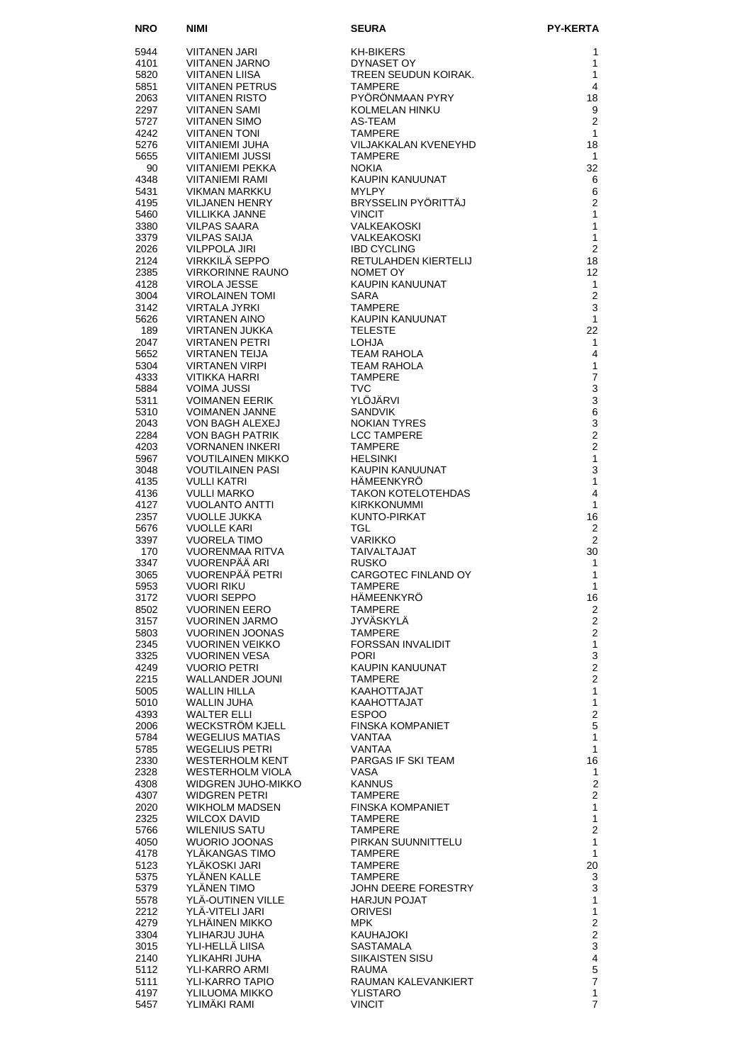| NRO | NIMI | SEURA | PY-KERTA |
| --- | --- | --- | --- |
| 5944 | VIITANEN JARI | KH-BIKERS | 1 |
| 4101 | VIITANEN JARNO | DYNASET OY | 1 |
| 5820 | VIITANEN LIISA | TREEN SEUDUN KOIRAK. | 1 |
| 5851 | VIITANEN PETRUS | TAMPERE | 4 |
| 2063 | VIITANEN RISTO | PYÖRÖNMAAN PYRY | 18 |
| 2297 | VIITANEN SAMI | KOLMELAN HINKU | 9 |
| 5727 | VIITANEN SIMO | AS-TEAM | 2 |
| 4242 | VIITANEN TONI | TAMPERE | 1 |
| 5276 | VIITANIEMI JUHA | VILJAKKALAN KVENEYHD | 18 |
| 5655 | VIITANIEMI JUSSI | TAMPERE | 1 |
| 90 | VIITANIEMI PEKKA | NOKIA | 32 |
| 4348 | VIITANIEMI RAMI | KAUPIN KANUUNAT | 6 |
| 5431 | VIKMAN MARKKU | MYLPY | 6 |
| 4195 | VILJANEN HENRY | BRYSSELIN PYÖRITTÄJ | 2 |
| 5460 | VILLIKKA JANNE | VINCIT | 1 |
| 3380 | VILPAS SAARA | VALKEAKOSKI | 1 |
| 3379 | VILPAS SAIJA | VALKEAKOSKI | 1 |
| 2026 | VILPPOLA JIRI | IBD CYCLING | 2 |
| 2124 | VIRKKILÄ SEPPO | RETULAHDEN KIERTELIJ | 18 |
| 2385 | VIRKORINNE RAUNO | NOMET OY | 12 |
| 4128 | VIROLA JESSE | KAUPIN KANUUNAT | 1 |
| 3004 | VIROLAINEN TOMI | SARA | 2 |
| 3142 | VIRTALA JYRKI | TAMPERE | 3 |
| 5626 | VIRTANEN AINO | KAUPIN KANUUNAT | 1 |
| 189 | VIRTANEN JUKKA | TELESTE | 22 |
| 2047 | VIRTANEN PETRI | LOHJA | 1 |
| 5652 | VIRTANEN TEIJA | TEAM RAHOLA | 4 |
| 5304 | VIRTANEN VIRPI | TEAM RAHOLA | 1 |
| 4333 | VITIKKA HARRI | TAMPERE | 7 |
| 5884 | VOIMA JUSSI | TVC | 3 |
| 5311 | VOIMANEN EERIK | YLÖJÄRVI | 3 |
| 5310 | VOIMANEN JANNE | SANDVIK | 6 |
| 2043 | VON BAGH ALEXEJ | NOKIAN TYRES | 3 |
| 2284 | VON BAGH PATRIK | LCC TAMPERE | 2 |
| 4203 | VORNANEN INKERI | TAMPERE | 2 |
| 5967 | VOUTILAINEN MIKKO | HELSINKI | 1 |
| 3048 | VOUTILAINEN PASI | KAUPIN KANUUNAT | 3 |
| 4135 | VULLI KATRI | HÄMEENKYRÖ | 1 |
| 4136 | VULLI MARKO | TAKON KOTELOTEHDAS | 4 |
| 4127 | VUOLANTO ANTTI | KIRKKONUMMI | 1 |
| 2357 | VUOLLE JUKKA | KUNTO-PIRKAT | 16 |
| 5676 | VUOLLE KARI | TGL | 2 |
| 3397 | VUORELA TIMO | VARIKKO | 2 |
| 170 | VUORENMAA RITVA | TAIVALTAJAT | 30 |
| 3347 | VUORENPÄÄ ARI | RUSKO | 1 |
| 3065 | VUORENPÄÄ PETRI | CARGOTEC FINLAND OY | 1 |
| 5953 | VUORI RIKU | TAMPERE | 1 |
| 3172 | VUORI SEPPO | HÄMEENKYRÖ | 16 |
| 8502 | VUORINEN EERO | TAMPERE | 2 |
| 3157 | VUORINEN JARMO | JYVÄSKYLÄ | 2 |
| 5803 | VUORINEN JOONAS | TAMPERE | 2 |
| 2345 | VUORINEN VEIKKO | FORSSAN INVALIDIT | 1 |
| 3325 | VUORINEN VESA | PORI | 3 |
| 4249 | VUORIO PETRI | KAUPIN KANUUNAT | 2 |
| 2215 | WALLANDER JOUNI | TAMPERE | 2 |
| 5005 | WALLIN HILLA | KAAHOTTAJAT | 1 |
| 5010 | WALLIN JUHA | KAAHOTTAJAT | 1 |
| 4393 | WALTER ELLI | ESPOO | 2 |
| 2006 | WECKSTRÖM KJELL | FINSKA KOMPANIET | 5 |
| 5784 | WEGELIUS MATIAS | VANTAA | 1 |
| 5785 | WEGELIUS PETRI | VANTAA | 1 |
| 2330 | WESTERHOLM KENT | PARGAS IF SKI TEAM | 16 |
| 2328 | WESTERHOLM VIOLA | VASA | 1 |
| 4308 | WIDGREN JUHO-MIKKO | KANNUS | 2 |
| 4307 | WIDGREN PETRI | TAMPERE | 2 |
| 2020 | WIKHOLM MADSEN | FINSKA KOMPANIET | 1 |
| 2325 | WILCOX DAVID | TAMPERE | 1 |
| 5766 | WILENIUS SATU | TAMPERE | 2 |
| 4050 | WUORIO JOONAS | PIRKAN SUUNNITTELU | 1 |
| 4178 | YLÄKANGAS TIMO | TAMPERE | 1 |
| 5123 | YLÄKOSKI JARI | TAMPERE | 20 |
| 5375 | YLÄNEN KALLE | TAMPERE | 3 |
| 5379 | YLÄNEN TIMO | JOHN DEERE FORESTRY | 3 |
| 5578 | YLÄ-OUTINEN VILLE | HARJUN POJAT | 1 |
| 2212 | YLÄ-VITELI JARI | ORIVESI | 1 |
| 4279 | YLHÄINEN MIKKO | MPK | 2 |
| 3304 | YLIHARJU JUHA | KAUHAJOKI | 2 |
| 3015 | YLI-HELLÄ LIISA | SASTAMALA | 3 |
| 2140 | YLIKAHRI JUHA | SIIKAISTEN SISU | 4 |
| 5112 | YLI-KARRO ARMI | RAUMA | 5 |
| 5111 | YLI-KARRO TAPIO | RAUMAN KALEVANKIERT | 7 |
| 4197 | YLILUOMA MIKKO | YLISTARO | 1 |
| 5457 | YLIMÄKI RAMI | VINCIT | 7 |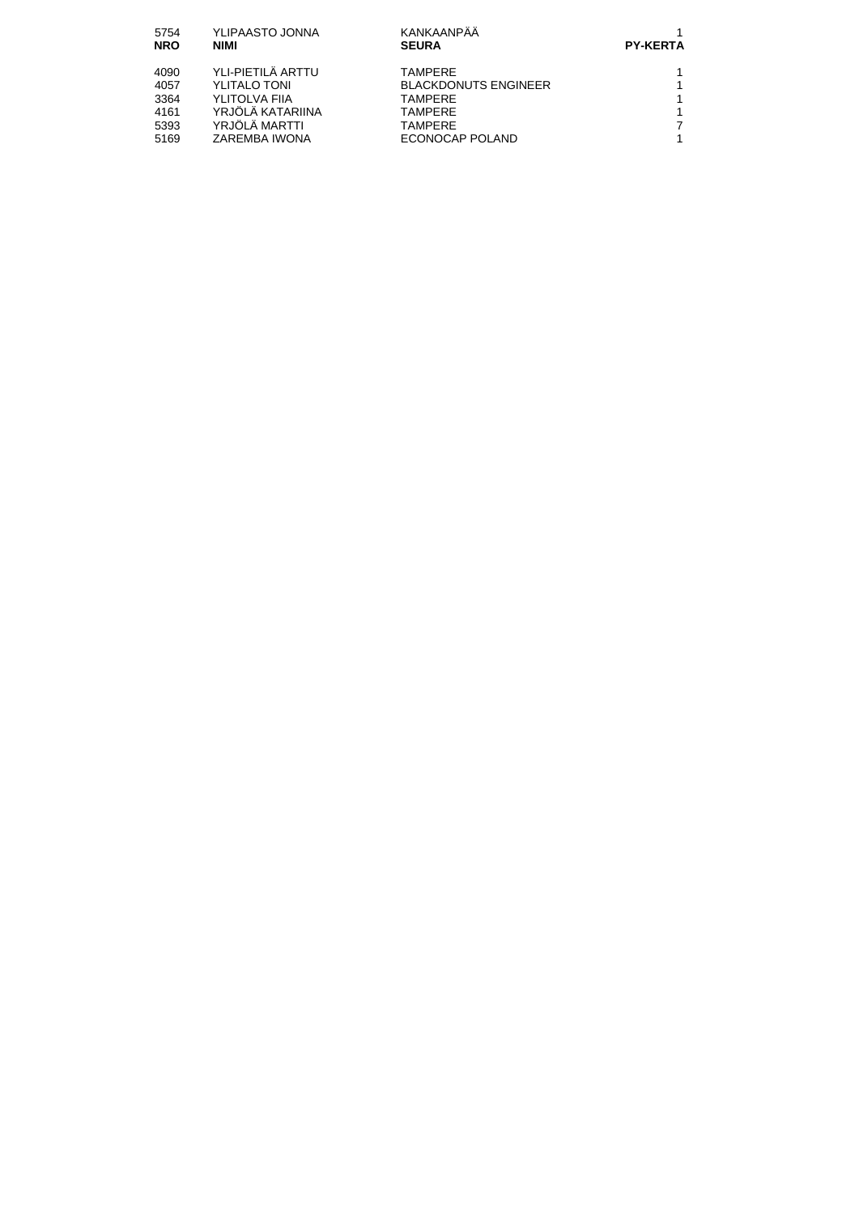| 5754 | YLIPAASTO JONNA | KANKAANPÄÄ | 1 |
| --- | --- | --- | --- |
| **NRO** | **NIMI** | **SEURA** | **PY-KERTA** |
| 4090 | YLI-PIETILÄ ARTTU | TAMPERE | 1 |
| 4057 | YLITALO TONI | BLACKDONUTS ENGINEER | 1 |
| 3364 | YLITOLVA FIIA | TAMPERE | 1 |
| 4161 | YRJÖLÄ KATARIINA | TAMPERE | 1 |
| 5393 | YRJÖLÄ MARTTI | TAMPERE | 7 |
| 5169 | ZAREMBA IWONA | ECONOCAP POLAND | 1 |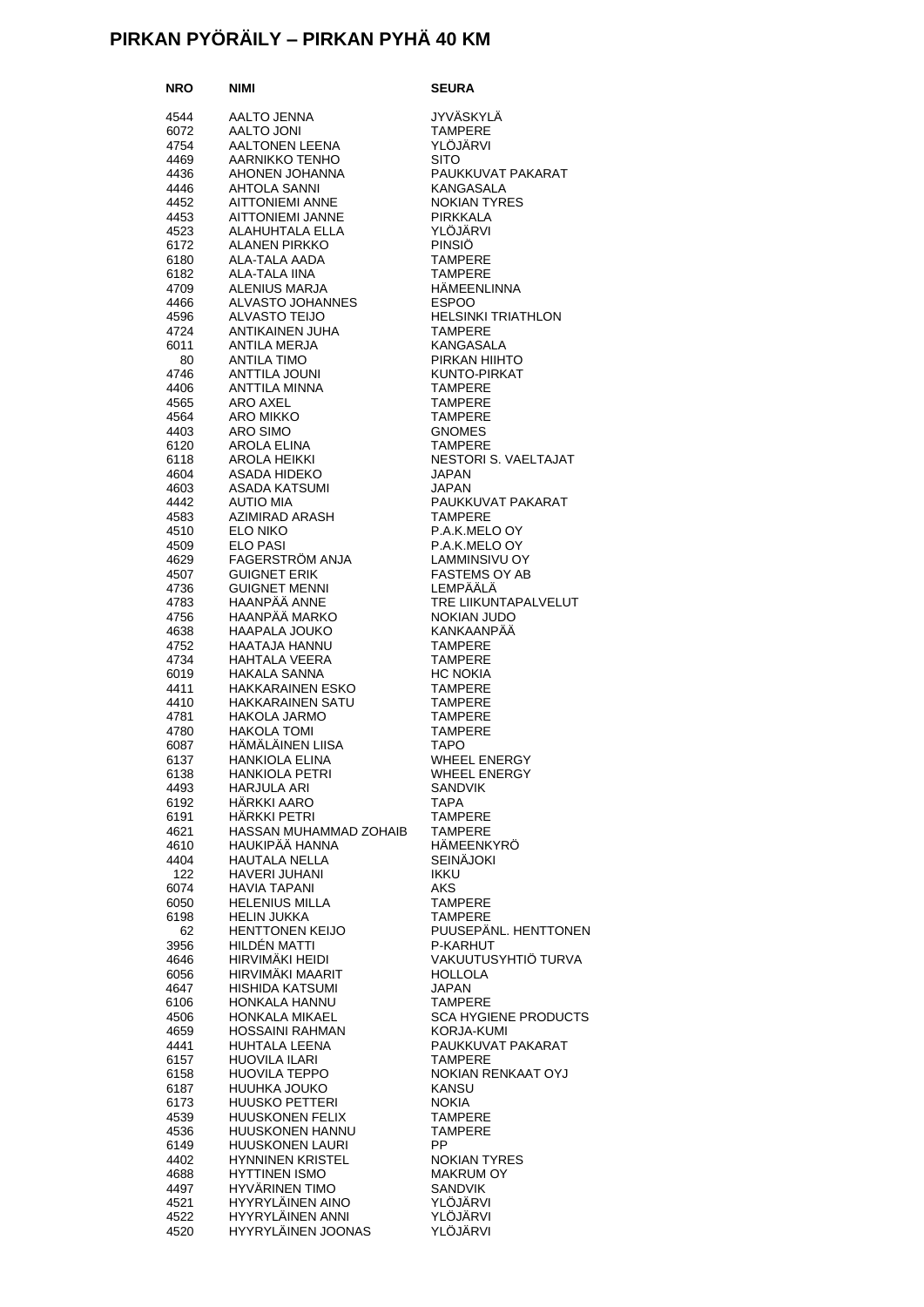# PIRKAN PYÖRÄILY – PIRKAN PYHÄ 40 KM

| NRO | NIMI | SEURA |
|---|---|---|
| 4544 | AALTO JENNA | JYVÄSKYLÄ |
| 6072 | AALTO JONI | TAMPERE |
| 4754 | AALTONEN LEENA | YLÖJÄRVI |
| 4469 | AARNIKKO TENHO | SITO |
| 4436 | AHONEN JOHANNA | PAUKKUVAT PAKARAT |
| 4446 | AHTOLA SANNI | KANGASALA |
| 4452 | AITTONIEMI ANNE | NOKIAN TYRES |
| 4453 | AITTONIEMI JANNE | PIRKKALA |
| 4523 | ALAHUHTALA ELLA | YLÖJÄRVI |
| 6172 | ALANEN PIRKKO | PINSIÖ |
| 6180 | ALA-TALA AADA | TAMPERE |
| 6182 | ALA-TALA IINA | TAMPERE |
| 4709 | ALENIUS MARJA | HÄMEENLINNA |
| 4466 | ALVASTO JOHANNES | ESPOO |
| 4596 | ALVASTO TEIJO | HELSINKI TRIATHLON |
| 4724 | ANTIKAINEN JUHA | TAMPERE |
| 6011 | ANTILA MERJA | KANGASALA |
| 80 | ANTILA TIMO | PIRKAN HIIHTO |
| 4746 | ANTTILA JOUNI | KUNTO-PIRKAT |
| 4406 | ANTTILA MINNA | TAMPERE |
| 4565 | ARO AXEL | TAMPERE |
| 4564 | ARO MIKKO | TAMPERE |
| 4403 | ARO SIMO | GNOMES |
| 6120 | AROLA ELINA | TAMPERE |
| 6118 | AROLA HEIKKI | NESTORI S. VAELTAJAT |
| 4604 | ASADA HIDEKO | JAPAN |
| 4603 | ASADA KATSUMI | JAPAN |
| 4442 | AUTIO MIA | PAUKKUVAT PAKARAT |
| 4583 | AZIMIRAD ARASH | TAMPERE |
| 4510 | ELO NIKO | P.A.K.MELO OY |
| 4509 | ELO PASI | P.A.K.MELO OY |
| 4629 | FAGERSTRÖM ANJA | LAMMINSIVU OY |
| 4507 | GUIGNET ERIK | FASTEMS OY AB |
| 4736 | GUIGNET MENNI | LEMPÄÄLÄ |
| 4783 | HAANPÄÄ ANNE | TRE LIIKUNTAPALVELUT |
| 4756 | HAANPÄÄ MARKO | NOKIAN JUDO |
| 4638 | HAAPALA JOUKO | KANKAANPÄÄ |
| 4752 | HAATAJA HANNU | TAMPERE |
| 4734 | HAHTALA VEERA | TAMPERE |
| 6019 | HAKALA SANNA | HC NOKIA |
| 4411 | HAKKARAINEN ESKO | TAMPERE |
| 4410 | HAKKARAINEN SATU | TAMPERE |
| 4781 | HAKOLA JARMO | TAMPERE |
| 4780 | HAKOLA TOMI | TAMPERE |
| 6087 | HÄMÄLÄINEN LIISA | TAPO |
| 6137 | HANKIOLA ELINA | WHEEL ENERGY |
| 6138 | HANKIOLA PETRI | WHEEL ENERGY |
| 4493 | HARJULA ARI | SANDVIK |
| 6192 | HÄRKKI AARO | TAPA |
| 6191 | HÄRKKI PETRI | TAMPERE |
| 4621 | HASSAN MUHAMMAD ZOHAIB | TAMPERE |
| 4610 | HAUKIPÄÄ HANNA | HÄMEENKYRÖ |
| 4404 | HAUTALA NELLA | SEINÄJOKI |
| 122 | HAVERI JUHANI | IKKU |
| 6074 | HAVIA TAPANI | AKS |
| 6050 | HELENIUS MILLA | TAMPERE |
| 6198 | HELIN JUKKA | TAMPERE |
| 62 | HENTTONEN KEIJO | PUUSEPÄNL. HENTTONEN |
| 3956 | HILDÉN MATTI | P-KARHUT |
| 4646 | HIRVIMÄKI HEIDI | VAKUUTUSYHTIÖ TURVA |
| 6056 | HIRVIMÄKI MAARIT | HOLLOLA |
| 4647 | HISHIDA KATSUMI | JAPAN |
| 6106 | HONKALA HANNU | TAMPERE |
| 4506 | HONKALA MIKAEL | SCA HYGIENE PRODUCTS |
| 4659 | HOSSAINI RAHMAN | KORJA-KUMI |
| 4441 | HUHTALA LEENA | PAUKKUVAT PAKARAT |
| 6157 | HUOVILA ILARI | TAMPERE |
| 6158 | HUOVILA TEPPO | NOKIAN RENKAAT OYJ |
| 6187 | HUUHKA JOUKO | KANSU |
| 6173 | HUUSKO PETTERI | NOKIA |
| 4539 | HUUSKONEN FELIX | TAMPERE |
| 4536 | HUUSKONEN HANNU | TAMPERE |
| 6149 | HUUSKONEN LAURI | PP |
| 4402 | HYNNINEN KRISTEL | NOKIAN TYRES |
| 4688 | HYTTINEN ISMO | MAKRUM OY |
| 4497 | HYVÄRINEN TIMO | SANDVIK |
| 4521 | HYYRYLÄINEN AINO | YLÖJÄRVI |
| 4522 | HYYRYLÄINEN ANNI | YLÖJÄRVI |
| 4520 | HYYRYLÄINEN JOONAS | YLÖJÄRVI |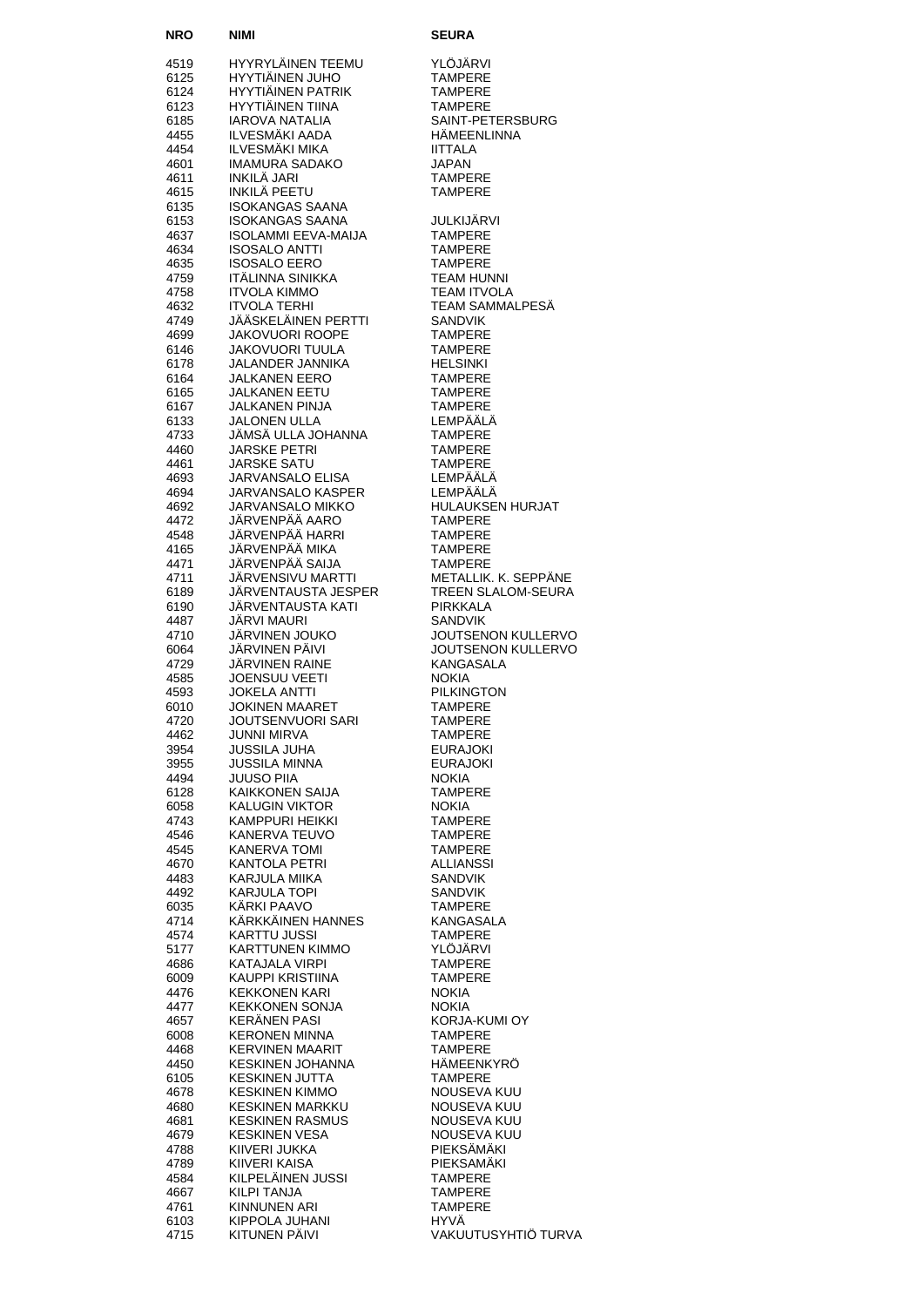| NRO | NIMI | SEURA |
|---|---|---|
| 4519 | HYYRYLÄINEN TEEMU | YLÖJÄRVI |
| 6125 | HYYTIÄINEN JUHO | TAMPERE |
| 6124 | HYYTIÄINEN PATRIK | TAMPERE |
| 6123 | HYYTIÄINEN TIINA | TAMPERE |
| 6185 | IAROVA NATALIA | SAINT-PETERSBURG |
| 4455 | ILVESMÄKI AADA | HÄMEENLINNA |
| 4454 | ILVESMÄKI MIKA | IITTALA |
| 4601 | IMAMURA SADAKO | JAPAN |
| 4611 | INKILÄ JARI | TAMPERE |
| 4615 | INKILÄ PEETU | TAMPERE |
| 6135 | ISOKANGAS SAANA | |
| 6153 | ISOKANGAS SAANA | JULKIJÄRVI |
| 4637 | ISOLAMMI EEVA-MAIJA | TAMPERE |
| 4634 | ISOSALO ANTTI | TAMPERE |
| 4635 | ISOSALO EERO | TAMPERE |
| 4759 | ITÄLINNA SINIKKA | TEAM HUNNI |
| 4758 | ITVOLA KIMMO | TEAM ITVOLA |
| 4632 | ITVOLA TERHI | TEAM SAMMALPESÄ |
| 4749 | JÄÄSKELÄINEN PERTTI | SANDVIK |
| 4699 | JAKOVUORI ROOPE | TAMPERE |
| 6146 | JAKOVUORI TUULA | TAMPERE |
| 6178 | JALANDER JANNIKA | HELSINKI |
| 6164 | JALKANEN EERO | TAMPERE |
| 6165 | JALKANEN EETU | TAMPERE |
| 6167 | JALKANEN PINJA | TAMPERE |
| 6133 | JALONEN ULLA | LEMPÄÄLÄ |
| 4733 | JÄMSÄ ULLA JOHANNA | TAMPERE |
| 4460 | JARSKE PETRI | TAMPERE |
| 4461 | JARSKE SATU | TAMPERE |
| 4693 | JARVANSALO ELISA | LEMPÄÄLÄ |
| 4694 | JARVANSALO KASPER | LEMPÄÄLÄ |
| 4692 | JARVANSALO MIKKO | HULAUKSEN HURJAT |
| 4472 | JÄRVENPÄÄ AARO | TAMPERE |
| 4548 | JÄRVENPÄÄ HARRI | TAMPERE |
| 4165 | JÄRVENPÄÄ MIKA | TAMPERE |
| 4471 | JÄRVENPÄÄ SAIJA | TAMPERE |
| 4711 | JÄRVENSIVU MARTTI | METALLIK. K. SEPPÄNE |
| 6189 | JÄRVENTAUSTA JESPER | TREEN SLALOM-SEURA |
| 6190 | JÄRVENTAUSTA KATI | PIRKKALA |
| 4487 | JÄRVI MAURI | SANDVIK |
| 4710 | JÄRVINEN JOUKO | JOUTSENON KULLERVO |
| 6064 | JÄRVINEN PÄIVI | JOUTSENON KULLERVO |
| 4729 | JÄRVINEN RAINE | KANGASALA |
| 4585 | JOENSUU VEETI | NOKIA |
| 4593 | JOKELA ANTTI | PILKINGTON |
| 6010 | JOKINEN MAARET | TAMPERE |
| 4720 | JOUTSENVUORI SARI | TAMPERE |
| 4462 | JUNNI MIRVA | TAMPERE |
| 3954 | JUSSILA JUHA | EURAJOKI |
| 3955 | JUSSILA MINNA | EURAJOKI |
| 4494 | JUUSO PIIA | NOKIA |
| 6128 | KAIKKONEN SAIJA | TAMPERE |
| 6058 | KALUGIN VIKTOR | NOKIA |
| 4743 | KAMPPURI HEIKKI | TAMPERE |
| 4546 | KANERVA TEUVO | TAMPERE |
| 4545 | KANERVA TOMI | TAMPERE |
| 4670 | KANTOLA PETRI | ALLIANSSI |
| 4483 | KARJULA MIIKA | SANDVIK |
| 4492 | KARJULA TOPI | SANDVIK |
| 6035 | KÄRKI PAAVO | TAMPERE |
| 4714 | KÄRKKÄINEN HANNES | KANGASALA |
| 4574 | KARTTU JUSSI | TAMPERE |
| 5177 | KARTTUNEN KIMMO | YLÖJÄRVI |
| 4686 | KATAJALA VIRPI | TAMPERE |
| 6009 | KAUPPI KRISTIINA | TAMPERE |
| 4476 | KEKKONEN KARI | NOKIA |
| 4477 | KEKKONEN SONJA | NOKIA |
| 4657 | KERÄNEN PASI | KORJA-KUMI OY |
| 6008 | KERONEN MINNA | TAMPERE |
| 4468 | KERVINEN MAARIT | TAMPERE |
| 4450 | KESKINEN JOHANNA | HÄMEENKYRÖ |
| 6105 | KESKINEN JUTTA | TAMPERE |
| 4678 | KESKINEN KIMMO | NOUSEVA KUU |
| 4680 | KESKINEN MARKKU | NOUSEVA KUU |
| 4681 | KESKINEN RASMUS | NOUSEVA KUU |
| 4679 | KESKINEN VESA | NOUSEVA KUU |
| 4788 | KIIVERI JUKKA | PIEKSÄMÄKI |
| 4789 | KIIVERI KAISA | PIEKSAMÄKI |
| 4584 | KILPELÄINEN JUSSI | TAMPERE |
| 4667 | KILPI TANJA | TAMPERE |
| 4761 | KINNUNEN ARI | TAMPERE |
| 6103 | KIPPOLA JUHANI | HYVÄ |
| 4715 | KITUNEN PÄIVI | VAKUUTUSYHTIÖ TURVA |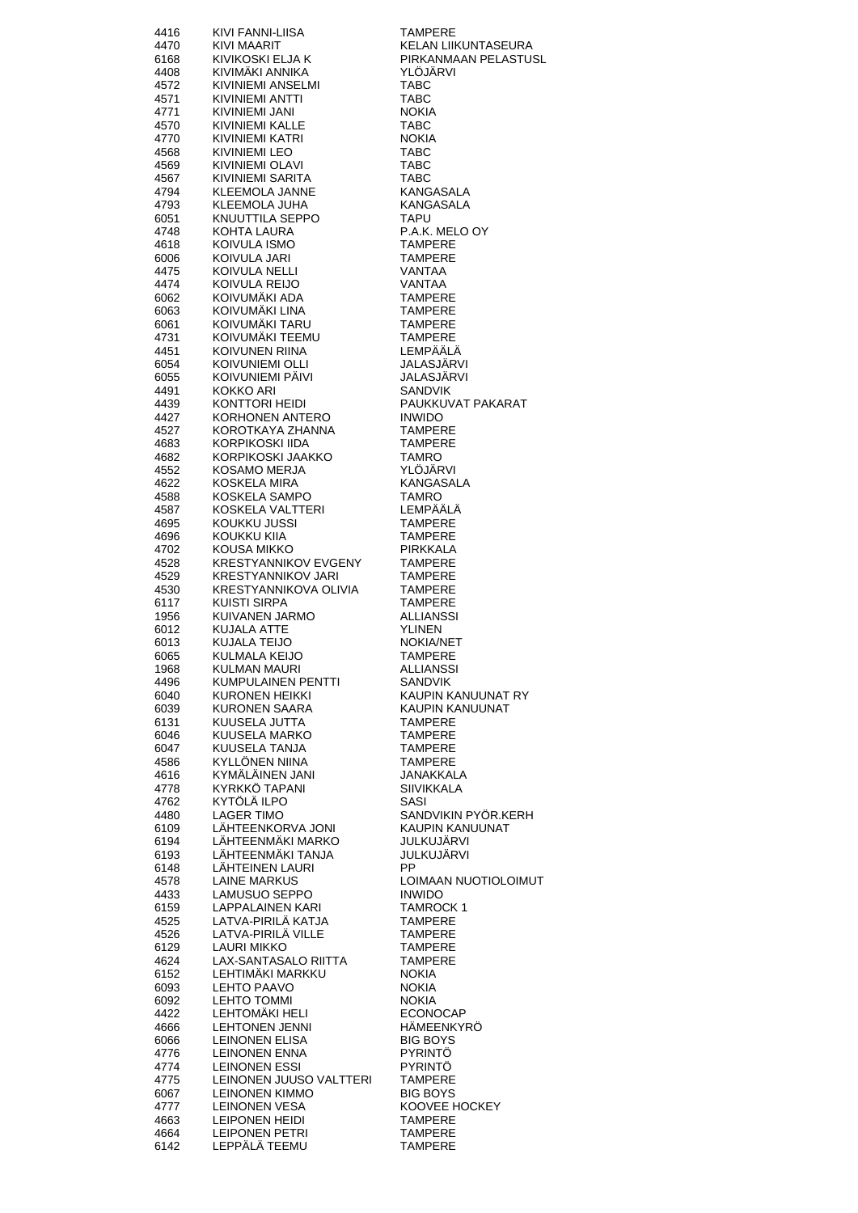| | | |
|---|---|---|
| 4416 | KIVI FANNI-LIISA | TAMPERE |
| 4470 | KIVI MAARIT | KELAN LIIKUNTASEURA |
| 6168 | KIVIKOSKI ELJA K | PIRKANMAAN PELASTUSL |
| 4408 | KIVIMÄKI ANNIKA | YLÖJÄRVI |
| 4572 | KIVINIEMI ANSELMI | TABC |
| 4571 | KIVINIEMI ANTTI | TABC |
| 4771 | KIVINIEMI JANI | NOKIA |
| 4570 | KIVINIEMI KALLE | TABC |
| 4770 | KIVINIEMI KATRI | NOKIA |
| 4568 | KIVINIEMI LEO | TABC |
| 4569 | KIVINIEMI OLAVI | TABC |
| 4567 | KIVINIEMI SARITA | TABC |
| 4794 | KLEEMOLA JANNE | KANGASALA |
| 4793 | KLEEMOLA JUHA | KANGASALA |
| 6051 | KNUUTTILA SEPPO | TAPU |
| 4748 | KOHTA LAURA | P.A.K. MELO OY |
| 4618 | KOIVULA ISMO | TAMPERE |
| 6006 | KOIVULA JARI | TAMPERE |
| 4475 | KOIVULA NELLI | VANTAA |
| 4474 | KOIVULA REIJO | VANTAA |
| 6062 | KOIVUMÄKI ADA | TAMPERE |
| 6063 | KOIVUMÄKI LINA | TAMPERE |
| 6061 | KOIVUMÄKI TARU | TAMPERE |
| 4731 | KOIVUMÄKI TEEMU | TAMPERE |
| 4451 | KOIVUNEN RIINA | LEMPÄÄLÄ |
| 6054 | KOIVUNIEMI OLLI | JALASJÄRVI |
| 6055 | KOIVUNIEMI PÄIVI | JALASJÄRVI |
| 4491 | KOKKO ARI | SANDVIK |
| 4439 | KONTTORI HEIDI | PAUKKUVAT PAKARAT |
| 4427 | KORHONEN ANTERO | INWIDO |
| 4527 | KOROTKAYA ZHANNA | TAMPERE |
| 4683 | KORPIKOSKI IIDA | TAMPERE |
| 4682 | KORPIKOSKI JAAKKO | TAMRO |
| 4552 | KOSAMO MERJA | YLÖJÄRVI |
| 4622 | KOSKELA MIRA | KANGASALA |
| 4588 | KOSKELA SAMPO | TAMRO |
| 4587 | KOSKELA VALTTERI | LEMPÄÄLÄ |
| 4695 | KOUKKU JUSSI | TAMPERE |
| 4696 | KOUKKU KIIA | TAMPERE |
| 4702 | KOUSA MIKKO | PIRKKALA |
| 4528 | KRESTYANNIKOV EVGENY | TAMPERE |
| 4529 | KRESTYANNIKOV JARI | TAMPERE |
| 4530 | KRESTYANNIKOVA OLIVIA | TAMPERE |
| 6117 | KUISTI SIRPA | TAMPERE |
| 1956 | KUIVANEN JARMO | ALLIANSSI |
| 6012 | KUJALA ATTE | YLINEN |
| 6013 | KUJALA TEIJO | NOKIA/NET |
| 6065 | KULMALA KEIJO | TAMPERE |
| 1968 | KULMAN MAURI | ALLIANSSI |
| 4496 | KUMPULAINEN PENTTI | SANDVIK |
| 6040 | KURONEN HEIKKI | KAUPIN KANUUNAT RY |
| 6039 | KURONEN SAARA | KAUPIN KANUUNAT |
| 6131 | KUUSELA JUTTA | TAMPERE |
| 6046 | KUUSELA MARKO | TAMPERE |
| 6047 | KUUSELA TANJA | TAMPERE |
| 4586 | KYLLÖNEN NIINA | TAMPERE |
| 4616 | KYMÄLÄINEN JANI | JANAKKALA |
| 4778 | KYRKKÖ TAPANI | SIIVIKKALA |
| 4762 | KYTÖLÄ ILPO | SASI |
| 4480 | LAGER TIMO | SANDVIKIN PYÖR.KERH |
| 6109 | LÄHTEENKORVA JONI | KAUPIN KANUUNAT |
| 6194 | LÄHTEENMÄKI MARKO | JULKUJÄRVI |
| 6193 | LÄHTEENMÄKI TANJA | JULKUJÄRVI |
| 6148 | LÄHTEINEN LAURI | PP |
| 4578 | LAINE MARKUS | LOIMAAN NUOTIOLOIMUT |
| 4433 | LAMUSUO SEPPO | INWIDO |
| 6159 | LAPPALAINEN KARI | TAMROCK 1 |
| 4525 | LATVA-PIRILÄ KATJA | TAMPERE |
| 4526 | LATVA-PIRILÄ VILLE | TAMPERE |
| 6129 | LAURI MIKKO | TAMPERE |
| 4624 | LAX-SANTASALO RIITTA | TAMPERE |
| 6152 | LEHTIMÄKI MARKKU | NOKIA |
| 6093 | LEHTO PAAVO | NOKIA |
| 6092 | LEHTO TOMMI | NOKIA |
| 4422 | LEHTOMÄKI HELI | ECONOCAP |
| 4666 | LEHTONEN JENNI | HÄMEENKYRÖ |
| 6066 | LEINONEN ELISA | BIG BOYS |
| 4776 | LEINONEN ENNA | PYRINTÖ |
| 4774 | LEINONEN ESSI | PYRINTÖ |
| 4775 | LEINONEN JUUSO VALTTERI | TAMPERE |
| 6067 | LEINONEN KIMMO | BIG BOYS |
| 4777 | LEINONEN VESA | KOOVEE HOCKEY |
| 4663 | LEIPONEN HEIDI | TAMPERE |
| 4664 | LEIPONEN PETRI | TAMPERE |
| 6142 | LEPPÄLÄ TEEMU | TAMPERE |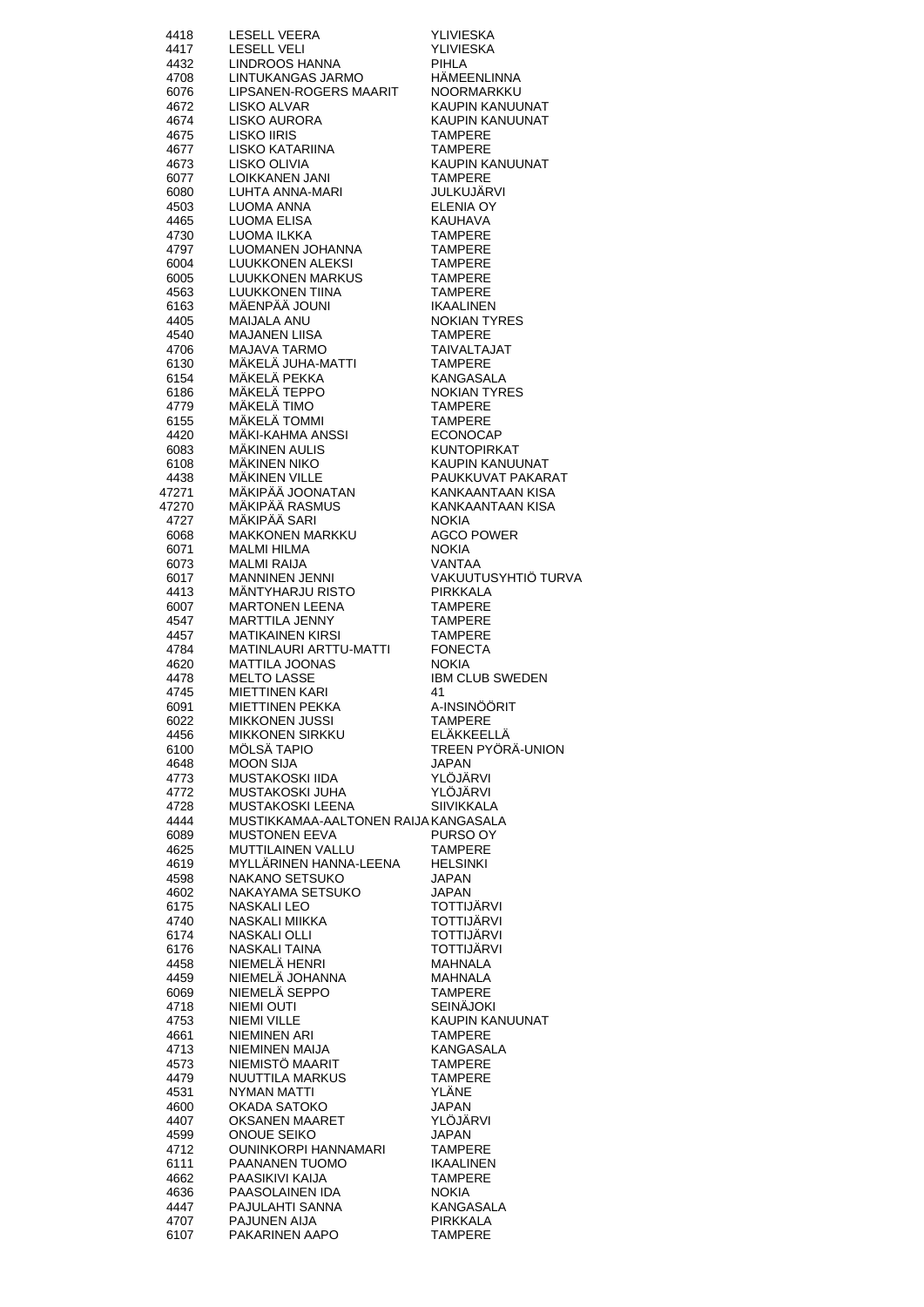| | | |
|---|---|---|
| 4418 | LESELL VEERA | YLIVIESKA |
| 4417 | LESELL VELI | YLIVIESKA |
| 4432 | LINDROOS HANNA | PIHLA |
| 4708 | LINTUKANGAS JARMO | HÄMEENLINNA |
| 6076 | LIPSANEN-ROGERS MAARIT | NOORMARKKU |
| 4672 | LISKO ALVAR | KAUPIN KANUUNAT |
| 4674 | LISKO AURORA | KAUPIN KANUUNAT |
| 4675 | LISKO IIRIS | TAMPERE |
| 4677 | LISKO KATARIINA | TAMPERE |
| 4673 | LISKO OLIVIA | KAUPIN KANUUNAT |
| 6077 | LOIKKANEN JANI | TAMPERE |
| 6080 | LUHTA ANNA-MARI | JULKUJÄRVI |
| 4503 | LUOMA ANNA | ELENIA OY |
| 4465 | LUOMA ELISA | KAUHAVA |
| 4730 | LUOMA ILKKA | TAMPERE |
| 4797 | LUOMANEN JOHANNA | TAMPERE |
| 6004 | LUUKKONEN ALEKSI | TAMPERE |
| 6005 | LUUKKONEN MARKUS | TAMPERE |
| 4563 | LUUKKONEN TIINA | TAMPERE |
| 6163 | MÄENPÄÄ JOUNI | IKAALINEN |
| 4405 | MAIJALA ANU | NOKIAN TYRES |
| 4540 | MAJANEN LIISA | TAMPERE |
| 4706 | MAJAVA TARMO | TAIVALTAJAT |
| 6130 | MÄKELÄ JUHA-MATTI | TAMPERE |
| 6154 | MÄKELÄ PEKKA | KANGASALA |
| 6186 | MÄKELÄ TEPPO | NOKIAN TYRES |
| 4779 | MÄKELÄ TIMO | TAMPERE |
| 6155 | MÄKELÄ TOMMI | TAMPERE |
| 4420 | MÄKI-KAHMA ANSSI | ECONOCAP |
| 6083 | MÄKINEN AULIS | KUNTOPIRKAT |
| 6108 | MÄKINEN NIKO | KAUPIN KANUUNAT |
| 4438 | MÄKINEN VILLE | PAUKKUVAT PAKARAT |
| 47271 | MÄKIPÄÄ JOONATAN | KANKAANTAAN KISA |
| 47270 | MÄKIPÄÄ RASMUS | KANKAANTAAN KISA |
| 4727 | MÄKIPÄÄ SARI | NOKIA |
| 6068 | MAKKONEN MARKKU | AGCO POWER |
| 6071 | MALMI HILMA | NOKIA |
| 6073 | MALMI RAIJA | VANTAA |
| 6017 | MANNINEN JENNI | VAKUUTUSYHTIÖ TURVA |
| 4413 | MÄNTYHARJU RISTO | PIRKKALA |
| 6007 | MARTONEN LEENA | TAMPERE |
| 4547 | MARTTILA JENNY | TAMPERE |
| 4457 | MATIKAINEN KIRSI | TAMPERE |
| 4784 | MATINLAURI ARTTU-MATTI | FONECTA |
| 4620 | MATTILA JOONAS | NOKIA |
| 4478 | MELTO LASSE | IBM CLUB SWEDEN |
| 4745 | MIETTINEN KARI | 41 |
| 6091 | MIETTINEN PEKKA | A-INSINÖÖRIT |
| 6022 | MIKKONEN JUSSI | TAMPERE |
| 4456 | MIKKONEN SIRKKU | ELÄKKEELLÄ |
| 6100 | MÖLSÄ TAPIO | TREEN PYÖRÄ-UNION |
| 4648 | MOON SIJA | JAPAN |
| 4773 | MUSTAKOSKI IIDA | YLÖJÄRVI |
| 4772 | MUSTAKOSKI JUHA | YLÖJÄRVI |
| 4728 | MUSTAKOSKI LEENA | SIIVIKKALA |
| 4444 | MUSTIKKAMAA-AALTONEN RAIJA | KANGASALA |
| 6089 | MUSTONEN EEVA | PURSO OY |
| 4625 | MUTTILAINEN VALLU | TAMPERE |
| 4619 | MYLLÄRINEN HANNA-LEENA | HELSINKI |
| 4598 | NAKANO SETSUKO | JAPAN |
| 4602 | NAKAYAMA SETSUKO | JAPAN |
| 6175 | NASKALI LEO | TOTTIJÄRVI |
| 4740 | NASKALI MIIKKA | TOTTIJÄRVI |
| 6174 | NASKALI OLLI | TOTTIJÄRVI |
| 6176 | NASKALI TAINA | TOTTIJÄRVI |
| 4458 | NIEMELÄ HENRI | MAHNALA |
| 4459 | NIEMELÄ JOHANNA | MAHNALA |
| 6069 | NIEMELÄ SEPPO | TAMPERE |
| 4718 | NIEMI OUTI | SEINÄJOKI |
| 4753 | NIEMI VILLE | KAUPIN KANUUNAT |
| 4661 | NIEMINEN ARI | TAMPERE |
| 4713 | NIEMINEN MAIJA | KANGASALA |
| 4573 | NIEMISTÖ MAARIT | TAMPERE |
| 4479 | NUUTTILA MARKUS | TAMPERE |
| 4531 | NYMAN MATTI | YLÄNE |
| 4600 | OKADA SATOKO | JAPAN |
| 4407 | OKSANEN MAARET | YLÖJÄRVI |
| 4599 | ONOUE SEIKO | JAPAN |
| 4712 | OUNINKORPI HANNAMARI | TAMPERE |
| 6111 | PAANANEN TUOMO | IKAALINEN |
| 4662 | PAASIKIVI KAIJA | TAMPERE |
| 4636 | PAASOLAINEN IDA | NOKIA |
| 4447 | PAJULAHTI SANNA | KANGASALA |
| 4707 | PAJUNEN AIJA | PIRKKALA |
| 6107 | PAKARINEN AAPO | TAMPERE |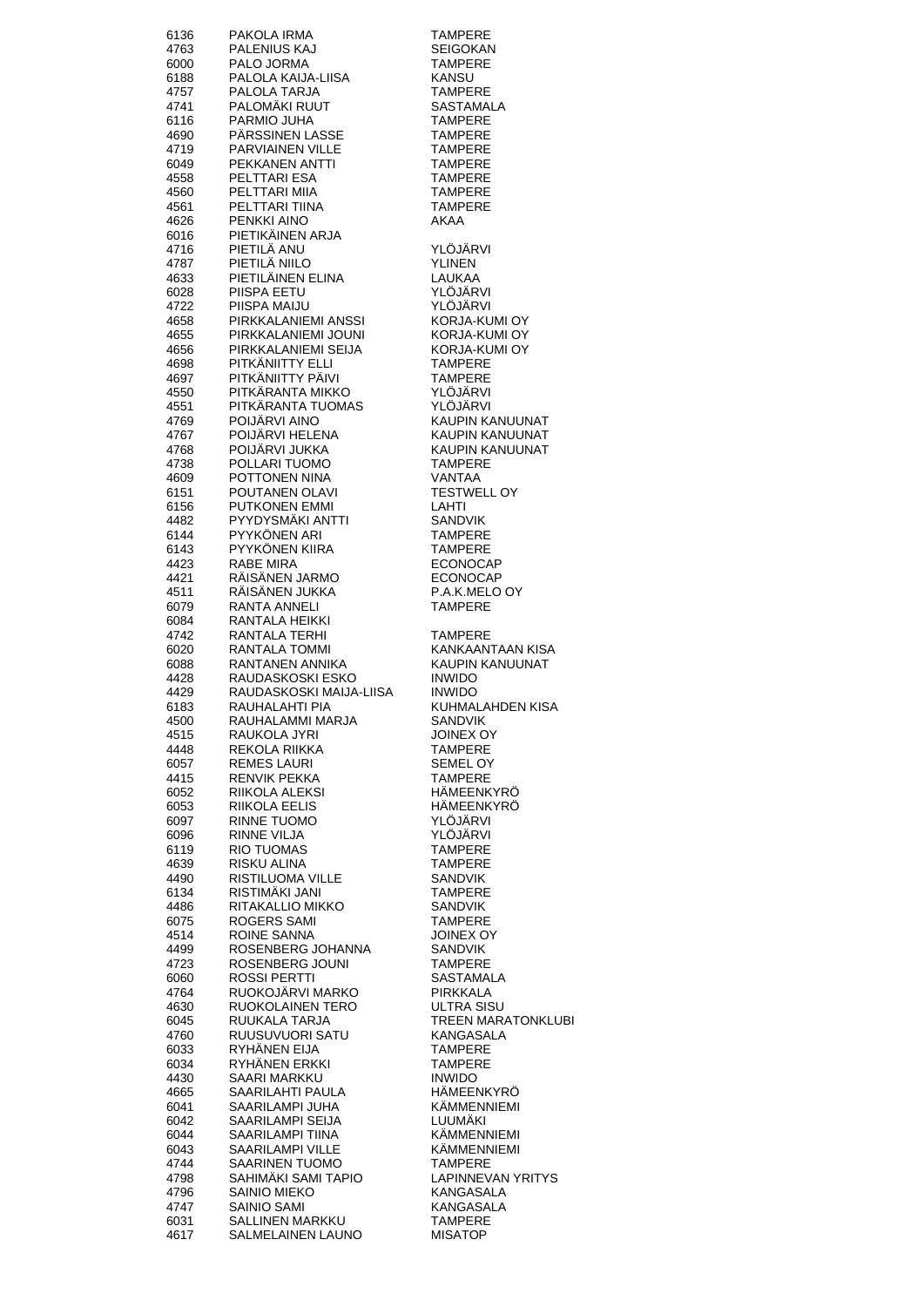| | | |
|---|---|---|
| 6136 | PAKOLA IRMA | TAMPERE |
| 4763 | PALENIUS KAJ | SEIGOKAN |
| 6000 | PALO JORMA | TAMPERE |
| 6188 | PALOLA KAIJA-LIISA | KANSU |
| 4757 | PALOLA TARJA | TAMPERE |
| 4741 | PALOMÄKI RUUT | SASTAMALA |
| 6116 | PARMIO JUHA | TAMPERE |
| 4690 | PÄRSSINEN LASSE | TAMPERE |
| 4719 | PARVIAINEN VILLE | TAMPERE |
| 6049 | PEKKANEN ANTTI | TAMPERE |
| 4558 | PELTTARI ESA | TAMPERE |
| 4560 | PELTTARI MIIA | TAMPERE |
| 4561 | PELTTARI TIINA | TAMPERE |
| 4626 | PENKKI AINO | AKAA |
| 6016 | PIETIKÄINEN ARJA | |
| 4716 | PIETILÄ ANU | YLÖJÄRVI |
| 4787 | PIETILÄ NIILO | YLINEN |
| 4633 | PIETILÄINEN ELINA | LAUKAA |
| 6028 | PIISPA EETU | YLÖJÄRVI |
| 4722 | PIISPA MAIJU | YLÖJÄRVI |
| 4658 | PIRKKALANIEMI ANSSI | KORJA-KUMI OY |
| 4655 | PIRKKALANIEMI JOUNI | KORJA-KUMI OY |
| 4656 | PIRKKALANIEMI SEIJA | KORJA-KUMI OY |
| 4698 | PITKÄNIITTY ELLI | TAMPERE |
| 4697 | PITKÄNIITTY PÄIVI | TAMPERE |
| 4550 | PITKÄRANTA MIKKO | YLÖJÄRVI |
| 4551 | PITKÄRANTA TUOMAS | YLÖJÄRVI |
| 4769 | POIJÄRVI AINO | KAUPIN KANUUNAT |
| 4767 | POIJÄRVI HELENA | KAUPIN KANUUNAT |
| 4768 | POIJÄRVI JUKKA | KAUPIN KANUUNAT |
| 4738 | POLLARI TUOMO | TAMPERE |
| 4609 | POTTONEN NINA | VANTAA |
| 6151 | POUTANEN OLAVI | TESTWELL OY |
| 6156 | PUTKONEN EMMI | LAHTI |
| 4482 | PYYDYSMÄKI ANTTI | SANDVIK |
| 6144 | PYYKÖNEN ARI | TAMPERE |
| 6143 | PYYKÖNEN KIIRA | TAMPERE |
| 4423 | RABE MIRA | ECONOCAP |
| 4421 | RÄISÄNEN JARMO | ECONOCAP |
| 4511 | RÄISÄNEN JUKKA | P.A.K.MELO OY |
| 6079 | RANTA ANNELI | TAMPERE |
| 6084 | RANTALA HEIKKI | |
| 4742 | RANTALA TERHI | TAMPERE |
| 6020 | RANTALA TOMMI | KANKAANTAAN KISA |
| 6088 | RANTANEN ANNIKA | KAUPIN KANUUNAT |
| 4428 | RAUDASKOSKI ESKO | INWIDO |
| 4429 | RAUDASKOSKI MAIJA-LIISA | INWIDO |
| 6183 | RAUHALAHTI PIA | KUHMALAHDEN KISA |
| 4500 | RAUHALAMMI MARJA | SANDVIK |
| 4515 | RAUKOLA JYRI | JOINEX OY |
| 4448 | REKOLA RIIKKA | TAMPERE |
| 6057 | REMES LAURI | SEMEL OY |
| 4415 | RENVIK PEKKA | TAMPERE |
| 6052 | RIIKOLA ALEKSI | HÄMEENKYRÖ |
| 6053 | RIIKOLA EELIS | HÄMEENKYRÖ |
| 6097 | RINNE TUOMO | YLÖJÄRVI |
| 6096 | RINNE VILJA | YLÖJÄRVI |
| 6119 | RIO TUOMAS | TAMPERE |
| 4639 | RISKU ALINA | TAMPERE |
| 4490 | RISTILUOMA VILLE | SANDVIK |
| 6134 | RISTIMÄKI JANI | TAMPERE |
| 4486 | RITAKALLIO MIKKO | SANDVIK |
| 6075 | ROGERS SAMI | TAMPERE |
| 4514 | ROINE SANNA | JOINEX OY |
| 4499 | ROSENBERG JOHANNA | SANDVIK |
| 4723 | ROSENBERG JOUNI | TAMPERE |
| 6060 | ROSSI PERTTI | SASTAMALA |
| 4764 | RUOKOJÄRVI MARKO | PIRKKALA |
| 4630 | RUOKOLAINEN TERO | ULTRA SISU |
| 6045 | RUUKALA TARJA | TREEN MARATONKLUBI |
| 4760 | RUUSUVUORI SATU | KANGASALA |
| 6033 | RYHÄNEN EIJA | TAMPERE |
| 6034 | RYHÄNEN ERKKI | TAMPERE |
| 4430 | SAARI MARKKU | INWIDO |
| 4665 | SAARILAHTI PAULA | HÄMEENKYRÖ |
| 6041 | SAARILAMPI JUHA | KÄMMENNIEMI |
| 6042 | SAARILAMPI SEIJA | LUUMÄKI |
| 6044 | SAARILAMPI TIINA | KÄMMENNIEMI |
| 6043 | SAARILAMPI VILLE | KÄMMENNIEMI |
| 4744 | SAARINEN TUOMO | TAMPERE |
| 4798 | SAHIMÄKI SAMI TAPIO | LAPINNEVAN YRITYS |
| 4796 | SAINIO MIEKO | KANGASALA |
| 4747 | SAINIO SAMI | KANGASALA |
| 6031 | SALLINEN MARKKU | TAMPERE |
| 4617 | SALMELAINEN LAUNO | MISATOP |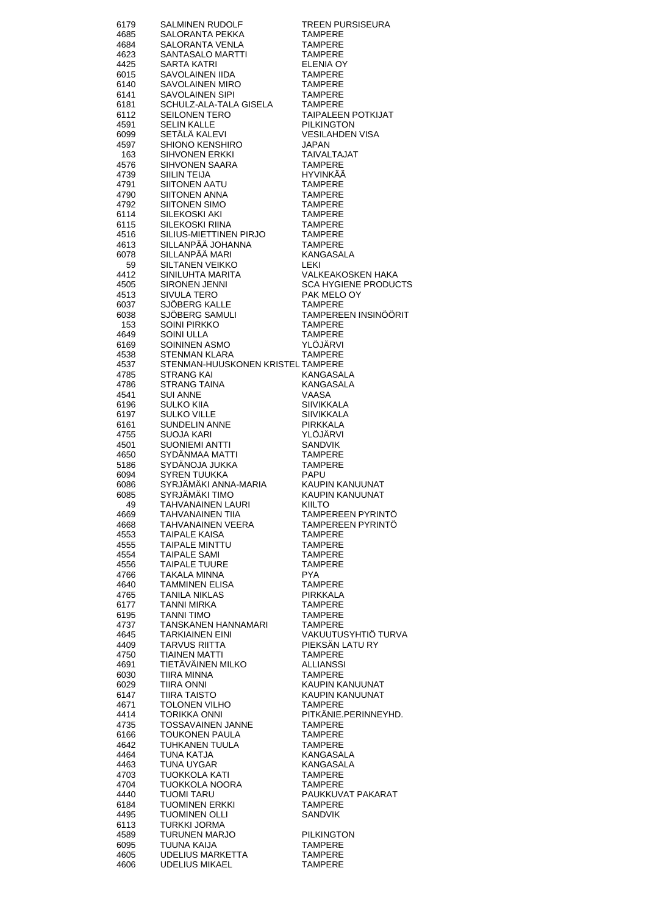| | | |
|---|---|---|
| 6179 | SALMINEN RUDOLF | TREEN PURSISEURA |
| 4685 | SALORANTA PEKKA | TAMPERE |
| 4684 | SALORANTA VENLA | TAMPERE |
| 4623 | SANTASALO MARTTI | TAMPERE |
| 4425 | SARTA KATRI | ELENIA OY |
| 6015 | SAVOLAINEN IIDA | TAMPERE |
| 6140 | SAVOLAINEN MIRO | TAMPERE |
| 6141 | SAVOLAINEN SIPI | TAMPERE |
| 6181 | SCHULZ-ALA-TALA GISELA | TAMPERE |
| 6112 | SEILONEN TERO | TAIPALEEN POTKIJAT |
| 4591 | SELIN KALLE | PILKINGTON |
| 6099 | SETÄLÄ KALEVI | VESILAHDEN VISA |
| 4597 | SHIONO KENSHIRO | JAPAN |
| 163 | SIHVONEN ERKKI | TAIVALTAJAT |
| 4576 | SIHVONEN SAARA | TAMPERE |
| 4739 | SIILIN TEIJA | HYVINKÄÄ |
| 4791 | SIITONEN AATU | TAMPERE |
| 4790 | SIITONEN ANNA | TAMPERE |
| 4792 | SIITONEN SIMO | TAMPERE |
| 6114 | SILEKOSKI AKI | TAMPERE |
| 6115 | SILEKOSKI RIINA | TAMPERE |
| 4516 | SILIUS-MIETTINEN PIRJO | TAMPERE |
| 4613 | SILLANPÄÄ JOHANNA | TAMPERE |
| 6078 | SILLANPÄÄ MARI | KANGASALA |
| 59 | SILTANEN VEIKKO | LEKI |
| 4412 | SINILUHTA MARITA | VALKEAKOSKEN HAKA |
| 4505 | SIRONEN JENNI | SCA HYGIENE PRODUCTS |
| 4513 | SIVULA TERO | PAK MELO OY |
| 6037 | SJÖBERG KALLE | TAMPERE |
| 6038 | SJÖBERG SAMULI | TAMPEREEN INSINÖÖRIT |
| 153 | SOINI PIRKKO | TAMPERE |
| 4649 | SOINI ULLA | TAMPERE |
| 6169 | SOININEN ASMO | YLÖJÄRVI |
| 4538 | STENMAN KLARA | TAMPERE |
| 4537 | STENMAN-HUUSKONEN KRISTEL | TAMPERE |
| 4785 | STRANG KAI | KANGASALA |
| 4786 | STRANG TAINA | KANGASALA |
| 4541 | SUI ANNE | VAASA |
| 6196 | SULKO KIIA | SIIVIKKALA |
| 6197 | SULKO VILLE | SIIVIKKALA |
| 6161 | SUNDELIN ANNE | PIRKKALA |
| 4755 | SUOJA KARI | YLÖJÄRVI |
| 4501 | SUONIEMI ANTTI | SANDVIK |
| 4650 | SYDÄNMAA MATTI | TAMPERE |
| 5186 | SYDÄNOJA JUKKA | TAMPERE |
| 6094 | SYREN TUUKKA | PAPU |
| 6086 | SYRJÄMÄKI ANNA-MARIA | KAUPIN KANUUNAT |
| 6085 | SYRJÄMÄKI TIMO | KAUPIN KANUUNAT |
| 49 | TAHVANAINEN LAURI | KIILTO |
| 4669 | TAHVANAINEN TIIA | TAMPEREEN PYRINTÖ |
| 4668 | TAHVANAINEN VEERA | TAMPEREEN PYRINTÖ |
| 4553 | TAIPALE KAISA | TAMPERE |
| 4555 | TAIPALE MINTTU | TAMPERE |
| 4554 | TAIPALE SAMI | TAMPERE |
| 4556 | TAIPALE TUURE | TAMPERE |
| 4766 | TAKALA MINNA | PYA |
| 4640 | TAMMINEN ELISA | TAMPERE |
| 4765 | TANILA NIKLAS | PIRKKALA |
| 6177 | TANNI MIRKA | TAMPERE |
| 6195 | TANNI TIMO | TAMPERE |
| 4737 | TANSKANEN HANNAMARI | TAMPERE |
| 4645 | TARKIAINEN EINI | VAKUUTUSYHTIÖ TURVA |
| 4409 | TARVUS RIITTA | PIEKSÄN LATU RY |
| 4750 | TIAINEN MATTI | TAMPERE |
| 4691 | TIETÄVÄINEN MILKO | ALLIANSSI |
| 6030 | TIIRA MINNA | TAMPERE |
| 6029 | TIIRA ONNI | KAUPIN KANUUNAT |
| 6147 | TIIRA TAISTO | KAUPIN KANUUNAT |
| 4671 | TOLONEN VILHO | TAMPERE |
| 4414 | TORIKKA ONNI | PITKÄNIE.PERINNEYHD. |
| 4735 | TOSSAVAINEN JANNE | TAMPERE |
| 6166 | TOUKONEN PAULA | TAMPERE |
| 4642 | TUHKANEN TUULA | TAMPERE |
| 4464 | TUNA KATJA | KANGASALA |
| 4463 | TUNA UYGAR | KANGASALA |
| 4703 | TUOKKOLA KATI | TAMPERE |
| 4704 | TUOKKOLA NOORA | TAMPERE |
| 4440 | TUOMI TARU | PAUKKUVAT PAKARAT |
| 6184 | TUOMINEN ERKKI | TAMPERE |
| 4495 | TUOMINEN OLLI | SANDVIK |
| 6113 | TURKKI JORMA | |
| 4589 | TURUNEN MARJO | PILKINGTON |
| 6095 | TUUNA KAIJA | TAMPERE |
| 4605 | UDELIUS MARKETTA | TAMPERE |
| 4606 | UDELIUS MIKAEL | TAMPERE |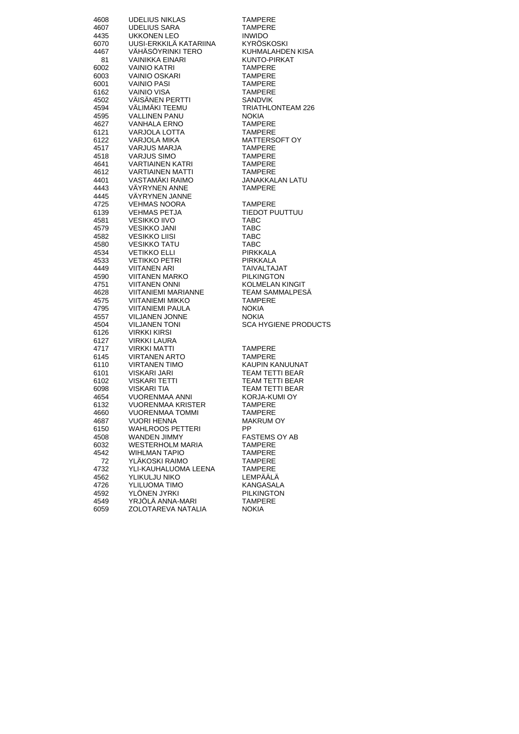| | | |
|---|---|---|
| 4608 | UDELIUS NIKLAS | TAMPERE |
| 4607 | UDELIUS SARA | TAMPERE |
| 4435 | UKKONEN LEO | INWIDO |
| 6070 | UUSI-ERKKILÄ KATARIINA | KYRÖSKOSKI |
| 4467 | VÄHÄSÖYRINKI TERO | KUHMALAHDEN KISA |
| 81 | VAINIKKA EINARI | KUNTO-PIRKAT |
| 6002 | VAINIO KATRI | TAMPERE |
| 6003 | VAINIO OSKARI | TAMPERE |
| 6001 | VAINIO PASI | TAMPERE |
| 6162 | VAINIO VISA | TAMPERE |
| 4502 | VÄISÄNEN PERTTI | SANDVIK |
| 4594 | VÄLIMÄKI TEEMU | TRIATHLONTEAM 226 |
| 4595 | VALLINEN PANU | NOKIA |
| 4627 | VANHALA ERNO | TAMPERE |
| 6121 | VARJOLA LOTTA | TAMPERE |
| 6122 | VARJOLA MIKA | MATTERSOFT OY |
| 4517 | VARJUS MARJA | TAMPERE |
| 4518 | VARJUS SIMO | TAMPERE |
| 4641 | VARTIAINEN KATRI | TAMPERE |
| 4612 | VARTIAINEN MATTI | TAMPERE |
| 4401 | VASTAMÄKI RAIMO | JANAKKALAN LATU |
| 4443 | VÄYRYNEN ANNE | TAMPERE |
| 4445 | VÄYRYNEN JANNE | |
| 4725 | VEHMAS NOORA | TAMPERE |
| 6139 | VEHMAS PETJA | TIEDOT PUUTTUU |
| 4581 | VESIKKO IIVO | TABC |
| 4579 | VESIKKO JANI | TABC |
| 4582 | VESIKKO LIISI | TABC |
| 4580 | VESIKKO TATU | TABC |
| 4534 | VETIKKO ELLI | PIRKKALA |
| 4533 | VETIKKO PETRI | PIRKKALA |
| 4449 | VIITANEN ARI | TAIVALTAJAT |
| 4590 | VIITANEN MARKO | PILKINGTON |
| 4751 | VIITANEN ONNI | KOLMELAN KINGIT |
| 4628 | VIITANIEMI MARIANNE | TEAM SAMMALPESÄ |
| 4575 | VIITANIEMI MIKKO | TAMPERE |
| 4795 | VIITANIEMI PAULA | NOKIA |
| 4557 | VILJANEN JONNE | NOKIA |
| 4504 | VILJANEN TONI | SCA HYGIENE PRODUCTS |
| 6126 | VIRKKI KIRSI | |
| 6127 | VIRKKI LAURA | |
| 4717 | VIRKKI MATTI | TAMPERE |
| 6145 | VIRTANEN ARTO | TAMPERE |
| 6110 | VIRTANEN TIMO | KAUPIN KANUUNAT |
| 6101 | VISKARI JARI | TEAM TETTI BEAR |
| 6102 | VISKARI TETTI | TEAM TETTI BEAR |
| 6098 | VISKARI TIA | TEAM TETTI BEAR |
| 4654 | VUORENMAA ANNI | KORJA-KUMI OY |
| 6132 | VUORENMAA KRISTER | TAMPERE |
| 4660 | VUORENMAA TOMMI | TAMPERE |
| 4687 | VUORI HENNA | MAKRUM OY |
| 6150 | WAHLROOS PETTERI | PP |
| 4508 | WANDEN JIMMY | FASTEMS OY AB |
| 6032 | WESTERHOLM MARIA | TAMPERE |
| 4542 | WIHLMAN TAPIO | TAMPERE |
| 72 | YLÄKOSKI RAIMO | TAMPERE |
| 4732 | YLI-KAUHALUOMA LEENA | TAMPERE |
| 4562 | YLIKULJU NIKO | LEMPÄÄLÄ |
| 4726 | YLILUOMA TIMO | KANGASALA |
| 4592 | YLÖNEN JYRKI | PILKINGTON |
| 4549 | YRJÖLÄ ANNA-MARI | TAMPERE |
| 6059 | ZOLOTAREVA NATALIA | NOKIA |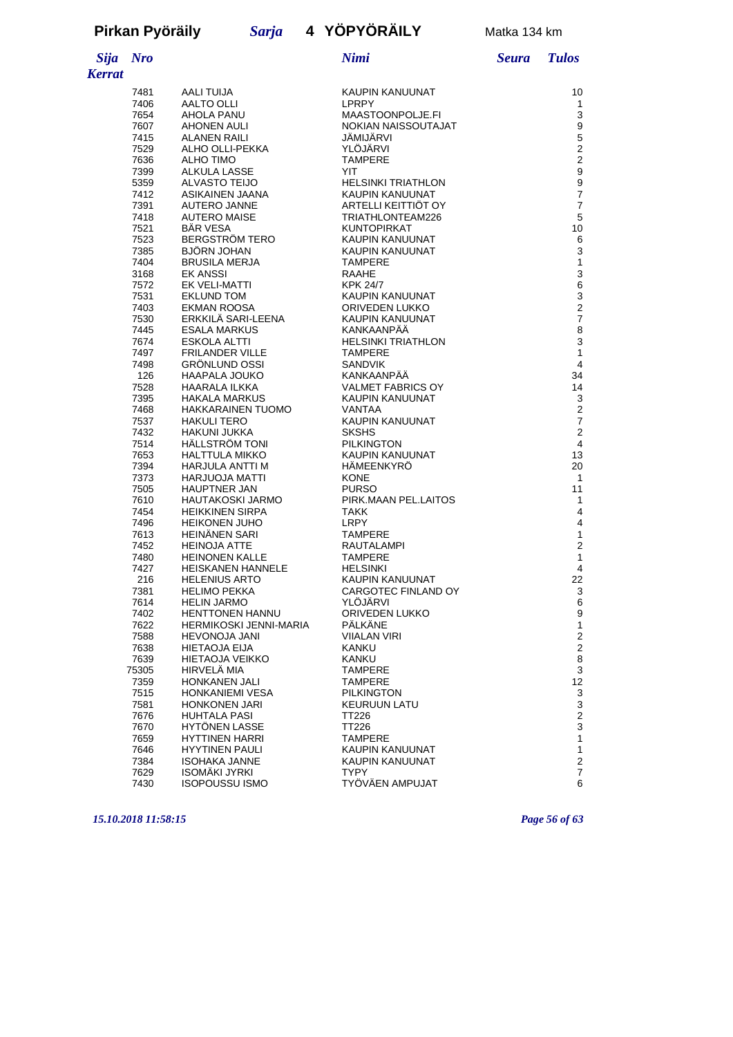**Pirkan Pyöräily** *Sarja* **4 YÖPYÖRÄILY** Matka 134 km

| Sija | Nro | Nimi | Seura | Tulos |
|---|---|---|---|---|
| *Kerrat* | | | | |
| | 7481 | AALI TUIJA | KAUPIN KANUUNAT | 10 |
| | 7406 | AALTO OLLI | LPRPY | 1 |
| | 7654 | AHOLA PANU | MAASTOONPOLJE.FI | 3 |
| | 7607 | AHONEN AULI | NOKIAN NAISSOUTAJAT | 9 |
| | 7415 | ALANEN RAILI | JÄMIJÄRVI | 5 |
| | 7529 | ALHO OLLI-PEKKA | YLÖJÄRVI | 2 |
| | 7636 | ALHO TIMO | TAMPERE | 2 |
| | 7399 | ALKULA LASSE | YIT | 9 |
| | 5359 | ALVASTO TEIJO | HELSINKI TRIATHLON | 9 |
| | 7412 | ASIKAINEN JAANA | KAUPIN KANUUNAT | 7 |
| | 7391 | AUTERO JANNE | ARTELLI KEITTIÖT OY | 7 |
| | 7418 | AUTERO MAISE | TRIATHLONTEAM226 | 5 |
| | 7521 | BÄR VESA | KUNTOPIRKAT | 10 |
| | 7523 | BERGSTRÖM TERO | KAUPIN KANUUNAT | 6 |
| | 7385 | BJÖRN JOHAN | KAUPIN KANUUNAT | 3 |
| | 7404 | BRUSILA MERJA | TAMPERE | 1 |
| | 3168 | EK ANSSI | RAAHE | 3 |
| | 7572 | EK VELI-MATTI | KPK 24/7 | 6 |
| | 7531 | EKLUND TOM | KAUPIN KANUUNAT | 3 |
| | 7403 | EKMAN ROOSA | ORIVEDEN LUKKO | 2 |
| | 7530 | ERKKILÄ SARI-LEENA | KAUPIN KANUUNAT | 7 |
| | 7445 | ESALA MARKUS | KANKAANPÄÄ | 8 |
| | 7674 | ESKOLA ALTTI | HELSINKI TRIATHLON | 3 |
| | 7497 | FRILANDER VILLE | TAMPERE | 1 |
| | 7498 | GRÖNLUND OSSI | SANDVIK | 4 |
| | 126 | HAAPALA JOUKO | KANKAANPÄÄ | 34 |
| | 7528 | HAARALA ILKKA | VALMET FABRICS OY | 14 |
| | 7395 | HAKALA MARKUS | KAUPIN KANUUNAT | 3 |
| | 7468 | HAKKARAINEN TUOMO | VANTAA | 2 |
| | 7537 | HAKULI TERO | KAUPIN KANUUNAT | 7 |
| | 7432 | HAKUNI JUKKA | SKSHS | 2 |
| | 7514 | HÄLLSTRÖM TONI | PILKINGTON | 4 |
| | 7653 | HALTTULA MIKKO | KAUPIN KANUUNAT | 13 |
| | 7394 | HARJULA ANTTI M | HÄMEENKYRÖ | 20 |
| | 7373 | HARJUOJA MATTI | KONE | 1 |
| | 7505 | HAUPTNER JAN | PURSO | 11 |
| | 7610 | HAUTAKOSKI JARMO | PIRK.MAAN PEL.LAITOS | 1 |
| | 7454 | HEIKKINEN SIRPA | TAKK | 4 |
| | 7496 | HEIKONEN JUHO | LRPY | 4 |
| | 7613 | HEINÄNEN SARI | TAMPERE | 1 |
| | 7452 | HEINOJA ATTE | RAUTALAMPI | 2 |
| | 7480 | HEINONEN KALLE | TAMPERE | 1 |
| | 7427 | HEISKANEN HANNELE | HELSINKI | 4 |
| | 216 | HELENIUS ARTO | KAUPIN KANUUNAT | 22 |
| | 7381 | HELIMO PEKKA | CARGOTEC FINLAND OY | 3 |
| | 7614 | HELIN JARMO | YLÖJÄRVI | 6 |
| | 7402 | HENTTONEN HANNU | ORIVEDEN LUKKO | 9 |
| | 7622 | HERMIKOSKI JENNI-MARIA | PÄLKÄNE | 1 |
| | 7588 | HEVONOJA JANI | VIIALAN VIRI | 2 |
| | 7638 | HIETAOJA EIJA | KANKU | 2 |
| | 7639 | HIETAOJA VEIKKO | KANKU | 8 |
| | 75305 | HIRVELÄ MIA | TAMPERE | 3 |
| | 7359 | HONKANEN JALI | TAMPERE | 12 |
| | 7515 | HONKANIEMI VESA | PILKINGTON | 3 |
| | 7581 | HONKONEN JARI | KEURUUN LATU | 3 |
| | 7676 | HUHTALA PASI | TT226 | 2 |
| | 7670 | HYTÖNEN LASSE | TT226 | 3 |
| | 7659 | HYTTINEN HARRI | TAMPERE | 1 |
| | 7646 | HYYTINEN PAULI | KAUPIN KANUUNAT | 1 |
| | 7384 | ISOHAKA JANNE | KAUPIN KANUUNAT | 2 |
| | 7629 | ISOMÄKI JYRKI | TYPY | 7 |
| | 7430 | ISOPOUSSU ISMO | TYÖVÄEN AMPUJAT | 6 |

*15.10.2018 11:58:15*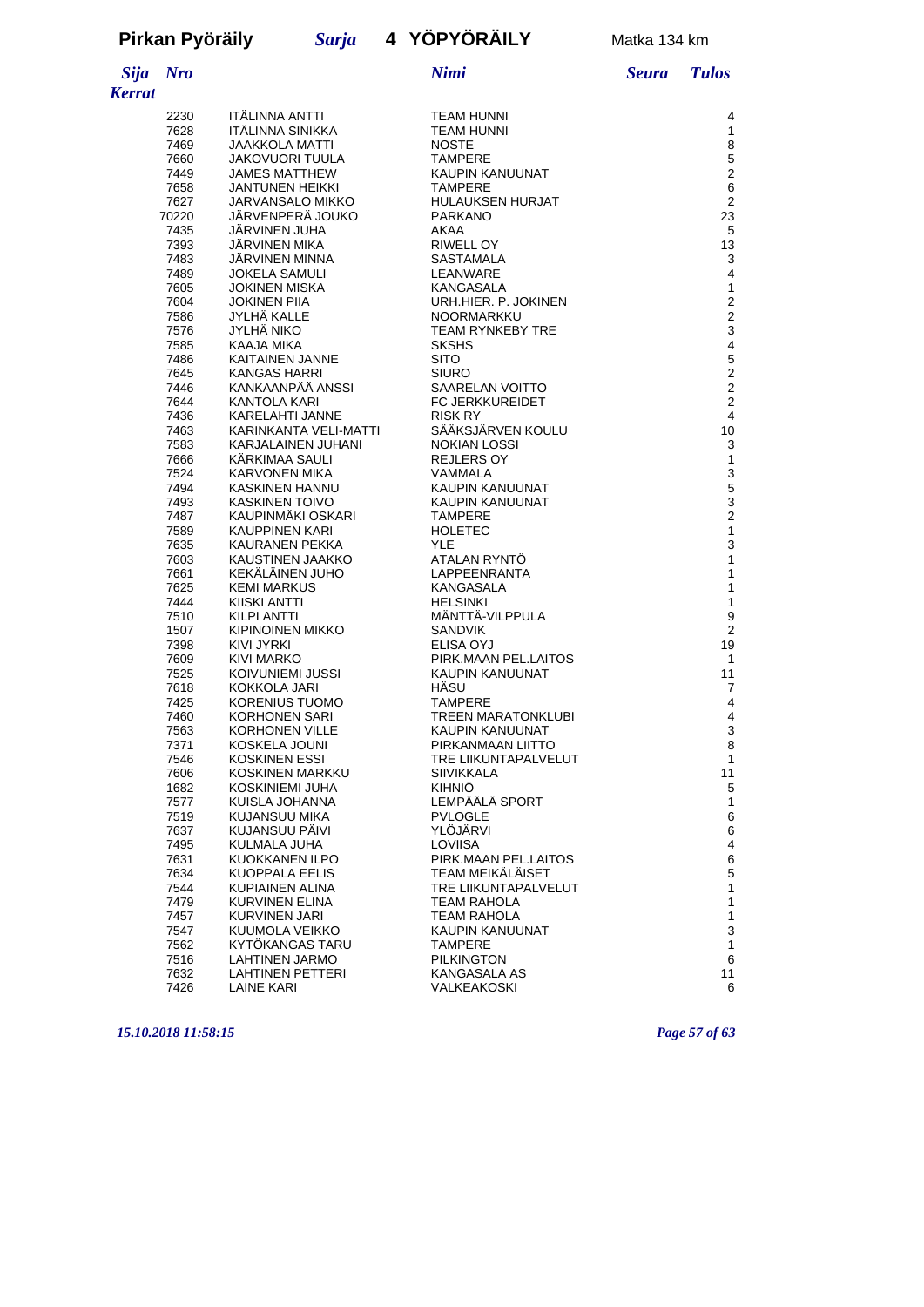**Pirkan Pyöräily** *Sarja* **4 YÖPYÖRÄILY** Matka 134 km

| *Sija* | *Nro* | *Nimi* | *Seura* | *Tulos* |
|---|---|---|---|---|
| ***Kerrat*** | | | | |
| | 2230 | ITÄLINNA ANTTI | TEAM HUNNI | 4 |
| | 7628 | ITÄLINNA SINIKKA | TEAM HUNNI | 1 |
| | 7469 | JAAKKOLA MATTI | NOSTE | 8 |
| | 7660 | JAKOVUORI TUULA | TAMPERE | 5 |
| | 7449 | JAMES MATTHEW | KAUPIN KANUUNAT | 2 |
| | 7658 | JANTUNEN HEIKKI | TAMPERE | 6 |
| | 7627 | JARVANSALO MIKKO | HULAUKSEN HURJAT | 2 |
| | 70220 | JÄRVENPERÄ JOUKO | PARKANO | 23 |
| | 7435 | JÄRVINEN JUHA | AKAA | 5 |
| | 7393 | JÄRVINEN MIKA | RIWELL OY | 13 |
| | 7483 | JÄRVINEN MINNA | SASTAMALA | 3 |
| | 7489 | JOKELA SAMULI | LEANWARE | 4 |
| | 7605 | JOKINEN MISKA | KANGASALA | 1 |
| | 7604 | JOKINEN PIIA | URH.HIER. P. JOKINEN | 2 |
| | 7586 | JYLHÄ KALLE | NOORMARKKU | 2 |
| | 7576 | JYLHÄ NIKO | TEAM RYNKEBY TRE | 3 |
| | 7585 | KAAJA MIKA | SKSHS | 4 |
| | 7486 | KAITAINEN JANNE | SITO | 5 |
| | 7645 | KANGAS HARRI | SIURO | 2 |
| | 7446 | KANKAANPÄÄ ANSSI | SAARELAN VOITTO | 2 |
| | 7644 | KANTOLA KARI | FC JERKKUREIDET | 2 |
| | 7436 | KARELAHTI JANNE | RISK RY | 4 |
| | 7463 | KARINKANTA VELI-MATTI | SÄÄKSJÄRVEN KOULU | 10 |
| | 7583 | KARJALAINEN JUHANI | NOKIAN LOSSI | 3 |
| | 7666 | KÄRKIMAA SAULI | REJLERS OY | 1 |
| | 7524 | KARVONEN MIKA | VAMMALA | 3 |
| | 7494 | KASKINEN HANNU | KAUPIN KANUUNAT | 5 |
| | 7493 | KASKINEN TOIVO | KAUPIN KANUUNAT | 3 |
| | 7487 | KAUPINMÄKI OSKARI | TAMPERE | 2 |
| | 7589 | KAUPPINEN KARI | HOLETEC | 1 |
| | 7635 | KAURANEN PEKKA | YLE | 3 |
| | 7603 | KAUSTINEN JAAKKO | ATALAN RYNTÖ | 1 |
| | 7661 | KEKÄLÄINEN JUHO | LAPPEENRANTA | 1 |
| | 7625 | KEMI MARKUS | KANGASALA | 1 |
| | 7444 | KIISKI ANTTI | HELSINKI | 1 |
| | 7510 | KILPI ANTTI | MÄNTTÄ-VILPPULA | 9 |
| | 1507 | KIPINOINEN MIKKO | SANDVIK | 2 |
| | 7398 | KIVI JYRKI | ELISA OYJ | 19 |
| | 7609 | KIVI MARKO | PIRK.MAAN PEL.LAITOS | 1 |
| | 7525 | KOIVUNIEMI JUSSI | KAUPIN KANUUNAT | 11 |
| | 7618 | KOKKOLA JARI | HÄSU | 7 |
| | 7425 | KORENIUS TUOMO | TAMPERE | 4 |
| | 7460 | KORHONEN SARI | TREEN MARATONKLUBI | 4 |
| | 7563 | KORHONEN VILLE | KAUPIN KANUUNAT | 3 |
| | 7371 | KOSKELA JOUNI | PIRKANMAAN LIITTO | 8 |
| | 7546 | KOSKINEN ESSI | TRE LIIKUNTAPALVELUT | 1 |
| | 7606 | KOSKINEN MARKKU | SIIVIKKALA | 11 |
| | 1682 | KOSKINIEMI JUHA | KIHNIÖ | 5 |
| | 7577 | KUISLA JOHANNA | LEMPÄÄLÄ SPORT | 1 |
| | 7519 | KUJANSUU MIKA | PVLOGLE | 6 |
| | 7637 | KUJANSUU PÄIVI | YLÖJÄRVI | 6 |
| | 7495 | KULMALA JUHA | LOVIISA | 4 |
| | 7631 | KUOKKANEN ILPO | PIRK.MAAN PEL.LAITOS | 6 |
| | 7634 | KUOPPALA EELIS | TEAM MEIKÄLÄISET | 5 |
| | 7544 | KUPIAINEN ALINA | TRE LIIKUNTAPALVELUT | 1 |
| | 7479 | KURVINEN ELINA | TEAM RAHOLA | 1 |
| | 7457 | KURVINEN JARI | TEAM RAHOLA | 1 |
| | 7547 | KUUMOLA VEIKKO | KAUPIN KANUUNAT | 3 |
| | 7562 | KYTÖKANGAS TARU | TAMPERE | 1 |
| | 7516 | LAHTINEN JARMO | PILKINGTON | 6 |
| | 7632 | LAHTINEN PETTERI | KANGASALA AS | 11 |
| | 7426 | LAINE KARI | VALKEAKOSKI | 6 |

*15.10.2018 11:58:15*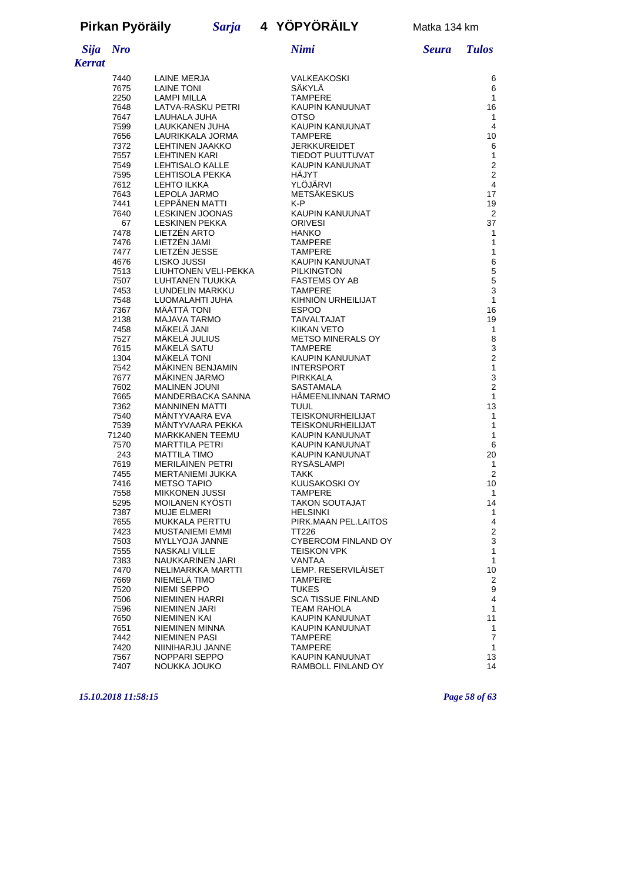**Pirkan Pyöräily** *Sarja* **4 YÖPYÖRÄILY** Matka 134 km

| *Sija* | *Nro* | | *Nimi* | *Seura* | *Tulos* |
|---|---|---|---|---|---|
| *Kerrat* | | | | | |
| | 7440 | LAINE MERJA | VALKEAKOSKI | | 6 |
| | 7675 | LAINE TONI | SÄKYLÄ | | 6 |
| | 2250 | LAMPI MILLA | TAMPERE | | 1 |
| | 7648 | LATVA-RASKU PETRI | KAUPIN KANUUNAT | | 16 |
| | 7647 | LAUHALA JUHA | OTSO | | 1 |
| | 7599 | LAUKKANEN JUHA | KAUPIN KANUUNAT | | 4 |
| | 7656 | LAURIKKALA JORMA | TAMPERE | | 10 |
| | 7372 | LEHTINEN JAAKKO | JERKKUREIDET | | 6 |
| | 7557 | LEHTINEN KARI | TIEDOT PUUTTUVAT | | 1 |
| | 7549 | LEHTISALO KALLE | KAUPIN KANUUNAT | | 2 |
| | 7595 | LEHTISOLA PEKKA | HÄJYT | | 2 |
| | 7612 | LEHTO ILKKA | YLÖJÄRVI | | 4 |
| | 7643 | LEPOLA JARMO | METSÄKESKUS | | 17 |
| | 7441 | LEPPÄNEN MATTI | K-P | | 19 |
| | 7640 | LESKINEN JOONAS | KAUPIN KANUUNAT | | 2 |
| | 67 | LESKINEN PEKKA | ORIVESI | | 37 |
| | 7478 | LIETZÉN ARTO | HANKO | | 1 |
| | 7476 | LIETZÉN JAMI | TAMPERE | | 1 |
| | 7477 | LIETZÉN JESSE | TAMPERE | | 1 |
| | 4676 | LISKO JUSSI | KAUPIN KANUUNAT | | 6 |
| | 7513 | LIUHTONEN VELI-PEKKA | PILKINGTON | | 5 |
| | 7507 | LUHTANEN TUUKKA | FASTEMS OY AB | | 5 |
| | 7453 | LUNDELIN MARKKU | TAMPERE | | 3 |
| | 7548 | LUOMALAHTI JUHA | KIHNIÖN URHEILIJAT | | 1 |
| | 7367 | MÄÄTTÄ TONI | ESPOO | | 16 |
| | 2138 | MAJAVA TARMO | TAIVALTAJAT | | 19 |
| | 7458 | MÄKELÄ JANI | KIIKAN VETO | | 1 |
| | 7527 | MÄKELÄ JULIUS | METSO MINERALS OY | | 8 |
| | 7615 | MÄKELÄ SATU | TAMPERE | | 3 |
| | 1304 | MÄKELÄ TONI | KAUPIN KANUUNAT | | 2 |
| | 7542 | MÄKINEN BENJAMIN | INTERSPORT | | 1 |
| | 7677 | MÄKINEN JARMO | PIRKKALA | | 3 |
| | 7602 | MALINEN JOUNI | SASTAMALA | | 2 |
| | 7665 | MANDERBACKA SANNA | HÄMEENLINNAN TARMO | | 1 |
| | 7362 | MANNINEN MATTI | TUUL | | 13 |
| | 7540 | MÄNTYVAARA EVA | TEISKONURHEILIJAT | | 1 |
| | 7539 | MÄNTYVAARA PEKKA | TEISKONURHEILIJAT | | 1 |
| | 71240 | MARKKANEN TEEMU | KAUPIN KANUUNAT | | 1 |
| | 7570 | MARTTILA PETRI | KAUPIN KANUUNAT | | 6 |
| | 243 | MATTILA TIMO | KAUPIN KANUUNAT | | 20 |
| | 7619 | MERILÄINEN PETRI | RYSÄSLAMPI | | 1 |
| | 7455 | MERTANIEMI JUKKA | TAKK | | 2 |
| | 7416 | METSO TAPIO | KUUSAKOSKI OY | | 10 |
| | 7558 | MIKKONEN JUSSI | TAMPERE | | 1 |
| | 5295 | MOILANEN KYÖSTI | TAKON SOUTAJAT | | 14 |
| | 7387 | MUJE ELMERI | HELSINKI | | 1 |
| | 7655 | MUKKALA PERTTU | PIRK.MAAN PEL.LAITOS | | 4 |
| | 7423 | MUSTANIEMI EMMI | TT226 | | 2 |
| | 7503 | MYLLYOJA JANNE | CYBERCOM FINLAND OY | | 3 |
| | 7555 | NASKALI VILLE | TEISKON VPK | | 1 |
| | 7383 | NAUKKARINEN JARI | VANTAA | | 1 |
| | 7470 | NELIMARKKA MARTTI | LEMP. RESERVILÄISET | | 10 |
| | 7669 | NIEMELÄ TIMO | TAMPERE | | 2 |
| | 7520 | NIEMI SEPPO | TUKES | | 9 |
| | 7506 | NIEMINEN HARRI | SCA TISSUE FINLAND | | 4 |
| | 7596 | NIEMINEN JARI | TEAM RAHOLA | | 1 |
| | 7650 | NIEMINEN KAI | KAUPIN KANUUNAT | | 11 |
| | 7651 | NIEMINEN MINNA | KAUPIN KANUUNAT | | 1 |
| | 7442 | NIEMINEN PASI | TAMPERE | | 7 |
| | 7420 | NIINIHARJU JANNE | TAMPERE | | 1 |
| | 7567 | NOPPARI SEPPO | KAUPIN KANUUNAT | | 13 |
| | 7407 | NOUKKA JOUKO | RAMBOLL FINLAND OY | | 14 |

*15.10.2018 11:58:15*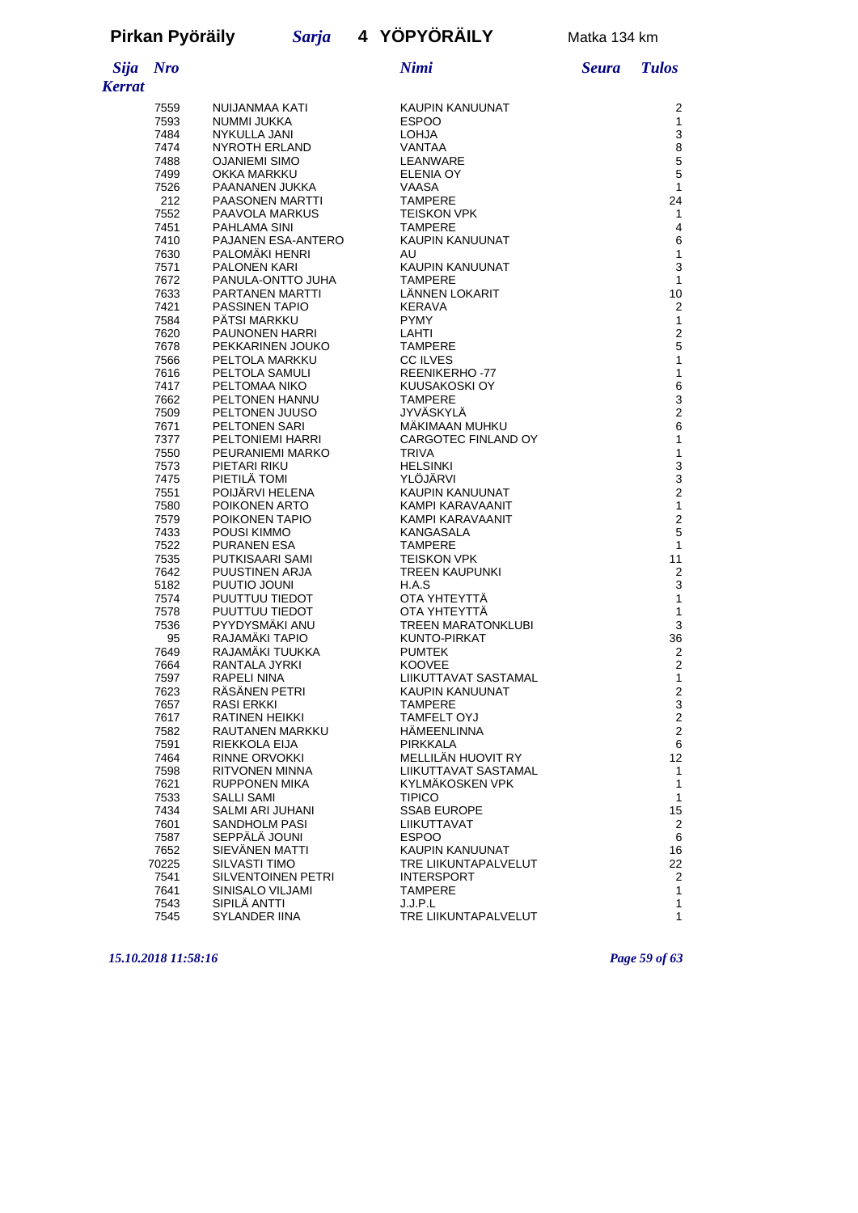**Pirkan Pyöräily** *Sarja* **4 YÖPYÖRÄILY** Matka 134 km

| *Sija* | *Nro* | *Nimi* | *Seura* | *Tulos* |
|---|---|---|---|---|
| *Kerrat* | | | | |
| | 7559 | NUIJANMAA KATI | KAUPIN KANUUNAT | 2 |
| | 7593 | NUMMI JUKKA | ESPOO | 1 |
| | 7484 | NYKULLA JANI | LOHJA | 3 |
| | 7474 | NYROTH ERLAND | VANTAA | 8 |
| | 7488 | OJANIEMI SIMO | LEANWARE | 5 |
| | 7499 | OKKA MARKKU | ELENIA OY | 5 |
| | 7526 | PAANANEN JUKKA | VAASA | 1 |
| | 212 | PAASONEN MARTTI | TAMPERE | 24 |
| | 7552 | PAAVOLA MARKUS | TEISKON VPK | 1 |
| | 7451 | PAHLAMA SINI | TAMPERE | 4 |
| | 7410 | PAJANEN ESA-ANTERO | KAUPIN KANUUNAT | 6 |
| | 7630 | PALOMÄKI HENRI | AU | 1 |
| | 7571 | PALONEN KARI | KAUPIN KANUUNAT | 3 |
| | 7672 | PANULA-ONTTO JUHA | TAMPERE | 1 |
| | 7633 | PARTANEN MARTTI | LÄNNEN LOKARIT | 10 |
| | 7421 | PASSINEN TAPIO | KERAVA | 2 |
| | 7584 | PÄTSI MARKKU | PYMY | 1 |
| | 7620 | PAUNONEN HARRI | LAHTI | 2 |
| | 7678 | PEKKARINEN JOUKO | TAMPERE | 5 |
| | 7566 | PELTOLA MARKKU | CC ILVES | 1 |
| | 7616 | PELTOLA SAMULI | REENIKERHO -77 | 1 |
| | 7417 | PELTOMAA NIKO | KUUSAKOSKI OY | 6 |
| | 7662 | PELTONEN HANNU | TAMPERE | 3 |
| | 7509 | PELTONEN JUUSO | JYVÄSKYLÄ | 2 |
| | 7671 | PELTONEN SARI | MÄKIMAAN MUHKU | 6 |
| | 7377 | PELTONIEMI HARRI | CARGOTEC FINLAND OY | 1 |
| | 7550 | PEURANIEMI MARKO | TRIVA | 1 |
| | 7573 | PIETARI RIKU | HELSINKI | 3 |
| | 7475 | PIETILÄ TOMI | YLÖJÄRVI | 3 |
| | 7551 | POIJÄRVI HELENA | KAUPIN KANUUNAT | 2 |
| | 7580 | POIKONEN ARTO | KAMPI KARAVAANIT | 1 |
| | 7579 | POIKONEN TAPIO | KAMPI KARAVAANIT | 2 |
| | 7433 | POUSI KIMMO | KANGASALA | 5 |
| | 7522 | PURANEN ESA | TAMPERE | 1 |
| | 7535 | PUTKISAARI SAMI | TEISKON VPK | 11 |
| | 7642 | PUUSTINEN ARJA | TREEN KAUPUNKI | 2 |
| | 5182 | PUUTIO JOUNI | H.A.S | 3 |
| | 7574 | PUUTTUU TIEDOT | OTA YHTEYTTÄ | 1 |
| | 7578 | PUUTTUU TIEDOT | OTA YHTEYTTÄ | 1 |
| | 7536 | PYYDYSMÄKI ANU | TREEN MARATONKLUBI | 3 |
| | 95 | RAJAMÄKI TAPIO | KUNTO-PIRKAT | 36 |
| | 7649 | RAJAMÄKI TUUKKA | PUMTEK | 2 |
| | 7664 | RANTALA JYRKI | KOOVEE | 2 |
| | 7597 | RAPELI NINA | LIIKUTTAVAT SASTAMAL | 1 |
| | 7623 | RÄSÄNEN PETRI | KAUPIN KANUUNAT | 2 |
| | 7657 | RASI ERKKI | TAMPERE | 3 |
| | 7617 | RATINEN HEIKKI | TAMFELT OYJ | 2 |
| | 7582 | RAUTANEN MARKKU | HÄMEENLINNA | 2 |
| | 7591 | RIEKKOLA EIJA | PIRKKALA | 6 |
| | 7464 | RINNE ORVOKKI | MELLILÄN HUOVIT RY | 12 |
| | 7598 | RITVONEN MINNA | LIIKUTTAVAT SASTAMAL | 1 |
| | 7621 | RUPPONEN MIKA | KYLMÄKOSKEN VPK | 1 |
| | 7533 | SALLI SAMI | TIPICO | 1 |
| | 7434 | SALMI ARI JUHANI | SSAB EUROPE | 15 |
| | 7601 | SANDHOLM PASI | LIIKUTTAVAT | 2 |
| | 7587 | SEPPÄLÄ JOUNI | ESPOO | 6 |
| | 7652 | SIEVÄNEN MATTI | KAUPIN KANUUNAT | 16 |
| | 70225 | SILVASTI TIMO | TRE LIIKUNTAPALVELUT | 22 |
| | 7541 | SILVENTOINEN PETRI | INTERSPORT | 2 |
| | 7641 | SINISALO VILJAMI | TAMPERE | 1 |
| | 7543 | SIPILÄ ANTTI | J.J.P.L | 1 |
| | 7545 | SYLANDER IINA | TRE LIIKUNTAPALVELUT | 1 |

*15.10.2018 11:58:16*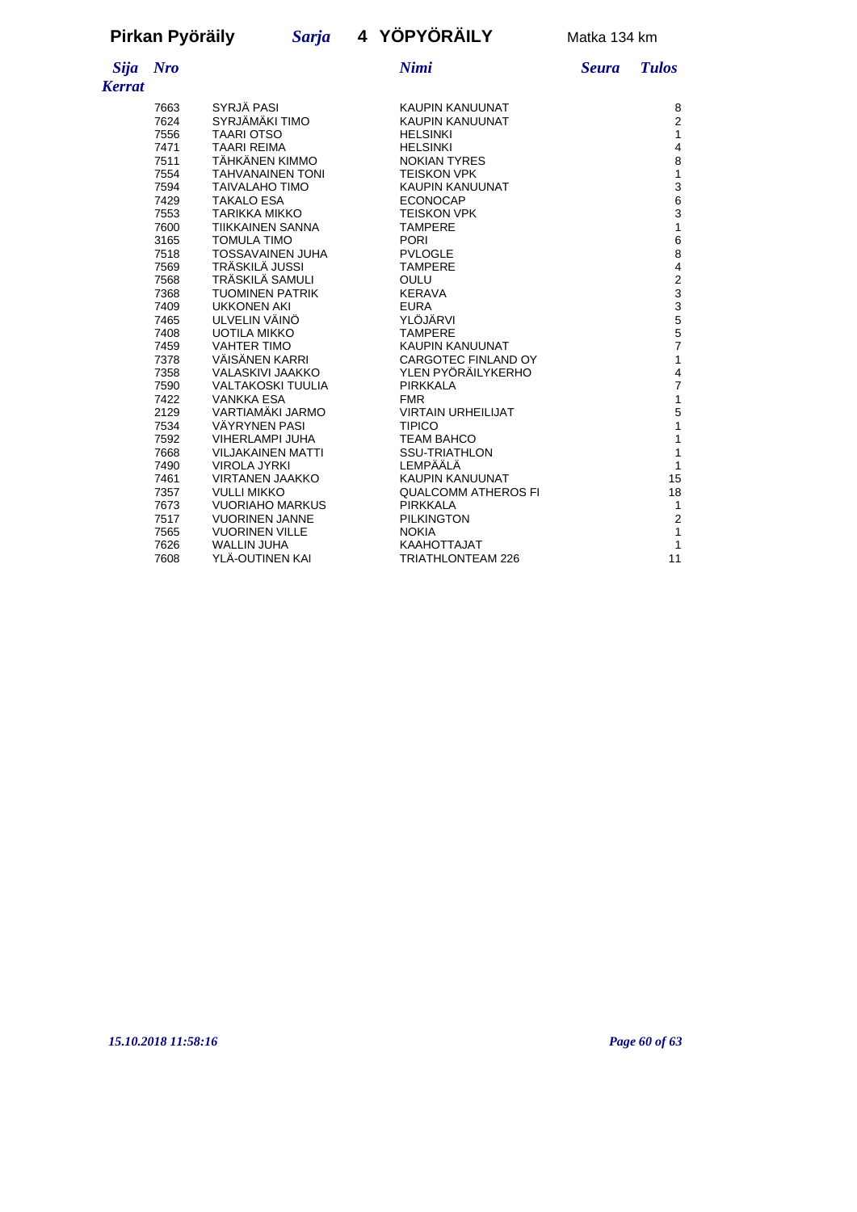**Pirkan Pyöräily** *Sarja* **4 YÖPYÖRÄILY** Matka 134 km

| *Sija* | *Nro* | *Nimi* | *Seura* | *Tulos* | *Kerrat* |
|---|---|---|---|---|---|
| | 7663 | SYRJÄ PASI | KAUPIN KANUUNAT | | 8 |
| | 7624 | SYRJÄMÄKI TIMO | KAUPIN KANUUNAT | | 2 |
| | 7556 | TAARI OTSO | HELSINKI | | 1 |
| | 7471 | TAARI REIMA | HELSINKI | | 4 |
| | 7511 | TÄHKÄNEN KIMMO | NOKIAN TYRES | | 8 |
| | 7554 | TAHVANAINEN TONI | TEISKON VPK | | 1 |
| | 7594 | TAIVALAHO TIMO | KAUPIN KANUUNAT | | 3 |
| | 7429 | TAKALO ESA | ECONOCAP | | 6 |
| | 7553 | TARIKKA MIKKO | TEISKON VPK | | 3 |
| | 7600 | TIIKKAINEN SANNA | TAMPERE | | 1 |
| | 3165 | TOMULA TIMO | PORI | | 6 |
| | 7518 | TOSSAVAINEN JUHA | PVLOGLE | | 8 |
| | 7569 | TRÄSKILÄ JUSSI | TAMPERE | | 4 |
| | 7568 | TRÄSKILÄ SAMULI | OULU | | 2 |
| | 7368 | TUOMINEN PATRIK | KERAVA | | 3 |
| | 7409 | UKKONEN AKI | EURA | | 3 |
| | 7465 | ULVELIN VÄINÖ | YLÖJÄRVI | | 5 |
| | 7408 | UOTILA MIKKO | TAMPERE | | 5 |
| | 7459 | VAHTER TIMO | KAUPIN KANUUNAT | | 7 |
| | 7378 | VÄISÄNEN KARRI | CARGOTEC FINLAND OY | | 1 |
| | 7358 | VALASKIVI JAAKKO | YLEN PYÖRÄILYKERHO | | 4 |
| | 7590 | VALTAKOSKI TUULIA | PIRKKALA | | 7 |
| | 7422 | VANKKA ESA | FMR | | 1 |
| | 2129 | VARTIAMÄKI JARMO | VIRTAIN URHEILIJAT | | 5 |
| | 7534 | VÄYRYNEN PASI | TIPICO | | 1 |
| | 7592 | VIHERLAMPI JUHA | TEAM BAHCO | | 1 |
| | 7668 | VILJAKAINEN MATTI | SSU-TRIATHLON | | 1 |
| | 7490 | VIROLA JYRKI | LEMPÄÄLÄ | | 1 |
| | 7461 | VIRTANEN JAAKKO | KAUPIN KANUUNAT | | 15 |
| | 7357 | VULLI MIKKO | QUALCOMM ATHEROS FI | | 18 |
| | 7673 | VUORIAHO MARKUS | PIRKKALA | | 1 |
| | 7517 | VUORINEN JANNE | PILKINGTON | | 2 |
| | 7565 | VUORINEN VILLE | NOKIA | | 1 |
| | 7626 | WALLIN JUHA | KAAHOTTAJAT | | 1 |
| | 7608 | YLÄ-OUTINEN KAI | TRIATHLONTEAM 226 | | 11 |

*15.10.2018 11:58:16*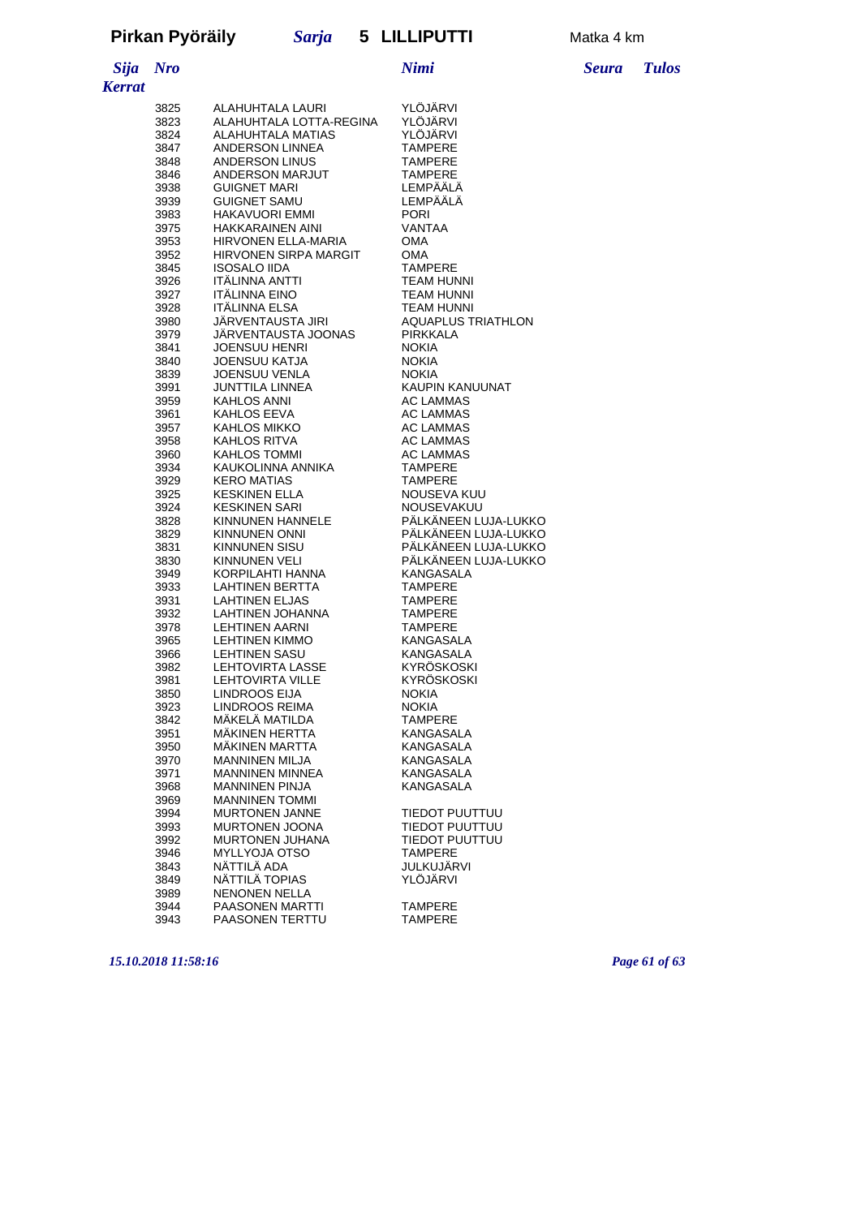**Pirkan Pyöräily** *Sarja* **5 LILLIPUTTI** Matka 4 km

| *Sija* | *Nro* | *Nimi* | *Seura* | *Tulos* | *Kerrat* |
|---|---|---|---|---|---|
| | 3825 | ALAHUHTALA LAURI | YLÖJÄRVI | | |
| | 3823 | ALAHUHTALA LOTTA-REGINA | YLÖJÄRVI | | |
| | 3824 | ALAHUHTALA MATIAS | YLÖJÄRVI | | |
| | 3847 | ANDERSON LINNEA | TAMPERE | | |
| | 3848 | ANDERSON LINUS | TAMPERE | | |
| | 3846 | ANDERSON MARJUT | TAMPERE | | |
| | 3938 | GUIGNET MARI | LEMPÄÄLÄ | | |
| | 3939 | GUIGNET SAMU | LEMPÄÄLÄ | | |
| | 3983 | HAKAVUORI EMMI | PORI | | |
| | 3975 | HAKKARAINEN AINI | VANTAA | | |
| | 3953 | HIRVONEN ELLA-MARIA | OMA | | |
| | 3952 | HIRVONEN SIRPA MARGIT | OMA | | |
| | 3845 | ISOSALO IIDA | TAMPERE | | |
| | 3926 | ITÄLINNA ANTTI | TEAM HUNNI | | |
| | 3927 | ITÄLINNA EINO | TEAM HUNNI | | |
| | 3928 | ITÄLINNA ELSA | TEAM HUNNI | | |
| | 3980 | JÄRVENTAUSTA JIRI | AQUAPLUS TRIATHLON | | |
| | 3979 | JÄRVENTAUSTA JOONAS | PIRKKALA | | |
| | 3841 | JOENSUU HENRI | NOKIA | | |
| | 3840 | JOENSUU KATJA | NOKIA | | |
| | 3839 | JOENSUU VENLA | NOKIA | | |
| | 3991 | JUNTTILA LINNEA | KAUPIN KANUUNAT | | |
| | 3959 | KAHLOS ANNI | AC LAMMAS | | |
| | 3961 | KAHLOS EEVA | AC LAMMAS | | |
| | 3957 | KAHLOS MIKKO | AC LAMMAS | | |
| | 3958 | KAHLOS RITVA | AC LAMMAS | | |
| | 3960 | KAHLOS TOMMI | AC LAMMAS | | |
| | 3934 | KAUKOLINNA ANNIKA | TAMPERE | | |
| | 3929 | KERO MATIAS | TAMPERE | | |
| | 3925 | KESKINEN ELLA | NOUSEVA KUU | | |
| | 3924 | KESKINEN SARI | NOUSEVAKUU | | |
| | 3828 | KINNUNEN HANNELE | PÄLKÄNEEN LUJA-LUKKO | | |
| | 3829 | KINNUNEN ONNI | PÄLKÄNEEN LUJA-LUKKO | | |
| | 3831 | KINNUNEN SISU | PÄLKÄNEEN LUJA-LUKKO | | |
| | 3830 | KINNUNEN VELI | PÄLKÄNEEN LUJA-LUKKO | | |
| | 3949 | KORPILAHTI HANNA | KANGASALA | | |
| | 3933 | LAHTINEN BERTTA | TAMPERE | | |
| | 3931 | LAHTINEN ELJAS | TAMPERE | | |
| | 3932 | LAHTINEN JOHANNA | TAMPERE | | |
| | 3978 | LEHTINEN AARNI | TAMPERE | | |
| | 3965 | LEHTINEN KIMMO | KANGASALA | | |
| | 3966 | LEHTINEN SASU | KANGASALA | | |
| | 3982 | LEHTOVIRTA LASSE | KYRÖSKOSKI | | |
| | 3981 | LEHTOVIRTA VILLE | KYRÖSKOSKI | | |
| | 3850 | LINDROOS EIJA | NOKIA | | |
| | 3923 | LINDROOS REIMA | NOKIA | | |
| | 3842 | MÄKELÄ MATILDA | TAMPERE | | |
| | 3951 | MÄKINEN HERTTA | KANGASALA | | |
| | 3950 | MÄKINEN MARTTA | KANGASALA | | |
| | 3970 | MANNINEN MILJA | KANGASALA | | |
| | 3971 | MANNINEN MINNEA | KANGASALA | | |
| | 3968 | MANNINEN PINJA | KANGASALA | | |
| | 3969 | MANNINEN TOMMI | | | |
| | 3994 | MURTONEN JANNE | TIEDOT PUUTTUU | | |
| | 3993 | MURTONEN JOONA | TIEDOT PUUTTUU | | |
| | 3992 | MURTONEN JUHANA | TIEDOT PUUTTUU | | |
| | 3946 | MYLLYOJA OTSO | TAMPERE | | |
| | 3843 | NÄTTILÄ ADA | JULKUJÄRVI | | |
| | 3849 | NÄTTILÄ TOPIAS | YLÖJÄRVI | | |
| | 3989 | NENONEN NELLA | | | |
| | 3944 | PAASONEN MARTTI | TAMPERE | | |
| | 3943 | PAASONEN TERTTU | TAMPERE | | |

*15.10.2018 11:58:16*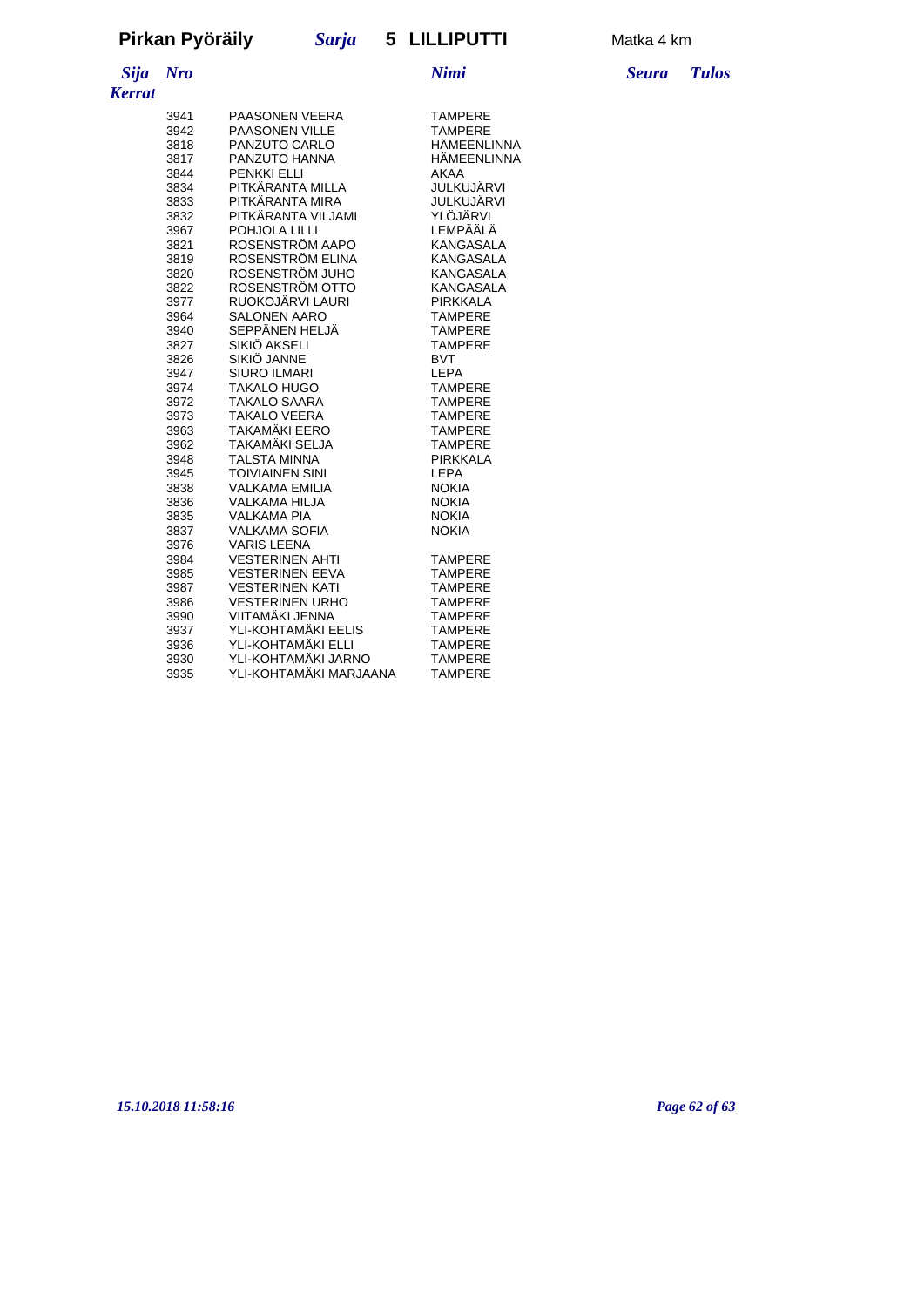**Pirkan Pyöräily** *Sarja* **5 LILLIPUTTI** Matka 4 km

| *Sija* | *Nro* | *Nimi* | *Seura* | *Tulos* | *Kerrat* |
|---|---|---|---|---|---|
| | 3941 | PAASONEN VEERA | TAMPERE | | |
| | 3942 | PAASONEN VILLE | TAMPERE | | |
| | 3818 | PANZUTO CARLO | HÄMEENLINNA | | |
| | 3817 | PANZUTO HANNA | HÄMEENLINNA | | |
| | 3844 | PENKKI ELLI | AKAA | | |
| | 3834 | PITKÄRANTA MILLA | JULKUJÄRVI | | |
| | 3833 | PITKÄRANTA MIRA | JULKUJÄRVI | | |
| | 3832 | PITKÄRANTA VILJAMI | YLÖJÄRVI | | |
| | 3967 | POHJOLA LILLI | LEMPÄÄLÄ | | |
| | 3821 | ROSENSTRÖM AAPO | KANGASALA | | |
| | 3819 | ROSENSTRÖM ELINA | KANGASALA | | |
| | 3820 | ROSENSTRÖM JUHO | KANGASALA | | |
| | 3822 | ROSENSTRÖM OTTO | KANGASALA | | |
| | 3977 | RUOKOJÄRVI LAURI | PIRKKALA | | |
| | 3964 | SALONEN AARO | TAMPERE | | |
| | 3940 | SEPPÄNEN HELJÄ | TAMPERE | | |
| | 3827 | SIKIÖ AKSELI | TAMPERE | | |
| | 3826 | SIKIÖ JANNE | BVT | | |
| | 3947 | SIURO ILMARI | LEPA | | |
| | 3974 | TAKALO HUGO | TAMPERE | | |
| | 3972 | TAKALO SAARA | TAMPERE | | |
| | 3973 | TAKALO VEERA | TAMPERE | | |
| | 3963 | TAKAMÄKI EERO | TAMPERE | | |
| | 3962 | TAKAMÄKI SELJA | TAMPERE | | |
| | 3948 | TALSTA MINNA | PIRKKALA | | |
| | 3945 | TOIVIAINEN SINI | LEPA | | |
| | 3838 | VALKAMA EMILIA | NOKIA | | |
| | 3836 | VALKAMA HILJA | NOKIA | | |
| | 3835 | VALKAMA PIA | NOKIA | | |
| | 3837 | VALKAMA SOFIA | NOKIA | | |
| | 3976 | VARIS LEENA | | | |
| | 3984 | VESTERINEN AHTI | TAMPERE | | |
| | 3985 | VESTERINEN EEVA | TAMPERE | | |
| | 3987 | VESTERINEN KATI | TAMPERE | | |
| | 3986 | VESTERINEN URHO | TAMPERE | | |
| | 3990 | VIITAMÄKI JENNA | TAMPERE | | |
| | 3937 | YLI-KOHTAMÄKI EELIS | TAMPERE | | |
| | 3936 | YLI-KOHTAMÄKI ELLI | TAMPERE | | |
| | 3930 | YLI-KOHTAMÄKI JARNO | TAMPERE | | |
| | 3935 | YLI-KOHTAMÄKI MARJAANA | TAMPERE | | |

*15.10.2018 11:58:16*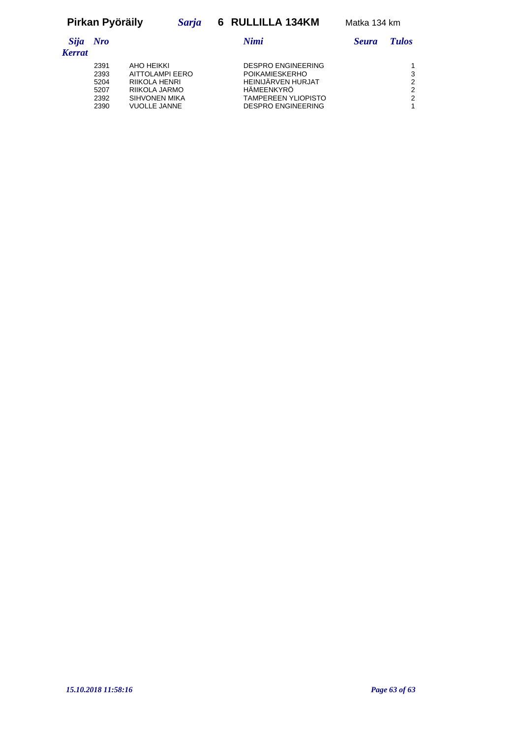**Pirkan Pyöräily** *Sarja* **6 RULLILLA 134KM** Matka 134 km

| *Sija Kerrat* | *Nro* | | *Nimi* | *Seura* | *Tulos* |
|---|---|---|---|---|---|
| | 2391 | AHO HEIKKI | DESPRO ENGINEERING | | 1 |
| | 2393 | AITTOLAMPI EERO | POIKAMIESKERHO | | 3 |
| | 5204 | RIIKOLA HENRI | HEINIJÄRVEN HURJAT | | 2 |
| | 5207 | RIIKOLA JARMO | HÄMEENKYRÖ | | 2 |
| | 2392 | SIHVONEN MIKA | TAMPEREEN YLIOPISTO | | 2 |
| | 2390 | VUOLLE JANNE | DESPRO ENGINEERING | | 1 |

*15.10.2018 11:58:16*